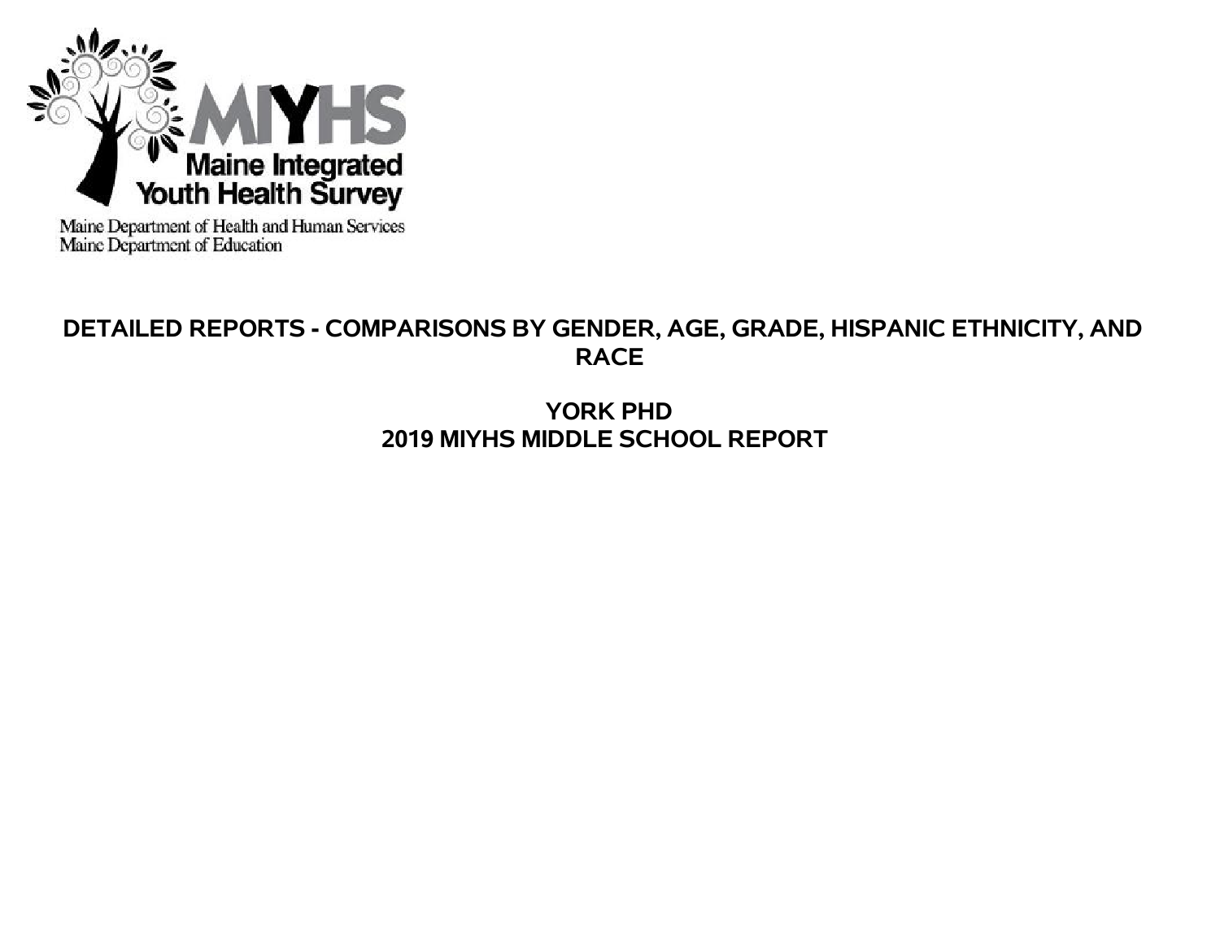MIYHS

Maine Integrated Youth Health Survey

Maine Department of Health and Human Services
Maine Department of Education

# DETAILED REPORTS - COMPARISONS BY GENDER, AGE, GRADE, HISPANIC ETHNICITY, AND RACE

## YORK PHD
## 2019 MIYHS MIDDLE SCHOOL REPORT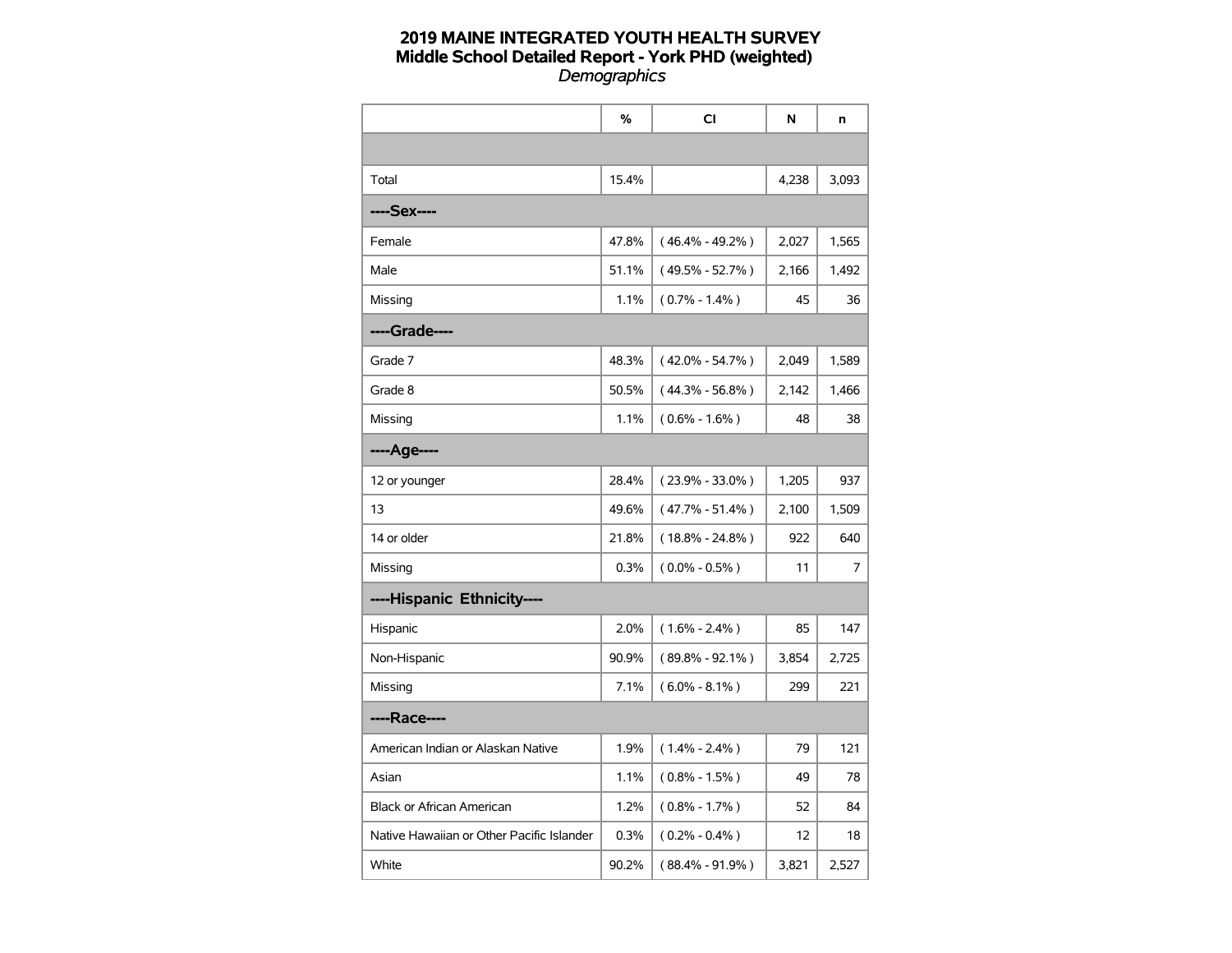# 2019 MAINE INTEGRATED YOUTH HEALTH SURVEY
## Middle School Detailed Report - York PHD (weighted)
### *Demographics*

| | % | CI | N | n |
|---|---|---|---|---|
| | | | | |
| Total | 15.4% | | 4,238 | 3,093 |
| **----Sex----** | | | | |
| Female | 47.8% | ( 46.4% - 49.2% ) | 2,027 | 1,565 |
| Male | 51.1% | ( 49.5% - 52.7% ) | 2,166 | 1,492 |
| Missing | 1.1% | ( 0.7% - 1.4% ) | 45 | 36 |
| **----Grade----** | | | | |
| Grade 7 | 48.3% | ( 42.0% - 54.7% ) | 2,049 | 1,589 |
| Grade 8 | 50.5% | ( 44.3% - 56.8% ) | 2,142 | 1,466 |
| Missing | 1.1% | ( 0.6% - 1.6% ) | 48 | 38 |
| **----Age----** | | | | |
| 12 or younger | 28.4% | ( 23.9% - 33.0% ) | 1,205 | 937 |
| 13 | 49.6% | ( 47.7% - 51.4% ) | 2,100 | 1,509 |
| 14 or older | 21.8% | ( 18.8% - 24.8% ) | 922 | 640 |
| Missing | 0.3% | ( 0.0% - 0.5% ) | 11 | 7 |
| **----Hispanic Ethnicity----** | | | | |
| Hispanic | 2.0% | ( 1.6% - 2.4% ) | 85 | 147 |
| Non-Hispanic | 90.9% | ( 89.8% - 92.1% ) | 3,854 | 2,725 |
| Missing | 7.1% | ( 6.0% - 8.1% ) | 299 | 221 |
| **----Race----** | | | | |
| American Indian or Alaskan Native | 1.9% | ( 1.4% - 2.4% ) | 79 | 121 |
| Asian | 1.1% | ( 0.8% - 1.5% ) | 49 | 78 |
| Black or African American | 1.2% | ( 0.8% - 1.7% ) | 52 | 84 |
| Native Hawaiian or Other Pacific Islander | 0.3% | ( 0.2% - 0.4% ) | 12 | 18 |
| White | 90.2% | ( 88.4% - 91.9% ) | 3,821 | 2,527 |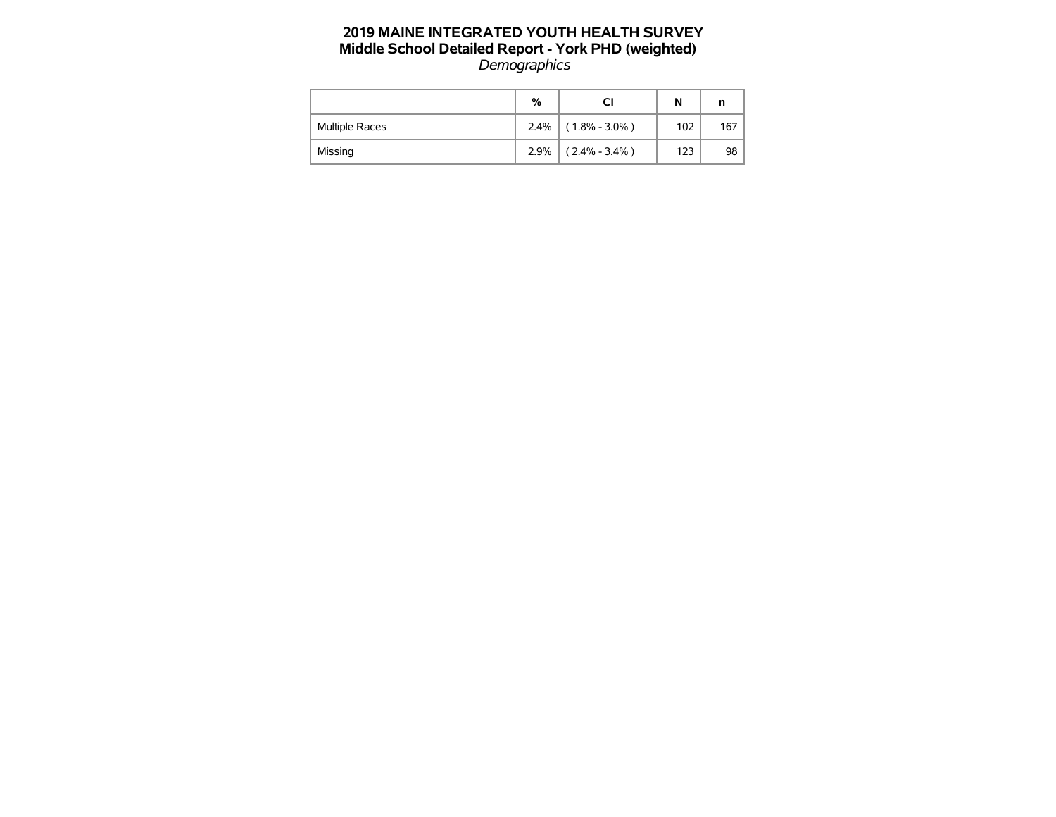# 2019 MAINE INTEGRATED YOUTH HEALTH SURVEY
## Middle School Detailed Report - York PHD (weighted)
*Demographics*

| | % | CI | N | n |
|---|---|---|---|---|
| Multiple Races | 2.4% | ( 1.8% - 3.0% ) | 102 | 167 |
| Missing | 2.9% | ( 2.4% - 3.4% ) | 123 | 98 |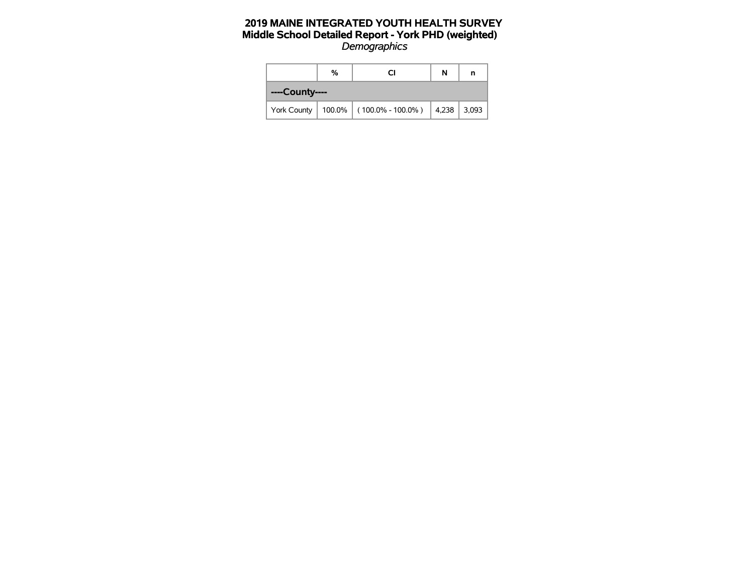# 2019 MAINE INTEGRATED YOUTH HEALTH SURVEY
## Middle School Detailed Report - York PHD (weighted)
*Demographics*

| | % | CI | N | n |
|---|---|---|---|---|
| **----County----** | | | | |
| York County | 100.0% | ( 100.0% - 100.0% ) | 4,238 | 3,093 |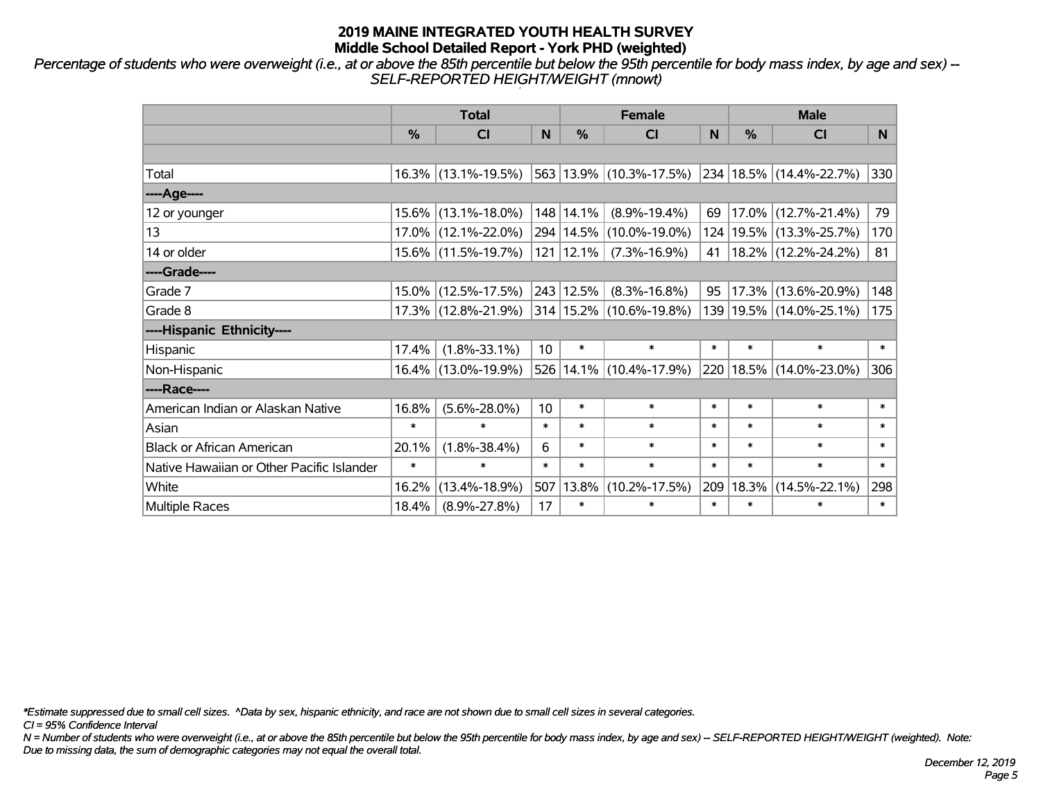# 2019 MAINE INTEGRATED YOUTH HEALTH SURVEY
## Middle School Detailed Report - York PHD (weighted)

*Percentage of students who were overweight (i.e., at or above the 85th percentile but below the 95th percentile for body mass index, by age and sex) -- SELF-REPORTED HEIGHT/WEIGHT (mnowt)*

| | Total | | | Female | | | Male | | |
|---|---|---|---|---|---|---|---|---|---|
| | % | CI | N | % | CI | N | % | CI | N |
| | | | | | | | | | |
| Total | 16.3% | (13.1%-19.5%) | 563 | 13.9% | (10.3%-17.5%) | 234 | 18.5% | (14.4%-22.7%) | 330 |
| ----Age---- | | | | | | | | | |
| 12 or younger | 15.6% | (13.1%-18.0%) | 148 | 14.1% | (8.9%-19.4%) | 69 | 17.0% | (12.7%-21.4%) | 79 |
| 13 | 17.0% | (12.1%-22.0%) | 294 | 14.5% | (10.0%-19.0%) | 124 | 19.5% | (13.3%-25.7%) | 170 |
| 14 or older | 15.6% | (11.5%-19.7%) | 121 | 12.1% | (7.3%-16.9%) | 41 | 18.2% | (12.2%-24.2%) | 81 |
| ----Grade---- | | | | | | | | | |
| Grade 7 | 15.0% | (12.5%-17.5%) | 243 | 12.5% | (8.3%-16.8%) | 95 | 17.3% | (13.6%-20.9%) | 148 |
| Grade 8 | 17.3% | (12.8%-21.9%) | 314 | 15.2% | (10.6%-19.8%) | 139 | 19.5% | (14.0%-25.1%) | 175 |
| ----Hispanic Ethnicity---- | | | | | | | | | |
| Hispanic | 17.4% | (1.8%-33.1%) | 10 | * | * | * | * | * | * |
| Non-Hispanic | 16.4% | (13.0%-19.9%) | 526 | 14.1% | (10.4%-17.9%) | 220 | 18.5% | (14.0%-23.0%) | 306 |
| ----Race---- | | | | | | | | | |
| American Indian or Alaskan Native | 16.8% | (5.6%-28.0%) | 10 | * | * | * | * | * | * |
| Asian | * | * | * | * | * | * | * | * | * |
| Black or African American | 20.1% | (1.8%-38.4%) | 6 | * | * | * | * | * | * |
| Native Hawaiian or Other Pacific Islander | * | * | * | * | * | * | * | * | * |
| White | 16.2% | (13.4%-18.9%) | 507 | 13.8% | (10.2%-17.5%) | 209 | 18.3% | (14.5%-22.1%) | 298 |
| Multiple Races | 18.4% | (8.9%-27.8%) | 17 | * | * | * | * | * | * |

*\*Estimate suppressed due to small cell sizes. ^Data by sex, hispanic ethnicity, and race are not shown due to small cell sizes in several categories.*

*CI = 95% Confidence Interval*

*N = Number of students who were overweight (i.e., at or above the 85th percentile but below the 95th percentile for body mass index, by age and sex) -- SELF-REPORTED HEIGHT/WEIGHT (weighted). Note: Due to missing data, the sum of demographic categories may not equal the overall total.*

*December 12, 2019*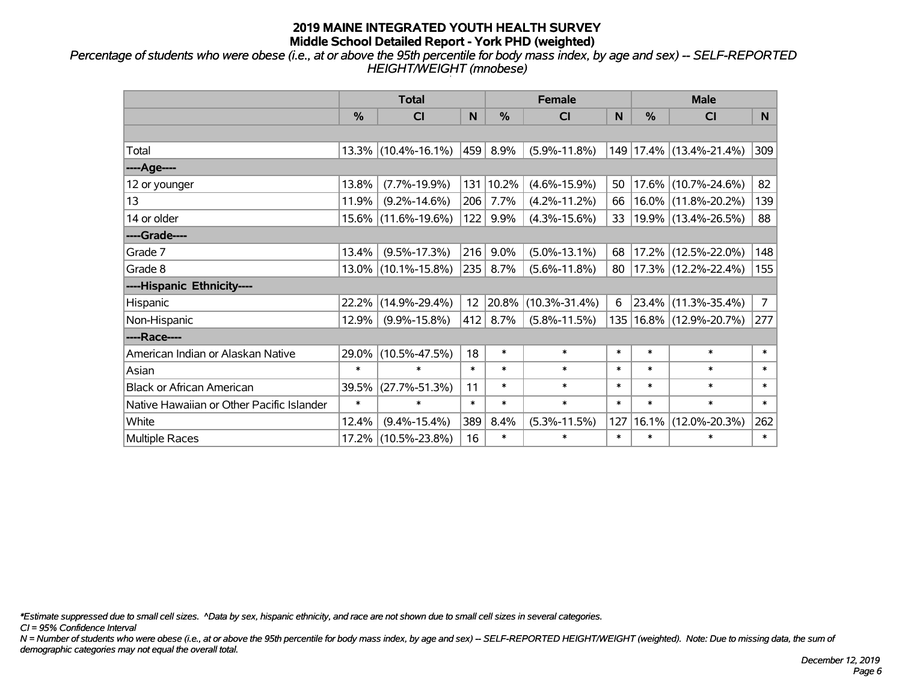# 2019 MAINE INTEGRATED YOUTH HEALTH SURVEY
## Middle School Detailed Report - York PHD (weighted)

*Percentage of students who were obese (i.e., at or above the 95th percentile for body mass index, by age and sex) -- SELF-REPORTED HEIGHT/WEIGHT (mnobese)*

| | Total | | | Female | | | Male | | |
|---|---|---|---|---|---|---|---|---|---|
| | % | CI | N | % | CI | N | % | CI | N |
| Total | 13.3% | (10.4%-16.1%) | 459 | 8.9% | (5.9%-11.8%) | 149 | 17.4% | (13.4%-21.4%) | 309 |
| **----Age----** | | | | | | | | | |
| 12 or younger | 13.8% | (7.7%-19.9%) | 131 | 10.2% | (4.6%-15.9%) | 50 | 17.6% | (10.7%-24.6%) | 82 |
| 13 | 11.9% | (9.2%-14.6%) | 206 | 7.7% | (4.2%-11.2%) | 66 | 16.0% | (11.8%-20.2%) | 139 |
| 14 or older | 15.6% | (11.6%-19.6%) | 122 | 9.9% | (4.3%-15.6%) | 33 | 19.9% | (13.4%-26.5%) | 88 |
| **----Grade----** | | | | | | | | | |
| Grade 7 | 13.4% | (9.5%-17.3%) | 216 | 9.0% | (5.0%-13.1%) | 68 | 17.2% | (12.5%-22.0%) | 148 |
| Grade 8 | 13.0% | (10.1%-15.8%) | 235 | 8.7% | (5.6%-11.8%) | 80 | 17.3% | (12.2%-22.4%) | 155 |
| **----Hispanic Ethnicity----** | | | | | | | | | |
| Hispanic | 22.2% | (14.9%-29.4%) | 12 | 20.8% | (10.3%-31.4%) | 6 | 23.4% | (11.3%-35.4%) | 7 |
| Non-Hispanic | 12.9% | (9.9%-15.8%) | 412 | 8.7% | (5.8%-11.5%) | 135 | 16.8% | (12.9%-20.7%) | 277 |
| **----Race----** | | | | | | | | | |
| American Indian or Alaskan Native | 29.0% | (10.5%-47.5%) | 18 | * | * | * | * | * | * |
| Asian | * | * | * | * | * | * | * | * | * |
| Black or African American | 39.5% | (27.7%-51.3%) | 11 | * | * | * | * | * | * |
| Native Hawaiian or Other Pacific Islander | * | * | * | * | * | * | * | * | * |
| White | 12.4% | (9.4%-15.4%) | 389 | 8.4% | (5.3%-11.5%) | 127 | 16.1% | (12.0%-20.3%) | 262 |
| Multiple Races | 17.2% | (10.5%-23.8%) | 16 | * | * | * | * | * | * |

*\*Estimate suppressed due to small cell sizes. ^Data by sex, hispanic ethnicity, and race are not shown due to small cell sizes in several categories.*

*CI = 95% Confidence Interval*

*N = Number of students who were obese (i.e., at or above the 95th percentile for body mass index, by age and sex) -- SELF-REPORTED HEIGHT/WEIGHT (weighted). Note: Due to missing data, the sum of demographic categories may not equal the overall total.*

*December 12, 2019*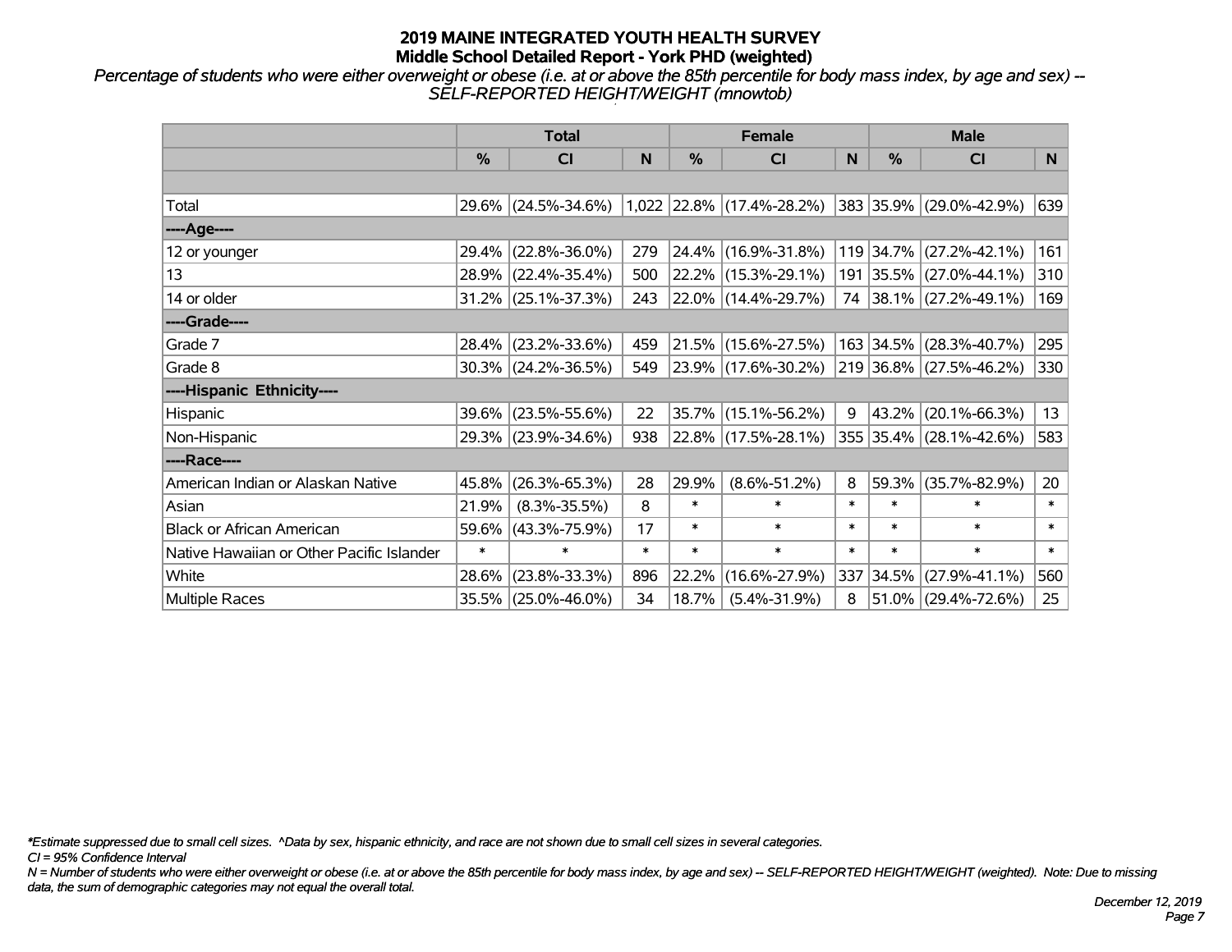# 2019 MAINE INTEGRATED YOUTH HEALTH SURVEY
## Middle School Detailed Report - York PHD (weighted)

*Percentage of students who were either overweight or obese (i.e. at or above the 85th percentile for body mass index, by age and sex) -- SELF-REPORTED HEIGHT/WEIGHT (mnowtob)*

| | Total | | | Female | | | Male | | |
|---|---|---|---|---|---|---|---|---|---|
| | % | CI | N | % | CI | N | % | CI | N |
| | | | | | | | | | |
| Total | 29.6% | (24.5%-34.6%) | 1,022 | 22.8% | (17.4%-28.2%) | 383 | 35.9% | (29.0%-42.9%) | 639 |
| ----Age---- | | | | | | | | | |
| 12 or younger | 29.4% | (22.8%-36.0%) | 279 | 24.4% | (16.9%-31.8%) | 119 | 34.7% | (27.2%-42.1%) | 161 |
| 13 | 28.9% | (22.4%-35.4%) | 500 | 22.2% | (15.3%-29.1%) | 191 | 35.5% | (27.0%-44.1%) | 310 |
| 14 or older | 31.2% | (25.1%-37.3%) | 243 | 22.0% | (14.4%-29.7%) | 74 | 38.1% | (27.2%-49.1%) | 169 |
| ----Grade---- | | | | | | | | | |
| Grade 7 | 28.4% | (23.2%-33.6%) | 459 | 21.5% | (15.6%-27.5%) | 163 | 34.5% | (28.3%-40.7%) | 295 |
| Grade 8 | 30.3% | (24.2%-36.5%) | 549 | 23.9% | (17.6%-30.2%) | 219 | 36.8% | (27.5%-46.2%) | 330 |
| ----Hispanic Ethnicity---- | | | | | | | | | |
| Hispanic | 39.6% | (23.5%-55.6%) | 22 | 35.7% | (15.1%-56.2%) | 9 | 43.2% | (20.1%-66.3%) | 13 |
| Non-Hispanic | 29.3% | (23.9%-34.6%) | 938 | 22.8% | (17.5%-28.1%) | 355 | 35.4% | (28.1%-42.6%) | 583 |
| ----Race---- | | | | | | | | | |
| American Indian or Alaskan Native | 45.8% | (26.3%-65.3%) | 28 | 29.9% | (8.6%-51.2%) | 8 | 59.3% | (35.7%-82.9%) | 20 |
| Asian | 21.9% | (8.3%-35.5%) | 8 | * | * | * | * | * | * |
| Black or African American | 59.6% | (43.3%-75.9%) | 17 | * | * | * | * | * | * |
| Native Hawaiian or Other Pacific Islander | * | * | * | * | * | * | * | * | * |
| White | 28.6% | (23.8%-33.3%) | 896 | 22.2% | (16.6%-27.9%) | 337 | 34.5% | (27.9%-41.1%) | 560 |
| Multiple Races | 35.5% | (25.0%-46.0%) | 34 | 18.7% | (5.4%-31.9%) | 8 | 51.0% | (29.4%-72.6%) | 25 |

*\*Estimate suppressed due to small cell sizes. ^Data by sex, hispanic ethnicity, and race are not shown due to small cell sizes in several categories.*

*CI = 95% Confidence Interval*

*N = Number of students who were either overweight or obese (i.e. at or above the 85th percentile for body mass index, by age and sex) -- SELF-REPORTED HEIGHT/WEIGHT (weighted). Note: Due to missing data, the sum of demographic categories may not equal the overall total.*

*December 12, 2019*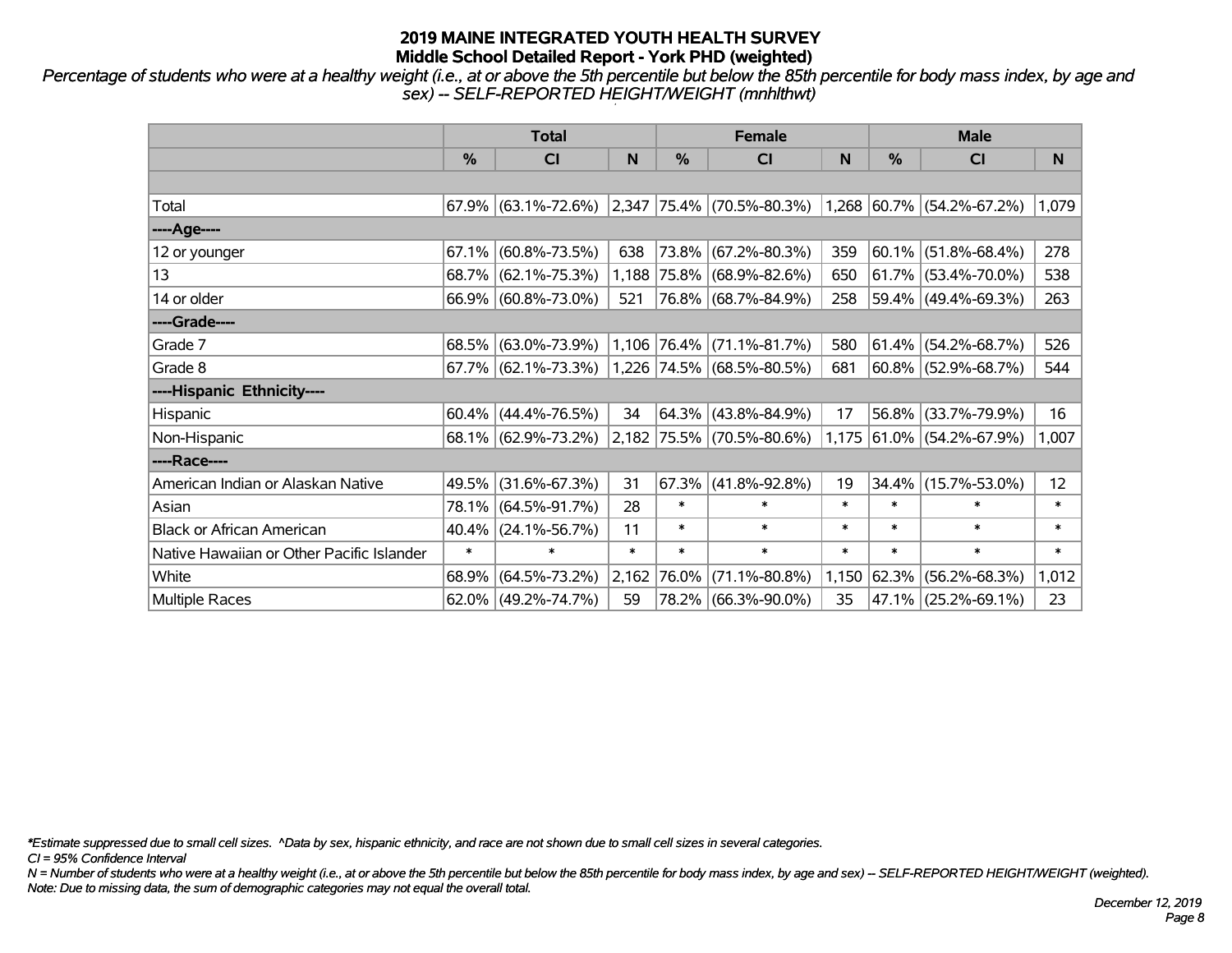# 2019 MAINE INTEGRATED YOUTH HEALTH SURVEY
## Middle School Detailed Report - York PHD (weighted)

*Percentage of students who were at a healthy weight (i.e., at or above the 5th percentile but below the 85th percentile for body mass index, by age and sex) -- SELF-REPORTED HEIGHT/WEIGHT (mnhlthwt)*

| | Total | | | Female | | | Male | | |
|---|---|---|---|---|---|---|---|---|---|
| | % | CI | N | % | CI | N | % | CI | N |
| | | | | | | | | | |
| Total | 67.9% | (63.1%-72.6%) | 2,347 | 75.4% | (70.5%-80.3%) | 1,268 | 60.7% | (54.2%-67.2%) | 1,079 |
| ----Age---- | | | | | | | | | |
| 12 or younger | 67.1% | (60.8%-73.5%) | 638 | 73.8% | (67.2%-80.3%) | 359 | 60.1% | (51.8%-68.4%) | 278 |
| 13 | 68.7% | (62.1%-75.3%) | 1,188 | 75.8% | (68.9%-82.6%) | 650 | 61.7% | (53.4%-70.0%) | 538 |
| 14 or older | 66.9% | (60.8%-73.0%) | 521 | 76.8% | (68.7%-84.9%) | 258 | 59.4% | (49.4%-69.3%) | 263 |
| ----Grade---- | | | | | | | | | |
| Grade 7 | 68.5% | (63.0%-73.9%) | 1,106 | 76.4% | (71.1%-81.7%) | 580 | 61.4% | (54.2%-68.7%) | 526 |
| Grade 8 | 67.7% | (62.1%-73.3%) | 1,226 | 74.5% | (68.5%-80.5%) | 681 | 60.8% | (52.9%-68.7%) | 544 |
| ----Hispanic Ethnicity---- | | | | | | | | | |
| Hispanic | 60.4% | (44.4%-76.5%) | 34 | 64.3% | (43.8%-84.9%) | 17 | 56.8% | (33.7%-79.9%) | 16 |
| Non-Hispanic | 68.1% | (62.9%-73.2%) | 2,182 | 75.5% | (70.5%-80.6%) | 1,175 | 61.0% | (54.2%-67.9%) | 1,007 |
| ----Race---- | | | | | | | | | |
| American Indian or Alaskan Native | 49.5% | (31.6%-67.3%) | 31 | 67.3% | (41.8%-92.8%) | 19 | 34.4% | (15.7%-53.0%) | 12 |
| Asian | 78.1% | (64.5%-91.7%) | 28 | * | * | * | * | * | * |
| Black or African American | 40.4% | (24.1%-56.7%) | 11 | * | * | * | * | * | * |
| Native Hawaiian or Other Pacific Islander | * | * | * | * | * | * | * | * | * |
| White | 68.9% | (64.5%-73.2%) | 2,162 | 76.0% | (71.1%-80.8%) | 1,150 | 62.3% | (56.2%-68.3%) | 1,012 |
| Multiple Races | 62.0% | (49.2%-74.7%) | 59 | 78.2% | (66.3%-90.0%) | 35 | 47.1% | (25.2%-69.1%) | 23 |

*\*Estimate suppressed due to small cell sizes. ^Data by sex, hispanic ethnicity, and race are not shown due to small cell sizes in several categories.*

*CI = 95% Confidence Interval*

*N = Number of students who were at a healthy weight (i.e., at or above the 5th percentile but below the 85th percentile for body mass index, by age and sex) -- SELF-REPORTED HEIGHT/WEIGHT (weighted).*

*Note: Due to missing data, the sum of demographic categories may not equal the overall total.*

*December 12, 2019*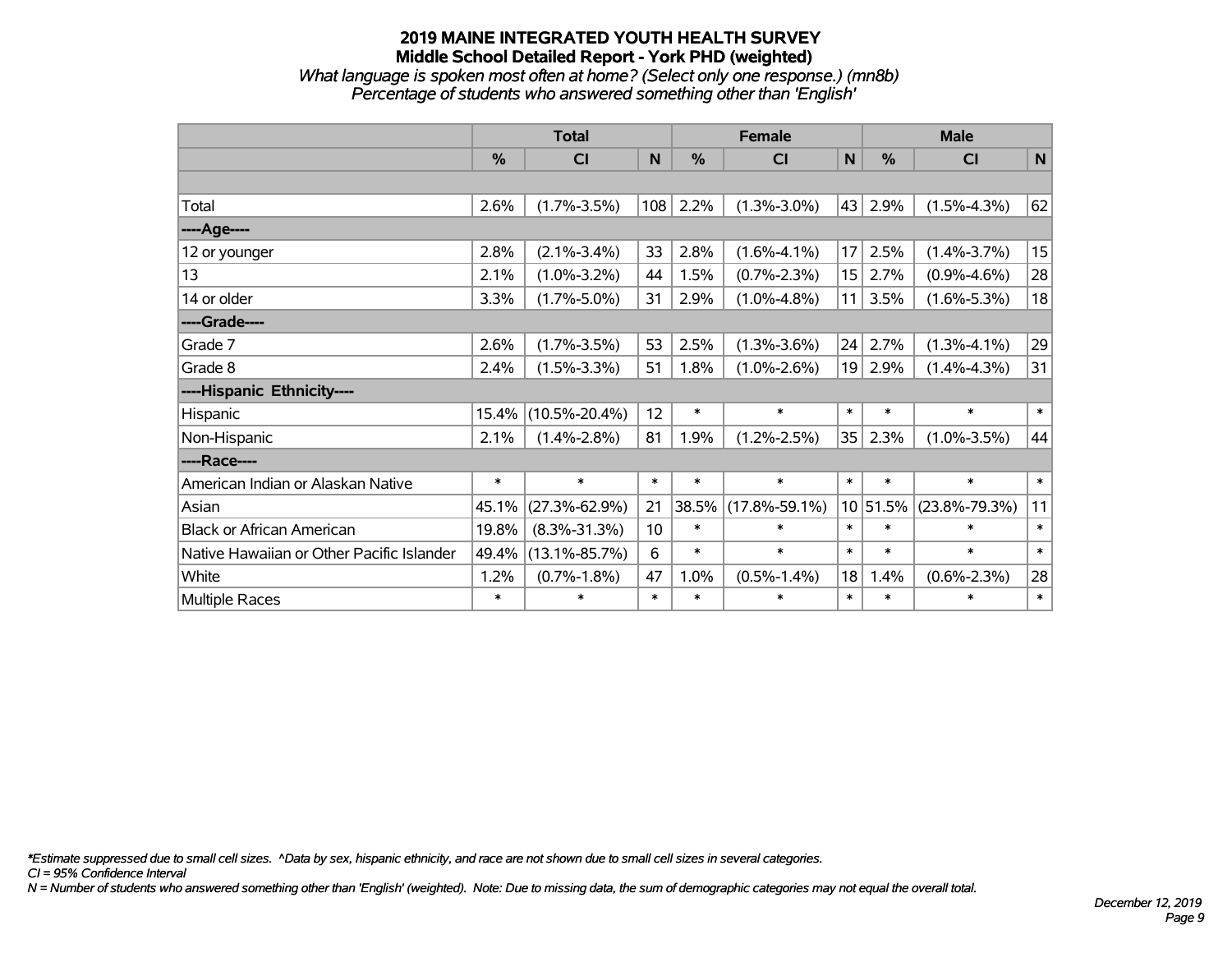# 2019 MAINE INTEGRATED YOUTH HEALTH SURVEY
## Middle School Detailed Report - York PHD (weighted)
*What language is spoken most often at home? (Select only one response.) (mn8b)*
*Percentage of students who answered something other than 'English'*

| | Total | | | Female | | | Male | | |
|---|---|---|---|---|---|---|---|---|---|
| | % | CI | N | % | CI | N | % | CI | N |
| | | | | | | | | | |
| Total | 2.6% | (1.7%-3.5%) | 108 | 2.2% | (1.3%-3.0%) | 43 | 2.9% | (1.5%-4.3%) | 62 |
| ----Age---- | | | | | | | | | |
| 12 or younger | 2.8% | (2.1%-3.4%) | 33 | 2.8% | (1.6%-4.1%) | 17 | 2.5% | (1.4%-3.7%) | 15 |
| 13 | 2.1% | (1.0%-3.2%) | 44 | 1.5% | (0.7%-2.3%) | 15 | 2.7% | (0.9%-4.6%) | 28 |
| 14 or older | 3.3% | (1.7%-5.0%) | 31 | 2.9% | (1.0%-4.8%) | 11 | 3.5% | (1.6%-5.3%) | 18 |
| ----Grade---- | | | | | | | | | |
| Grade 7 | 2.6% | (1.7%-3.5%) | 53 | 2.5% | (1.3%-3.6%) | 24 | 2.7% | (1.3%-4.1%) | 29 |
| Grade 8 | 2.4% | (1.5%-3.3%) | 51 | 1.8% | (1.0%-2.6%) | 19 | 2.9% | (1.4%-4.3%) | 31 |
| ----Hispanic Ethnicity---- | | | | | | | | | |
| Hispanic | 15.4% | (10.5%-20.4%) | 12 | * | * | * | * | * | * |
| Non-Hispanic | 2.1% | (1.4%-2.8%) | 81 | 1.9% | (1.2%-2.5%) | 35 | 2.3% | (1.0%-3.5%) | 44 |
| ----Race---- | | | | | | | | | |
| American Indian or Alaskan Native | * | * | * | * | * | * | * | * | * |
| Asian | 45.1% | (27.3%-62.9%) | 21 | 38.5% | (17.8%-59.1%) | 10 | 51.5% | (23.8%-79.3%) | 11 |
| Black or African American | 19.8% | (8.3%-31.3%) | 10 | * | * | * | * | * | * |
| Native Hawaiian or Other Pacific Islander | 49.4% | (13.1%-85.7%) | 6 | * | * | * | * | * | * |
| White | 1.2% | (0.7%-1.8%) | 47 | 1.0% | (0.5%-1.4%) | 18 | 1.4% | (0.6%-2.3%) | 28 |
| Multiple Races | * | * | * | * | * | * | * | * | * |

*\*Estimate suppressed due to small cell sizes. ^Data by sex, hispanic ethnicity, and race are not shown due to small cell sizes in several categories.*
*CI = 95% Confidence Interval*
*N = Number of students who answered something other than 'English' (weighted). Note: Due to missing data, the sum of demographic categories may not equal the overall total.*

*December 12, 2019*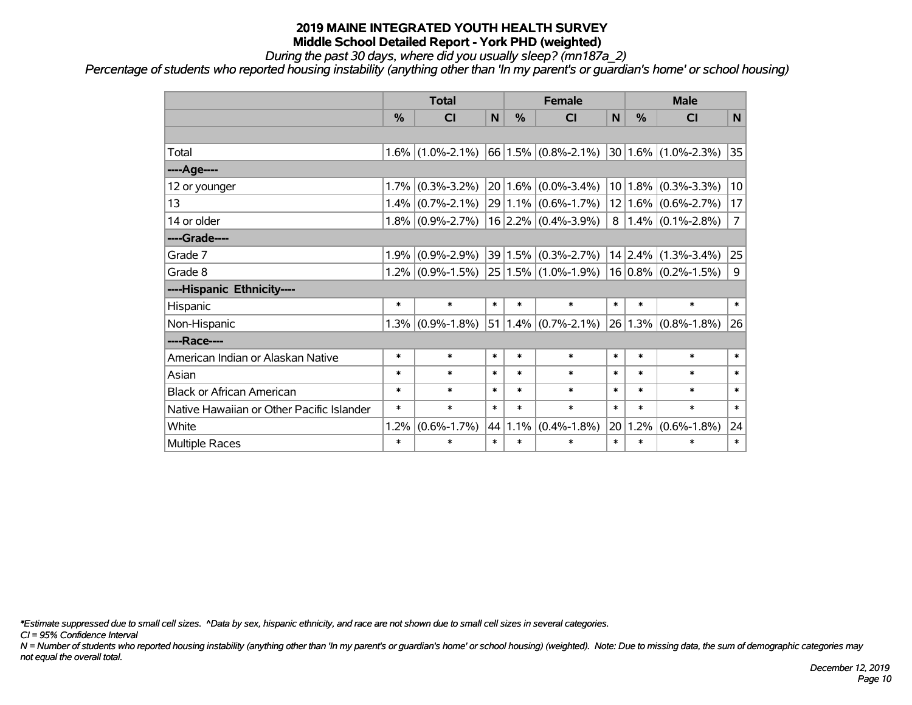# 2019 MAINE INTEGRATED YOUTH HEALTH SURVEY

## Middle School Detailed Report - York PHD (weighted)

*During the past 30 days, where did you usually sleep? (mn187a_2)*

*Percentage of students who reported housing instability (anything other than 'In my parent's or guardian's home' or school housing)*

| | Total | | | Female | | | Male | | |
|---|---|---|---|---|---|---|---|---|---|
| | % | CI | N | % | CI | N | % | CI | N |
| | | | | | | | | | |
| Total | 1.6% | (1.0%-2.1%) | 66 | 1.5% | (0.8%-2.1%) | 30 | 1.6% | (1.0%-2.3%) | 35 |
| ----Age---- | | | | | | | | | |
| 12 or younger | 1.7% | (0.3%-3.2%) | 20 | 1.6% | (0.0%-3.4%) | 10 | 1.8% | (0.3%-3.3%) | 10 |
| 13 | 1.4% | (0.7%-2.1%) | 29 | 1.1% | (0.6%-1.7%) | 12 | 1.6% | (0.6%-2.7%) | 17 |
| 14 or older | 1.8% | (0.9%-2.7%) | 16 | 2.2% | (0.4%-3.9%) | 8 | 1.4% | (0.1%-2.8%) | 7 |
| ----Grade---- | | | | | | | | | |
| Grade 7 | 1.9% | (0.9%-2.9%) | 39 | 1.5% | (0.3%-2.7%) | 14 | 2.4% | (1.3%-3.4%) | 25 |
| Grade 8 | 1.2% | (0.9%-1.5%) | 25 | 1.5% | (1.0%-1.9%) | 16 | 0.8% | (0.2%-1.5%) | 9 |
| ----Hispanic Ethnicity---- | | | | | | | | | |
| Hispanic | * | * | * | * | * | * | * | * | * |
| Non-Hispanic | 1.3% | (0.9%-1.8%) | 51 | 1.4% | (0.7%-2.1%) | 26 | 1.3% | (0.8%-1.8%) | 26 |
| ----Race---- | | | | | | | | | |
| American Indian or Alaskan Native | * | * | * | * | * | * | * | * | * |
| Asian | * | * | * | * | * | * | * | * | * |
| Black or African American | * | * | * | * | * | * | * | * | * |
| Native Hawaiian or Other Pacific Islander | * | * | * | * | * | * | * | * | * |
| White | 1.2% | (0.6%-1.7%) | 44 | 1.1% | (0.4%-1.8%) | 20 | 1.2% | (0.6%-1.8%) | 24 |
| Multiple Races | * | * | * | * | * | * | * | * | * |

*\*Estimate suppressed due to small cell sizes. ^Data by sex, hispanic ethnicity, and race are not shown due to small cell sizes in several categories.*

*CI = 95% Confidence Interval*

*N = Number of students who reported housing instability (anything other than 'In my parent's or guardian's home' or school housing) (weighted). Note: Due to missing data, the sum of demographic categories may not equal the overall total.*

*December 12, 2019*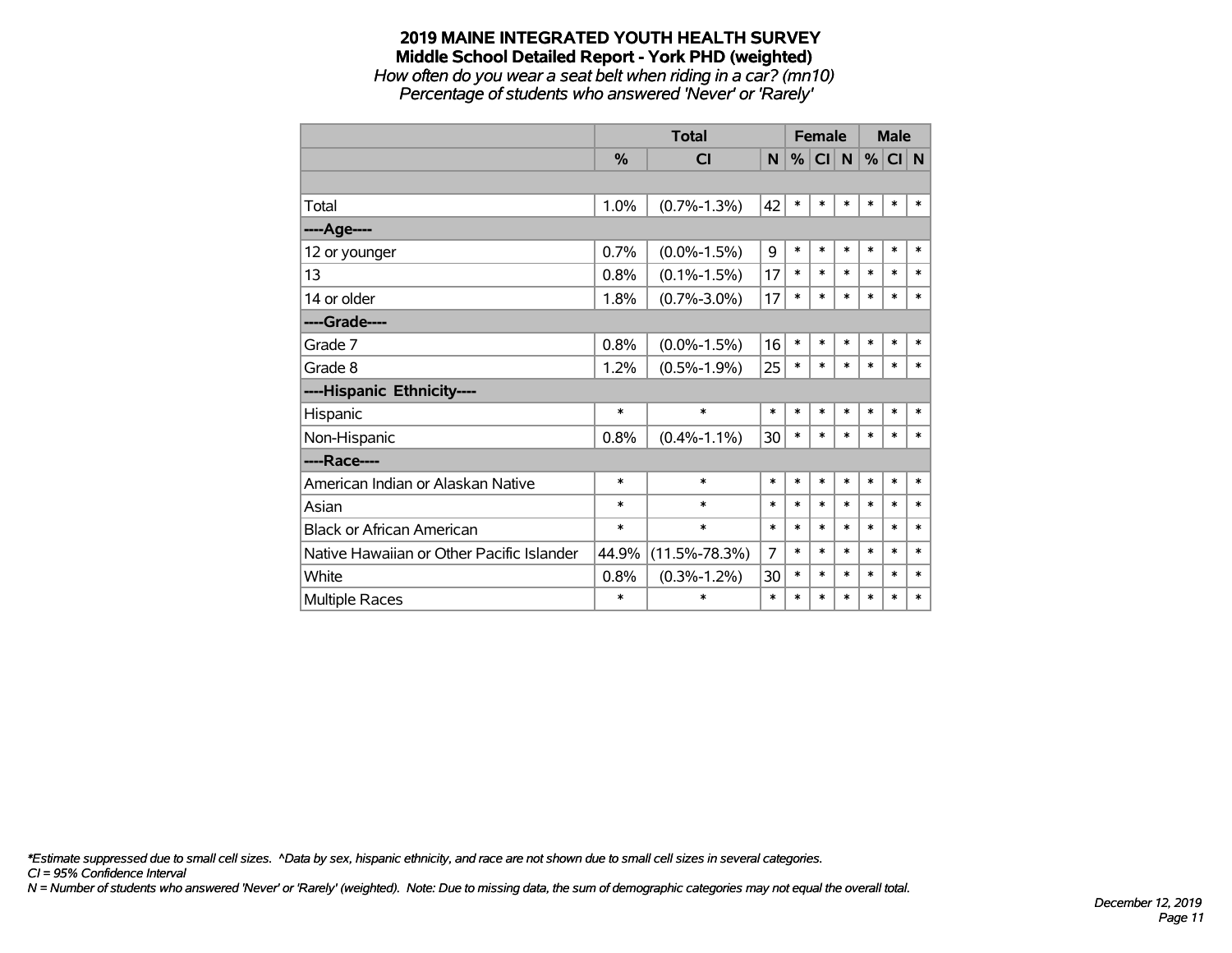# 2019 MAINE INTEGRATED YOUTH HEALTH SURVEY
## Middle School Detailed Report - York PHD (weighted)
*How often do you wear a seat belt when riding in a car? (mn10)*
*Percentage of students who answered 'Never' or 'Rarely'*

| | Total | | | Female | | | Male | | |
|---|---|---|---|---|---|---|---|---|---|
| | % | CI | N | % | CI | N | % | CI | N |
| | | | | | | | | | |
| Total | 1.0% | (0.7%-1.3%) | 42 | * | * | * | * | * | * |
| ----Age---- | | | | | | | | | |
| 12 or younger | 0.7% | (0.0%-1.5%) | 9 | * | * | * | * | * | * |
| 13 | 0.8% | (0.1%-1.5%) | 17 | * | * | * | * | * | * |
| 14 or older | 1.8% | (0.7%-3.0%) | 17 | * | * | * | * | * | * |
| ----Grade---- | | | | | | | | | |
| Grade 7 | 0.8% | (0.0%-1.5%) | 16 | * | * | * | * | * | * |
| Grade 8 | 1.2% | (0.5%-1.9%) | 25 | * | * | * | * | * | * |
| ----Hispanic Ethnicity---- | | | | | | | | | |
| Hispanic | * | * | * | * | * | * | * | * | * |
| Non-Hispanic | 0.8% | (0.4%-1.1%) | 30 | * | * | * | * | * | * |
| ----Race---- | | | | | | | | | |
| American Indian or Alaskan Native | * | * | * | * | * | * | * | * | * |
| Asian | * | * | * | * | * | * | * | * | * |
| Black or African American | * | * | * | * | * | * | * | * | * |
| Native Hawaiian or Other Pacific Islander | 44.9% | (11.5%-78.3%) | 7 | * | * | * | * | * | * |
| White | 0.8% | (0.3%-1.2%) | 30 | * | * | * | * | * | * |
| Multiple Races | * | * | * | * | * | * | * | * | * |

*\*Estimate suppressed due to small cell sizes. ^Data by sex, hispanic ethnicity, and race are not shown due to small cell sizes in several categories.*
*CI = 95% Confidence Interval*
*N = Number of students who answered 'Never' or 'Rarely' (weighted). Note: Due to missing data, the sum of demographic categories may not equal the overall total.*

*December 12, 2019*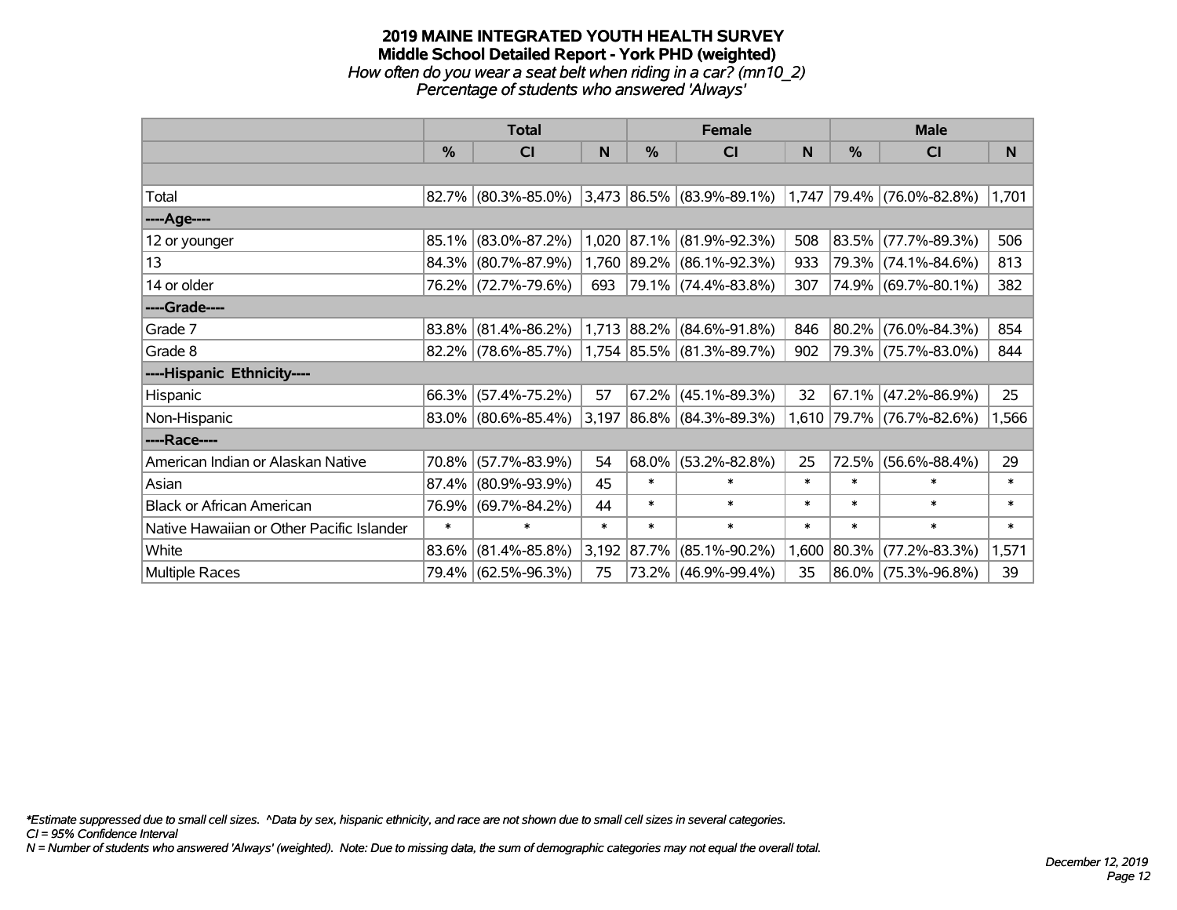# 2019 MAINE INTEGRATED YOUTH HEALTH SURVEY

## Middle School Detailed Report - York PHD (weighted)

*How often do you wear a seat belt when riding in a car? (mn10_2)*

*Percentage of students who answered 'Always'*

| | Total | | | Female | | | Male | | |
|---|---|---|---|---|---|---|---|---|---|
| | % | CI | N | % | CI | N | % | CI | N |
| Total | 82.7% | (80.3%-85.0%) | 3,473 | 86.5% | (83.9%-89.1%) | 1,747 | 79.4% | (76.0%-82.8%) | 1,701 |
| ----Age---- | | | | | | | | | |
| 12 or younger | 85.1% | (83.0%-87.2%) | 1,020 | 87.1% | (81.9%-92.3%) | 508 | 83.5% | (77.7%-89.3%) | 506 |
| 13 | 84.3% | (80.7%-87.9%) | 1,760 | 89.2% | (86.1%-92.3%) | 933 | 79.3% | (74.1%-84.6%) | 813 |
| 14 or older | 76.2% | (72.7%-79.6%) | 693 | 79.1% | (74.4%-83.8%) | 307 | 74.9% | (69.7%-80.1%) | 382 |
| ----Grade---- | | | | | | | | | |
| Grade 7 | 83.8% | (81.4%-86.2%) | 1,713 | 88.2% | (84.6%-91.8%) | 846 | 80.2% | (76.0%-84.3%) | 854 |
| Grade 8 | 82.2% | (78.6%-85.7%) | 1,754 | 85.5% | (81.3%-89.7%) | 902 | 79.3% | (75.7%-83.0%) | 844 |
| ----Hispanic Ethnicity---- | | | | | | | | | |
| Hispanic | 66.3% | (57.4%-75.2%) | 57 | 67.2% | (45.1%-89.3%) | 32 | 67.1% | (47.2%-86.9%) | 25 |
| Non-Hispanic | 83.0% | (80.6%-85.4%) | 3,197 | 86.8% | (84.3%-89.3%) | 1,610 | 79.7% | (76.7%-82.6%) | 1,566 |
| ----Race---- | | | | | | | | | |
| American Indian or Alaskan Native | 70.8% | (57.7%-83.9%) | 54 | 68.0% | (53.2%-82.8%) | 25 | 72.5% | (56.6%-88.4%) | 29 |
| Asian | 87.4% | (80.9%-93.9%) | 45 | * | * | * | * | * | * |
| Black or African American | 76.9% | (69.7%-84.2%) | 44 | * | * | * | * | * | * |
| Native Hawaiian or Other Pacific Islander | * | * | * | * | * | * | * | * | * |
| White | 83.6% | (81.4%-85.8%) | 3,192 | 87.7% | (85.1%-90.2%) | 1,600 | 80.3% | (77.2%-83.3%) | 1,571 |
| Multiple Races | 79.4% | (62.5%-96.3%) | 75 | 73.2% | (46.9%-99.4%) | 35 | 86.0% | (75.3%-96.8%) | 39 |

*\*Estimate suppressed due to small cell sizes. ^Data by sex, hispanic ethnicity, and race are not shown due to small cell sizes in several categories.*

*CI = 95% Confidence Interval*

*N = Number of students who answered 'Always' (weighted). Note: Due to missing data, the sum of demographic categories may not equal the overall total.*

*December 12, 2019*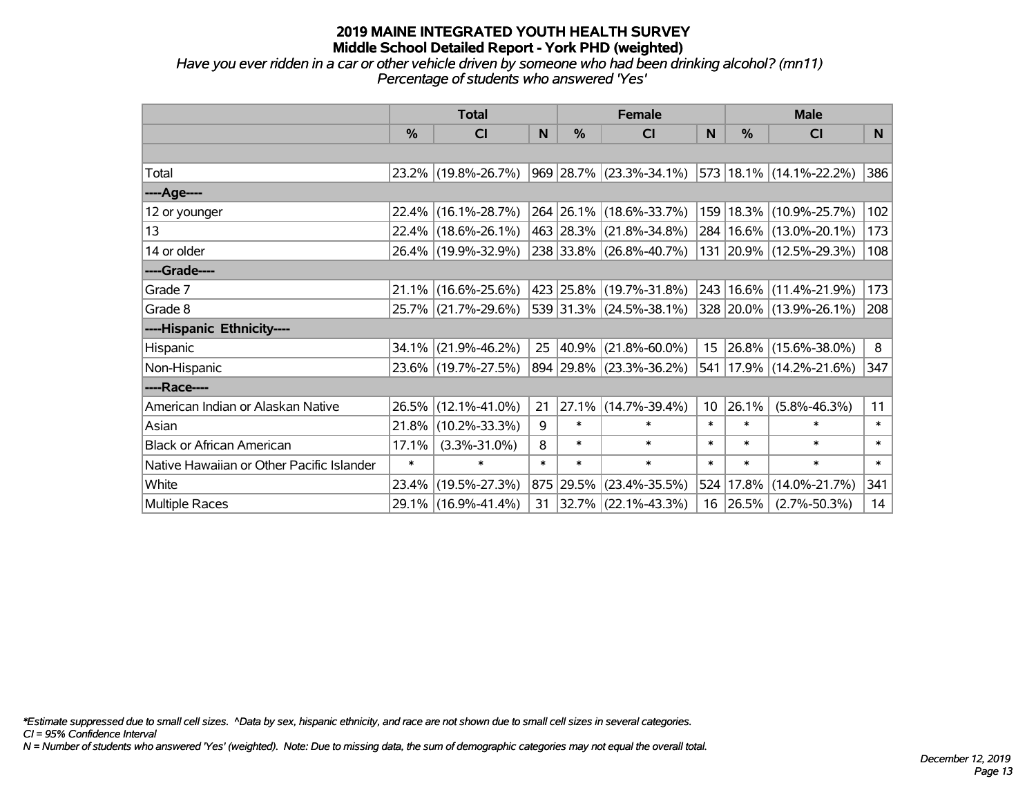# 2019 MAINE INTEGRATED YOUTH HEALTH SURVEY
## Middle School Detailed Report - York PHD (weighted)
*Have you ever ridden in a car or other vehicle driven by someone who had been drinking alcohol? (mn11)*
*Percentage of students who answered 'Yes'*

| | Total | | | Female | | | Male | | |
|---|---|---|---|---|---|---|---|---|---|
| | % | CI | N | % | CI | N | % | CI | N |
| Total | 23.2% | (19.8%-26.7%) | 969 | 28.7% | (23.3%-34.1%) | 573 | 18.1% | (14.1%-22.2%) | 386 |
| ----Age---- | | | | | | | | | |
| 12 or younger | 22.4% | (16.1%-28.7%) | 264 | 26.1% | (18.6%-33.7%) | 159 | 18.3% | (10.9%-25.7%) | 102 |
| 13 | 22.4% | (18.6%-26.1%) | 463 | 28.3% | (21.8%-34.8%) | 284 | 16.6% | (13.0%-20.1%) | 173 |
| 14 or older | 26.4% | (19.9%-32.9%) | 238 | 33.8% | (26.8%-40.7%) | 131 | 20.9% | (12.5%-29.3%) | 108 |
| ----Grade---- | | | | | | | | | |
| Grade 7 | 21.1% | (16.6%-25.6%) | 423 | 25.8% | (19.7%-31.8%) | 243 | 16.6% | (11.4%-21.9%) | 173 |
| Grade 8 | 25.7% | (21.7%-29.6%) | 539 | 31.3% | (24.5%-38.1%) | 328 | 20.0% | (13.9%-26.1%) | 208 |
| ----Hispanic Ethnicity---- | | | | | | | | | |
| Hispanic | 34.1% | (21.9%-46.2%) | 25 | 40.9% | (21.8%-60.0%) | 15 | 26.8% | (15.6%-38.0%) | 8 |
| Non-Hispanic | 23.6% | (19.7%-27.5%) | 894 | 29.8% | (23.3%-36.2%) | 541 | 17.9% | (14.2%-21.6%) | 347 |
| ----Race---- | | | | | | | | | |
| American Indian or Alaskan Native | 26.5% | (12.1%-41.0%) | 21 | 27.1% | (14.7%-39.4%) | 10 | 26.1% | (5.8%-46.3%) | 11 |
| Asian | 21.8% | (10.2%-33.3%) | 9 | * | * | * | * | * | * |
| Black or African American | 17.1% | (3.3%-31.0%) | 8 | * | * | * | * | * | * |
| Native Hawaiian or Other Pacific Islander | * | * | * | * | * | * | * | * | * |
| White | 23.4% | (19.5%-27.3%) | 875 | 29.5% | (23.4%-35.5%) | 524 | 17.8% | (14.0%-21.7%) | 341 |
| Multiple Races | 29.1% | (16.9%-41.4%) | 31 | 32.7% | (22.1%-43.3%) | 16 | 26.5% | (2.7%-50.3%) | 14 |

*Estimate suppressed due to small cell sizes. ^Data by sex, hispanic ethnicity, and race are not shown due to small cell sizes in several categories.
CI = 95% Confidence Interval
N = Number of students who answered 'Yes' (weighted). Note: Due to missing data, the sum of demographic categories may not equal the overall total.

December 12, 2019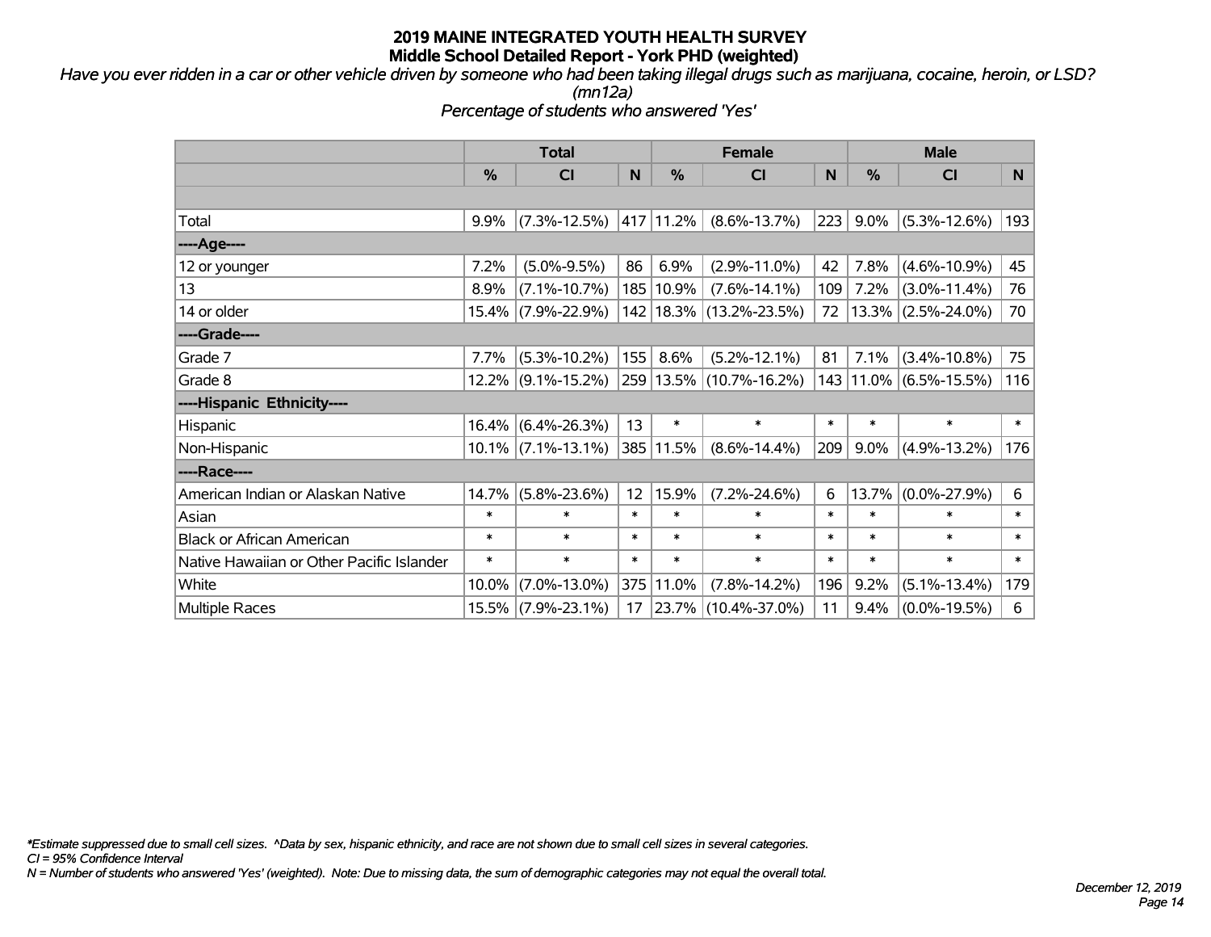# 2019 MAINE INTEGRATED YOUTH HEALTH SURVEY
## Middle School Detailed Report - York PHD (weighted)

*Have you ever ridden in a car or other vehicle driven by someone who had been taking illegal drugs such as marijuana, cocaine, heroin, or LSD? (mn12a)*

*Percentage of students who answered 'Yes'*

| | Total | | | Female | | | Male | | |
|---|---|---|---|---|---|---|---|---|---|
| | % | CI | N | % | CI | N | % | CI | N |
| Total | 9.9% | (7.3%-12.5%) | 417 | 11.2% | (8.6%-13.7%) | 223 | 9.0% | (5.3%-12.6%) | 193 |
| ----Age---- | | | | | | | | | |
| 12 or younger | 7.2% | (5.0%-9.5%) | 86 | 6.9% | (2.9%-11.0%) | 42 | 7.8% | (4.6%-10.9%) | 45 |
| 13 | 8.9% | (7.1%-10.7%) | 185 | 10.9% | (7.6%-14.1%) | 109 | 7.2% | (3.0%-11.4%) | 76 |
| 14 or older | 15.4% | (7.9%-22.9%) | 142 | 18.3% | (13.2%-23.5%) | 72 | 13.3% | (2.5%-24.0%) | 70 |
| ----Grade---- | | | | | | | | | |
| Grade 7 | 7.7% | (5.3%-10.2%) | 155 | 8.6% | (5.2%-12.1%) | 81 | 7.1% | (3.4%-10.8%) | 75 |
| Grade 8 | 12.2% | (9.1%-15.2%) | 259 | 13.5% | (10.7%-16.2%) | 143 | 11.0% | (6.5%-15.5%) | 116 |
| ----Hispanic Ethnicity---- | | | | | | | | | |
| Hispanic | 16.4% | (6.4%-26.3%) | 13 | * | * | * | * | * | * |
| Non-Hispanic | 10.1% | (7.1%-13.1%) | 385 | 11.5% | (8.6%-14.4%) | 209 | 9.0% | (4.9%-13.2%) | 176 |
| ----Race---- | | | | | | | | | |
| American Indian or Alaskan Native | 14.7% | (5.8%-23.6%) | 12 | 15.9% | (7.2%-24.6%) | 6 | 13.7% | (0.0%-27.9%) | 6 |
| Asian | * | * | * | * | * | * | * | * | * |
| Black or African American | * | * | * | * | * | * | * | * | * |
| Native Hawaiian or Other Pacific Islander | * | * | * | * | * | * | * | * | * |
| White | 10.0% | (7.0%-13.0%) | 375 | 11.0% | (7.8%-14.2%) | 196 | 9.2% | (5.1%-13.4%) | 179 |
| Multiple Races | 15.5% | (7.9%-23.1%) | 17 | 23.7% | (10.4%-37.0%) | 11 | 9.4% | (0.0%-19.5%) | 6 |

*\*Estimate suppressed due to small cell sizes. ^Data by sex, hispanic ethnicity, and race are not shown due to small cell sizes in several categories.*
*CI = 95% Confidence Interval*
*N = Number of students who answered 'Yes' (weighted). Note: Due to missing data, the sum of demographic categories may not equal the overall total.*

*December 12, 2019*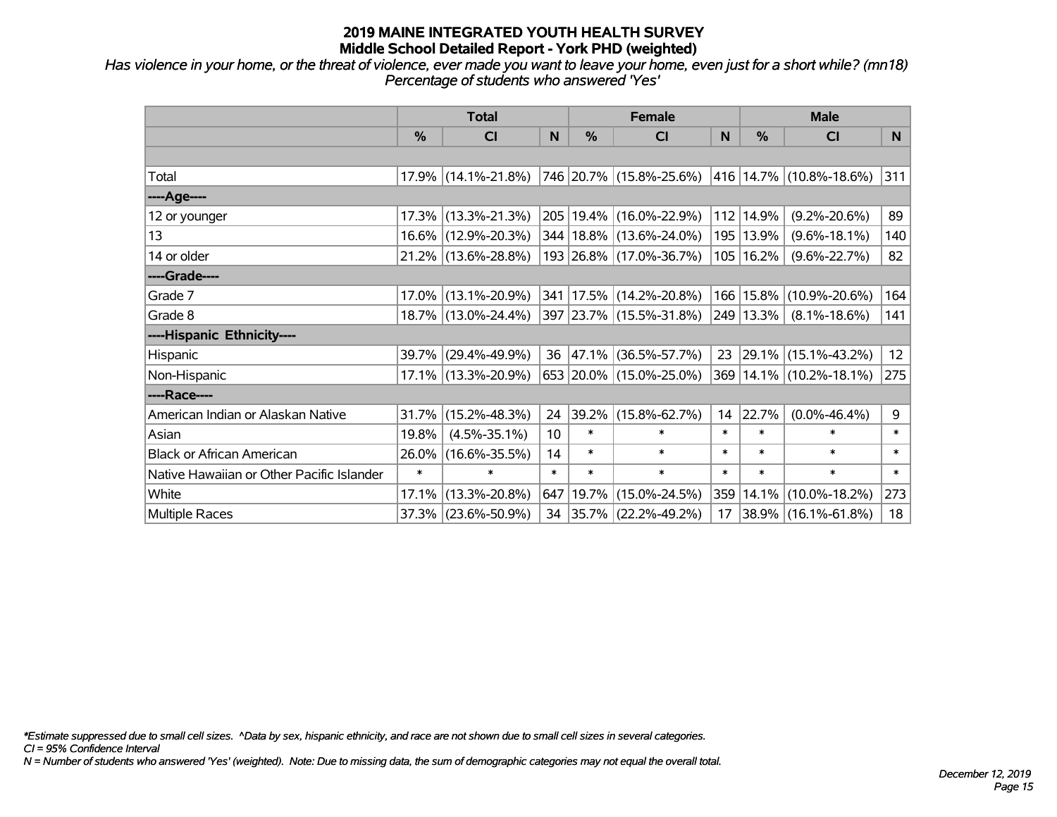# 2019 MAINE INTEGRATED YOUTH HEALTH SURVEY
## Middle School Detailed Report - York PHD (weighted)

*Has violence in your home, or the threat of violence, ever made you want to leave your home, even just for a short while? (mn18)*
*Percentage of students who answered 'Yes'*

| | Total | | | Female | | | Male | | |
|---|---|---|---|---|---|---|---|---|---|
| | % | CI | N | % | CI | N | % | CI | N |
| Total | 17.9% | (14.1%-21.8%) | 746 | 20.7% | (15.8%-25.6%) | 416 | 14.7% | (10.8%-18.6%) | 311 |
| ----Age---- | | | | | | | | | |
| 12 or younger | 17.3% | (13.3%-21.3%) | 205 | 19.4% | (16.0%-22.9%) | 112 | 14.9% | (9.2%-20.6%) | 89 |
| 13 | 16.6% | (12.9%-20.3%) | 344 | 18.8% | (13.6%-24.0%) | 195 | 13.9% | (9.6%-18.1%) | 140 |
| 14 or older | 21.2% | (13.6%-28.8%) | 193 | 26.8% | (17.0%-36.7%) | 105 | 16.2% | (9.6%-22.7%) | 82 |
| ----Grade---- | | | | | | | | | |
| Grade 7 | 17.0% | (13.1%-20.9%) | 341 | 17.5% | (14.2%-20.8%) | 166 | 15.8% | (10.9%-20.6%) | 164 |
| Grade 8 | 18.7% | (13.0%-24.4%) | 397 | 23.7% | (15.5%-31.8%) | 249 | 13.3% | (8.1%-18.6%) | 141 |
| ----Hispanic Ethnicity---- | | | | | | | | | |
| Hispanic | 39.7% | (29.4%-49.9%) | 36 | 47.1% | (36.5%-57.7%) | 23 | 29.1% | (15.1%-43.2%) | 12 |
| Non-Hispanic | 17.1% | (13.3%-20.9%) | 653 | 20.0% | (15.0%-25.0%) | 369 | 14.1% | (10.2%-18.1%) | 275 |
| ----Race---- | | | | | | | | | |
| American Indian or Alaskan Native | 31.7% | (15.2%-48.3%) | 24 | 39.2% | (15.8%-62.7%) | 14 | 22.7% | (0.0%-46.4%) | 9 |
| Asian | 19.8% | (4.5%-35.1%) | 10 | * | * | * | * | * | * |
| Black or African American | 26.0% | (16.6%-35.5%) | 14 | * | * | * | * | * | * |
| Native Hawaiian or Other Pacific Islander | * | * | * | * | * | * | * | * | * |
| White | 17.1% | (13.3%-20.8%) | 647 | 19.7% | (15.0%-24.5%) | 359 | 14.1% | (10.0%-18.2%) | 273 |
| Multiple Races | 37.3% | (23.6%-50.9%) | 34 | 35.7% | (22.2%-49.2%) | 17 | 38.9% | (16.1%-61.8%) | 18 |

*\*Estimate suppressed due to small cell sizes. ^Data by sex, hispanic ethnicity, and race are not shown due to small cell sizes in several categories.*
*CI = 95% Confidence Interval*
*N = Number of students who answered 'Yes' (weighted). Note: Due to missing data, the sum of demographic categories may not equal the overall total.*

*December 12, 2019*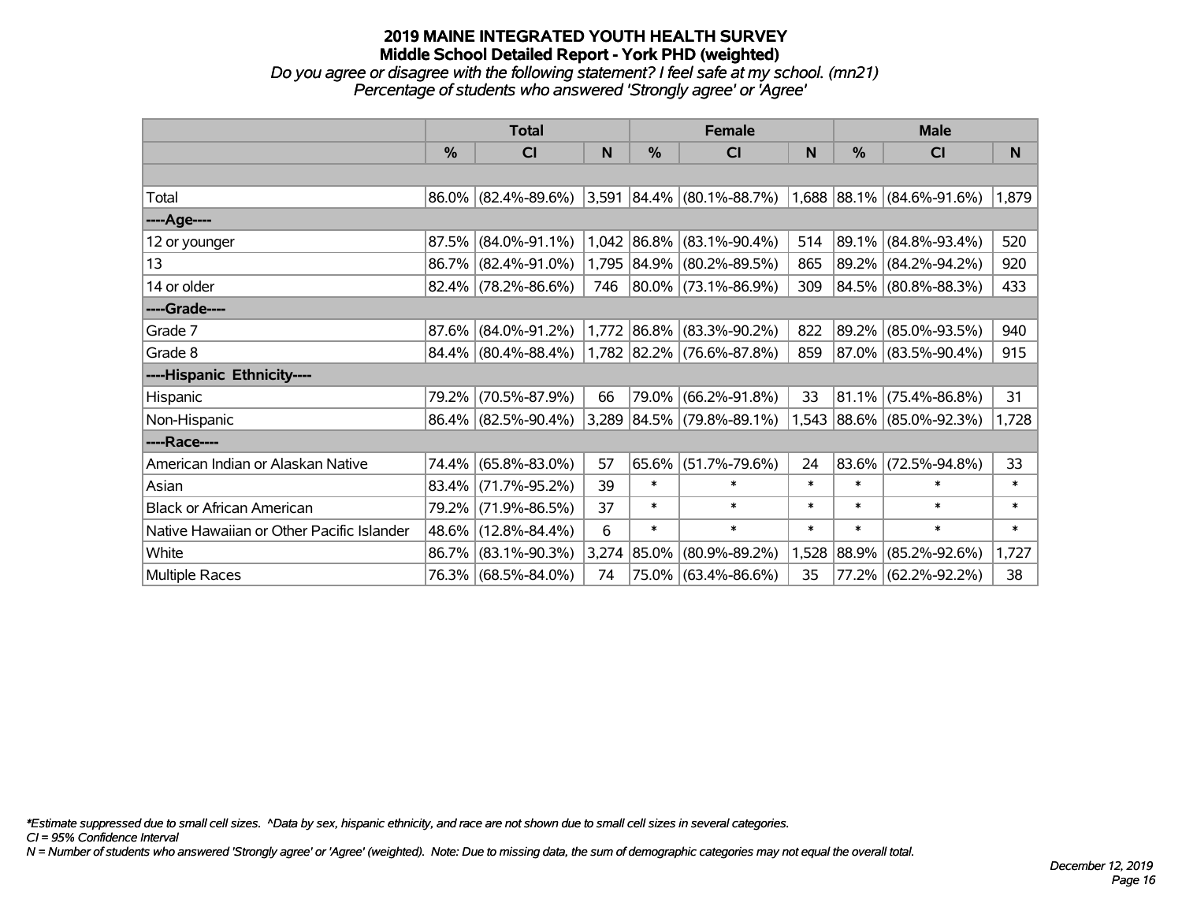# 2019 MAINE INTEGRATED YOUTH HEALTH SURVEY
## Middle School Detailed Report - York PHD (weighted)
*Do you agree or disagree with the following statement? I feel safe at my school. (mn21)*
*Percentage of students who answered 'Strongly agree' or 'Agree'*

| | Total | | | Female | | | Male | | |
|---|---|---|---|---|---|---|---|---|---|
| | % | CI | N | % | CI | N | % | CI | N |
| Total | 86.0% | (82.4%-89.6%) | 3,591 | 84.4% | (80.1%-88.7%) | 1,688 | 88.1% | (84.6%-91.6%) | 1,879 |
| ----Age---- | | | | | | | | | |
| 12 or younger | 87.5% | (84.0%-91.1%) | 1,042 | 86.8% | (83.1%-90.4%) | 514 | 89.1% | (84.8%-93.4%) | 520 |
| 13 | 86.7% | (82.4%-91.0%) | 1,795 | 84.9% | (80.2%-89.5%) | 865 | 89.2% | (84.2%-94.2%) | 920 |
| 14 or older | 82.4% | (78.2%-86.6%) | 746 | 80.0% | (73.1%-86.9%) | 309 | 84.5% | (80.8%-88.3%) | 433 |
| ----Grade---- | | | | | | | | | |
| Grade 7 | 87.6% | (84.0%-91.2%) | 1,772 | 86.8% | (83.3%-90.2%) | 822 | 89.2% | (85.0%-93.5%) | 940 |
| Grade 8 | 84.4% | (80.4%-88.4%) | 1,782 | 82.2% | (76.6%-87.8%) | 859 | 87.0% | (83.5%-90.4%) | 915 |
| ----Hispanic Ethnicity---- | | | | | | | | | |
| Hispanic | 79.2% | (70.5%-87.9%) | 66 | 79.0% | (66.2%-91.8%) | 33 | 81.1% | (75.4%-86.8%) | 31 |
| Non-Hispanic | 86.4% | (82.5%-90.4%) | 3,289 | 84.5% | (79.8%-89.1%) | 1,543 | 88.6% | (85.0%-92.3%) | 1,728 |
| ----Race---- | | | | | | | | | |
| American Indian or Alaskan Native | 74.4% | (65.8%-83.0%) | 57 | 65.6% | (51.7%-79.6%) | 24 | 83.6% | (72.5%-94.8%) | 33 |
| Asian | 83.4% | (71.7%-95.2%) | 39 | * | * | * | * | * | * |
| Black or African American | 79.2% | (71.9%-86.5%) | 37 | * | * | * | * | * | * |
| Native Hawaiian or Other Pacific Islander | 48.6% | (12.8%-84.4%) | 6 | * | * | * | * | * | * |
| White | 86.7% | (83.1%-90.3%) | 3,274 | 85.0% | (80.9%-89.2%) | 1,528 | 88.9% | (85.2%-92.6%) | 1,727 |
| Multiple Races | 76.3% | (68.5%-84.0%) | 74 | 75.0% | (63.4%-86.6%) | 35 | 77.2% | (62.2%-92.2%) | 38 |

*\*Estimate suppressed due to small cell sizes. ^Data by sex, hispanic ethnicity, and race are not shown due to small cell sizes in several categories.*
*CI = 95% Confidence Interval*
*N = Number of students who answered 'Strongly agree' or 'Agree' (weighted). Note: Due to missing data, the sum of demographic categories may not equal the overall total.*

*December 12, 2019*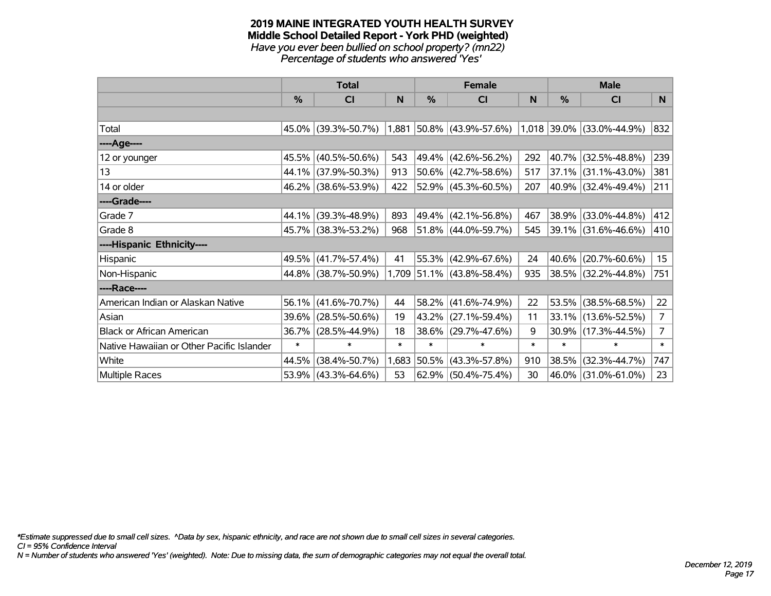# 2019 MAINE INTEGRATED YOUTH HEALTH SURVEY
## Middle School Detailed Report - York PHD (weighted)
*Have you ever been bullied on school property? (mn22)*
*Percentage of students who answered 'Yes'*

| | Total | | | Female | | | Male | | |
|---|---|---|---|---|---|---|---|---|---|
| | % | CI | N | % | CI | N | % | CI | N |
| Total | 45.0% | (39.3%-50.7%) | 1,881 | 50.8% | (43.9%-57.6%) | 1,018 | 39.0% | (33.0%-44.9%) | 832 |
| ----Age---- | | | | | | | | | |
| 12 or younger | 45.5% | (40.5%-50.6%) | 543 | 49.4% | (42.6%-56.2%) | 292 | 40.7% | (32.5%-48.8%) | 239 |
| 13 | 44.1% | (37.9%-50.3%) | 913 | 50.6% | (42.7%-58.6%) | 517 | 37.1% | (31.1%-43.0%) | 381 |
| 14 or older | 46.2% | (38.6%-53.9%) | 422 | 52.9% | (45.3%-60.5%) | 207 | 40.9% | (32.4%-49.4%) | 211 |
| ----Grade---- | | | | | | | | | |
| Grade 7 | 44.1% | (39.3%-48.9%) | 893 | 49.4% | (42.1%-56.8%) | 467 | 38.9% | (33.0%-44.8%) | 412 |
| Grade 8 | 45.7% | (38.3%-53.2%) | 968 | 51.8% | (44.0%-59.7%) | 545 | 39.1% | (31.6%-46.6%) | 410 |
| ----Hispanic Ethnicity---- | | | | | | | | | |
| Hispanic | 49.5% | (41.7%-57.4%) | 41 | 55.3% | (42.9%-67.6%) | 24 | 40.6% | (20.7%-60.6%) | 15 |
| Non-Hispanic | 44.8% | (38.7%-50.9%) | 1,709 | 51.1% | (43.8%-58.4%) | 935 | 38.5% | (32.2%-44.8%) | 751 |
| ----Race---- | | | | | | | | | |
| American Indian or Alaskan Native | 56.1% | (41.6%-70.7%) | 44 | 58.2% | (41.6%-74.9%) | 22 | 53.5% | (38.5%-68.5%) | 22 |
| Asian | 39.6% | (28.5%-50.6%) | 19 | 43.2% | (27.1%-59.4%) | 11 | 33.1% | (13.6%-52.5%) | 7 |
| Black or African American | 36.7% | (28.5%-44.9%) | 18 | 38.6% | (29.7%-47.6%) | 9 | 30.9% | (17.3%-44.5%) | 7 |
| Native Hawaiian or Other Pacific Islander | * | * | * | * | * | * | * | * | * |
| White | 44.5% | (38.4%-50.7%) | 1,683 | 50.5% | (43.3%-57.8%) | 910 | 38.5% | (32.3%-44.7%) | 747 |
| Multiple Races | 53.9% | (43.3%-64.6%) | 53 | 62.9% | (50.4%-75.4%) | 30 | 46.0% | (31.0%-61.0%) | 23 |

*Estimate suppressed due to small cell sizes. ^Data by sex, hispanic ethnicity, and race are not shown due to small cell sizes in several categories.
CI = 95% Confidence Interval
N = Number of students who answered 'Yes' (weighted). Note: Due to missing data, the sum of demographic categories may not equal the overall total.

December 12, 2019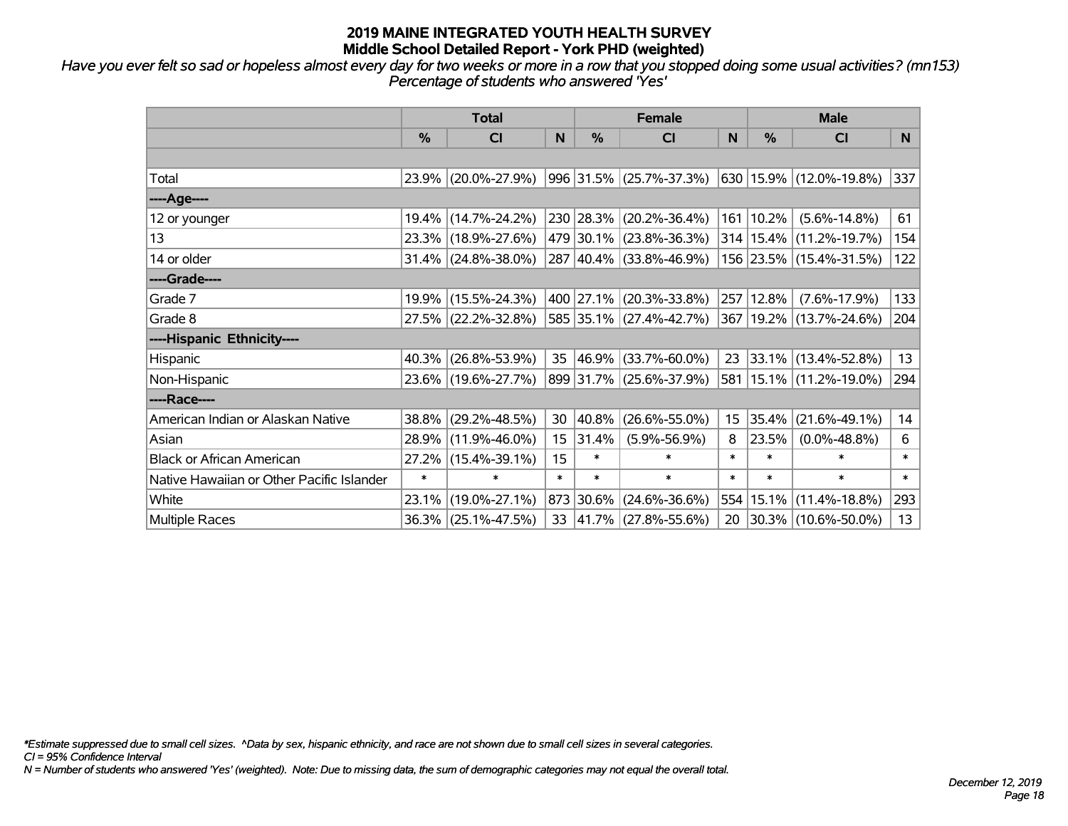# 2019 MAINE INTEGRATED YOUTH HEALTH SURVEY
## Middle School Detailed Report - York PHD (weighted)

*Have you ever felt so sad or hopeless almost every day for two weeks or more in a row that you stopped doing some usual activities? (mn153)*
*Percentage of students who answered 'Yes'*

| | Total | | | Female | | | Male | | |
|---|---|---|---|---|---|---|---|---|---|
| | % | CI | N | % | CI | N | % | CI | N |
| | | | | | | | | | |
| Total | 23.9% | (20.0%-27.9%) | 996 | 31.5% | (25.7%-37.3%) | 630 | 15.9% | (12.0%-19.8%) | 337 |
| ----Age---- | | | | | | | | | |
| 12 or younger | 19.4% | (14.7%-24.2%) | 230 | 28.3% | (20.2%-36.4%) | 161 | 10.2% | (5.6%-14.8%) | 61 |
| 13 | 23.3% | (18.9%-27.6%) | 479 | 30.1% | (23.8%-36.3%) | 314 | 15.4% | (11.2%-19.7%) | 154 |
| 14 or older | 31.4% | (24.8%-38.0%) | 287 | 40.4% | (33.8%-46.9%) | 156 | 23.5% | (15.4%-31.5%) | 122 |
| ----Grade---- | | | | | | | | | |
| Grade 7 | 19.9% | (15.5%-24.3%) | 400 | 27.1% | (20.3%-33.8%) | 257 | 12.8% | (7.6%-17.9%) | 133 |
| Grade 8 | 27.5% | (22.2%-32.8%) | 585 | 35.1% | (27.4%-42.7%) | 367 | 19.2% | (13.7%-24.6%) | 204 |
| ----Hispanic Ethnicity---- | | | | | | | | | |
| Hispanic | 40.3% | (26.8%-53.9%) | 35 | 46.9% | (33.7%-60.0%) | 23 | 33.1% | (13.4%-52.8%) | 13 |
| Non-Hispanic | 23.6% | (19.6%-27.7%) | 899 | 31.7% | (25.6%-37.9%) | 581 | 15.1% | (11.2%-19.0%) | 294 |
| ----Race---- | | | | | | | | | |
| American Indian or Alaskan Native | 38.8% | (29.2%-48.5%) | 30 | 40.8% | (26.6%-55.0%) | 15 | 35.4% | (21.6%-49.1%) | 14 |
| Asian | 28.9% | (11.9%-46.0%) | 15 | 31.4% | (5.9%-56.9%) | 8 | 23.5% | (0.0%-48.8%) | 6 |
| Black or African American | 27.2% | (15.4%-39.1%) | 15 | * | * | * | * | * | * |
| Native Hawaiian or Other Pacific Islander | * | * | * | * | * | * | * | * | * |
| White | 23.1% | (19.0%-27.1%) | 873 | 30.6% | (24.6%-36.6%) | 554 | 15.1% | (11.4%-18.8%) | 293 |
| Multiple Races | 36.3% | (25.1%-47.5%) | 33 | 41.7% | (27.8%-55.6%) | 20 | 30.3% | (10.6%-50.0%) | 13 |

*\*Estimate suppressed due to small cell sizes. ^Data by sex, hispanic ethnicity, and race are not shown due to small cell sizes in several categories.*
*CI = 95% Confidence Interval*
*N = Number of students who answered 'Yes' (weighted). Note: Due to missing data, the sum of demographic categories may not equal the overall total.*

*December 12, 2019*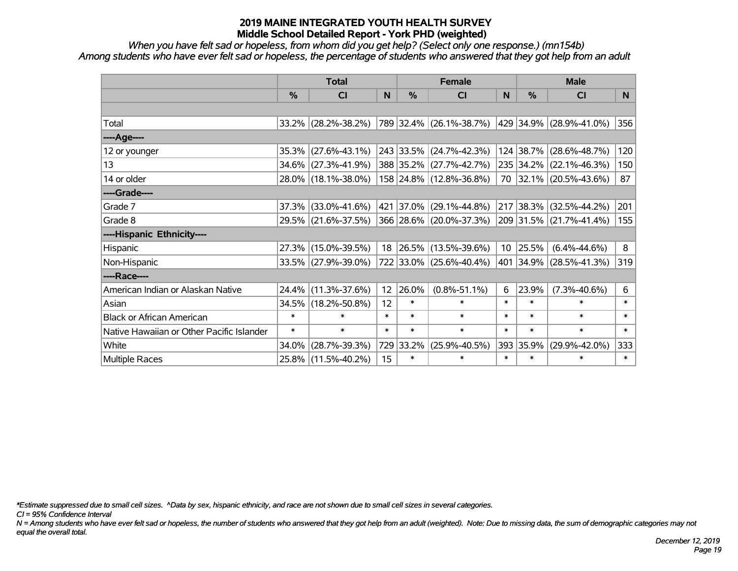# 2019 MAINE INTEGRATED YOUTH HEALTH SURVEY
## Middle School Detailed Report - York PHD (weighted)

*When you have felt sad or hopeless, from whom did you get help? (Select only one response.) (mn154b)*
*Among students who have ever felt sad or hopeless, the percentage of students who answered that they got help from an adult*

| | Total | | | Female | | | Male | | |
|---|---|---|---|---|---|---|---|---|---|
| | % | CI | N | % | CI | N | % | CI | N |
| | | | | | | | | | |
| Total | 33.2% | (28.2%-38.2%) | 789 | 32.4% | (26.1%-38.7%) | 429 | 34.9% | (28.9%-41.0%) | 356 |
| ----Age---- | | | | | | | | | |
| 12 or younger | 35.3% | (27.6%-43.1%) | 243 | 33.5% | (24.7%-42.3%) | 124 | 38.7% | (28.6%-48.7%) | 120 |
| 13 | 34.6% | (27.3%-41.9%) | 388 | 35.2% | (27.7%-42.7%) | 235 | 34.2% | (22.1%-46.3%) | 150 |
| 14 or older | 28.0% | (18.1%-38.0%) | 158 | 24.8% | (12.8%-36.8%) | 70 | 32.1% | (20.5%-43.6%) | 87 |
| ----Grade---- | | | | | | | | | |
| Grade 7 | 37.3% | (33.0%-41.6%) | 421 | 37.0% | (29.1%-44.8%) | 217 | 38.3% | (32.5%-44.2%) | 201 |
| Grade 8 | 29.5% | (21.6%-37.5%) | 366 | 28.6% | (20.0%-37.3%) | 209 | 31.5% | (21.7%-41.4%) | 155 |
| ----Hispanic Ethnicity---- | | | | | | | | | |
| Hispanic | 27.3% | (15.0%-39.5%) | 18 | 26.5% | (13.5%-39.6%) | 10 | 25.5% | (6.4%-44.6%) | 8 |
| Non-Hispanic | 33.5% | (27.9%-39.0%) | 722 | 33.0% | (25.6%-40.4%) | 401 | 34.9% | (28.5%-41.3%) | 319 |
| ----Race---- | | | | | | | | | |
| American Indian or Alaskan Native | 24.4% | (11.3%-37.6%) | 12 | 26.0% | (0.8%-51.1%) | 6 | 23.9% | (7.3%-40.6%) | 6 |
| Asian | 34.5% | (18.2%-50.8%) | 12 | * | * | * | * | * | * |
| Black or African American | * | * | * | * | * | * | * | * | * |
| Native Hawaiian or Other Pacific Islander | * | * | * | * | * | * | * | * | * |
| White | 34.0% | (28.7%-39.3%) | 729 | 33.2% | (25.9%-40.5%) | 393 | 35.9% | (29.9%-42.0%) | 333 |
| Multiple Races | 25.8% | (11.5%-40.2%) | 15 | * | * | * | * | * | * |

*\*Estimate suppressed due to small cell sizes. ^Data by sex, hispanic ethnicity, and race are not shown due to small cell sizes in several categories.*

*CI = 95% Confidence Interval*

*N = Among students who have ever felt sad or hopeless, the number of students who answered that they got help from an adult (weighted). Note: Due to missing data, the sum of demographic categories may not equal the overall total.*

*December 12, 2019*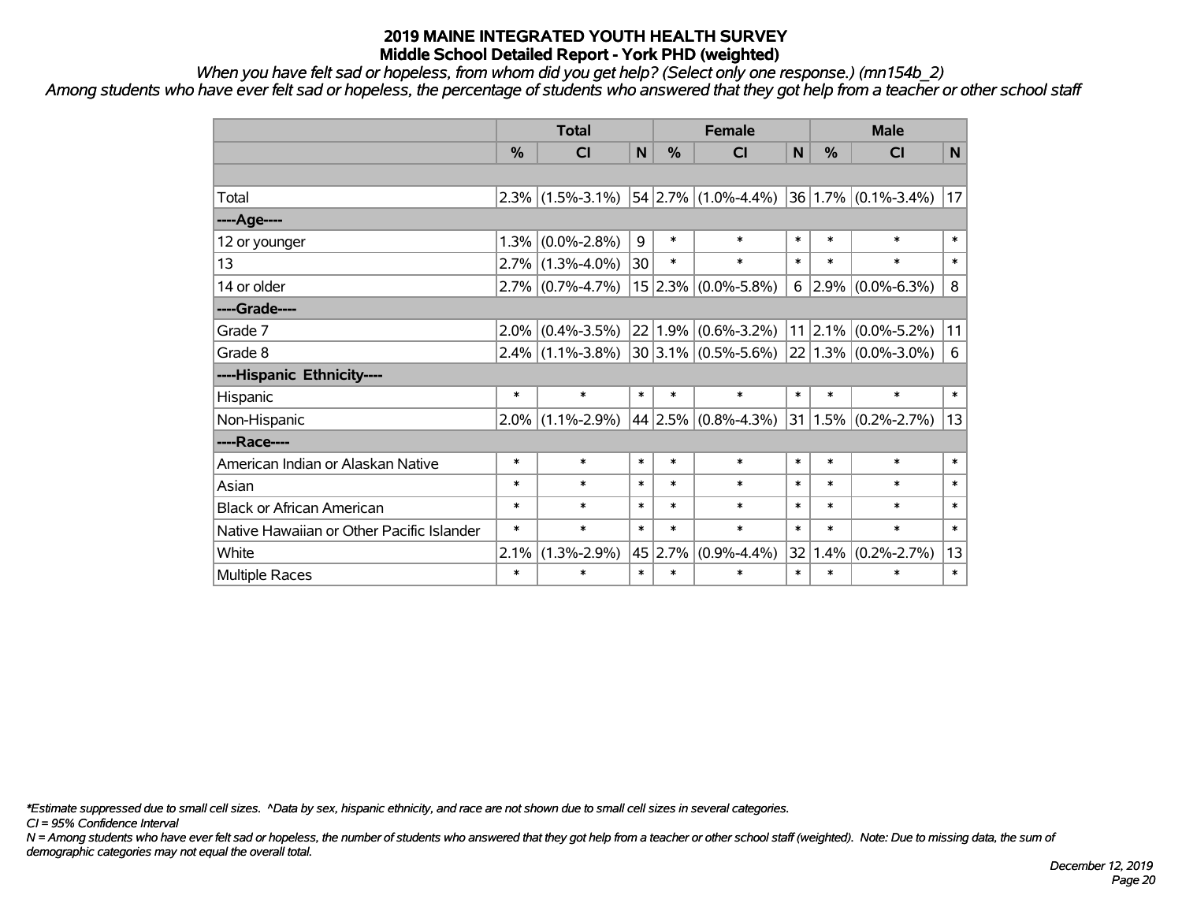# 2019 MAINE INTEGRATED YOUTH HEALTH SURVEY
## Middle School Detailed Report - York PHD (weighted)

*When you have felt sad or hopeless, from whom did you get help? (Select only one response.) (mn154b_2)*

*Among students who have ever felt sad or hopeless, the percentage of students who answered that they got help from a teacher or other school staff*

| | Total | | | Female | | | Male | | |
|---|---|---|---|---|---|---|---|---|---|
| | % | CI | N | % | CI | N | % | CI | N |
| | | | | | | | | | |
| Total | 2.3% | (1.5%-3.1%) | 54 | 2.7% | (1.0%-4.4%) | 36 | 1.7% | (0.1%-3.4%) | 17 |
| ----Age---- | | | | | | | | | |
| 12 or younger | 1.3% | (0.0%-2.8%) | 9 | * | * | * | * | * | * |
| 13 | 2.7% | (1.3%-4.0%) | 30 | * | * | * | * | * | * |
| 14 or older | 2.7% | (0.7%-4.7%) | 15 | 2.3% | (0.0%-5.8%) | 6 | 2.9% | (0.0%-6.3%) | 8 |
| ----Grade---- | | | | | | | | | |
| Grade 7 | 2.0% | (0.4%-3.5%) | 22 | 1.9% | (0.6%-3.2%) | 11 | 2.1% | (0.0%-5.2%) | 11 |
| Grade 8 | 2.4% | (1.1%-3.8%) | 30 | 3.1% | (0.5%-5.6%) | 22 | 1.3% | (0.0%-3.0%) | 6 |
| ----Hispanic Ethnicity---- | | | | | | | | | |
| Hispanic | * | * | * | * | * | * | * | * | * |
| Non-Hispanic | 2.0% | (1.1%-2.9%) | 44 | 2.5% | (0.8%-4.3%) | 31 | 1.5% | (0.2%-2.7%) | 13 |
| ----Race---- | | | | | | | | | |
| American Indian or Alaskan Native | * | * | * | * | * | * | * | * | * |
| Asian | * | * | * | * | * | * | * | * | * |
| Black or African American | * | * | * | * | * | * | * | * | * |
| Native Hawaiian or Other Pacific Islander | * | * | * | * | * | * | * | * | * |
| White | 2.1% | (1.3%-2.9%) | 45 | 2.7% | (0.9%-4.4%) | 32 | 1.4% | (0.2%-2.7%) | 13 |
| Multiple Races | * | * | * | * | * | * | * | * | * |

*\*Estimate suppressed due to small cell sizes. ^Data by sex, hispanic ethnicity, and race are not shown due to small cell sizes in several categories.*

*CI = 95% Confidence Interval*

*N = Among students who have ever felt sad or hopeless, the number of students who answered that they got help from a teacher or other school staff (weighted). Note: Due to missing data, the sum of demographic categories may not equal the overall total.*

*December 12, 2019*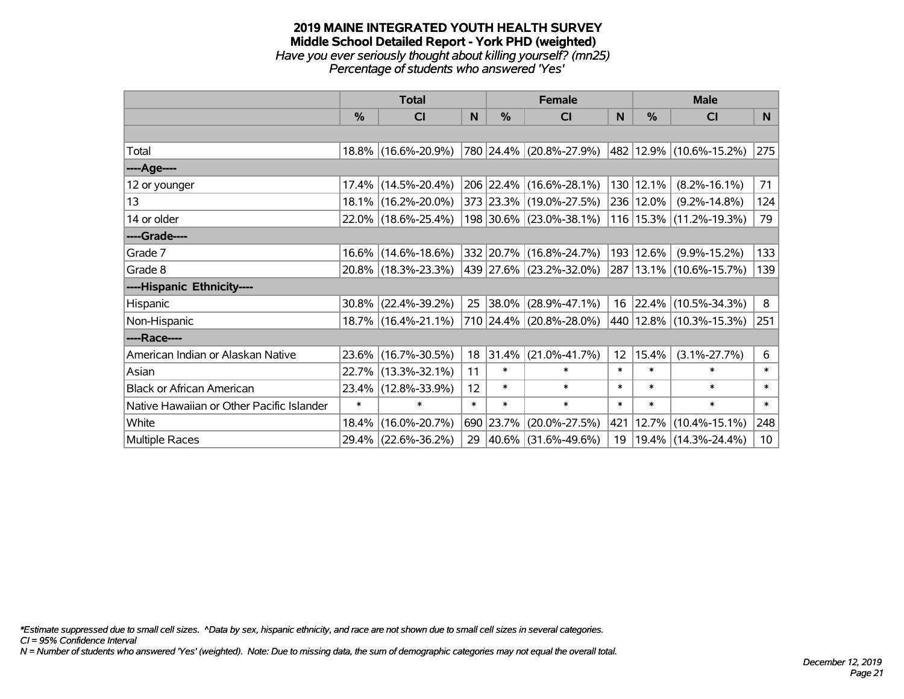# 2019 MAINE INTEGRATED YOUTH HEALTH SURVEY
## Middle School Detailed Report - York PHD (weighted)
### *Have you ever seriously thought about killing yourself? (mn25)*
### *Percentage of students who answered 'Yes'*

| | Total | | | Female | | | Male | | |
|---|---|---|---|---|---|---|---|---|---|
| | % | CI | N | % | CI | N | % | CI | N |
| | | | | | | | | | |
| Total | 18.8% | (16.6%-20.9%) | 780 | 24.4% | (20.8%-27.9%) | 482 | 12.9% | (10.6%-15.2%) | 275 |
| ----Age---- | | | | | | | | | |
| 12 or younger | 17.4% | (14.5%-20.4%) | 206 | 22.4% | (16.6%-28.1%) | 130 | 12.1% | (8.2%-16.1%) | 71 |
| 13 | 18.1% | (16.2%-20.0%) | 373 | 23.3% | (19.0%-27.5%) | 236 | 12.0% | (9.2%-14.8%) | 124 |
| 14 or older | 22.0% | (18.6%-25.4%) | 198 | 30.6% | (23.0%-38.1%) | 116 | 15.3% | (11.2%-19.3%) | 79 |
| ----Grade---- | | | | | | | | | |
| Grade 7 | 16.6% | (14.6%-18.6%) | 332 | 20.7% | (16.8%-24.7%) | 193 | 12.6% | (9.9%-15.2%) | 133 |
| Grade 8 | 20.8% | (18.3%-23.3%) | 439 | 27.6% | (23.2%-32.0%) | 287 | 13.1% | (10.6%-15.7%) | 139 |
| ----Hispanic Ethnicity---- | | | | | | | | | |
| Hispanic | 30.8% | (22.4%-39.2%) | 25 | 38.0% | (28.9%-47.1%) | 16 | 22.4% | (10.5%-34.3%) | 8 |
| Non-Hispanic | 18.7% | (16.4%-21.1%) | 710 | 24.4% | (20.8%-28.0%) | 440 | 12.8% | (10.3%-15.3%) | 251 |
| ----Race---- | | | | | | | | | |
| American Indian or Alaskan Native | 23.6% | (16.7%-30.5%) | 18 | 31.4% | (21.0%-41.7%) | 12 | 15.4% | (3.1%-27.7%) | 6 |
| Asian | 22.7% | (13.3%-32.1%) | 11 | * | * | * | * | * | * |
| Black or African American | 23.4% | (12.8%-33.9%) | 12 | * | * | * | * | * | * |
| Native Hawaiian or Other Pacific Islander | * | * | * | * | * | * | * | * | * |
| White | 18.4% | (16.0%-20.7%) | 690 | 23.7% | (20.0%-27.5%) | 421 | 12.7% | (10.4%-15.1%) | 248 |
| Multiple Races | 29.4% | (22.6%-36.2%) | 29 | 40.6% | (31.6%-49.6%) | 19 | 19.4% | (14.3%-24.4%) | 10 |

*\*Estimate suppressed due to small cell sizes. ^Data by sex, hispanic ethnicity, and race are not shown due to small cell sizes in several categories.*
*CI = 95% Confidence Interval*
*N = Number of students who answered 'Yes' (weighted). Note: Due to missing data, the sum of demographic categories may not equal the overall total.*

*December 12, 2019*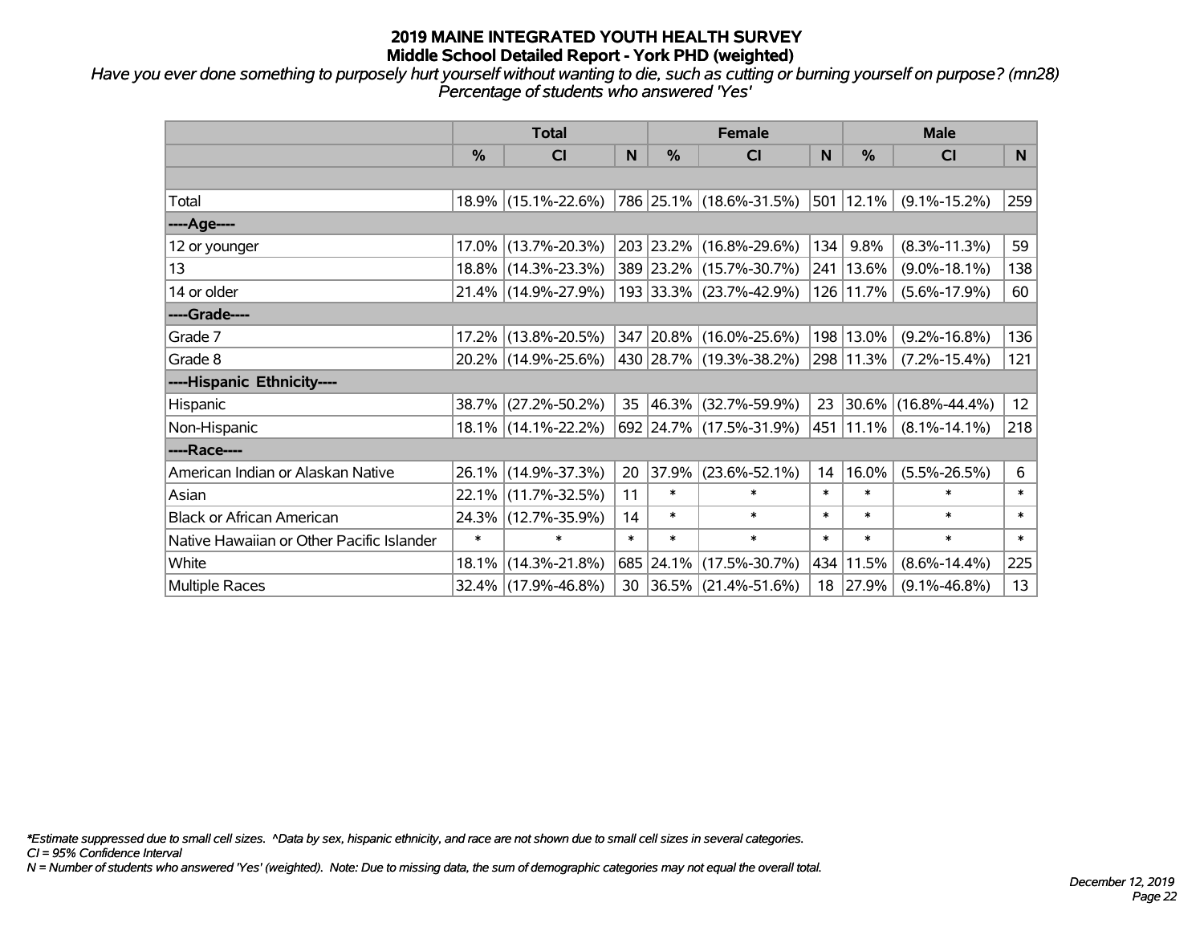# 2019 MAINE INTEGRATED YOUTH HEALTH SURVEY
## Middle School Detailed Report - York PHD (weighted)

*Have you ever done something to purposely hurt yourself without wanting to die, such as cutting or burning yourself on purpose? (mn28)*
*Percentage of students who answered 'Yes'*

| | Total | | | Female | | | Male | | |
|---|---|---|---|---|---|---|---|---|---|
| | % | CI | N | % | CI | N | % | CI | N |
| Total | 18.9% | (15.1%-22.6%) | 786 | 25.1% | (18.6%-31.5%) | 501 | 12.1% | (9.1%-15.2%) | 259 |
| ----Age---- | | | | | | | | | |
| 12 or younger | 17.0% | (13.7%-20.3%) | 203 | 23.2% | (16.8%-29.6%) | 134 | 9.8% | (8.3%-11.3%) | 59 |
| 13 | 18.8% | (14.3%-23.3%) | 389 | 23.2% | (15.7%-30.7%) | 241 | 13.6% | (9.0%-18.1%) | 138 |
| 14 or older | 21.4% | (14.9%-27.9%) | 193 | 33.3% | (23.7%-42.9%) | 126 | 11.7% | (5.6%-17.9%) | 60 |
| ----Grade---- | | | | | | | | | |
| Grade 7 | 17.2% | (13.8%-20.5%) | 347 | 20.8% | (16.0%-25.6%) | 198 | 13.0% | (9.2%-16.8%) | 136 |
| Grade 8 | 20.2% | (14.9%-25.6%) | 430 | 28.7% | (19.3%-38.2%) | 298 | 11.3% | (7.2%-15.4%) | 121 |
| ----Hispanic Ethnicity---- | | | | | | | | | |
| Hispanic | 38.7% | (27.2%-50.2%) | 35 | 46.3% | (32.7%-59.9%) | 23 | 30.6% | (16.8%-44.4%) | 12 |
| Non-Hispanic | 18.1% | (14.1%-22.2%) | 692 | 24.7% | (17.5%-31.9%) | 451 | 11.1% | (8.1%-14.1%) | 218 |
| ----Race---- | | | | | | | | | |
| American Indian or Alaskan Native | 26.1% | (14.9%-37.3%) | 20 | 37.9% | (23.6%-52.1%) | 14 | 16.0% | (5.5%-26.5%) | 6 |
| Asian | 22.1% | (11.7%-32.5%) | 11 | * | * | * | * | * | * |
| Black or African American | 24.3% | (12.7%-35.9%) | 14 | * | * | * | * | * | * |
| Native Hawaiian or Other Pacific Islander | * | * | * | * | * | * | * | * | * |
| White | 18.1% | (14.3%-21.8%) | 685 | 24.1% | (17.5%-30.7%) | 434 | 11.5% | (8.6%-14.4%) | 225 |
| Multiple Races | 32.4% | (17.9%-46.8%) | 30 | 36.5% | (21.4%-51.6%) | 18 | 27.9% | (9.1%-46.8%) | 13 |

*Estimate suppressed due to small cell sizes. ^Data by sex, hispanic ethnicity, and race are not shown due to small cell sizes in several categories.
CI = 95% Confidence Interval
N = Number of students who answered 'Yes' (weighted). Note: Due to missing data, the sum of demographic categories may not equal the overall total.

December 12, 2019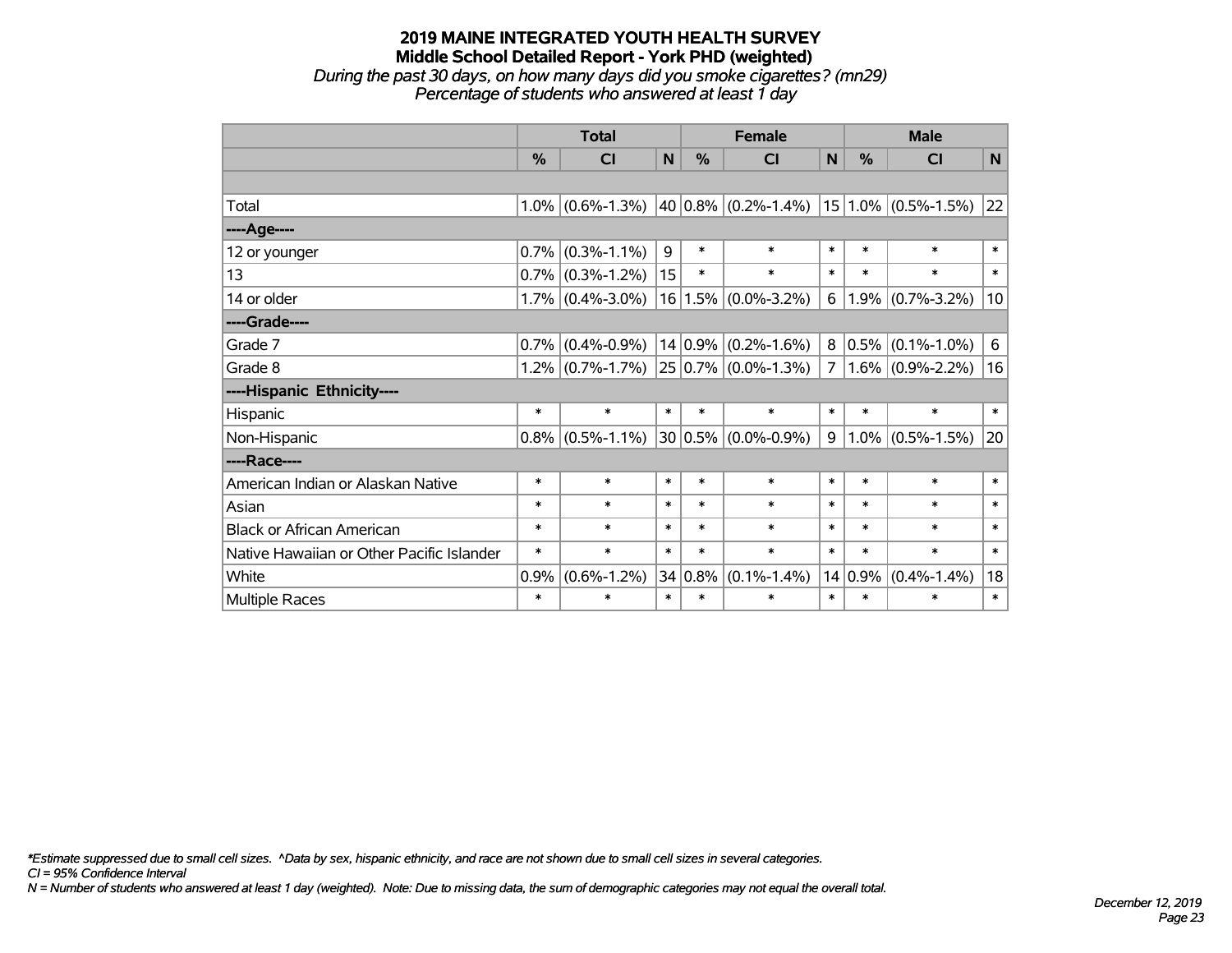# 2019 MAINE INTEGRATED YOUTH HEALTH SURVEY
## Middle School Detailed Report - York PHD (weighted)
*During the past 30 days, on how many days did you smoke cigarettes? (mn29)*
*Percentage of students who answered at least 1 day*

| | Total | | | Female | | | Male | | |
|---|---|---|---|---|---|---|---|---|---|
| | % | CI | N | % | CI | N | % | CI | N |
| | | | | | | | | | |
| Total | 1.0% | (0.6%-1.3%) | 40 | 0.8% | (0.2%-1.4%) | 15 | 1.0% | (0.5%-1.5%) | 22 |
| ----Age---- | | | | | | | | | |
| 12 or younger | 0.7% | (0.3%-1.1%) | 9 | * | * | * | * | * | * |
| 13 | 0.7% | (0.3%-1.2%) | 15 | * | * | * | * | * | * |
| 14 or older | 1.7% | (0.4%-3.0%) | 16 | 1.5% | (0.0%-3.2%) | 6 | 1.9% | (0.7%-3.2%) | 10 |
| ----Grade---- | | | | | | | | | |
| Grade 7 | 0.7% | (0.4%-0.9%) | 14 | 0.9% | (0.2%-1.6%) | 8 | 0.5% | (0.1%-1.0%) | 6 |
| Grade 8 | 1.2% | (0.7%-1.7%) | 25 | 0.7% | (0.0%-1.3%) | 7 | 1.6% | (0.9%-2.2%) | 16 |
| ----Hispanic Ethnicity---- | | | | | | | | | |
| Hispanic | * | * | * | * | * | * | * | * | * |
| Non-Hispanic | 0.8% | (0.5%-1.1%) | 30 | 0.5% | (0.0%-0.9%) | 9 | 1.0% | (0.5%-1.5%) | 20 |
| ----Race---- | | | | | | | | | |
| American Indian or Alaskan Native | * | * | * | * | * | * | * | * | * |
| Asian | * | * | * | * | * | * | * | * | * |
| Black or African American | * | * | * | * | * | * | * | * | * |
| Native Hawaiian or Other Pacific Islander | * | * | * | * | * | * | * | * | * |
| White | 0.9% | (0.6%-1.2%) | 34 | 0.8% | (0.1%-1.4%) | 14 | 0.9% | (0.4%-1.4%) | 18 |
| Multiple Races | * | * | * | * | * | * | * | * | * |

*\*Estimate suppressed due to small cell sizes. ^Data by sex, hispanic ethnicity, and race are not shown due to small cell sizes in several categories.*
*CI = 95% Confidence Interval*
*N = Number of students who answered at least 1 day (weighted). Note: Due to missing data, the sum of demographic categories may not equal the overall total.*

*December 12, 2019*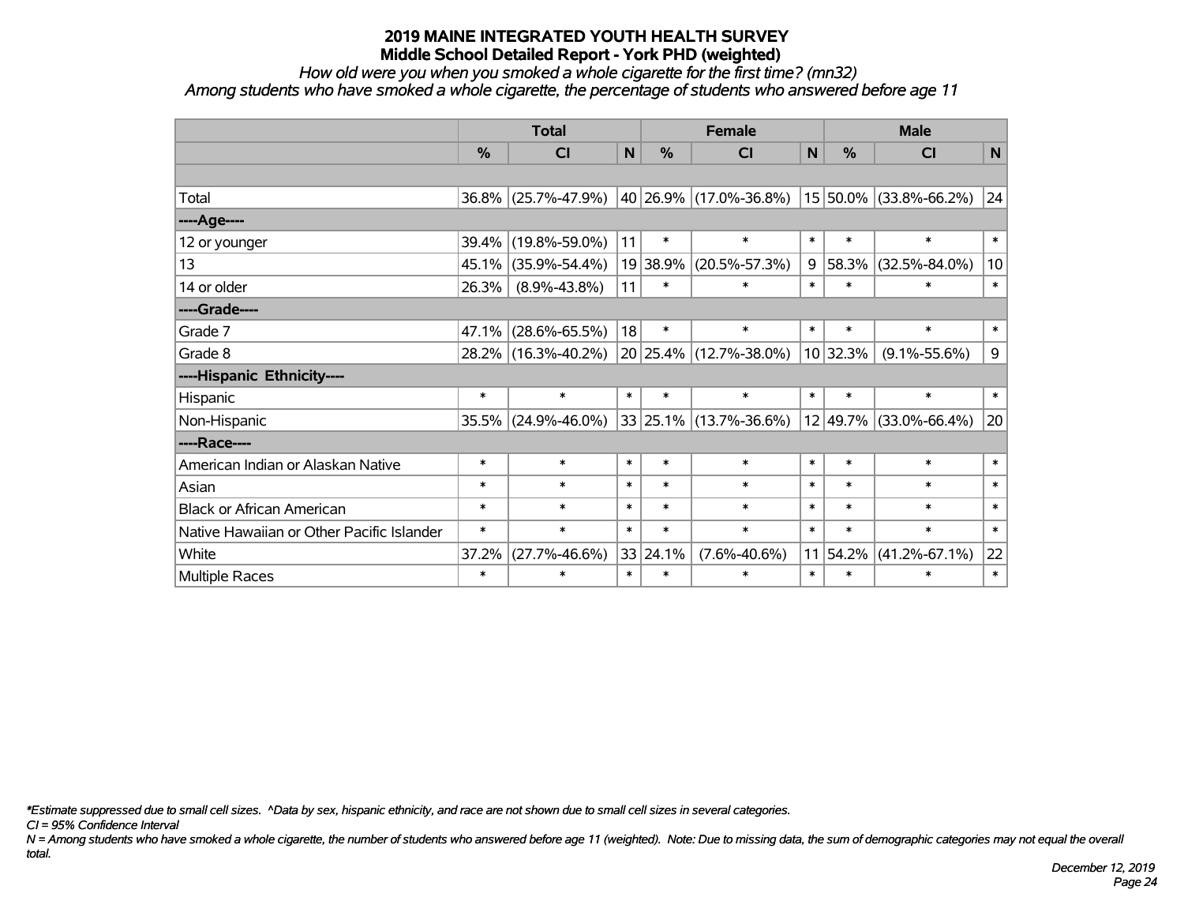# 2019 MAINE INTEGRATED YOUTH HEALTH SURVEY
## Middle School Detailed Report - York PHD (weighted)

*How old were you when you smoked a whole cigarette for the first time? (mn32)*
*Among students who have smoked a whole cigarette, the percentage of students who answered before age 11*

| | Total | | | Female | | | Male | | |
|---|---|---|---|---|---|---|---|---|---|
| | % | CI | N | % | CI | N | % | CI | N |
| Total | 36.8% | (25.7%-47.9%) | 40 | 26.9% | (17.0%-36.8%) | 15 | 50.0% | (33.8%-66.2%) | 24 |
| **----Age----** | | | | | | | | | |
| 12 or younger | 39.4% | (19.8%-59.0%) | 11 | * | * | * | * | * | * |
| 13 | 45.1% | (35.9%-54.4%) | 19 | 38.9% | (20.5%-57.3%) | 9 | 58.3% | (32.5%-84.0%) | 10 |
| 14 or older | 26.3% | (8.9%-43.8%) | 11 | * | * | * | * | * | * |
| **----Grade----** | | | | | | | | | |
| Grade 7 | 47.1% | (28.6%-65.5%) | 18 | * | * | * | * | * | * |
| Grade 8 | 28.2% | (16.3%-40.2%) | 20 | 25.4% | (12.7%-38.0%) | 10 | 32.3% | (9.1%-55.6%) | 9 |
| **----Hispanic Ethnicity----** | | | | | | | | | |
| Hispanic | * | * | * | * | * | * | * | * | * |
| Non-Hispanic | 35.5% | (24.9%-46.0%) | 33 | 25.1% | (13.7%-36.6%) | 12 | 49.7% | (33.0%-66.4%) | 20 |
| **----Race----** | | | | | | | | | |
| American Indian or Alaskan Native | * | * | * | * | * | * | * | * | * |
| Asian | * | * | * | * | * | * | * | * | * |
| Black or African American | * | * | * | * | * | * | * | * | * |
| Native Hawaiian or Other Pacific Islander | * | * | * | * | * | * | * | * | * |
| White | 37.2% | (27.7%-46.6%) | 33 | 24.1% | (7.6%-40.6%) | 11 | 54.2% | (41.2%-67.1%) | 22 |
| Multiple Races | * | * | * | * | * | * | * | * | * |

*\*Estimate suppressed due to small cell sizes. ^Data by sex, hispanic ethnicity, and race are not shown due to small cell sizes in several categories.*

*CI = 95% Confidence Interval*

*N = Among students who have smoked a whole cigarette, the number of students who answered before age 11 (weighted). Note: Due to missing data, the sum of demographic categories may not equal the overall total.*

*December 12, 2019*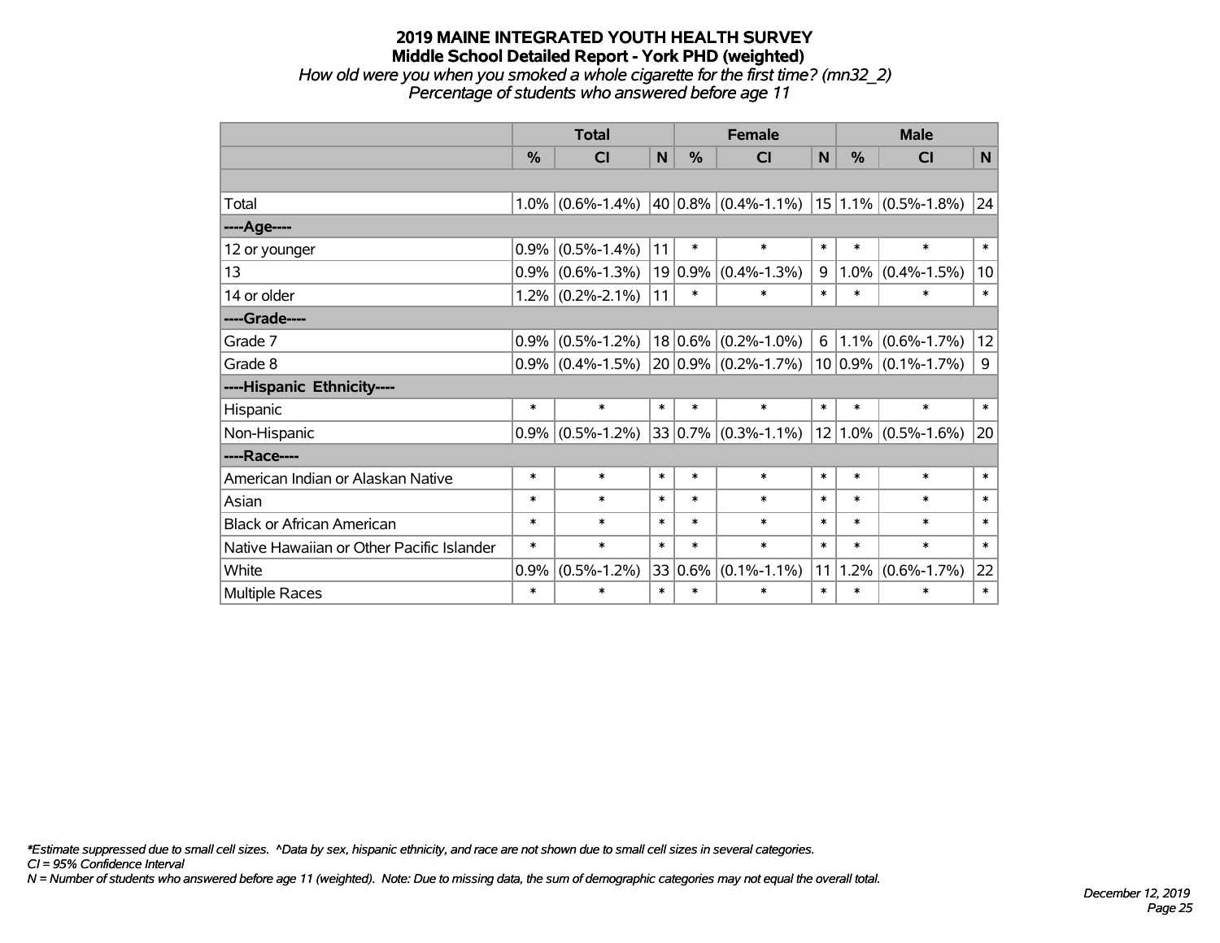# 2019 MAINE INTEGRATED YOUTH HEALTH SURVEY
## Middle School Detailed Report - York PHD (weighted)
*How old were you when you smoked a whole cigarette for the first time? (mn32_2)*
*Percentage of students who answered before age 11*

| | Total | | | Female | | | Male | | |
|---|---|---|---|---|---|---|---|---|---|
| | % | CI | N | % | CI | N | % | CI | N |
| | | | | | | | | | |
| Total | 1.0% | (0.6%-1.4%) | 40 | 0.8% | (0.4%-1.1%) | 15 | 1.1% | (0.5%-1.8%) | 24 |
| ----Age---- | | | | | | | | | |
| 12 or younger | 0.9% | (0.5%-1.4%) | 11 | * | * | * | * | * | * |
| 13 | 0.9% | (0.6%-1.3%) | 19 | 0.9% | (0.4%-1.3%) | 9 | 1.0% | (0.4%-1.5%) | 10 |
| 14 or older | 1.2% | (0.2%-2.1%) | 11 | * | * | * | * | * | * |
| ----Grade---- | | | | | | | | | |
| Grade 7 | 0.9% | (0.5%-1.2%) | 18 | 0.6% | (0.2%-1.0%) | 6 | 1.1% | (0.6%-1.7%) | 12 |
| Grade 8 | 0.9% | (0.4%-1.5%) | 20 | 0.9% | (0.2%-1.7%) | 10 | 0.9% | (0.1%-1.7%) | 9 |
| ----Hispanic Ethnicity---- | | | | | | | | | |
| Hispanic | * | * | * | * | * | * | * | * | * |
| Non-Hispanic | 0.9% | (0.5%-1.2%) | 33 | 0.7% | (0.3%-1.1%) | 12 | 1.0% | (0.5%-1.6%) | 20 |
| ----Race---- | | | | | | | | | |
| American Indian or Alaskan Native | * | * | * | * | * | * | * | * | * |
| Asian | * | * | * | * | * | * | * | * | * |
| Black or African American | * | * | * | * | * | * | * | * | * |
| Native Hawaiian or Other Pacific Islander | * | * | * | * | * | * | * | * | * |
| White | 0.9% | (0.5%-1.2%) | 33 | 0.6% | (0.1%-1.1%) | 11 | 1.2% | (0.6%-1.7%) | 22 |
| Multiple Races | * | * | * | * | * | * | * | * | * |

*\*Estimate suppressed due to small cell sizes. ^Data by sex, hispanic ethnicity, and race are not shown due to small cell sizes in several categories.*
*CI = 95% Confidence Interval*
*N = Number of students who answered before age 11 (weighted). Note: Due to missing data, the sum of demographic categories may not equal the overall total.*

*December 12, 2019*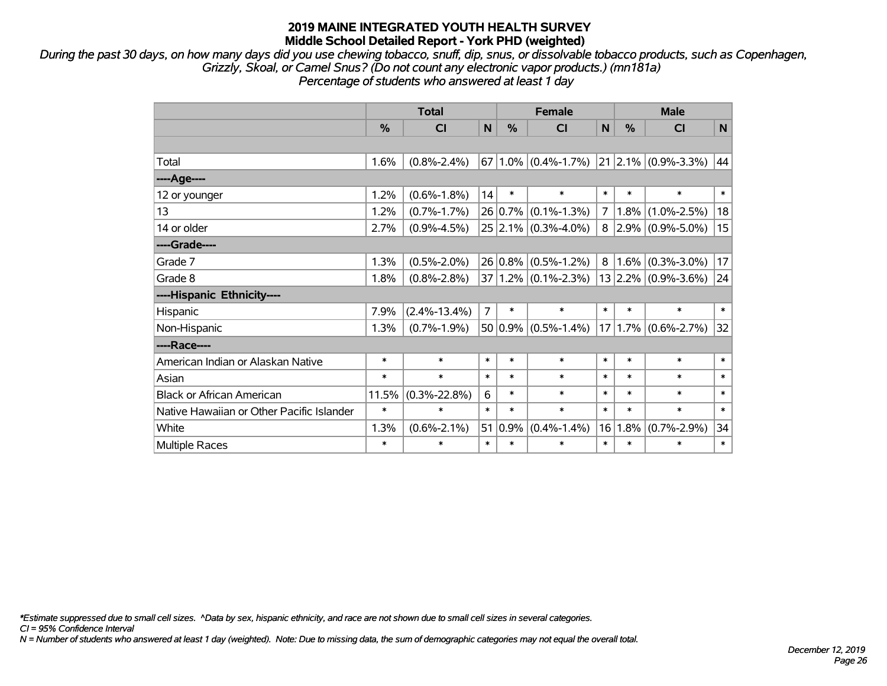# 2019 MAINE INTEGRATED YOUTH HEALTH SURVEY
## Middle School Detailed Report - York PHD (weighted)

*During the past 30 days, on how many days did you use chewing tobacco, snuff, dip, snus, or dissolvable tobacco products, such as Copenhagen, Grizzly, Skoal, or Camel Snus? (Do not count any electronic vapor products.) (mn181a)*
*Percentage of students who answered at least 1 day*

| | Total | | | Female | | | Male | | |
|---|---|---|---|---|---|---|---|---|---|
| | % | CI | N | % | CI | N | % | CI | N |
| Total | 1.6% | (0.8%-2.4%) | 67 | 1.0% | (0.4%-1.7%) | 21 | 2.1% | (0.9%-3.3%) | 44 |
| ----Age---- | | | | | | | | | |
| 12 or younger | 1.2% | (0.6%-1.8%) | 14 | * | * | * | * | * | * |
| 13 | 1.2% | (0.7%-1.7%) | 26 | 0.7% | (0.1%-1.3%) | 7 | 1.8% | (1.0%-2.5%) | 18 |
| 14 or older | 2.7% | (0.9%-4.5%) | 25 | 2.1% | (0.3%-4.0%) | 8 | 2.9% | (0.9%-5.0%) | 15 |
| ----Grade---- | | | | | | | | | |
| Grade 7 | 1.3% | (0.5%-2.0%) | 26 | 0.8% | (0.5%-1.2%) | 8 | 1.6% | (0.3%-3.0%) | 17 |
| Grade 8 | 1.8% | (0.8%-2.8%) | 37 | 1.2% | (0.1%-2.3%) | 13 | 2.2% | (0.9%-3.6%) | 24 |
| ----Hispanic Ethnicity---- | | | | | | | | | |
| Hispanic | 7.9% | (2.4%-13.4%) | 7 | * | * | * | * | * | * |
| Non-Hispanic | 1.3% | (0.7%-1.9%) | 50 | 0.9% | (0.5%-1.4%) | 17 | 1.7% | (0.6%-2.7%) | 32 |
| ----Race---- | | | | | | | | | |
| American Indian or Alaskan Native | * | * | * | * | * | * | * | * | * |
| Asian | * | * | * | * | * | * | * | * | * |
| Black or African American | 11.5% | (0.3%-22.8%) | 6 | * | * | * | * | * | * |
| Native Hawaiian or Other Pacific Islander | * | * | * | * | * | * | * | * | * |
| White | 1.3% | (0.6%-2.1%) | 51 | 0.9% | (0.4%-1.4%) | 16 | 1.8% | (0.7%-2.9%) | 34 |
| Multiple Races | * | * | * | * | * | * | * | * | * |

*\*Estimate suppressed due to small cell sizes. ^Data by sex, hispanic ethnicity, and race are not shown due to small cell sizes in several categories.*
*CI = 95% Confidence Interval*
*N = Number of students who answered at least 1 day (weighted). Note: Due to missing data, the sum of demographic categories may not equal the overall total.*

*December 12, 2019*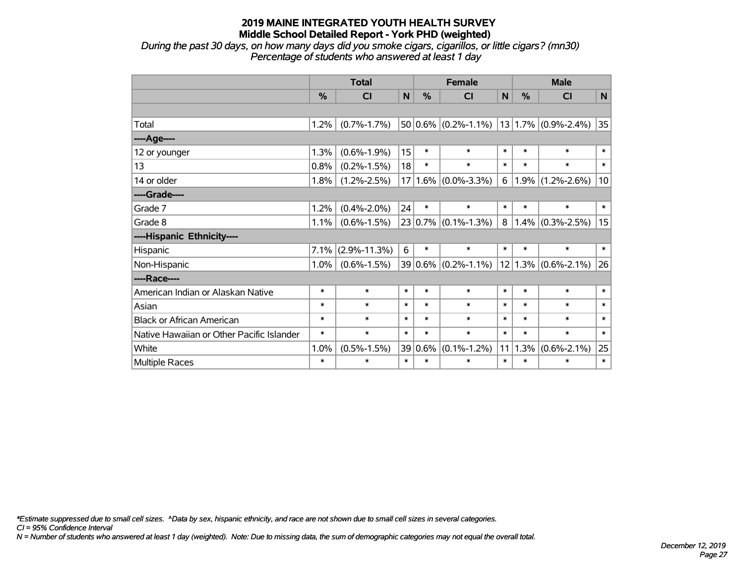# 2019 MAINE INTEGRATED YOUTH HEALTH SURVEY
## Middle School Detailed Report - York PHD (weighted)

*During the past 30 days, on how many days did you smoke cigars, cigarillos, or little cigars? (mn30)*
*Percentage of students who answered at least 1 day*

| | Total | | | Female | | | Male | | |
|---|---|---|---|---|---|---|---|---|---|
| | % | CI | N | % | CI | N | % | CI | N |
| Total | 1.2% | (0.7%-1.7%) | 50 | 0.6% | (0.2%-1.1%) | 13 | 1.7% | (0.9%-2.4%) | 35 |
| ----Age---- | | | | | | | | | |
| 12 or younger | 1.3% | (0.6%-1.9%) | 15 | * | * | * | * | * | * |
| 13 | 0.8% | (0.2%-1.5%) | 18 | * | * | * | * | * | * |
| 14 or older | 1.8% | (1.2%-2.5%) | 17 | 1.6% | (0.0%-3.3%) | 6 | 1.9% | (1.2%-2.6%) | 10 |
| ----Grade---- | | | | | | | | | |
| Grade 7 | 1.2% | (0.4%-2.0%) | 24 | * | * | * | * | * | * |
| Grade 8 | 1.1% | (0.6%-1.5%) | 23 | 0.7% | (0.1%-1.3%) | 8 | 1.4% | (0.3%-2.5%) | 15 |
| ----Hispanic Ethnicity---- | | | | | | | | | |
| Hispanic | 7.1% | (2.9%-11.3%) | 6 | * | * | * | * | * | * |
| Non-Hispanic | 1.0% | (0.6%-1.5%) | 39 | 0.6% | (0.2%-1.1%) | 12 | 1.3% | (0.6%-2.1%) | 26 |
| ----Race---- | | | | | | | | | |
| American Indian or Alaskan Native | * | * | * | * | * | * | * | * | * |
| Asian | * | * | * | * | * | * | * | * | * |
| Black or African American | * | * | * | * | * | * | * | * | * |
| Native Hawaiian or Other Pacific Islander | * | * | * | * | * | * | * | * | * |
| White | 1.0% | (0.5%-1.5%) | 39 | 0.6% | (0.1%-1.2%) | 11 | 1.3% | (0.6%-2.1%) | 25 |
| Multiple Races | * | * | * | * | * | * | * | * | * |

*\*Estimate suppressed due to small cell sizes. ^Data by sex, hispanic ethnicity, and race are not shown due to small cell sizes in several categories.*
*CI = 95% Confidence Interval*
*N = Number of students who answered at least 1 day (weighted). Note: Due to missing data, the sum of demographic categories may not equal the overall total.*

*December 12, 2019*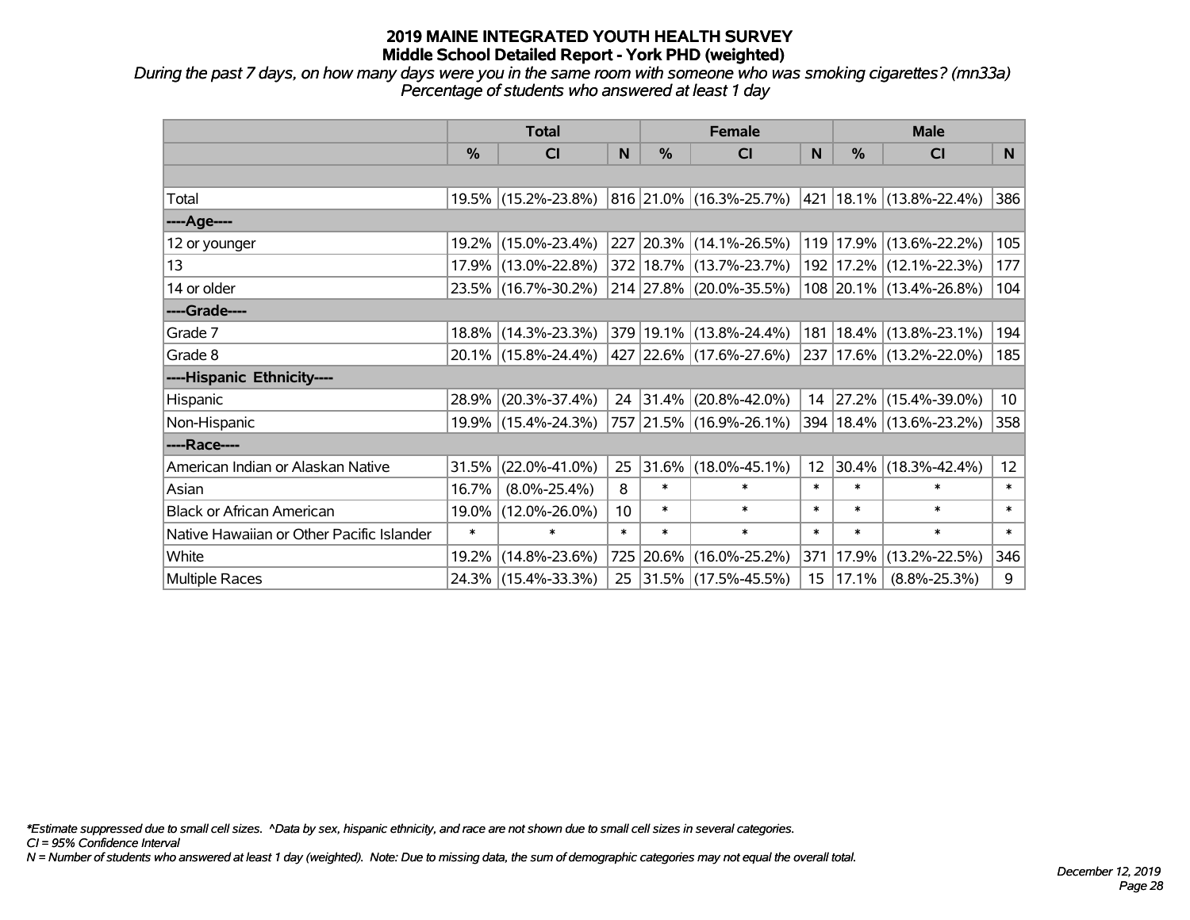# 2019 MAINE INTEGRATED YOUTH HEALTH SURVEY
## Middle School Detailed Report - York PHD (weighted)

*During the past 7 days, on how many days were you in the same room with someone who was smoking cigarettes? (mn33a)*
*Percentage of students who answered at least 1 day*

| | Total | | | Female | | | Male | | |
|---|---|---|---|---|---|---|---|---|---|
| | % | CI | N | % | CI | N | % | CI | N |
| Total | 19.5% | (15.2%-23.8%) | 816 | 21.0% | (16.3%-25.7%) | 421 | 18.1% | (13.8%-22.4%) | 386 |
| ----Age---- | | | | | | | | | |
| 12 or younger | 19.2% | (15.0%-23.4%) | 227 | 20.3% | (14.1%-26.5%) | 119 | 17.9% | (13.6%-22.2%) | 105 |
| 13 | 17.9% | (13.0%-22.8%) | 372 | 18.7% | (13.7%-23.7%) | 192 | 17.2% | (12.1%-22.3%) | 177 |
| 14 or older | 23.5% | (16.7%-30.2%) | 214 | 27.8% | (20.0%-35.5%) | 108 | 20.1% | (13.4%-26.8%) | 104 |
| ----Grade---- | | | | | | | | | |
| Grade 7 | 18.8% | (14.3%-23.3%) | 379 | 19.1% | (13.8%-24.4%) | 181 | 18.4% | (13.8%-23.1%) | 194 |
| Grade 8 | 20.1% | (15.8%-24.4%) | 427 | 22.6% | (17.6%-27.6%) | 237 | 17.6% | (13.2%-22.0%) | 185 |
| ----Hispanic Ethnicity---- | | | | | | | | | |
| Hispanic | 28.9% | (20.3%-37.4%) | 24 | 31.4% | (20.8%-42.0%) | 14 | 27.2% | (15.4%-39.0%) | 10 |
| Non-Hispanic | 19.9% | (15.4%-24.3%) | 757 | 21.5% | (16.9%-26.1%) | 394 | 18.4% | (13.6%-23.2%) | 358 |
| ----Race---- | | | | | | | | | |
| American Indian or Alaskan Native | 31.5% | (22.0%-41.0%) | 25 | 31.6% | (18.0%-45.1%) | 12 | 30.4% | (18.3%-42.4%) | 12 |
| Asian | 16.7% | (8.0%-25.4%) | 8 | * | * | * | * | * | * |
| Black or African American | 19.0% | (12.0%-26.0%) | 10 | * | * | * | * | * | * |
| Native Hawaiian or Other Pacific Islander | * | * | * | * | * | * | * | * | * |
| White | 19.2% | (14.8%-23.6%) | 725 | 20.6% | (16.0%-25.2%) | 371 | 17.9% | (13.2%-22.5%) | 346 |
| Multiple Races | 24.3% | (15.4%-33.3%) | 25 | 31.5% | (17.5%-45.5%) | 15 | 17.1% | (8.8%-25.3%) | 9 |

*Estimate suppressed due to small cell sizes. ^Data by sex, hispanic ethnicity, and race are not shown due to small cell sizes in several categories.
CI = 95% Confidence Interval
N = Number of students who answered at least 1 day (weighted). Note: Due to missing data, the sum of demographic categories may not equal the overall total.

December 12, 2019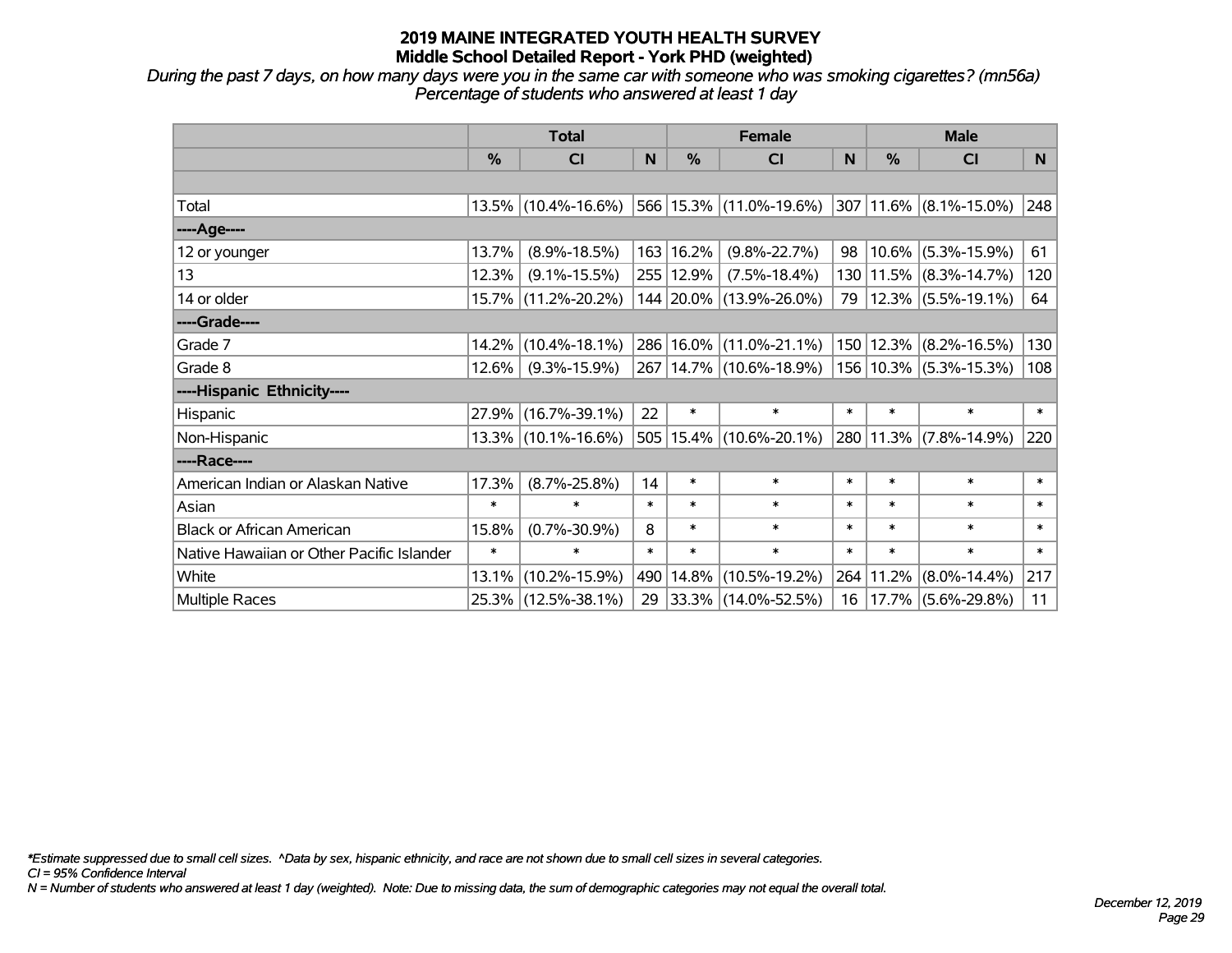# 2019 MAINE INTEGRATED YOUTH HEALTH SURVEY
## Middle School Detailed Report - York PHD (weighted)

*During the past 7 days, on how many days were you in the same car with someone who was smoking cigarettes? (mn56a)*
*Percentage of students who answered at least 1 day*

| | Total | | | Female | | | Male | | |
|---|---|---|---|---|---|---|---|---|---|
| | % | CI | N | % | CI | N | % | CI | N |
| | | | | | | | | | |
| Total | 13.5% | (10.4%-16.6%) | 566 | 15.3% | (11.0%-19.6%) | 307 | 11.6% | (8.1%-15.0%) | 248 |
| ----Age---- | | | | | | | | | |
| 12 or younger | 13.7% | (8.9%-18.5%) | 163 | 16.2% | (9.8%-22.7%) | 98 | 10.6% | (5.3%-15.9%) | 61 |
| 13 | 12.3% | (9.1%-15.5%) | 255 | 12.9% | (7.5%-18.4%) | 130 | 11.5% | (8.3%-14.7%) | 120 |
| 14 or older | 15.7% | (11.2%-20.2%) | 144 | 20.0% | (13.9%-26.0%) | 79 | 12.3% | (5.5%-19.1%) | 64 |
| ----Grade---- | | | | | | | | | |
| Grade 7 | 14.2% | (10.4%-18.1%) | 286 | 16.0% | (11.0%-21.1%) | 150 | 12.3% | (8.2%-16.5%) | 130 |
| Grade 8 | 12.6% | (9.3%-15.9%) | 267 | 14.7% | (10.6%-18.9%) | 156 | 10.3% | (5.3%-15.3%) | 108 |
| ----Hispanic Ethnicity---- | | | | | | | | | |
| Hispanic | 27.9% | (16.7%-39.1%) | 22 | * | * | * | * | * | * |
| Non-Hispanic | 13.3% | (10.1%-16.6%) | 505 | 15.4% | (10.6%-20.1%) | 280 | 11.3% | (7.8%-14.9%) | 220 |
| ----Race---- | | | | | | | | | |
| American Indian or Alaskan Native | 17.3% | (8.7%-25.8%) | 14 | * | * | * | * | * | * |
| Asian | * | * | * | * | * | * | * | * | * |
| Black or African American | 15.8% | (0.7%-30.9%) | 8 | * | * | * | * | * | * |
| Native Hawaiian or Other Pacific Islander | * | * | * | * | * | * | * | * | * |
| White | 13.1% | (10.2%-15.9%) | 490 | 14.8% | (10.5%-19.2%) | 264 | 11.2% | (8.0%-14.4%) | 217 |
| Multiple Races | 25.3% | (12.5%-38.1%) | 29 | 33.3% | (14.0%-52.5%) | 16 | 17.7% | (5.6%-29.8%) | 11 |

*\*Estimate suppressed due to small cell sizes. ^Data by sex, hispanic ethnicity, and race are not shown due to small cell sizes in several categories.*
*CI = 95% Confidence Interval*
*N = Number of students who answered at least 1 day (weighted). Note: Due to missing data, the sum of demographic categories may not equal the overall total.*

*December 12, 2019*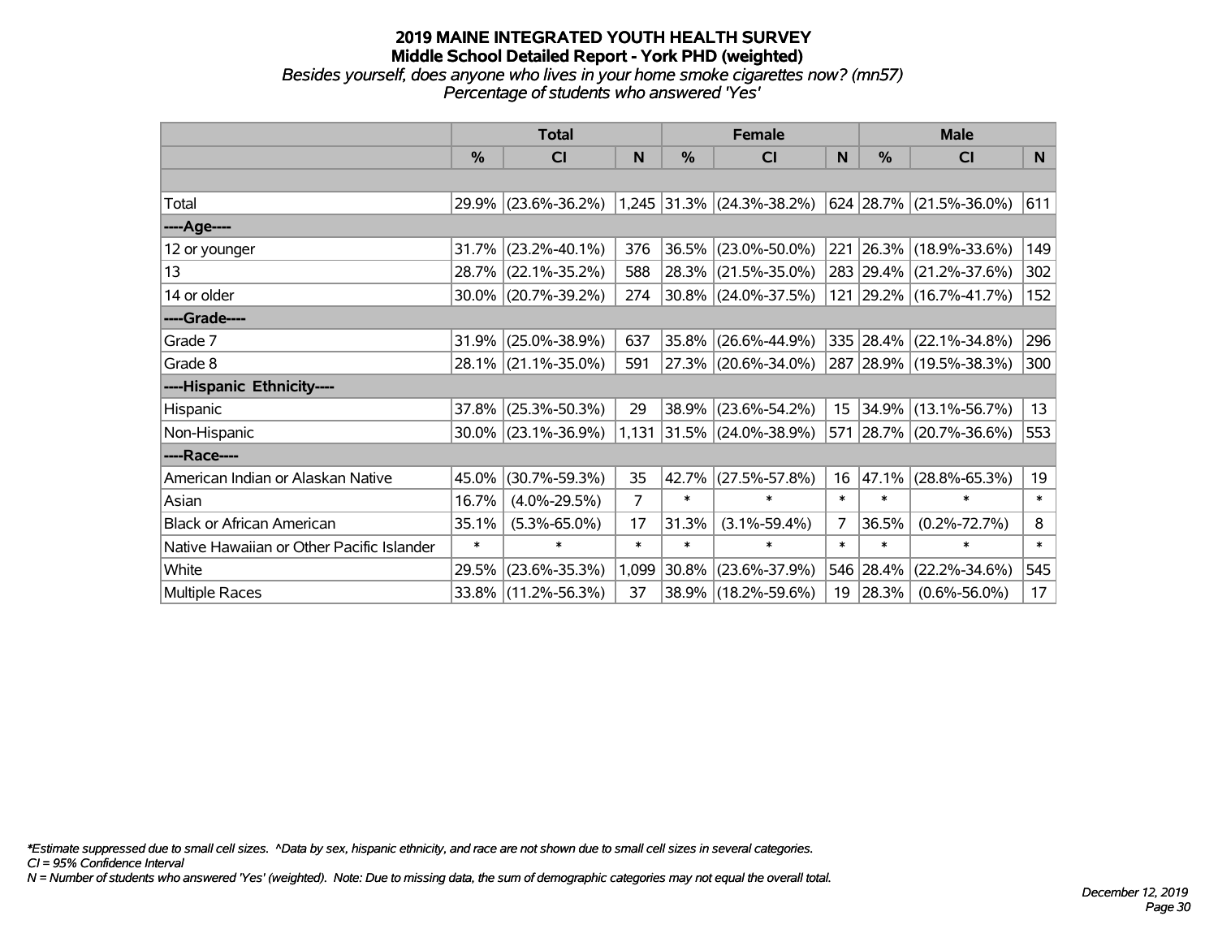# 2019 MAINE INTEGRATED YOUTH HEALTH SURVEY
## Middle School Detailed Report - York PHD (weighted)
*Besides yourself, does anyone who lives in your home smoke cigarettes now? (mn57)*
*Percentage of students who answered 'Yes'*

| | Total | | | Female | | | Male | | |
|---|---|---|---|---|---|---|---|---|---|
| | % | CI | N | % | CI | N | % | CI | N |
| Total | 29.9% | (23.6%-36.2%) | 1,245 | 31.3% | (24.3%-38.2%) | 624 | 28.7% | (21.5%-36.0%) | 611 |
| ----Age---- | | | | | | | | | |
| 12 or younger | 31.7% | (23.2%-40.1%) | 376 | 36.5% | (23.0%-50.0%) | 221 | 26.3% | (18.9%-33.6%) | 149 |
| 13 | 28.7% | (22.1%-35.2%) | 588 | 28.3% | (21.5%-35.0%) | 283 | 29.4% | (21.2%-37.6%) | 302 |
| 14 or older | 30.0% | (20.7%-39.2%) | 274 | 30.8% | (24.0%-37.5%) | 121 | 29.2% | (16.7%-41.7%) | 152 |
| ----Grade---- | | | | | | | | | |
| Grade 7 | 31.9% | (25.0%-38.9%) | 637 | 35.8% | (26.6%-44.9%) | 335 | 28.4% | (22.1%-34.8%) | 296 |
| Grade 8 | 28.1% | (21.1%-35.0%) | 591 | 27.3% | (20.6%-34.0%) | 287 | 28.9% | (19.5%-38.3%) | 300 |
| ----Hispanic Ethnicity---- | | | | | | | | | |
| Hispanic | 37.8% | (25.3%-50.3%) | 29 | 38.9% | (23.6%-54.2%) | 15 | 34.9% | (13.1%-56.7%) | 13 |
| Non-Hispanic | 30.0% | (23.1%-36.9%) | 1,131 | 31.5% | (24.0%-38.9%) | 571 | 28.7% | (20.7%-36.6%) | 553 |
| ----Race---- | | | | | | | | | |
| American Indian or Alaskan Native | 45.0% | (30.7%-59.3%) | 35 | 42.7% | (27.5%-57.8%) | 16 | 47.1% | (28.8%-65.3%) | 19 |
| Asian | 16.7% | (4.0%-29.5%) | 7 | * | * | * | * | * | * |
| Black or African American | 35.1% | (5.3%-65.0%) | 17 | 31.3% | (3.1%-59.4%) | 7 | 36.5% | (0.2%-72.7%) | 8 |
| Native Hawaiian or Other Pacific Islander | * | * | * | * | * | * | * | * | * |
| White | 29.5% | (23.6%-35.3%) | 1,099 | 30.8% | (23.6%-37.9%) | 546 | 28.4% | (22.2%-34.6%) | 545 |
| Multiple Races | 33.8% | (11.2%-56.3%) | 37 | 38.9% | (18.2%-59.6%) | 19 | 28.3% | (0.6%-56.0%) | 17 |

*\*Estimate suppressed due to small cell sizes. ^Data by sex, hispanic ethnicity, and race are not shown due to small cell sizes in several categories.*
*CI = 95% Confidence Interval*
*N = Number of students who answered 'Yes' (weighted). Note: Due to missing data, the sum of demographic categories may not equal the overall total.*

*December 12, 2019*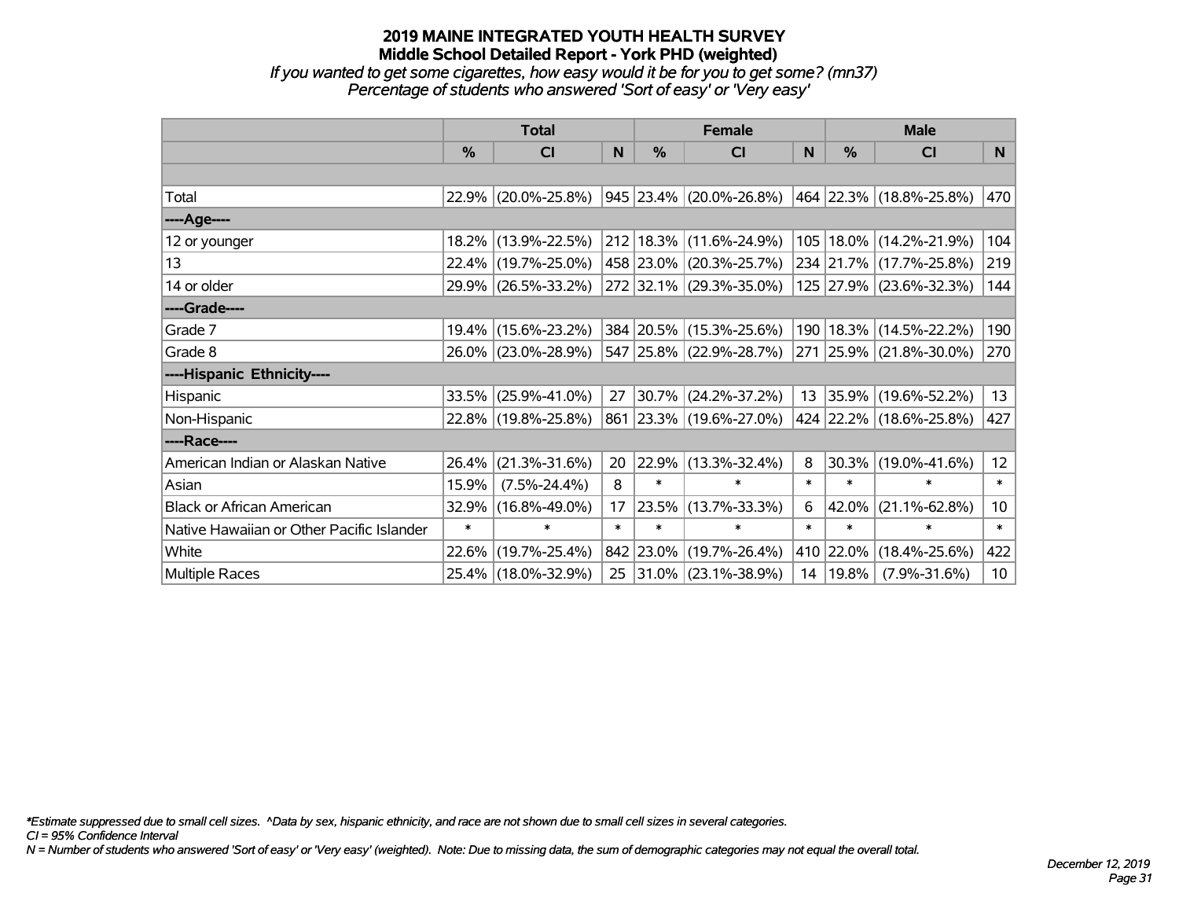# 2019 MAINE INTEGRATED YOUTH HEALTH SURVEY
## Middle School Detailed Report - York PHD (weighted)
*If you wanted to get some cigarettes, how easy would it be for you to get some? (mn37)*
*Percentage of students who answered 'Sort of easy' or 'Very easy'*

| | Total | | | Female | | | Male | | |
|---|---|---|---|---|---|---|---|---|---|
| | % | CI | N | % | CI | N | % | CI | N |
| Total | 22.9% | (20.0%-25.8%) | 945 | 23.4% | (20.0%-26.8%) | 464 | 22.3% | (18.8%-25.8%) | 470 |
| ----Age---- | | | | | | | | | |
| 12 or younger | 18.2% | (13.9%-22.5%) | 212 | 18.3% | (11.6%-24.9%) | 105 | 18.0% | (14.2%-21.9%) | 104 |
| 13 | 22.4% | (19.7%-25.0%) | 458 | 23.0% | (20.3%-25.7%) | 234 | 21.7% | (17.7%-25.8%) | 219 |
| 14 or older | 29.9% | (26.5%-33.2%) | 272 | 32.1% | (29.3%-35.0%) | 125 | 27.9% | (23.6%-32.3%) | 144 |
| ----Grade---- | | | | | | | | | |
| Grade 7 | 19.4% | (15.6%-23.2%) | 384 | 20.5% | (15.3%-25.6%) | 190 | 18.3% | (14.5%-22.2%) | 190 |
| Grade 8 | 26.0% | (23.0%-28.9%) | 547 | 25.8% | (22.9%-28.7%) | 271 | 25.9% | (21.8%-30.0%) | 270 |
| ----Hispanic Ethnicity---- | | | | | | | | | |
| Hispanic | 33.5% | (25.9%-41.0%) | 27 | 30.7% | (24.2%-37.2%) | 13 | 35.9% | (19.6%-52.2%) | 13 |
| Non-Hispanic | 22.8% | (19.8%-25.8%) | 861 | 23.3% | (19.6%-27.0%) | 424 | 22.2% | (18.6%-25.8%) | 427 |
| ----Race---- | | | | | | | | | |
| American Indian or Alaskan Native | 26.4% | (21.3%-31.6%) | 20 | 22.9% | (13.3%-32.4%) | 8 | 30.3% | (19.0%-41.6%) | 12 |
| Asian | 15.9% | (7.5%-24.4%) | 8 | * | * | * | * | * | * |
| Black or African American | 32.9% | (16.8%-49.0%) | 17 | 23.5% | (13.7%-33.3%) | 6 | 42.0% | (21.1%-62.8%) | 10 |
| Native Hawaiian or Other Pacific Islander | * | * | * | * | * | * | * | * | * |
| White | 22.6% | (19.7%-25.4%) | 842 | 23.0% | (19.7%-26.4%) | 410 | 22.0% | (18.4%-25.6%) | 422 |
| Multiple Races | 25.4% | (18.0%-32.9%) | 25 | 31.0% | (23.1%-38.9%) | 14 | 19.8% | (7.9%-31.6%) | 10 |

*Estimate suppressed due to small cell sizes. ^Data by sex, hispanic ethnicity, and race are not shown due to small cell sizes in several categories.
CI = 95% Confidence Interval
N = Number of students who answered 'Sort of easy' or 'Very easy' (weighted). Note: Due to missing data, the sum of demographic categories may not equal the overall total.

*December 12, 2019*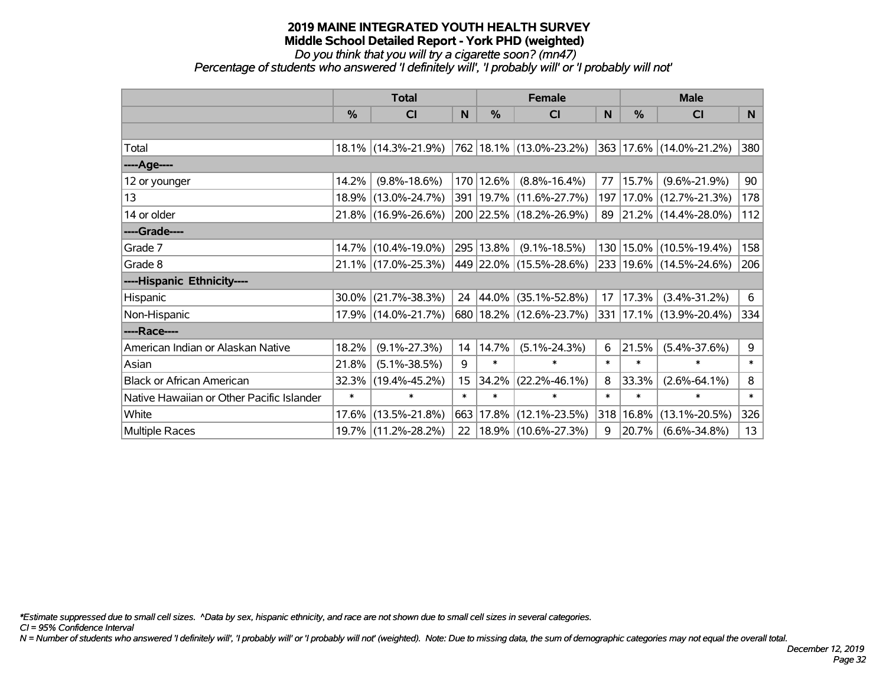# 2019 MAINE INTEGRATED YOUTH HEALTH SURVEY

## Middle School Detailed Report - York PHD (weighted)

*Do you think that you will try a cigarette soon? (mn47)*

*Percentage of students who answered 'I definitely will', 'I probably will' or 'I probably will not'*

| | Total | | | Female | | | Male | | |
|---|---|---|---|---|---|---|---|---|---|
| | % | CI | N | % | CI | N | % | CI | N |
| Total | 18.1% | (14.3%-21.9%) | 762 | 18.1% | (13.0%-23.2%) | 363 | 17.6% | (14.0%-21.2%) | 380 |
| ----Age---- | | | | | | | | | |
| 12 or younger | 14.2% | (9.8%-18.6%) | 170 | 12.6% | (8.8%-16.4%) | 77 | 15.7% | (9.6%-21.9%) | 90 |
| 13 | 18.9% | (13.0%-24.7%) | 391 | 19.7% | (11.6%-27.7%) | 197 | 17.0% | (12.7%-21.3%) | 178 |
| 14 or older | 21.8% | (16.9%-26.6%) | 200 | 22.5% | (18.2%-26.9%) | 89 | 21.2% | (14.4%-28.0%) | 112 |
| ----Grade---- | | | | | | | | | |
| Grade 7 | 14.7% | (10.4%-19.0%) | 295 | 13.8% | (9.1%-18.5%) | 130 | 15.0% | (10.5%-19.4%) | 158 |
| Grade 8 | 21.1% | (17.0%-25.3%) | 449 | 22.0% | (15.5%-28.6%) | 233 | 19.6% | (14.5%-24.6%) | 206 |
| ----Hispanic Ethnicity---- | | | | | | | | | |
| Hispanic | 30.0% | (21.7%-38.3%) | 24 | 44.0% | (35.1%-52.8%) | 17 | 17.3% | (3.4%-31.2%) | 6 |
| Non-Hispanic | 17.9% | (14.0%-21.7%) | 680 | 18.2% | (12.6%-23.7%) | 331 | 17.1% | (13.9%-20.4%) | 334 |
| ----Race---- | | | | | | | | | |
| American Indian or Alaskan Native | 18.2% | (9.1%-27.3%) | 14 | 14.7% | (5.1%-24.3%) | 6 | 21.5% | (5.4%-37.6%) | 9 |
| Asian | 21.8% | (5.1%-38.5%) | 9 | * | * | * | * | * | * |
| Black or African American | 32.3% | (19.4%-45.2%) | 15 | 34.2% | (22.2%-46.1%) | 8 | 33.3% | (2.6%-64.1%) | 8 |
| Native Hawaiian or Other Pacific Islander | * | * | * | * | * | * | * | * | * |
| White | 17.6% | (13.5%-21.8%) | 663 | 17.8% | (12.1%-23.5%) | 318 | 16.8% | (13.1%-20.5%) | 326 |
| Multiple Races | 19.7% | (11.2%-28.2%) | 22 | 18.9% | (10.6%-27.3%) | 9 | 20.7% | (6.6%-34.8%) | 13 |

*\*Estimate suppressed due to small cell sizes. ^Data by sex, hispanic ethnicity, and race are not shown due to small cell sizes in several categories.*

*CI = 95% Confidence Interval*

*N = Number of students who answered 'I definitely will', 'I probably will' or 'I probably will not' (weighted). Note: Due to missing data, the sum of demographic categories may not equal the overall total.*

*December 12, 2019*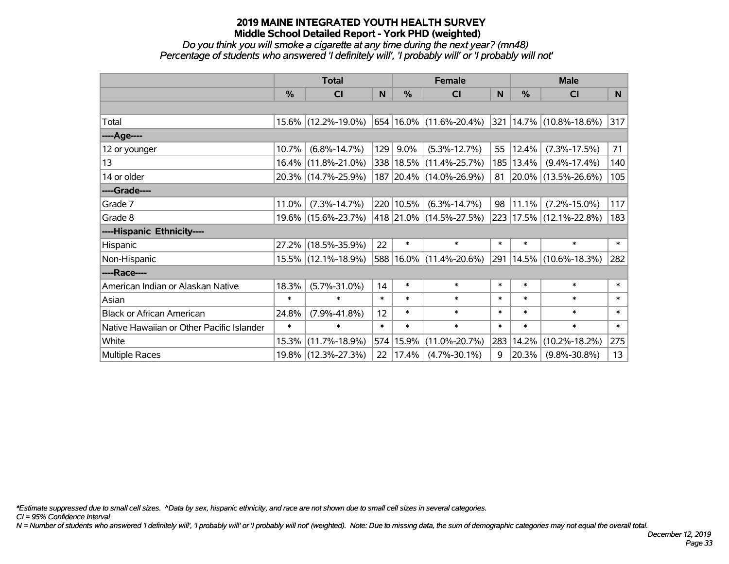# 2019 MAINE INTEGRATED YOUTH HEALTH SURVEY
## Middle School Detailed Report - York PHD (weighted)

*Do you think you will smoke a cigarette at any time during the next year? (mn48)*
*Percentage of students who answered 'I definitely will', 'I probably will' or 'I probably will not'*

| | Total | | | Female | | | Male | | |
|---|---|---|---|---|---|---|---|---|---|
| | % | CI | N | % | CI | N | % | CI | N |
| | | | | | | | | | |
| Total | 15.6% | (12.2%-19.0%) | 654 | 16.0% | (11.6%-20.4%) | 321 | 14.7% | (10.8%-18.6%) | 317 |
| ----Age---- | | | | | | | | | |
| 12 or younger | 10.7% | (6.8%-14.7%) | 129 | 9.0% | (5.3%-12.7%) | 55 | 12.4% | (7.3%-17.5%) | 71 |
| 13 | 16.4% | (11.8%-21.0%) | 338 | 18.5% | (11.4%-25.7%) | 185 | 13.4% | (9.4%-17.4%) | 140 |
| 14 or older | 20.3% | (14.7%-25.9%) | 187 | 20.4% | (14.0%-26.9%) | 81 | 20.0% | (13.5%-26.6%) | 105 |
| ----Grade---- | | | | | | | | | |
| Grade 7 | 11.0% | (7.3%-14.7%) | 220 | 10.5% | (6.3%-14.7%) | 98 | 11.1% | (7.2%-15.0%) | 117 |
| Grade 8 | 19.6% | (15.6%-23.7%) | 418 | 21.0% | (14.5%-27.5%) | 223 | 17.5% | (12.1%-22.8%) | 183 |
| ----Hispanic Ethnicity---- | | | | | | | | | |
| Hispanic | 27.2% | (18.5%-35.9%) | 22 | * | * | * | * | * | * |
| Non-Hispanic | 15.5% | (12.1%-18.9%) | 588 | 16.0% | (11.4%-20.6%) | 291 | 14.5% | (10.6%-18.3%) | 282 |
| ----Race---- | | | | | | | | | |
| American Indian or Alaskan Native | 18.3% | (5.7%-31.0%) | 14 | * | * | * | * | * | * |
| Asian | * | * | * | * | * | * | * | * | * |
| Black or African American | 24.8% | (7.9%-41.8%) | 12 | * | * | * | * | * | * |
| Native Hawaiian or Other Pacific Islander | * | * | * | * | * | * | * | * | * |
| White | 15.3% | (11.7%-18.9%) | 574 | 15.9% | (11.0%-20.7%) | 283 | 14.2% | (10.2%-18.2%) | 275 |
| Multiple Races | 19.8% | (12.3%-27.3%) | 22 | 17.4% | (4.7%-30.1%) | 9 | 20.3% | (9.8%-30.8%) | 13 |

*\*Estimate suppressed due to small cell sizes. ^Data by sex, hispanic ethnicity, and race are not shown due to small cell sizes in several categories.*
*CI = 95% Confidence Interval*
*N = Number of students who answered 'I definitely will', 'I probably will' or 'I probably will not' (weighted). Note: Due to missing data, the sum of demographic categories may not equal the overall total.*

*December 12, 2019*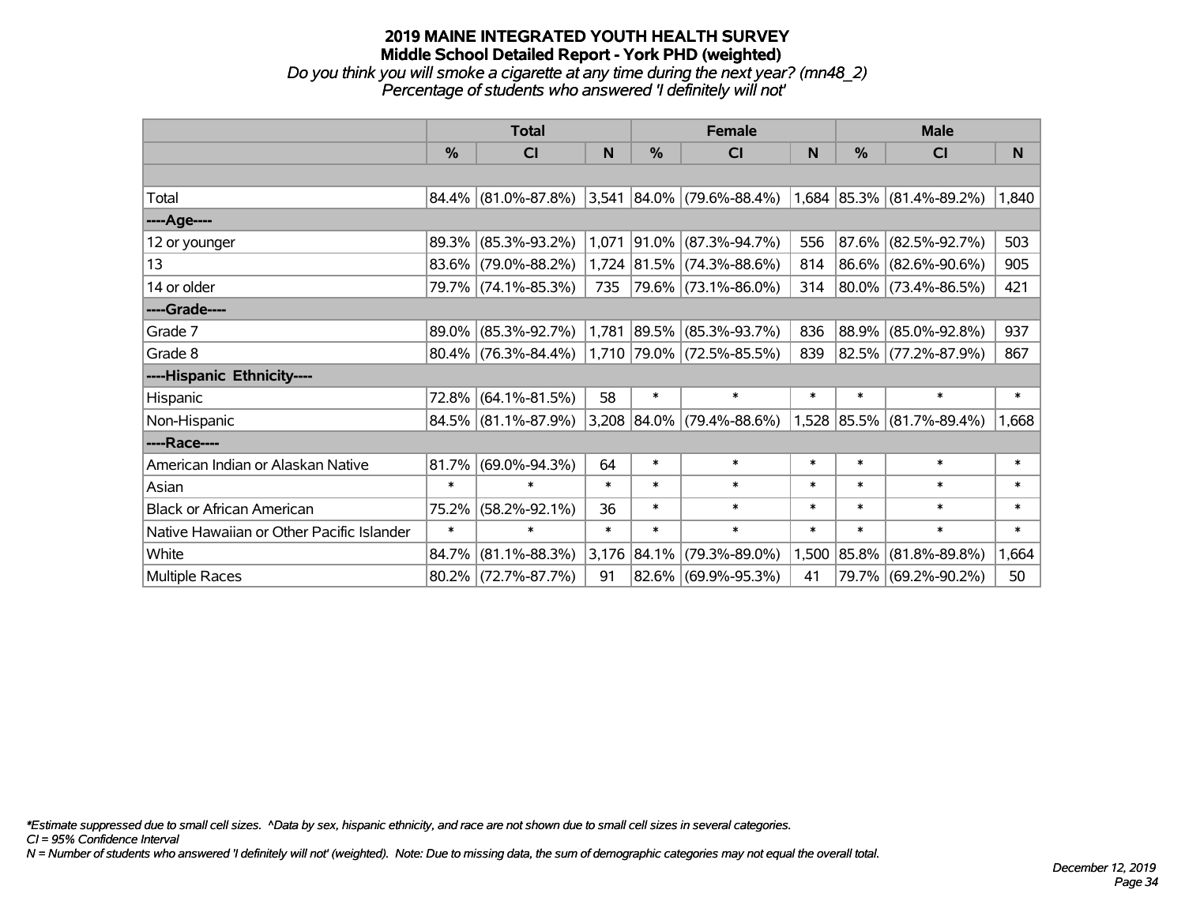# 2019 MAINE INTEGRATED YOUTH HEALTH SURVEY
## Middle School Detailed Report - York PHD (weighted)
*Do you think you will smoke a cigarette at any time during the next year? (mn48_2)*
*Percentage of students who answered 'I definitely will not'*

| | Total | | | Female | | | Male | | |
|---|---|---|---|---|---|---|---|---|---|
| | % | CI | N | % | CI | N | % | CI | N |
| | | | | | | | | | |
| Total | 84.4% | (81.0%-87.8%) | 3,541 | 84.0% | (79.6%-88.4%) | 1,684 | 85.3% | (81.4%-89.2%) | 1,840 |
| ----Age---- | | | | | | | | | |
| 12 or younger | 89.3% | (85.3%-93.2%) | 1,071 | 91.0% | (87.3%-94.7%) | 556 | 87.6% | (82.5%-92.7%) | 503 |
| 13 | 83.6% | (79.0%-88.2%) | 1,724 | 81.5% | (74.3%-88.6%) | 814 | 86.6% | (82.6%-90.6%) | 905 |
| 14 or older | 79.7% | (74.1%-85.3%) | 735 | 79.6% | (73.1%-86.0%) | 314 | 80.0% | (73.4%-86.5%) | 421 |
| ----Grade---- | | | | | | | | | |
| Grade 7 | 89.0% | (85.3%-92.7%) | 1,781 | 89.5% | (85.3%-93.7%) | 836 | 88.9% | (85.0%-92.8%) | 937 |
| Grade 8 | 80.4% | (76.3%-84.4%) | 1,710 | 79.0% | (72.5%-85.5%) | 839 | 82.5% | (77.2%-87.9%) | 867 |
| ----Hispanic Ethnicity---- | | | | | | | | | |
| Hispanic | 72.8% | (64.1%-81.5%) | 58 | * | * | * | * | * | * |
| Non-Hispanic | 84.5% | (81.1%-87.9%) | 3,208 | 84.0% | (79.4%-88.6%) | 1,528 | 85.5% | (81.7%-89.4%) | 1,668 |
| ----Race---- | | | | | | | | | |
| American Indian or Alaskan Native | 81.7% | (69.0%-94.3%) | 64 | * | * | * | * | * | * |
| Asian | * | * | * | * | * | * | * | * | * |
| Black or African American | 75.2% | (58.2%-92.1%) | 36 | * | * | * | * | * | * |
| Native Hawaiian or Other Pacific Islander | * | * | * | * | * | * | * | * | * |
| White | 84.7% | (81.1%-88.3%) | 3,176 | 84.1% | (79.3%-89.0%) | 1,500 | 85.8% | (81.8%-89.8%) | 1,664 |
| Multiple Races | 80.2% | (72.7%-87.7%) | 91 | 82.6% | (69.9%-95.3%) | 41 | 79.7% | (69.2%-90.2%) | 50 |

*\*Estimate suppressed due to small cell sizes. ^Data by sex, hispanic ethnicity, and race are not shown due to small cell sizes in several categories.*
*CI = 95% Confidence Interval*
*N = Number of students who answered 'I definitely will not' (weighted). Note: Due to missing data, the sum of demographic categories may not equal the overall total.*

*December 12, 2019*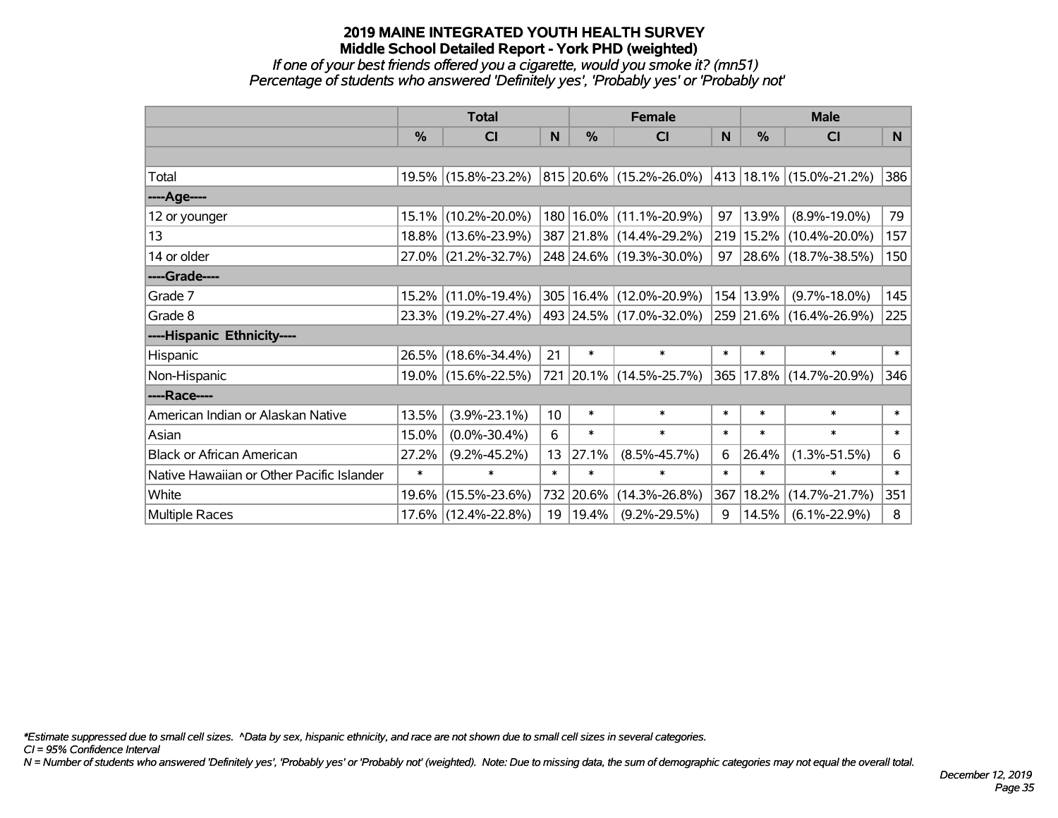# 2019 MAINE INTEGRATED YOUTH HEALTH SURVEY
## Middle School Detailed Report - York PHD (weighted)
*If one of your best friends offered you a cigarette, would you smoke it? (mn51)*
*Percentage of students who answered 'Definitely yes', 'Probably yes' or 'Probably not'*

| | Total | | | Female | | | Male | | |
|---|---|---|---|---|---|---|---|---|---|
| | % | CI | N | % | CI | N | % | CI | N |
| Total | 19.5% | (15.8%-23.2%) | 815 | 20.6% | (15.2%-26.0%) | 413 | 18.1% | (15.0%-21.2%) | 386 |
| ----Age---- | | | | | | | | | |
| 12 or younger | 15.1% | (10.2%-20.0%) | 180 | 16.0% | (11.1%-20.9%) | 97 | 13.9% | (8.9%-19.0%) | 79 |
| 13 | 18.8% | (13.6%-23.9%) | 387 | 21.8% | (14.4%-29.2%) | 219 | 15.2% | (10.4%-20.0%) | 157 |
| 14 or older | 27.0% | (21.2%-32.7%) | 248 | 24.6% | (19.3%-30.0%) | 97 | 28.6% | (18.7%-38.5%) | 150 |
| ----Grade---- | | | | | | | | | |
| Grade 7 | 15.2% | (11.0%-19.4%) | 305 | 16.4% | (12.0%-20.9%) | 154 | 13.9% | (9.7%-18.0%) | 145 |
| Grade 8 | 23.3% | (19.2%-27.4%) | 493 | 24.5% | (17.0%-32.0%) | 259 | 21.6% | (16.4%-26.9%) | 225 |
| ----Hispanic Ethnicity---- | | | | | | | | | |
| Hispanic | 26.5% | (18.6%-34.4%) | 21 | * | * | * | * | * | * |
| Non-Hispanic | 19.0% | (15.6%-22.5%) | 721 | 20.1% | (14.5%-25.7%) | 365 | 17.8% | (14.7%-20.9%) | 346 |
| ----Race---- | | | | | | | | | |
| American Indian or Alaskan Native | 13.5% | (3.9%-23.1%) | 10 | * | * | * | * | * | * |
| Asian | 15.0% | (0.0%-30.4%) | 6 | * | * | * | * | * | * |
| Black or African American | 27.2% | (9.2%-45.2%) | 13 | 27.1% | (8.5%-45.7%) | 6 | 26.4% | (1.3%-51.5%) | 6 |
| Native Hawaiian or Other Pacific Islander | * | * | * | * | * | * | * | * | * |
| White | 19.6% | (15.5%-23.6%) | 732 | 20.6% | (14.3%-26.8%) | 367 | 18.2% | (14.7%-21.7%) | 351 |
| Multiple Races | 17.6% | (12.4%-22.8%) | 19 | 19.4% | (9.2%-29.5%) | 9 | 14.5% | (6.1%-22.9%) | 8 |

*\*Estimate suppressed due to small cell sizes. ^Data by sex, hispanic ethnicity, and race are not shown due to small cell sizes in several categories.*
*CI = 95% Confidence Interval*
*N = Number of students who answered 'Definitely yes', 'Probably yes' or 'Probably not' (weighted). Note: Due to missing data, the sum of demographic categories may not equal the overall total.*

*December 12, 2019*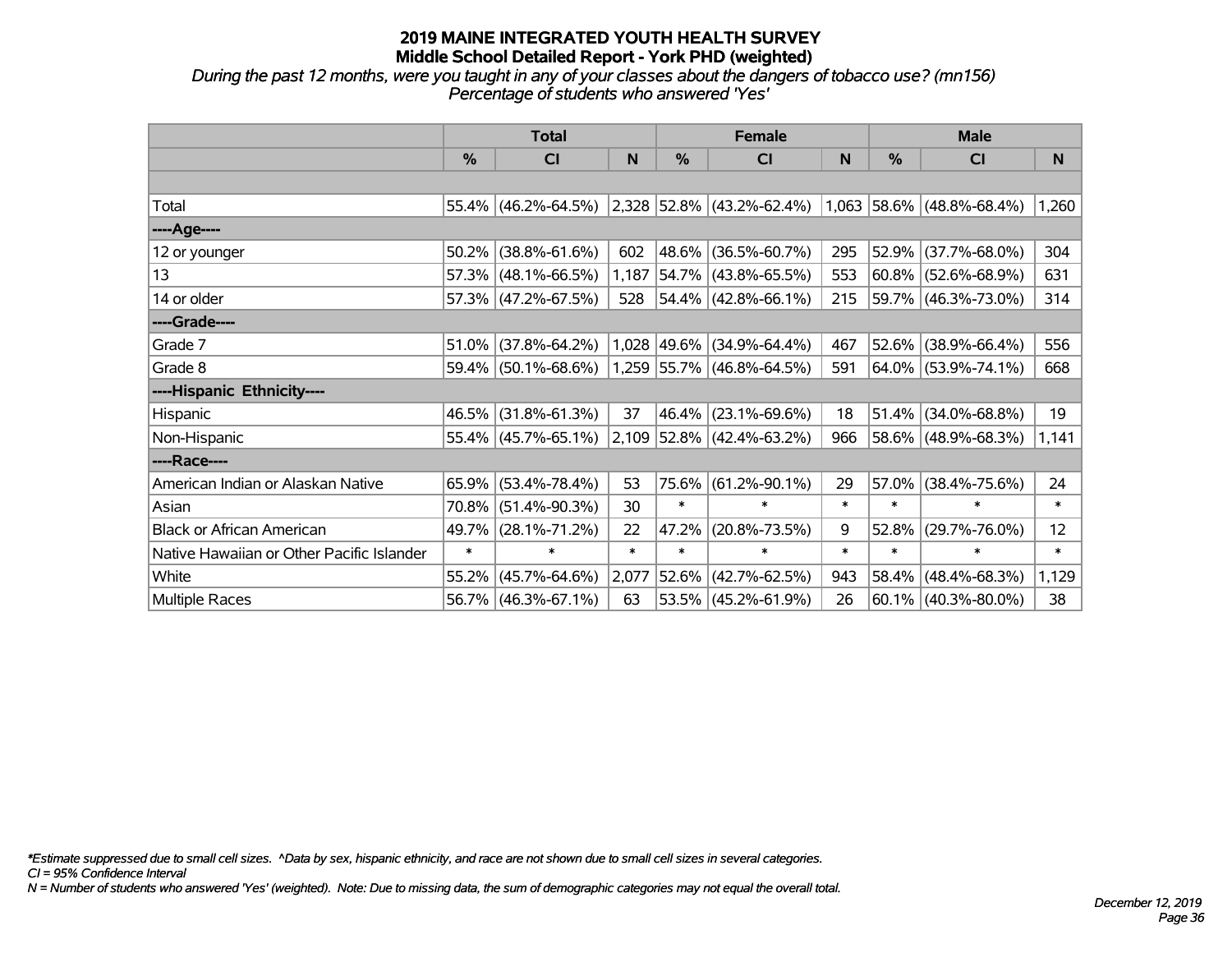# 2019 MAINE INTEGRATED YOUTH HEALTH SURVEY
## Middle School Detailed Report - York PHD (weighted)

*During the past 12 months, were you taught in any of your classes about the dangers of tobacco use? (mn156)*
*Percentage of students who answered 'Yes'*

| | Total | | | Female | | | Male | | |
|---|---|---|---|---|---|---|---|---|---|
| | % | CI | N | % | CI | N | % | CI | N |
| | | | | | | | | | |
| Total | 55.4% | (46.2%-64.5%) | 2,328 | 52.8% | (43.2%-62.4%) | 1,063 | 58.6% | (48.8%-68.4%) | 1,260 |
| ----Age---- | | | | | | | | | |
| 12 or younger | 50.2% | (38.8%-61.6%) | 602 | 48.6% | (36.5%-60.7%) | 295 | 52.9% | (37.7%-68.0%) | 304 |
| 13 | 57.3% | (48.1%-66.5%) | 1,187 | 54.7% | (43.8%-65.5%) | 553 | 60.8% | (52.6%-68.9%) | 631 |
| 14 or older | 57.3% | (47.2%-67.5%) | 528 | 54.4% | (42.8%-66.1%) | 215 | 59.7% | (46.3%-73.0%) | 314 |
| ----Grade---- | | | | | | | | | |
| Grade 7 | 51.0% | (37.8%-64.2%) | 1,028 | 49.6% | (34.9%-64.4%) | 467 | 52.6% | (38.9%-66.4%) | 556 |
| Grade 8 | 59.4% | (50.1%-68.6%) | 1,259 | 55.7% | (46.8%-64.5%) | 591 | 64.0% | (53.9%-74.1%) | 668 |
| ----Hispanic Ethnicity---- | | | | | | | | | |
| Hispanic | 46.5% | (31.8%-61.3%) | 37 | 46.4% | (23.1%-69.6%) | 18 | 51.4% | (34.0%-68.8%) | 19 |
| Non-Hispanic | 55.4% | (45.7%-65.1%) | 2,109 | 52.8% | (42.4%-63.2%) | 966 | 58.6% | (48.9%-68.3%) | 1,141 |
| ----Race---- | | | | | | | | | |
| American Indian or Alaskan Native | 65.9% | (53.4%-78.4%) | 53 | 75.6% | (61.2%-90.1%) | 29 | 57.0% | (38.4%-75.6%) | 24 |
| Asian | 70.8% | (51.4%-90.3%) | 30 | * | * | * | * | * | * |
| Black or African American | 49.7% | (28.1%-71.2%) | 22 | 47.2% | (20.8%-73.5%) | 9 | 52.8% | (29.7%-76.0%) | 12 |
| Native Hawaiian or Other Pacific Islander | * | * | * | * | * | * | * | * | * |
| White | 55.2% | (45.7%-64.6%) | 2,077 | 52.6% | (42.7%-62.5%) | 943 | 58.4% | (48.4%-68.3%) | 1,129 |
| Multiple Races | 56.7% | (46.3%-67.1%) | 63 | 53.5% | (45.2%-61.9%) | 26 | 60.1% | (40.3%-80.0%) | 38 |

*\*Estimate suppressed due to small cell sizes. ^Data by sex, hispanic ethnicity, and race are not shown due to small cell sizes in several categories.*
*CI = 95% Confidence Interval*
*N = Number of students who answered 'Yes' (weighted). Note: Due to missing data, the sum of demographic categories may not equal the overall total.*

*December 12, 2019*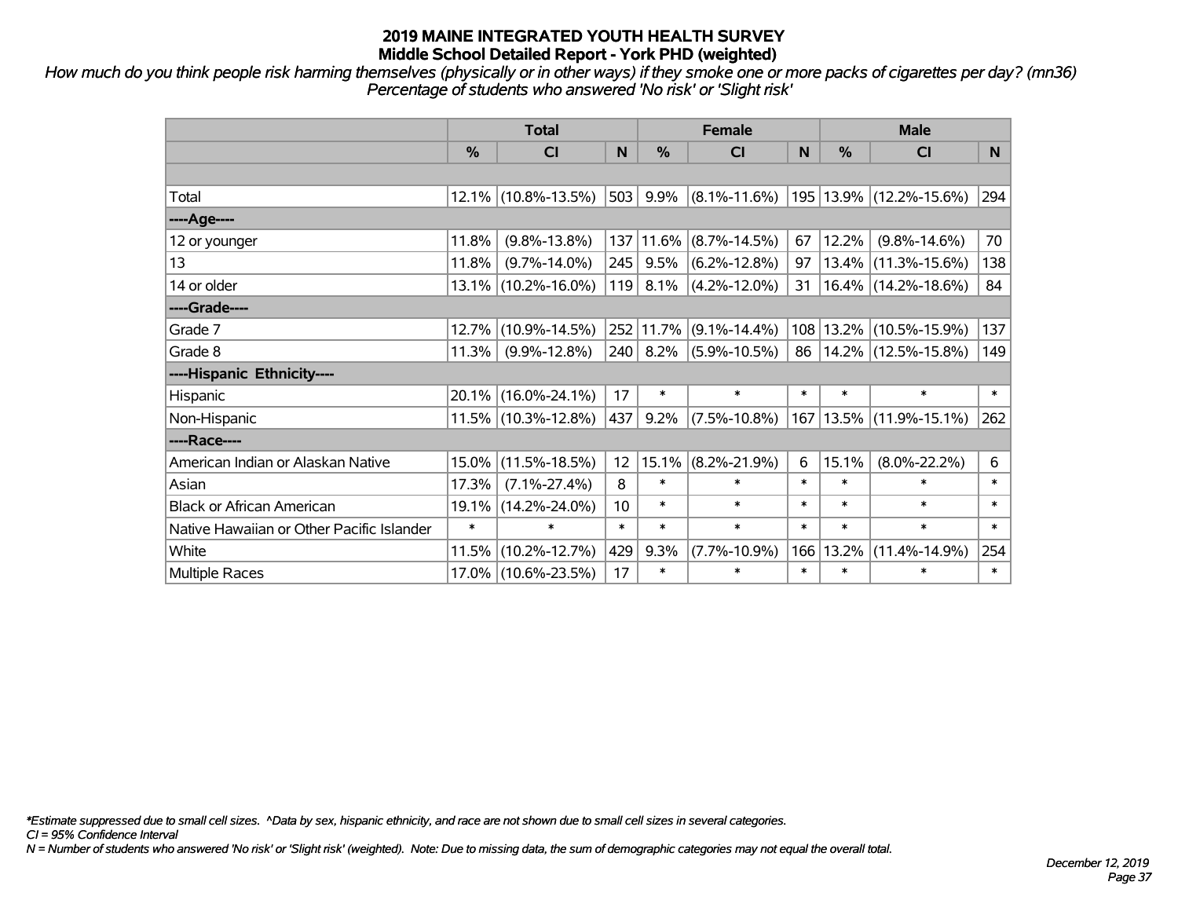# 2019 MAINE INTEGRATED YOUTH HEALTH SURVEY
## Middle School Detailed Report - York PHD (weighted)

*How much do you think people risk harming themselves (physically or in other ways) if they smoke one or more packs of cigarettes per day? (mn36)*
*Percentage of students who answered 'No risk' or 'Slight risk'*

| | Total | | | Female | | | Male | | |
|---|---|---|---|---|---|---|---|---|---|
| | % | CI | N | % | CI | N | % | CI | N |
| | | | | | | | | | |
| Total | 12.1% | (10.8%-13.5%) | 503 | 9.9% | (8.1%-11.6%) | 195 | 13.9% | (12.2%-15.6%) | 294 |
| ----Age---- | | | | | | | | | |
| 12 or younger | 11.8% | (9.8%-13.8%) | 137 | 11.6% | (8.7%-14.5%) | 67 | 12.2% | (9.8%-14.6%) | 70 |
| 13 | 11.8% | (9.7%-14.0%) | 245 | 9.5% | (6.2%-12.8%) | 97 | 13.4% | (11.3%-15.6%) | 138 |
| 14 or older | 13.1% | (10.2%-16.0%) | 119 | 8.1% | (4.2%-12.0%) | 31 | 16.4% | (14.2%-18.6%) | 84 |
| ----Grade---- | | | | | | | | | |
| Grade 7 | 12.7% | (10.9%-14.5%) | 252 | 11.7% | (9.1%-14.4%) | 108 | 13.2% | (10.5%-15.9%) | 137 |
| Grade 8 | 11.3% | (9.9%-12.8%) | 240 | 8.2% | (5.9%-10.5%) | 86 | 14.2% | (12.5%-15.8%) | 149 |
| ----Hispanic Ethnicity---- | | | | | | | | | |
| Hispanic | 20.1% | (16.0%-24.1%) | 17 | * | * | * | * | * | * |
| Non-Hispanic | 11.5% | (10.3%-12.8%) | 437 | 9.2% | (7.5%-10.8%) | 167 | 13.5% | (11.9%-15.1%) | 262 |
| ----Race---- | | | | | | | | | |
| American Indian or Alaskan Native | 15.0% | (11.5%-18.5%) | 12 | 15.1% | (8.2%-21.9%) | 6 | 15.1% | (8.0%-22.2%) | 6 |
| Asian | 17.3% | (7.1%-27.4%) | 8 | * | * | * | * | * | * |
| Black or African American | 19.1% | (14.2%-24.0%) | 10 | * | * | * | * | * | * |
| Native Hawaiian or Other Pacific Islander | * | * | * | * | * | * | * | * | * |
| White | 11.5% | (10.2%-12.7%) | 429 | 9.3% | (7.7%-10.9%) | 166 | 13.2% | (11.4%-14.9%) | 254 |
| Multiple Races | 17.0% | (10.6%-23.5%) | 17 | * | * | * | * | * | * |

*\*Estimate suppressed due to small cell sizes. ^Data by sex, hispanic ethnicity, and race are not shown due to small cell sizes in several categories.*
*CI = 95% Confidence Interval*
*N = Number of students who answered 'No risk' or 'Slight risk' (weighted). Note: Due to missing data, the sum of demographic categories may not equal the overall total.*

*December 12, 2019*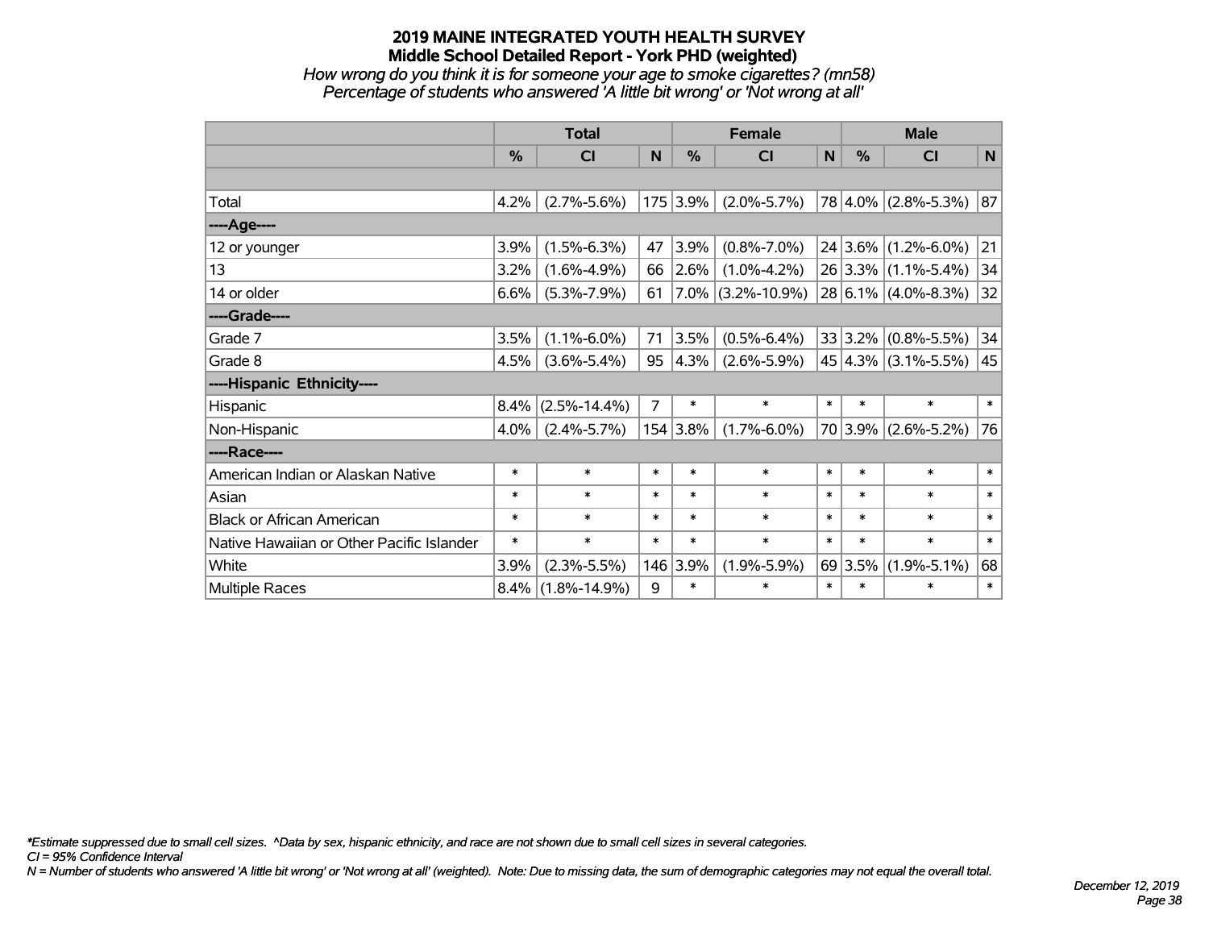# 2019 MAINE INTEGRATED YOUTH HEALTH SURVEY
## Middle School Detailed Report - York PHD (weighted)
*How wrong do you think it is for someone your age to smoke cigarettes? (mn58)*
*Percentage of students who answered 'A little bit wrong' or 'Not wrong at all'*

| | Total | | | Female | | | Male | | |
|---|---|---|---|---|---|---|---|---|---|
| | % | CI | N | % | CI | N | % | CI | N |
| Total | 4.2% | (2.7%-5.6%) | 175 | 3.9% | (2.0%-5.7%) | 78 | 4.0% | (2.8%-5.3%) | 87 |
| ----Age---- | | | | | | | | | |
| 12 or younger | 3.9% | (1.5%-6.3%) | 47 | 3.9% | (0.8%-7.0%) | 24 | 3.6% | (1.2%-6.0%) | 21 |
| 13 | 3.2% | (1.6%-4.9%) | 66 | 2.6% | (1.0%-4.2%) | 26 | 3.3% | (1.1%-5.4%) | 34 |
| 14 or older | 6.6% | (5.3%-7.9%) | 61 | 7.0% | (3.2%-10.9%) | 28 | 6.1% | (4.0%-8.3%) | 32 |
| ----Grade---- | | | | | | | | | |
| Grade 7 | 3.5% | (1.1%-6.0%) | 71 | 3.5% | (0.5%-6.4%) | 33 | 3.2% | (0.8%-5.5%) | 34 |
| Grade 8 | 4.5% | (3.6%-5.4%) | 95 | 4.3% | (2.6%-5.9%) | 45 | 4.3% | (3.1%-5.5%) | 45 |
| ----Hispanic Ethnicity---- | | | | | | | | | |
| Hispanic | 8.4% | (2.5%-14.4%) | 7 | * | * | * | * | * | * |
| Non-Hispanic | 4.0% | (2.4%-5.7%) | 154 | 3.8% | (1.7%-6.0%) | 70 | 3.9% | (2.6%-5.2%) | 76 |
| ----Race---- | | | | | | | | | |
| American Indian or Alaskan Native | * | * | * | * | * | * | * | * | * |
| Asian | * | * | * | * | * | * | * | * | * |
| Black or African American | * | * | * | * | * | * | * | * | * |
| Native Hawaiian or Other Pacific Islander | * | * | * | * | * | * | * | * | * |
| White | 3.9% | (2.3%-5.5%) | 146 | 3.9% | (1.9%-5.9%) | 69 | 3.5% | (1.9%-5.1%) | 68 |
| Multiple Races | 8.4% | (1.8%-14.9%) | 9 | * | * | * | * | * | * |

*\*Estimate suppressed due to small cell sizes. ^Data by sex, hispanic ethnicity, and race are not shown due to small cell sizes in several categories.*
*CI = 95% Confidence Interval*
*N = Number of students who answered 'A little bit wrong' or 'Not wrong at all' (weighted). Note: Due to missing data, the sum of demographic categories may not equal the overall total.*

*December 12, 2019*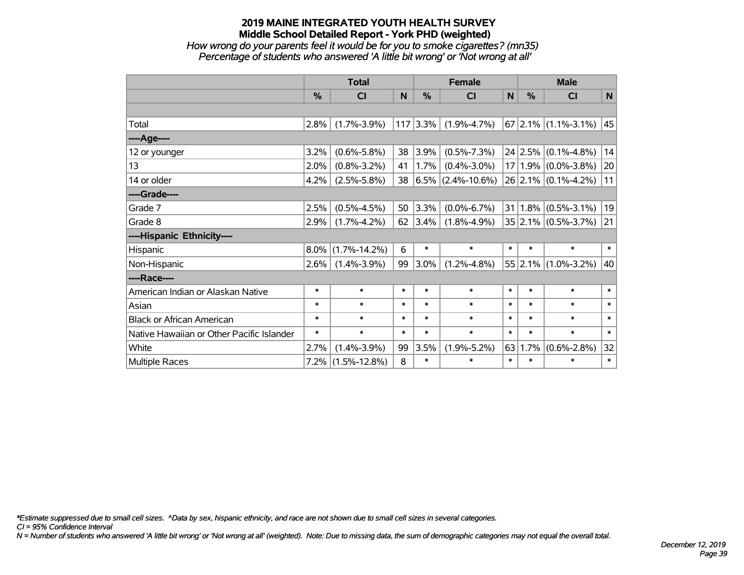# 2019 MAINE INTEGRATED YOUTH HEALTH SURVEY

## Middle School Detailed Report - York PHD (weighted)

*How wrong do your parents feel it would be for you to smoke cigarettes? (mn35)*

*Percentage of students who answered 'A little bit wrong' or 'Not wrong at all'*

| | Total | | | Female | | | Male | | |
|---|---|---|---|---|---|---|---|---|---|
| | % | CI | N | % | CI | N | % | CI | N |
| | | | | | | | | | |
| Total | 2.8% | (1.7%-3.9%) | 117 | 3.3% | (1.9%-4.7%) | 67 | 2.1% | (1.1%-3.1%) | 45 |
| ----Age---- | | | | | | | | | |
| 12 or younger | 3.2% | (0.6%-5.8%) | 38 | 3.9% | (0.5%-7.3%) | 24 | 2.5% | (0.1%-4.8%) | 14 |
| 13 | 2.0% | (0.8%-3.2%) | 41 | 1.7% | (0.4%-3.0%) | 17 | 1.9% | (0.0%-3.8%) | 20 |
| 14 or older | 4.2% | (2.5%-5.8%) | 38 | 6.5% | (2.4%-10.6%) | 26 | 2.1% | (0.1%-4.2%) | 11 |
| ----Grade---- | | | | | | | | | |
| Grade 7 | 2.5% | (0.5%-4.5%) | 50 | 3.3% | (0.0%-6.7%) | 31 | 1.8% | (0.5%-3.1%) | 19 |
| Grade 8 | 2.9% | (1.7%-4.2%) | 62 | 3.4% | (1.8%-4.9%) | 35 | 2.1% | (0.5%-3.7%) | 21 |
| ----Hispanic Ethnicity---- | | | | | | | | | |
| Hispanic | 8.0% | (1.7%-14.2%) | 6 | * | * | * | * | * | * |
| Non-Hispanic | 2.6% | (1.4%-3.9%) | 99 | 3.0% | (1.2%-4.8%) | 55 | 2.1% | (1.0%-3.2%) | 40 |
| ----Race---- | | | | | | | | | |
| American Indian or Alaskan Native | * | * | * | * | * | * | * | * | * |
| Asian | * | * | * | * | * | * | * | * | * |
| Black or African American | * | * | * | * | * | * | * | * | * |
| Native Hawaiian or Other Pacific Islander | * | * | * | * | * | * | * | * | * |
| White | 2.7% | (1.4%-3.9%) | 99 | 3.5% | (1.9%-5.2%) | 63 | 1.7% | (0.6%-2.8%) | 32 |
| Multiple Races | 7.2% | (1.5%-12.8%) | 8 | * | * | * | * | * | * |

*Estimate suppressed due to small cell sizes. ^Data by sex, hispanic ethnicity, and race are not shown due to small cell sizes in several categories.

*CI = 95% Confidence Interval*

*N = Number of students who answered 'A little bit wrong' or 'Not wrong at all' (weighted). Note: Due to missing data, the sum of demographic categories may not equal the overall total.*

*December 12, 2019*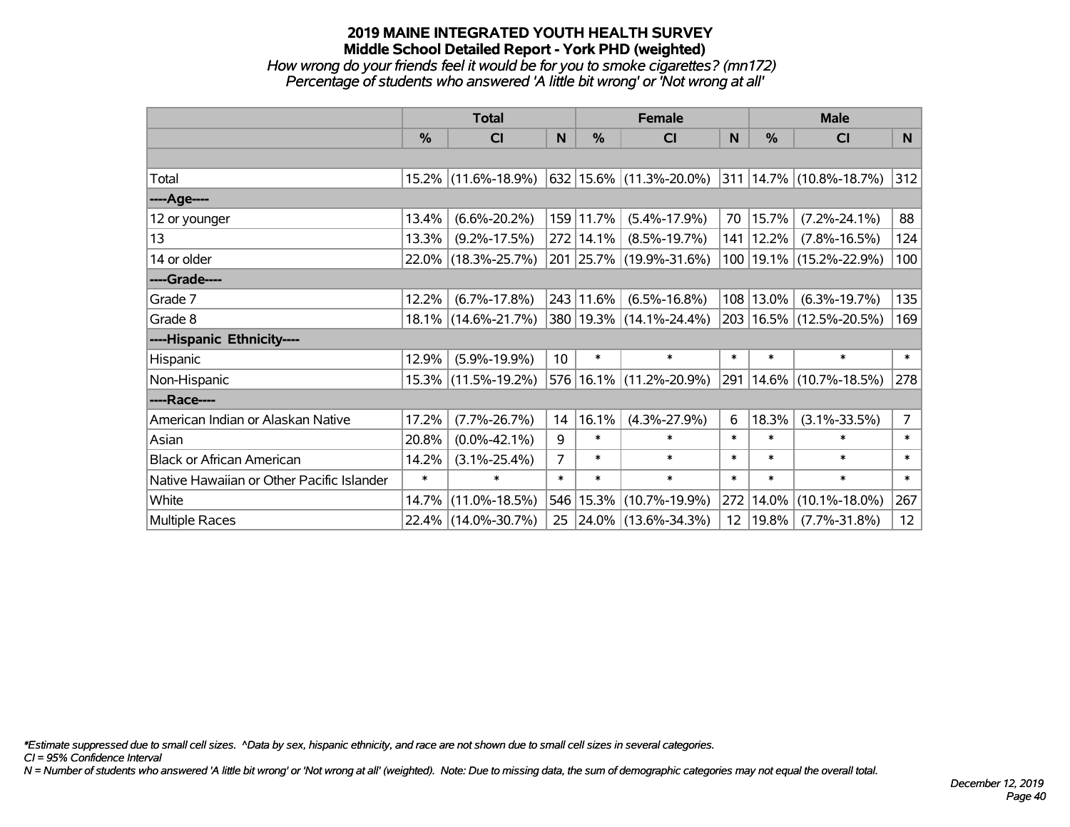# 2019 MAINE INTEGRATED YOUTH HEALTH SURVEY
## Middle School Detailed Report - York PHD (weighted)
*How wrong do your friends feel it would be for you to smoke cigarettes? (mn172)*
*Percentage of students who answered 'A little bit wrong' or 'Not wrong at all'*

| | Total | | | Female | | | Male | | |
|---|---|---|---|---|---|---|---|---|---|
| | % | CI | N | % | CI | N | % | CI | N |
| Total | 15.2% | (11.6%-18.9%) | 632 | 15.6% | (11.3%-20.0%) | 311 | 14.7% | (10.8%-18.7%) | 312 |
| ----Age---- | | | | | | | | | |
| 12 or younger | 13.4% | (6.6%-20.2%) | 159 | 11.7% | (5.4%-17.9%) | 70 | 15.7% | (7.2%-24.1%) | 88 |
| 13 | 13.3% | (9.2%-17.5%) | 272 | 14.1% | (8.5%-19.7%) | 141 | 12.2% | (7.8%-16.5%) | 124 |
| 14 or older | 22.0% | (18.3%-25.7%) | 201 | 25.7% | (19.9%-31.6%) | 100 | 19.1% | (15.2%-22.9%) | 100 |
| ----Grade---- | | | | | | | | | |
| Grade 7 | 12.2% | (6.7%-17.8%) | 243 | 11.6% | (6.5%-16.8%) | 108 | 13.0% | (6.3%-19.7%) | 135 |
| Grade 8 | 18.1% | (14.6%-21.7%) | 380 | 19.3% | (14.1%-24.4%) | 203 | 16.5% | (12.5%-20.5%) | 169 |
| ----Hispanic Ethnicity---- | | | | | | | | | |
| Hispanic | 12.9% | (5.9%-19.9%) | 10 | * | * | * | * | * | * |
| Non-Hispanic | 15.3% | (11.5%-19.2%) | 576 | 16.1% | (11.2%-20.9%) | 291 | 14.6% | (10.7%-18.5%) | 278 |
| ----Race---- | | | | | | | | | |
| American Indian or Alaskan Native | 17.2% | (7.7%-26.7%) | 14 | 16.1% | (4.3%-27.9%) | 6 | 18.3% | (3.1%-33.5%) | 7 |
| Asian | 20.8% | (0.0%-42.1%) | 9 | * | * | * | * | * | * |
| Black or African American | 14.2% | (3.1%-25.4%) | 7 | * | * | * | * | * | * |
| Native Hawaiian or Other Pacific Islander | * | * | * | * | * | * | * | * | * |
| White | 14.7% | (11.0%-18.5%) | 546 | 15.3% | (10.7%-19.9%) | 272 | 14.0% | (10.1%-18.0%) | 267 |
| Multiple Races | 22.4% | (14.0%-30.7%) | 25 | 24.0% | (13.6%-34.3%) | 12 | 19.8% | (7.7%-31.8%) | 12 |

*Estimate suppressed due to small cell sizes. ^Data by sex, hispanic ethnicity, and race are not shown due to small cell sizes in several categories.

CI = 95% Confidence Interval

N = Number of students who answered 'A little bit wrong' or 'Not wrong at all' (weighted). Note: Due to missing data, the sum of demographic categories may not equal the overall total.

December 12, 2019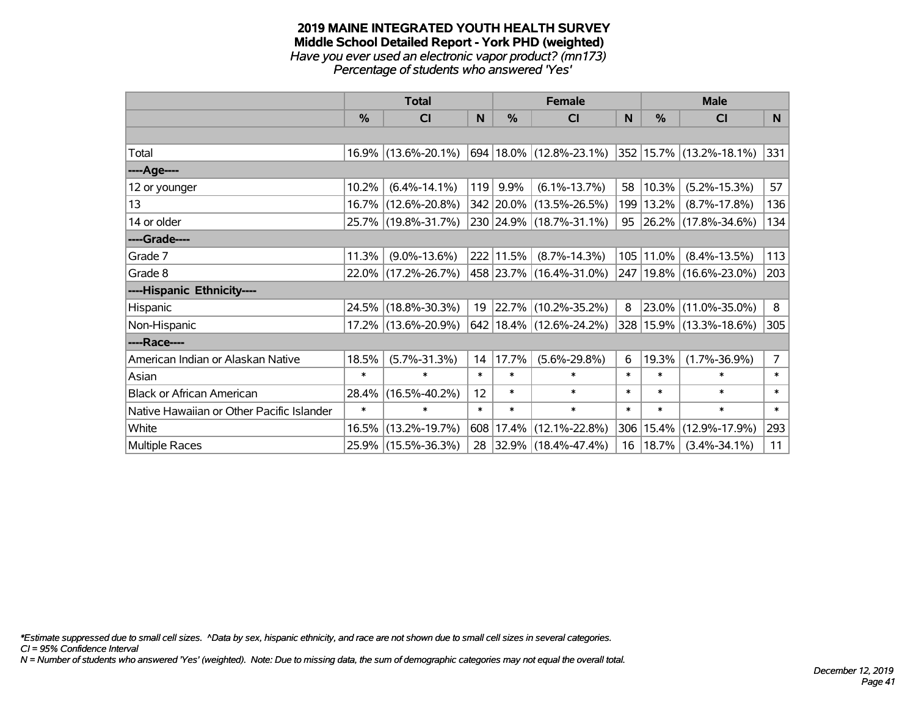# 2019 MAINE INTEGRATED YOUTH HEALTH SURVEY
## Middle School Detailed Report - York PHD (weighted)
*Have you ever used an electronic vapor product? (mn173)*
*Percentage of students who answered 'Yes'*

| | Total | | | Female | | | Male | | |
|---|---|---|---|---|---|---|---|---|---|
| | % | CI | N | % | CI | N | % | CI | N |
| Total | 16.9% | (13.6%-20.1%) | 694 | 18.0% | (12.8%-23.1%) | 352 | 15.7% | (13.2%-18.1%) | 331 |
| ----Age---- | | | | | | | | | |
| 12 or younger | 10.2% | (6.4%-14.1%) | 119 | 9.9% | (6.1%-13.7%) | 58 | 10.3% | (5.2%-15.3%) | 57 |
| 13 | 16.7% | (12.6%-20.8%) | 342 | 20.0% | (13.5%-26.5%) | 199 | 13.2% | (8.7%-17.8%) | 136 |
| 14 or older | 25.7% | (19.8%-31.7%) | 230 | 24.9% | (18.7%-31.1%) | 95 | 26.2% | (17.8%-34.6%) | 134 |
| ----Grade---- | | | | | | | | | |
| Grade 7 | 11.3% | (9.0%-13.6%) | 222 | 11.5% | (8.7%-14.3%) | 105 | 11.0% | (8.4%-13.5%) | 113 |
| Grade 8 | 22.0% | (17.2%-26.7%) | 458 | 23.7% | (16.4%-31.0%) | 247 | 19.8% | (16.6%-23.0%) | 203 |
| ----Hispanic Ethnicity---- | | | | | | | | | |
| Hispanic | 24.5% | (18.8%-30.3%) | 19 | 22.7% | (10.2%-35.2%) | 8 | 23.0% | (11.0%-35.0%) | 8 |
| Non-Hispanic | 17.2% | (13.6%-20.9%) | 642 | 18.4% | (12.6%-24.2%) | 328 | 15.9% | (13.3%-18.6%) | 305 |
| ----Race---- | | | | | | | | | |
| American Indian or Alaskan Native | 18.5% | (5.7%-31.3%) | 14 | 17.7% | (5.6%-29.8%) | 6 | 19.3% | (1.7%-36.9%) | 7 |
| Asian | * | * | * | * | * | * | * | * | * |
| Black or African American | 28.4% | (16.5%-40.2%) | 12 | * | * | * | * | * | * |
| Native Hawaiian or Other Pacific Islander | * | * | * | * | * | * | * | * | * |
| White | 16.5% | (13.2%-19.7%) | 608 | 17.4% | (12.1%-22.8%) | 306 | 15.4% | (12.9%-17.9%) | 293 |
| Multiple Races | 25.9% | (15.5%-36.3%) | 28 | 32.9% | (18.4%-47.4%) | 16 | 18.7% | (3.4%-34.1%) | 11 |

*\*Estimate suppressed due to small cell sizes. ^Data by sex, hispanic ethnicity, and race are not shown due to small cell sizes in several categories.*
*CI = 95% Confidence Interval*
*N = Number of students who answered 'Yes' (weighted). Note: Due to missing data, the sum of demographic categories may not equal the overall total.*

*December 12, 2019*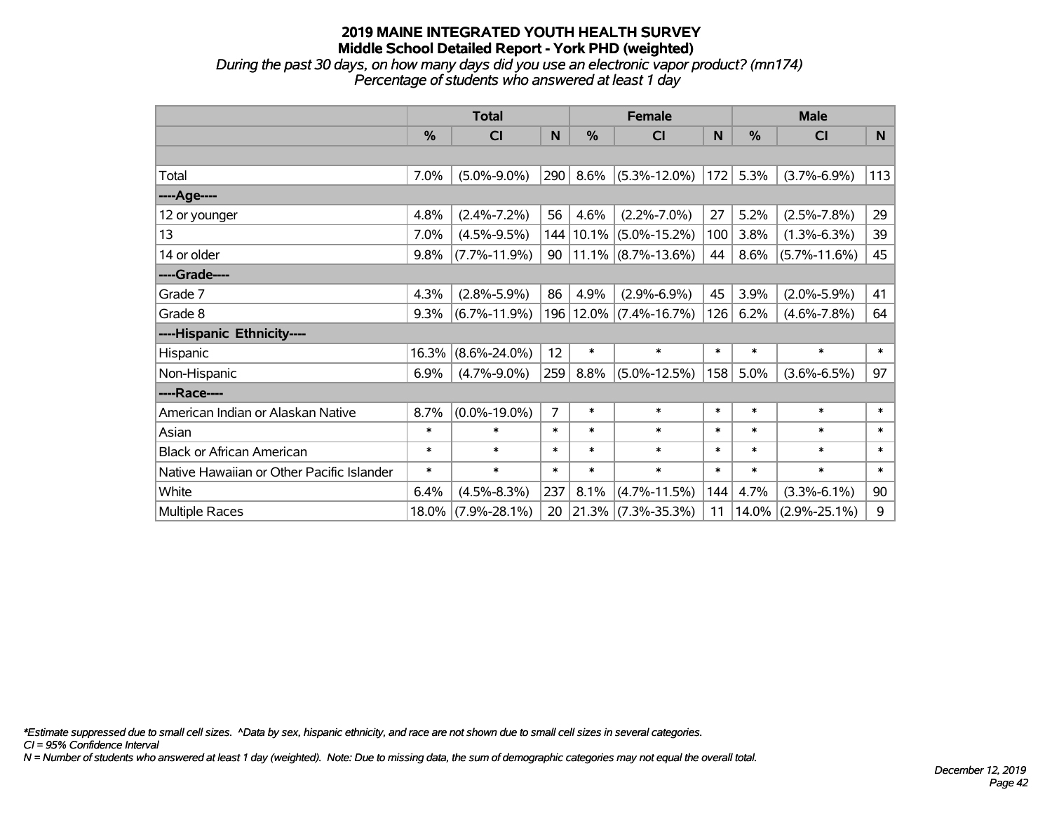# 2019 MAINE INTEGRATED YOUTH HEALTH SURVEY
## Middle School Detailed Report - York PHD (weighted)

*During the past 30 days, on how many days did you use an electronic vapor product? (mn174)*
*Percentage of students who answered at least 1 day*

| | Total | | | Female | | | Male | | |
|---|---|---|---|---|---|---|---|---|---|
| | % | CI | N | % | CI | N | % | CI | N |
| Total | 7.0% | (5.0%-9.0%) | 290 | 8.6% | (5.3%-12.0%) | 172 | 5.3% | (3.7%-6.9%) | 113 |
| ----Age---- | | | | | | | | | |
| 12 or younger | 4.8% | (2.4%-7.2%) | 56 | 4.6% | (2.2%-7.0%) | 27 | 5.2% | (2.5%-7.8%) | 29 |
| 13 | 7.0% | (4.5%-9.5%) | 144 | 10.1% | (5.0%-15.2%) | 100 | 3.8% | (1.3%-6.3%) | 39 |
| 14 or older | 9.8% | (7.7%-11.9%) | 90 | 11.1% | (8.7%-13.6%) | 44 | 8.6% | (5.7%-11.6%) | 45 |
| ----Grade---- | | | | | | | | | |
| Grade 7 | 4.3% | (2.8%-5.9%) | 86 | 4.9% | (2.9%-6.9%) | 45 | 3.9% | (2.0%-5.9%) | 41 |
| Grade 8 | 9.3% | (6.7%-11.9%) | 196 | 12.0% | (7.4%-16.7%) | 126 | 6.2% | (4.6%-7.8%) | 64 |
| ----Hispanic Ethnicity---- | | | | | | | | | |
| Hispanic | 16.3% | (8.6%-24.0%) | 12 | * | * | * | * | * | * |
| Non-Hispanic | 6.9% | (4.7%-9.0%) | 259 | 8.8% | (5.0%-12.5%) | 158 | 5.0% | (3.6%-6.5%) | 97 |
| ----Race---- | | | | | | | | | |
| American Indian or Alaskan Native | 8.7% | (0.0%-19.0%) | 7 | * | * | * | * | * | * |
| Asian | * | * | * | * | * | * | * | * | * |
| Black or African American | * | * | * | * | * | * | * | * | * |
| Native Hawaiian or Other Pacific Islander | * | * | * | * | * | * | * | * | * |
| White | 6.4% | (4.5%-8.3%) | 237 | 8.1% | (4.7%-11.5%) | 144 | 4.7% | (3.3%-6.1%) | 90 |
| Multiple Races | 18.0% | (7.9%-28.1%) | 20 | 21.3% | (7.3%-35.3%) | 11 | 14.0% | (2.9%-25.1%) | 9 |

*\*Estimate suppressed due to small cell sizes. ^Data by sex, hispanic ethnicity, and race are not shown due to small cell sizes in several categories.*
*CI = 95% Confidence Interval*
*N = Number of students who answered at least 1 day (weighted). Note: Due to missing data, the sum of demographic categories may not equal the overall total.*

*December 12, 2019*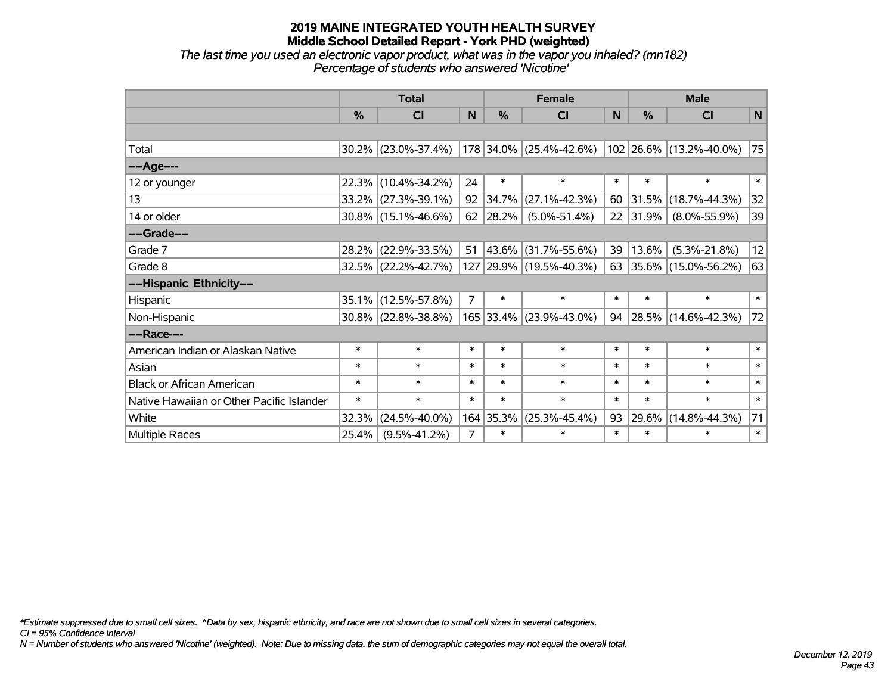# 2019 MAINE INTEGRATED YOUTH HEALTH SURVEY
## Middle School Detailed Report - York PHD (weighted)
*The last time you used an electronic vapor product, what was in the vapor you inhaled? (mn182)*
*Percentage of students who answered 'Nicotine'*

| | Total | | | Female | | | Male | | |
|---|---|---|---|---|---|---|---|---|---|
| | % | CI | N | % | CI | N | % | CI | N |
| | | | | | | | | | |
| Total | 30.2% | (23.0%-37.4%) | 178 | 34.0% | (25.4%-42.6%) | 102 | 26.6% | (13.2%-40.0%) | 75 |
| ----Age---- | | | | | | | | | |
| 12 or younger | 22.3% | (10.4%-34.2%) | 24 | * | * | * | * | * | * |
| 13 | 33.2% | (27.3%-39.1%) | 92 | 34.7% | (27.1%-42.3%) | 60 | 31.5% | (18.7%-44.3%) | 32 |
| 14 or older | 30.8% | (15.1%-46.6%) | 62 | 28.2% | (5.0%-51.4%) | 22 | 31.9% | (8.0%-55.9%) | 39 |
| ----Grade---- | | | | | | | | | |
| Grade 7 | 28.2% | (22.9%-33.5%) | 51 | 43.6% | (31.7%-55.6%) | 39 | 13.6% | (5.3%-21.8%) | 12 |
| Grade 8 | 32.5% | (22.2%-42.7%) | 127 | 29.9% | (19.5%-40.3%) | 63 | 35.6% | (15.0%-56.2%) | 63 |
| ----Hispanic Ethnicity---- | | | | | | | | | |
| Hispanic | 35.1% | (12.5%-57.8%) | 7 | * | * | * | * | * | * |
| Non-Hispanic | 30.8% | (22.8%-38.8%) | 165 | 33.4% | (23.9%-43.0%) | 94 | 28.5% | (14.6%-42.3%) | 72 |
| ----Race---- | | | | | | | | | |
| American Indian or Alaskan Native | * | * | * | * | * | * | * | * | * |
| Asian | * | * | * | * | * | * | * | * | * |
| Black or African American | * | * | * | * | * | * | * | * | * |
| Native Hawaiian or Other Pacific Islander | * | * | * | * | * | * | * | * | * |
| White | 32.3% | (24.5%-40.0%) | 164 | 35.3% | (25.3%-45.4%) | 93 | 29.6% | (14.8%-44.3%) | 71 |
| Multiple Races | 25.4% | (9.5%-41.2%) | 7 | * | * | * | * | * | * |

*\*Estimate suppressed due to small cell sizes. ^Data by sex, hispanic ethnicity, and race are not shown due to small cell sizes in several categories.*
*CI = 95% Confidence Interval*
*N = Number of students who answered 'Nicotine' (weighted). Note: Due to missing data, the sum of demographic categories may not equal the overall total.*

*December 12, 2019*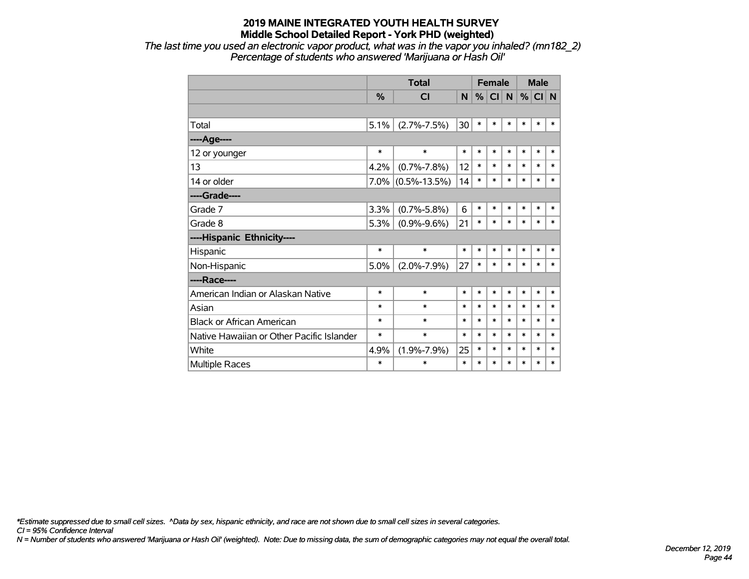# 2019 MAINE INTEGRATED YOUTH HEALTH SURVEY
## Middle School Detailed Report - York PHD (weighted)

*The last time you used an electronic vapor product, what was in the vapor you inhaled? (mn182_2)*
*Percentage of students who answered 'Marijuana or Hash Oil'*

| | Total | | | Female | | | Male | | |
|---|---|---|---|---|---|---|---|---|---|
| | % | CI | N | % | CI | N | % | CI | N |
| Total | 5.1% | (2.7%-7.5%) | 30 | * | * | * | * | * | * |
| ----Age---- | | | | | | | | | |
| 12 or younger | * | * | * | * | * | * | * | * | * |
| 13 | 4.2% | (0.7%-7.8%) | 12 | * | * | * | * | * | * |
| 14 or older | 7.0% | (0.5%-13.5%) | 14 | * | * | * | * | * | * |
| ----Grade---- | | | | | | | | | |
| Grade 7 | 3.3% | (0.7%-5.8%) | 6 | * | * | * | * | * | * |
| Grade 8 | 5.3% | (0.9%-9.6%) | 21 | * | * | * | * | * | * |
| ----Hispanic Ethnicity---- | | | | | | | | | |
| Hispanic | * | * | * | * | * | * | * | * | * |
| Non-Hispanic | 5.0% | (2.0%-7.9%) | 27 | * | * | * | * | * | * |
| ----Race---- | | | | | | | | | |
| American Indian or Alaskan Native | * | * | * | * | * | * | * | * | * |
| Asian | * | * | * | * | * | * | * | * | * |
| Black or African American | * | * | * | * | * | * | * | * | * |
| Native Hawaiian or Other Pacific Islander | * | * | * | * | * | * | * | * | * |
| White | 4.9% | (1.9%-7.9%) | 25 | * | * | * | * | * | * |
| Multiple Races | * | * | * | * | * | * | * | * | * |

*\*Estimate suppressed due to small cell sizes. ^Data by sex, hispanic ethnicity, and race are not shown due to small cell sizes in several categories.*
*CI = 95% Confidence Interval*
*N = Number of students who answered 'Marijuana or Hash Oil' (weighted). Note: Due to missing data, the sum of demographic categories may not equal the overall total.*

*December 12, 2019*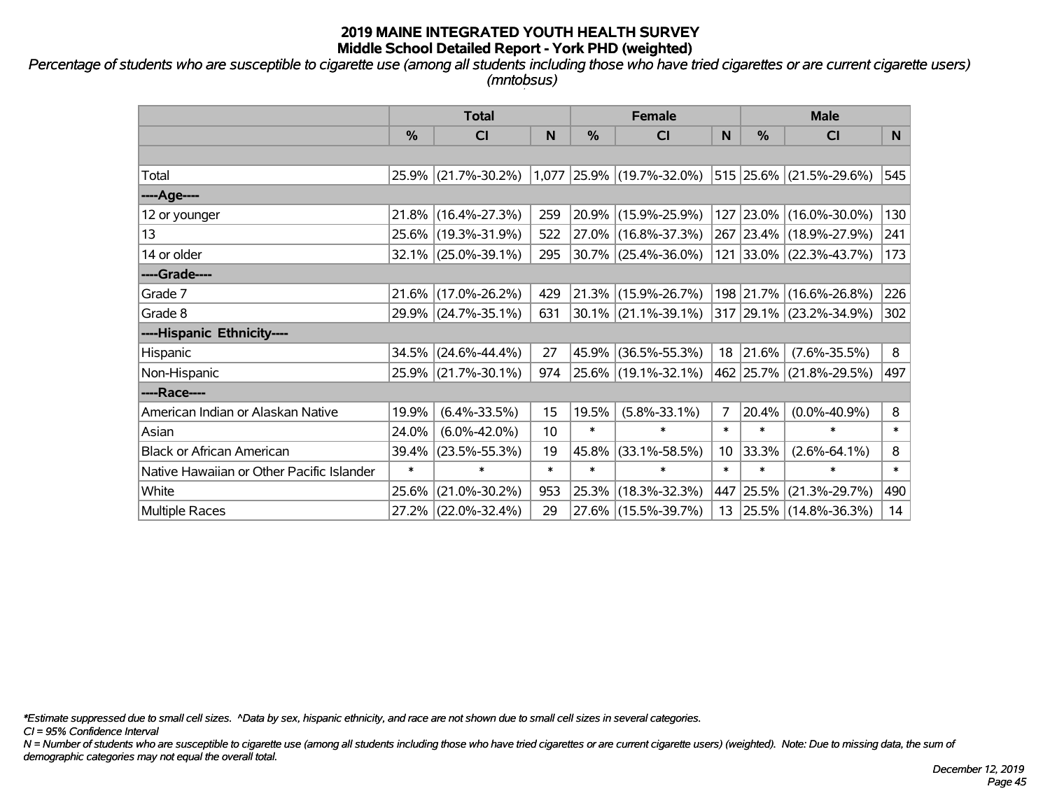# 2019 MAINE INTEGRATED YOUTH HEALTH SURVEY
## Middle School Detailed Report - York PHD (weighted)

*Percentage of students who are susceptible to cigarette use (among all students including those who have tried cigarettes or are current cigarette users) (mntobsus)*

| | Total | | | Female | | | Male | | |
|---|---|---|---|---|---|---|---|---|---|
| | % | CI | N | % | CI | N | % | CI | N |
| | | | | | | | | | |
| Total | 25.9% | (21.7%-30.2%) | 1,077 | 25.9% | (19.7%-32.0%) | 515 | 25.6% | (21.5%-29.6%) | 545 |
| ----Age---- | | | | | | | | | |
| 12 or younger | 21.8% | (16.4%-27.3%) | 259 | 20.9% | (15.9%-25.9%) | 127 | 23.0% | (16.0%-30.0%) | 130 |
| 13 | 25.6% | (19.3%-31.9%) | 522 | 27.0% | (16.8%-37.3%) | 267 | 23.4% | (18.9%-27.9%) | 241 |
| 14 or older | 32.1% | (25.0%-39.1%) | 295 | 30.7% | (25.4%-36.0%) | 121 | 33.0% | (22.3%-43.7%) | 173 |
| ----Grade---- | | | | | | | | | |
| Grade 7 | 21.6% | (17.0%-26.2%) | 429 | 21.3% | (15.9%-26.7%) | 198 | 21.7% | (16.6%-26.8%) | 226 |
| Grade 8 | 29.9% | (24.7%-35.1%) | 631 | 30.1% | (21.1%-39.1%) | 317 | 29.1% | (23.2%-34.9%) | 302 |
| ----Hispanic Ethnicity---- | | | | | | | | | |
| Hispanic | 34.5% | (24.6%-44.4%) | 27 | 45.9% | (36.5%-55.3%) | 18 | 21.6% | (7.6%-35.5%) | 8 |
| Non-Hispanic | 25.9% | (21.7%-30.1%) | 974 | 25.6% | (19.1%-32.1%) | 462 | 25.7% | (21.8%-29.5%) | 497 |
| ----Race---- | | | | | | | | | |
| American Indian or Alaskan Native | 19.9% | (6.4%-33.5%) | 15 | 19.5% | (5.8%-33.1%) | 7 | 20.4% | (0.0%-40.9%) | 8 |
| Asian | 24.0% | (6.0%-42.0%) | 10 | * | * | * | * | * | * |
| Black or African American | 39.4% | (23.5%-55.3%) | 19 | 45.8% | (33.1%-58.5%) | 10 | 33.3% | (2.6%-64.1%) | 8 |
| Native Hawaiian or Other Pacific Islander | * | * | * | * | * | * | * | * | * |
| White | 25.6% | (21.0%-30.2%) | 953 | 25.3% | (18.3%-32.3%) | 447 | 25.5% | (21.3%-29.7%) | 490 |
| Multiple Races | 27.2% | (22.0%-32.4%) | 29 | 27.6% | (15.5%-39.7%) | 13 | 25.5% | (14.8%-36.3%) | 14 |

*\*Estimate suppressed due to small cell sizes. ^Data by sex, hispanic ethnicity, and race are not shown due to small cell sizes in several categories.*

*CI = 95% Confidence Interval*

*N = Number of students who are susceptible to cigarette use (among all students including those who have tried cigarettes or are current cigarette users) (weighted). Note: Due to missing data, the sum of demographic categories may not equal the overall total.*

*December 12, 2019*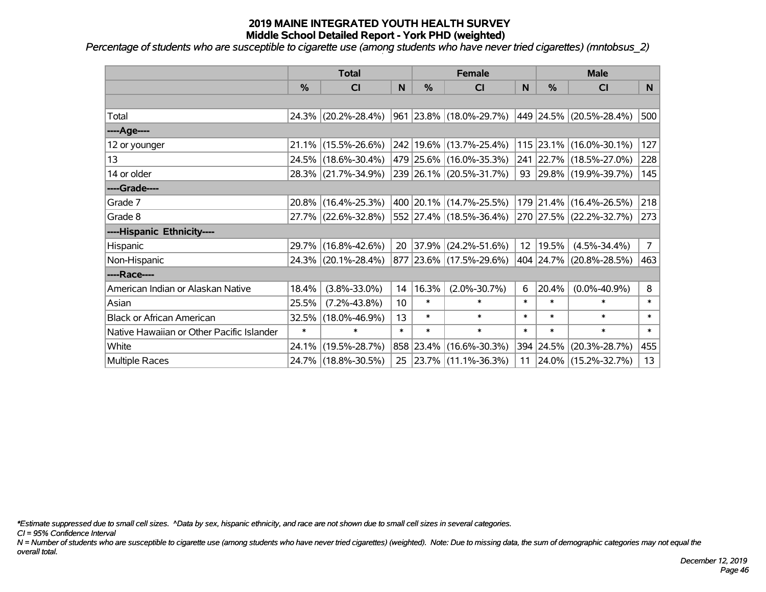# 2019 MAINE INTEGRATED YOUTH HEALTH SURVEY
## Middle School Detailed Report - York PHD (weighted)

*Percentage of students who are susceptible to cigarette use (among students who have never tried cigarettes) (mntobsus_2)*

| | Total | | | Female | | | Male | | |
|---|---|---|---|---|---|---|---|---|---|
| | % | CI | N | % | CI | N | % | CI | N |
| | | | | | | | | | |
| Total | 24.3% | (20.2%-28.4%) | 961 | 23.8% | (18.0%-29.7%) | 449 | 24.5% | (20.5%-28.4%) | 500 |
| ----Age---- | | | | | | | | | |
| 12 or younger | 21.1% | (15.5%-26.6%) | 242 | 19.6% | (13.7%-25.4%) | 115 | 23.1% | (16.0%-30.1%) | 127 |
| 13 | 24.5% | (18.6%-30.4%) | 479 | 25.6% | (16.0%-35.3%) | 241 | 22.7% | (18.5%-27.0%) | 228 |
| 14 or older | 28.3% | (21.7%-34.9%) | 239 | 26.1% | (20.5%-31.7%) | 93 | 29.8% | (19.9%-39.7%) | 145 |
| ----Grade---- | | | | | | | | | |
| Grade 7 | 20.8% | (16.4%-25.3%) | 400 | 20.1% | (14.7%-25.5%) | 179 | 21.4% | (16.4%-26.5%) | 218 |
| Grade 8 | 27.7% | (22.6%-32.8%) | 552 | 27.4% | (18.5%-36.4%) | 270 | 27.5% | (22.2%-32.7%) | 273 |
| ----Hispanic Ethnicity---- | | | | | | | | | |
| Hispanic | 29.7% | (16.8%-42.6%) | 20 | 37.9% | (24.2%-51.6%) | 12 | 19.5% | (4.5%-34.4%) | 7 |
| Non-Hispanic | 24.3% | (20.1%-28.4%) | 877 | 23.6% | (17.5%-29.6%) | 404 | 24.7% | (20.8%-28.5%) | 463 |
| ----Race---- | | | | | | | | | |
| American Indian or Alaskan Native | 18.4% | (3.8%-33.0%) | 14 | 16.3% | (2.0%-30.7%) | 6 | 20.4% | (0.0%-40.9%) | 8 |
| Asian | 25.5% | (7.2%-43.8%) | 10 | * | * | * | * | * | * |
| Black or African American | 32.5% | (18.0%-46.9%) | 13 | * | * | * | * | * | * |
| Native Hawaiian or Other Pacific Islander | * | * | * | * | * | * | * | * | * |
| White | 24.1% | (19.5%-28.7%) | 858 | 23.4% | (16.6%-30.3%) | 394 | 24.5% | (20.3%-28.7%) | 455 |
| Multiple Races | 24.7% | (18.8%-30.5%) | 25 | 23.7% | (11.1%-36.3%) | 11 | 24.0% | (15.2%-32.7%) | 13 |

*\*Estimate suppressed due to small cell sizes. ^Data by sex, hispanic ethnicity, and race are not shown due to small cell sizes in several categories.*

*CI = 95% Confidence Interval*

*N = Number of students who are susceptible to cigarette use (among students who have never tried cigarettes) (weighted). Note: Due to missing data, the sum of demographic categories may not equal the overall total.*

*December 12, 2019*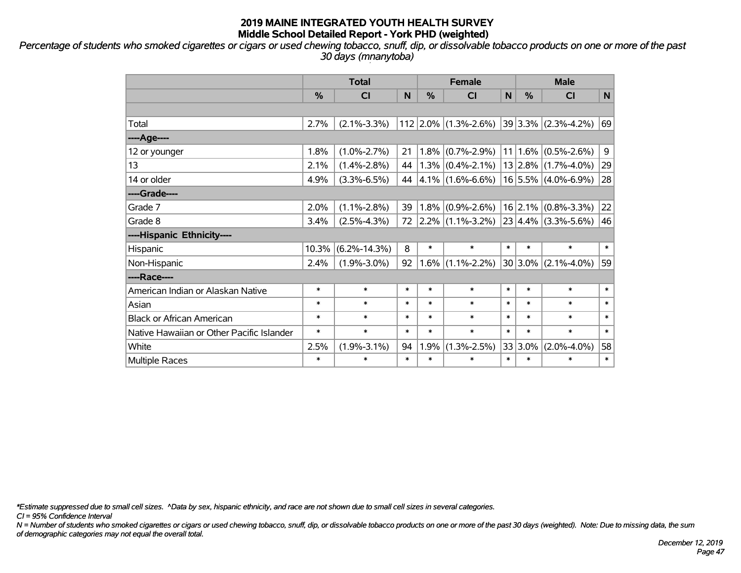# 2019 MAINE INTEGRATED YOUTH HEALTH SURVEY
## Middle School Detailed Report - York PHD (weighted)

*Percentage of students who smoked cigarettes or cigars or used chewing tobacco, snuff, dip, or dissolvable tobacco products on one or more of the past 30 days (mnanytoba)*

| | Total | | | Female | | | Male | | |
|---|---|---|---|---|---|---|---|---|---|
| | % | CI | N | % | CI | N | % | CI | N |
| | | | | | | | | | |
| Total | 2.7% | (2.1%-3.3%) | 112 | 2.0% | (1.3%-2.6%) | 39 | 3.3% | (2.3%-4.2%) | 69 |
| ----Age---- | | | | | | | | | |
| 12 or younger | 1.8% | (1.0%-2.7%) | 21 | 1.8% | (0.7%-2.9%) | 11 | 1.6% | (0.5%-2.6%) | 9 |
| 13 | 2.1% | (1.4%-2.8%) | 44 | 1.3% | (0.4%-2.1%) | 13 | 2.8% | (1.7%-4.0%) | 29 |
| 14 or older | 4.9% | (3.3%-6.5%) | 44 | 4.1% | (1.6%-6.6%) | 16 | 5.5% | (4.0%-6.9%) | 28 |
| ----Grade---- | | | | | | | | | |
| Grade 7 | 2.0% | (1.1%-2.8%) | 39 | 1.8% | (0.9%-2.6%) | 16 | 2.1% | (0.8%-3.3%) | 22 |
| Grade 8 | 3.4% | (2.5%-4.3%) | 72 | 2.2% | (1.1%-3.2%) | 23 | 4.4% | (3.3%-5.6%) | 46 |
| ----Hispanic Ethnicity---- | | | | | | | | | |
| Hispanic | 10.3% | (6.2%-14.3%) | 8 | * | * | * | * | * | * |
| Non-Hispanic | 2.4% | (1.9%-3.0%) | 92 | 1.6% | (1.1%-2.2%) | 30 | 3.0% | (2.1%-4.0%) | 59 |
| ----Race---- | | | | | | | | | |
| American Indian or Alaskan Native | * | * | * | * | * | * | * | * | * |
| Asian | * | * | * | * | * | * | * | * | * |
| Black or African American | * | * | * | * | * | * | * | * | * |
| Native Hawaiian or Other Pacific Islander | * | * | * | * | * | * | * | * | * |
| White | 2.5% | (1.9%-3.1%) | 94 | 1.9% | (1.3%-2.5%) | 33 | 3.0% | (2.0%-4.0%) | 58 |
| Multiple Races | * | * | * | * | * | * | * | * | * |

*Estimate suppressed due to small cell sizes. ^Data by sex, hispanic ethnicity, and race are not shown due to small cell sizes in several categories.

CI = 95% Confidence Interval

N = Number of students who smoked cigarettes or cigars or used chewing tobacco, snuff, dip, or dissolvable tobacco products on one or more of the past 30 days (weighted). Note: Due to missing data, the sum of demographic categories may not equal the overall total.

December 12, 2019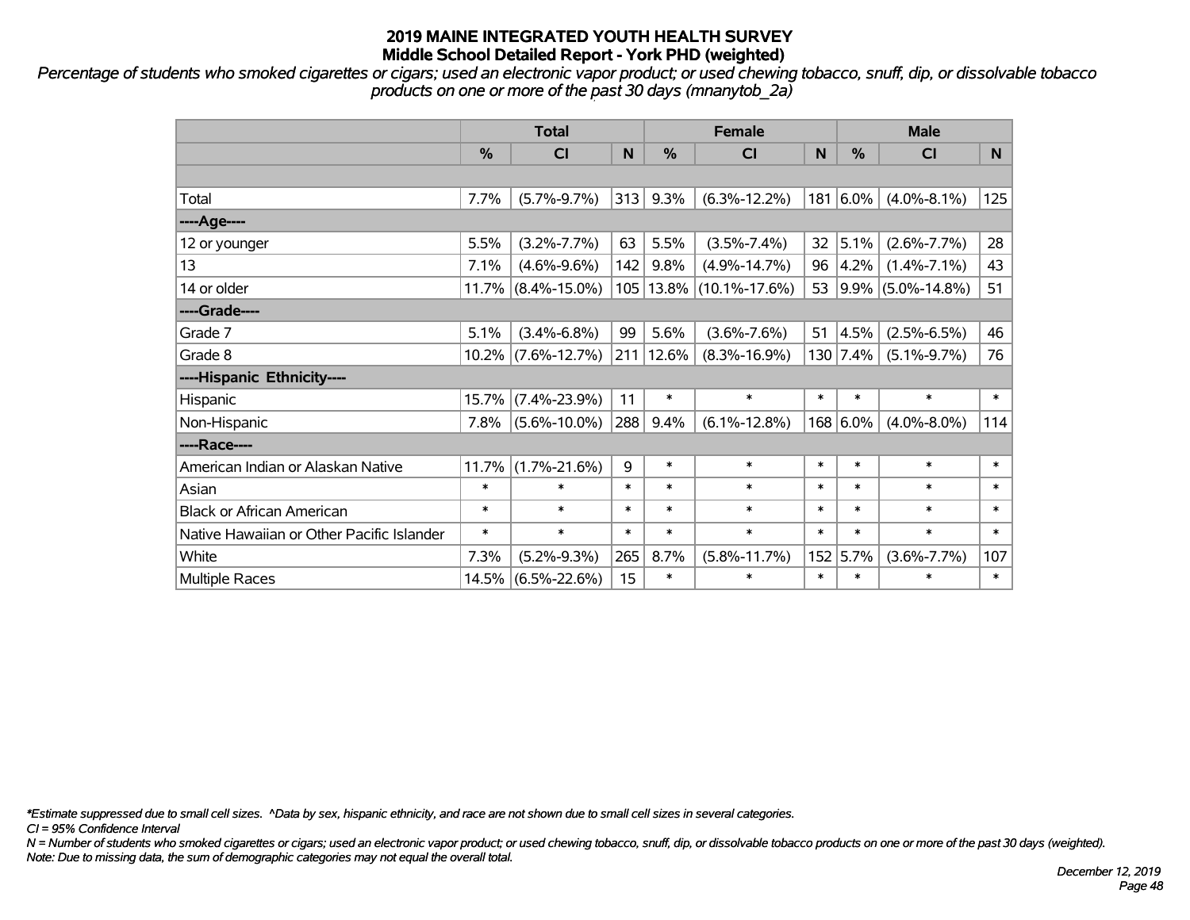# 2019 MAINE INTEGRATED YOUTH HEALTH SURVEY
## Middle School Detailed Report - York PHD (weighted)

*Percentage of students who smoked cigarettes or cigars; used an electronic vapor product; or used chewing tobacco, snuff, dip, or dissolvable tobacco products on one or more of the past 30 days (mnanytob_2a)*

| | Total | | | Female | | | Male | | |
|---|---|---|---|---|---|---|---|---|---|
| | % | CI | N | % | CI | N | % | CI | N |
| | | | | | | | | | |
| Total | 7.7% | (5.7%-9.7%) | 313 | 9.3% | (6.3%-12.2%) | 181 | 6.0% | (4.0%-8.1%) | 125 |
| ----Age---- | | | | | | | | | |
| 12 or younger | 5.5% | (3.2%-7.7%) | 63 | 5.5% | (3.5%-7.4%) | 32 | 5.1% | (2.6%-7.7%) | 28 |
| 13 | 7.1% | (4.6%-9.6%) | 142 | 9.8% | (4.9%-14.7%) | 96 | 4.2% | (1.4%-7.1%) | 43 |
| 14 or older | 11.7% | (8.4%-15.0%) | 105 | 13.8% | (10.1%-17.6%) | 53 | 9.9% | (5.0%-14.8%) | 51 |
| ----Grade---- | | | | | | | | | |
| Grade 7 | 5.1% | (3.4%-6.8%) | 99 | 5.6% | (3.6%-7.6%) | 51 | 4.5% | (2.5%-6.5%) | 46 |
| Grade 8 | 10.2% | (7.6%-12.7%) | 211 | 12.6% | (8.3%-16.9%) | 130 | 7.4% | (5.1%-9.7%) | 76 |
| ----Hispanic Ethnicity---- | | | | | | | | | |
| Hispanic | 15.7% | (7.4%-23.9%) | 11 | * | * | * | * | * | * |
| Non-Hispanic | 7.8% | (5.6%-10.0%) | 288 | 9.4% | (6.1%-12.8%) | 168 | 6.0% | (4.0%-8.0%) | 114 |
| ----Race---- | | | | | | | | | |
| American Indian or Alaskan Native | 11.7% | (1.7%-21.6%) | 9 | * | * | * | * | * | * |
| Asian | * | * | * | * | * | * | * | * | * |
| Black or African American | * | * | * | * | * | * | * | * | * |
| Native Hawaiian or Other Pacific Islander | * | * | * | * | * | * | * | * | * |
| White | 7.3% | (5.2%-9.3%) | 265 | 8.7% | (5.8%-11.7%) | 152 | 5.7% | (3.6%-7.7%) | 107 |
| Multiple Races | 14.5% | (6.5%-22.6%) | 15 | * | * | * | * | * | * |

*\*Estimate suppressed due to small cell sizes. ^Data by sex, hispanic ethnicity, and race are not shown due to small cell sizes in several categories.*

*CI = 95% Confidence Interval*

*N = Number of students who smoked cigarettes or cigars; used an electronic vapor product; or used chewing tobacco, snuff, dip, or dissolvable tobacco products on one or more of the past 30 days (weighted).*

*Note: Due to missing data, the sum of demographic categories may not equal the overall total.*

*December 12, 2019*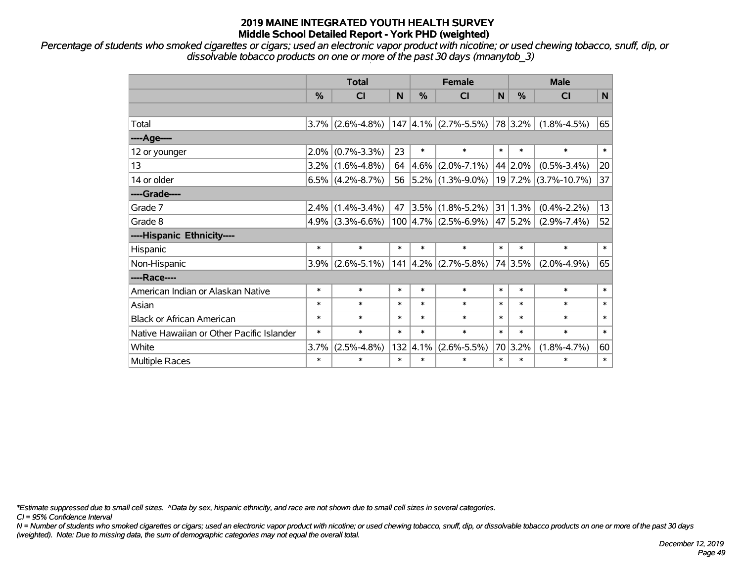# 2019 MAINE INTEGRATED YOUTH HEALTH SURVEY
## Middle School Detailed Report - York PHD (weighted)

*Percentage of students who smoked cigarettes or cigars; used an electronic vapor product with nicotine; or used chewing tobacco, snuff, dip, or dissolvable tobacco products on one or more of the past 30 days (mnanytob_3)*

| | Total | | | Female | | | Male | | |
|---|---|---|---|---|---|---|---|---|---|
| | % | CI | N | % | CI | N | % | CI | N |
| Total | 3.7% | (2.6%-4.8%) | 147 | 4.1% | (2.7%-5.5%) | 78 | 3.2% | (1.8%-4.5%) | 65 |
| ----Age---- | | | | | | | | | |
| 12 or younger | 2.0% | (0.7%-3.3%) | 23 | * | * | * | * | * | * |
| 13 | 3.2% | (1.6%-4.8%) | 64 | 4.6% | (2.0%-7.1%) | 44 | 2.0% | (0.5%-3.4%) | 20 |
| 14 or older | 6.5% | (4.2%-8.7%) | 56 | 5.2% | (1.3%-9.0%) | 19 | 7.2% | (3.7%-10.7%) | 37 |
| ----Grade---- | | | | | | | | | |
| Grade 7 | 2.4% | (1.4%-3.4%) | 47 | 3.5% | (1.8%-5.2%) | 31 | 1.3% | (0.4%-2.2%) | 13 |
| Grade 8 | 4.9% | (3.3%-6.6%) | 100 | 4.7% | (2.5%-6.9%) | 47 | 5.2% | (2.9%-7.4%) | 52 |
| ----Hispanic Ethnicity---- | | | | | | | | | |
| Hispanic | * | * | * | * | * | * | * | * | * |
| Non-Hispanic | 3.9% | (2.6%-5.1%) | 141 | 4.2% | (2.7%-5.8%) | 74 | 3.5% | (2.0%-4.9%) | 65 |
| ----Race---- | | | | | | | | | |
| American Indian or Alaskan Native | * | * | * | * | * | * | * | * | * |
| Asian | * | * | * | * | * | * | * | * | * |
| Black or African American | * | * | * | * | * | * | * | * | * |
| Native Hawaiian or Other Pacific Islander | * | * | * | * | * | * | * | * | * |
| White | 3.7% | (2.5%-4.8%) | 132 | 4.1% | (2.6%-5.5%) | 70 | 3.2% | (1.8%-4.7%) | 60 |
| Multiple Races | * | * | * | * | * | * | * | * | * |

*\*Estimate suppressed due to small cell sizes. ^Data by sex, hispanic ethnicity, and race are not shown due to small cell sizes in several categories.*

*CI = 95% Confidence Interval*

*N = Number of students who smoked cigarettes or cigars; used an electronic vapor product with nicotine; or used chewing tobacco, snuff, dip, or dissolvable tobacco products on one or more of the past 30 days (weighted). Note: Due to missing data, the sum of demographic categories may not equal the overall total.*

*December 12, 2019*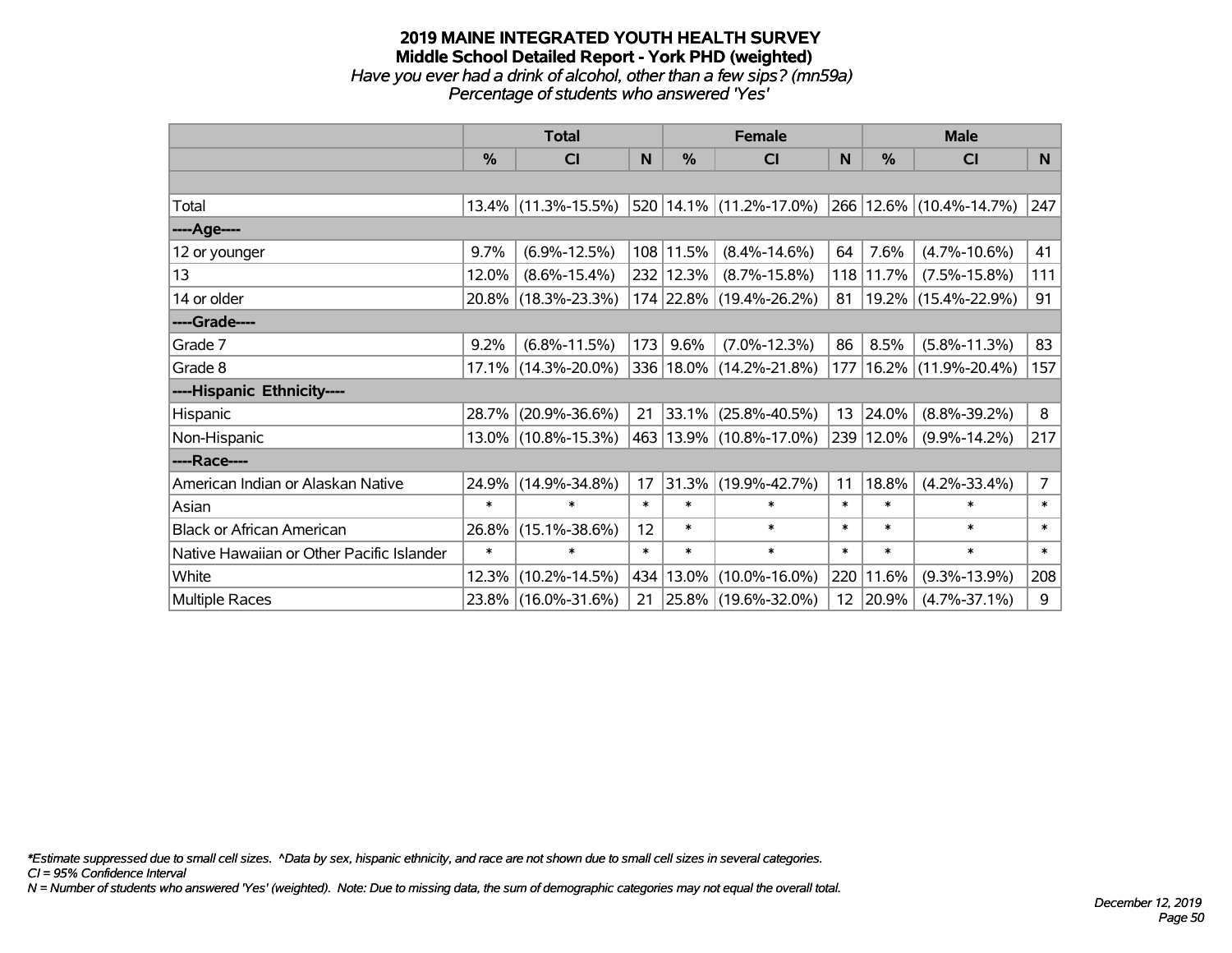# 2019 MAINE INTEGRATED YOUTH HEALTH SURVEY
## Middle School Detailed Report - York PHD (weighted)
*Have you ever had a drink of alcohol, other than a few sips? (mn59a)*
*Percentage of students who answered 'Yes'*

| | Total | | | Female | | | Male | | |
|---|---|---|---|---|---|---|---|---|---|
| | % | CI | N | % | CI | N | % | CI | N |
| | | | | | | | | | |
| Total | 13.4% | (11.3%-15.5%) | 520 | 14.1% | (11.2%-17.0%) | 266 | 12.6% | (10.4%-14.7%) | 247 |
| ----Age---- | | | | | | | | | |
| 12 or younger | 9.7% | (6.9%-12.5%) | 108 | 11.5% | (8.4%-14.6%) | 64 | 7.6% | (4.7%-10.6%) | 41 |
| 13 | 12.0% | (8.6%-15.4%) | 232 | 12.3% | (8.7%-15.8%) | 118 | 11.7% | (7.5%-15.8%) | 111 |
| 14 or older | 20.8% | (18.3%-23.3%) | 174 | 22.8% | (19.4%-26.2%) | 81 | 19.2% | (15.4%-22.9%) | 91 |
| ----Grade---- | | | | | | | | | |
| Grade 7 | 9.2% | (6.8%-11.5%) | 173 | 9.6% | (7.0%-12.3%) | 86 | 8.5% | (5.8%-11.3%) | 83 |
| Grade 8 | 17.1% | (14.3%-20.0%) | 336 | 18.0% | (14.2%-21.8%) | 177 | 16.2% | (11.9%-20.4%) | 157 |
| ----Hispanic Ethnicity---- | | | | | | | | | |
| Hispanic | 28.7% | (20.9%-36.6%) | 21 | 33.1% | (25.8%-40.5%) | 13 | 24.0% | (8.8%-39.2%) | 8 |
| Non-Hispanic | 13.0% | (10.8%-15.3%) | 463 | 13.9% | (10.8%-17.0%) | 239 | 12.0% | (9.9%-14.2%) | 217 |
| ----Race---- | | | | | | | | | |
| American Indian or Alaskan Native | 24.9% | (14.9%-34.8%) | 17 | 31.3% | (19.9%-42.7%) | 11 | 18.8% | (4.2%-33.4%) | 7 |
| Asian | * | * | * | * | * | * | * | * | * |
| Black or African American | 26.8% | (15.1%-38.6%) | 12 | * | * | * | * | * | * |
| Native Hawaiian or Other Pacific Islander | * | * | * | * | * | * | * | * | * |
| White | 12.3% | (10.2%-14.5%) | 434 | 13.0% | (10.0%-16.0%) | 220 | 11.6% | (9.3%-13.9%) | 208 |
| Multiple Races | 23.8% | (16.0%-31.6%) | 21 | 25.8% | (19.6%-32.0%) | 12 | 20.9% | (4.7%-37.1%) | 9 |

*\*Estimate suppressed due to small cell sizes. ^Data by sex, hispanic ethnicity, and race are not shown due to small cell sizes in several categories.*
*CI = 95% Confidence Interval*
*N = Number of students who answered 'Yes' (weighted). Note: Due to missing data, the sum of demographic categories may not equal the overall total.*

*December 12, 2019*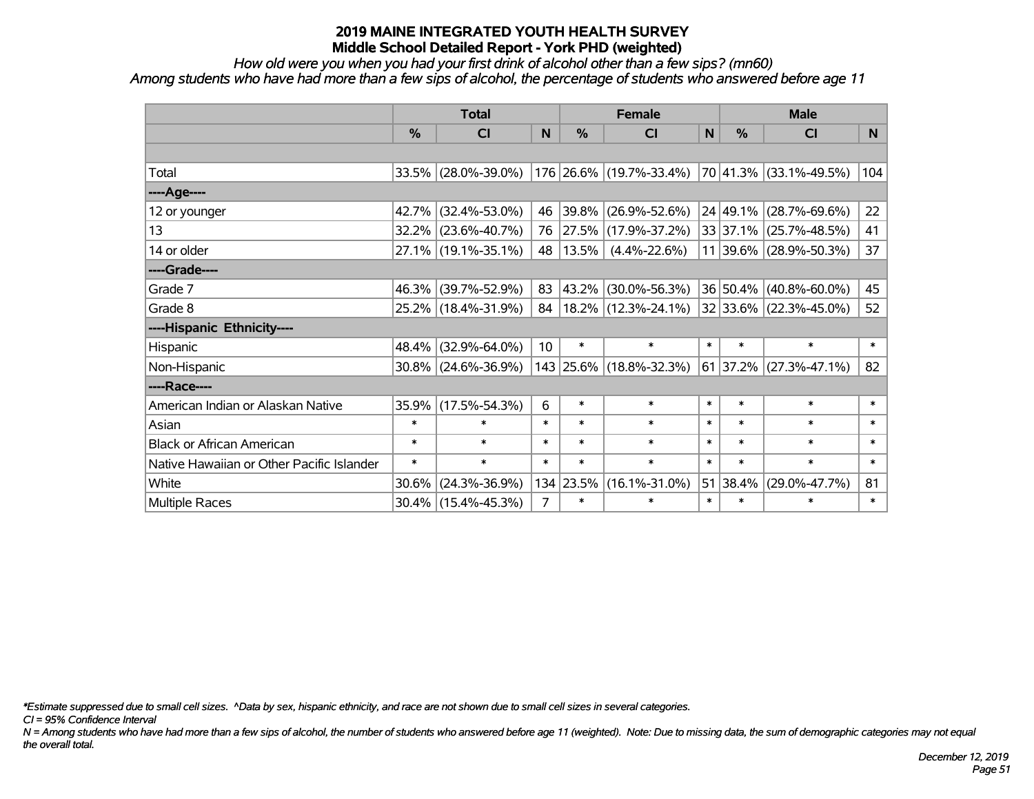# 2019 MAINE INTEGRATED YOUTH HEALTH SURVEY
## Middle School Detailed Report - York PHD (weighted)

*How old were you when you had your first drink of alcohol other than a few sips? (mn60)*
*Among students who have had more than a few sips of alcohol, the percentage of students who answered before age 11*

| | Total | | | Female | | | Male | | |
|---|---|---|---|---|---|---|---|---|---|
| | % | CI | N | % | CI | N | % | CI | N |
| | | | | | | | | | |
| Total | 33.5% | (28.0%-39.0%) | 176 | 26.6% | (19.7%-33.4%) | 70 | 41.3% | (33.1%-49.5%) | 104 |
| ----Age---- | | | | | | | | | |
| 12 or younger | 42.7% | (32.4%-53.0%) | 46 | 39.8% | (26.9%-52.6%) | 24 | 49.1% | (28.7%-69.6%) | 22 |
| 13 | 32.2% | (23.6%-40.7%) | 76 | 27.5% | (17.9%-37.2%) | 33 | 37.1% | (25.7%-48.5%) | 41 |
| 14 or older | 27.1% | (19.1%-35.1%) | 48 | 13.5% | (4.4%-22.6%) | 11 | 39.6% | (28.9%-50.3%) | 37 |
| ----Grade---- | | | | | | | | | |
| Grade 7 | 46.3% | (39.7%-52.9%) | 83 | 43.2% | (30.0%-56.3%) | 36 | 50.4% | (40.8%-60.0%) | 45 |
| Grade 8 | 25.2% | (18.4%-31.9%) | 84 | 18.2% | (12.3%-24.1%) | 32 | 33.6% | (22.3%-45.0%) | 52 |
| ----Hispanic Ethnicity---- | | | | | | | | | |
| Hispanic | 48.4% | (32.9%-64.0%) | 10 | * | * | * | * | * | * |
| Non-Hispanic | 30.8% | (24.6%-36.9%) | 143 | 25.6% | (18.8%-32.3%) | 61 | 37.2% | (27.3%-47.1%) | 82 |
| ----Race---- | | | | | | | | | |
| American Indian or Alaskan Native | 35.9% | (17.5%-54.3%) | 6 | * | * | * | * | * | * |
| Asian | * | * | * | * | * | * | * | * | * |
| Black or African American | * | * | * | * | * | * | * | * | * |
| Native Hawaiian or Other Pacific Islander | * | * | * | * | * | * | * | * | * |
| White | 30.6% | (24.3%-36.9%) | 134 | 23.5% | (16.1%-31.0%) | 51 | 38.4% | (29.0%-47.7%) | 81 |
| Multiple Races | 30.4% | (15.4%-45.3%) | 7 | * | * | * | * | * | * |

*\*Estimate suppressed due to small cell sizes. ^Data by sex, hispanic ethnicity, and race are not shown due to small cell sizes in several categories.*
*CI = 95% Confidence Interval*
*N = Among students who have had more than a few sips of alcohol, the number of students who answered before age 11 (weighted). Note: Due to missing data, the sum of demographic categories may not equal the overall total.*

*December 12, 2019*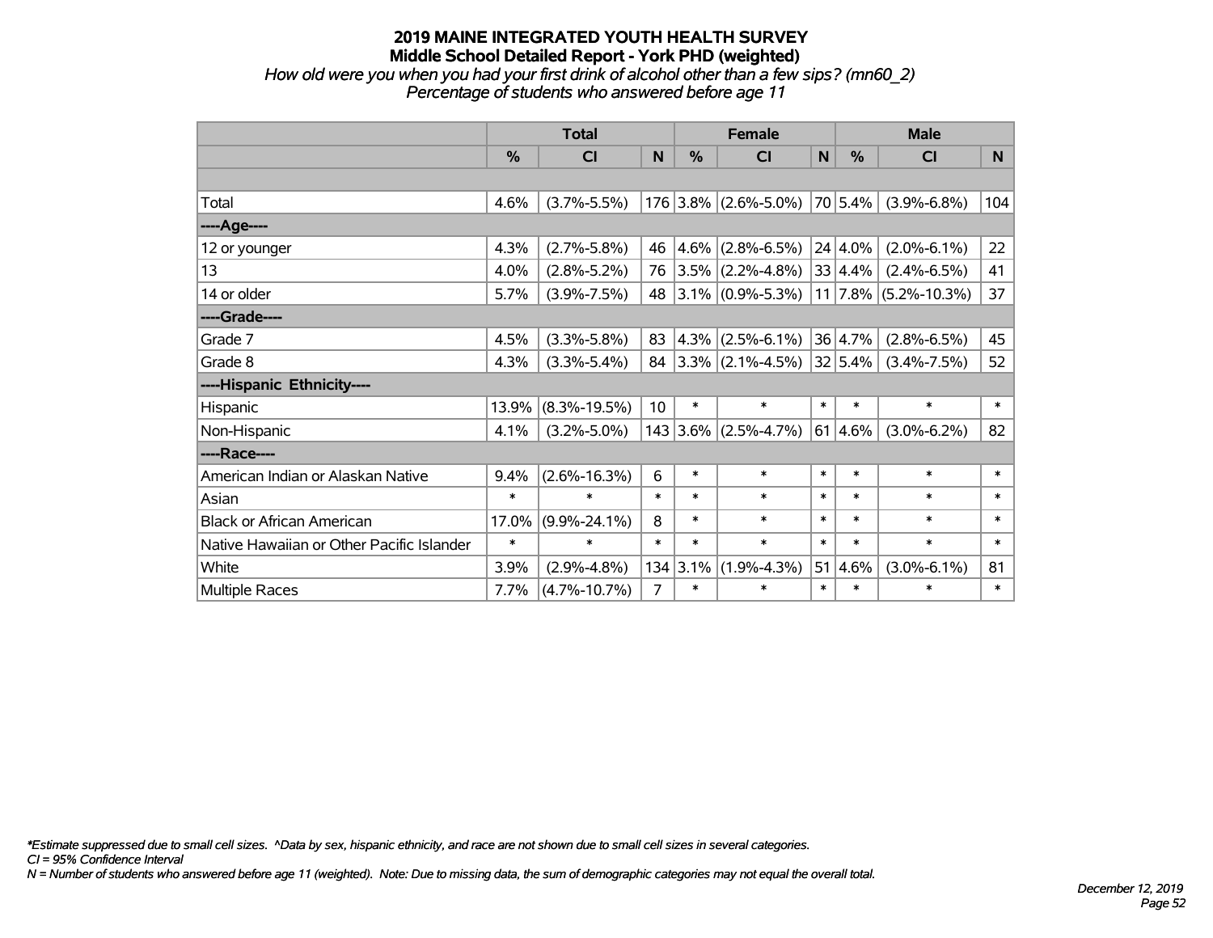# 2019 MAINE INTEGRATED YOUTH HEALTH SURVEY
## Middle School Detailed Report - York PHD (weighted)
*How old were you when you had your first drink of alcohol other than a few sips? (mn60_2)*
*Percentage of students who answered before age 11*

| | Total | | | Female | | | Male | | |
|---|---|---|---|---|---|---|---|---|---|
| | % | CI | N | % | CI | N | % | CI | N |
| | | | | | | | | | |
| Total | 4.6% | (3.7%-5.5%) | 176 | 3.8% | (2.6%-5.0%) | 70 | 5.4% | (3.9%-6.8%) | 104 |
| ----Age---- | | | | | | | | | |
| 12 or younger | 4.3% | (2.7%-5.8%) | 46 | 4.6% | (2.8%-6.5%) | 24 | 4.0% | (2.0%-6.1%) | 22 |
| 13 | 4.0% | (2.8%-5.2%) | 76 | 3.5% | (2.2%-4.8%) | 33 | 4.4% | (2.4%-6.5%) | 41 |
| 14 or older | 5.7% | (3.9%-7.5%) | 48 | 3.1% | (0.9%-5.3%) | 11 | 7.8% | (5.2%-10.3%) | 37 |
| ----Grade---- | | | | | | | | | |
| Grade 7 | 4.5% | (3.3%-5.8%) | 83 | 4.3% | (2.5%-6.1%) | 36 | 4.7% | (2.8%-6.5%) | 45 |
| Grade 8 | 4.3% | (3.3%-5.4%) | 84 | 3.3% | (2.1%-4.5%) | 32 | 5.4% | (3.4%-7.5%) | 52 |
| ----Hispanic Ethnicity---- | | | | | | | | | |
| Hispanic | 13.9% | (8.3%-19.5%) | 10 | * | * | * | * | * | * |
| Non-Hispanic | 4.1% | (3.2%-5.0%) | 143 | 3.6% | (2.5%-4.7%) | 61 | 4.6% | (3.0%-6.2%) | 82 |
| ----Race---- | | | | | | | | | |
| American Indian or Alaskan Native | 9.4% | (2.6%-16.3%) | 6 | * | * | * | * | * | * |
| Asian | * | * | * | * | * | * | * | * | * |
| Black or African American | 17.0% | (9.9%-24.1%) | 8 | * | * | * | * | * | * |
| Native Hawaiian or Other Pacific Islander | * | * | * | * | * | * | * | * | * |
| White | 3.9% | (2.9%-4.8%) | 134 | 3.1% | (1.9%-4.3%) | 51 | 4.6% | (3.0%-6.1%) | 81 |
| Multiple Races | 7.7% | (4.7%-10.7%) | 7 | * | * | * | * | * | * |

*\*Estimate suppressed due to small cell sizes. ^Data by sex, hispanic ethnicity, and race are not shown due to small cell sizes in several categories.*
*CI = 95% Confidence Interval*
*N = Number of students who answered before age 11 (weighted). Note: Due to missing data, the sum of demographic categories may not equal the overall total.*

*December 12, 2019*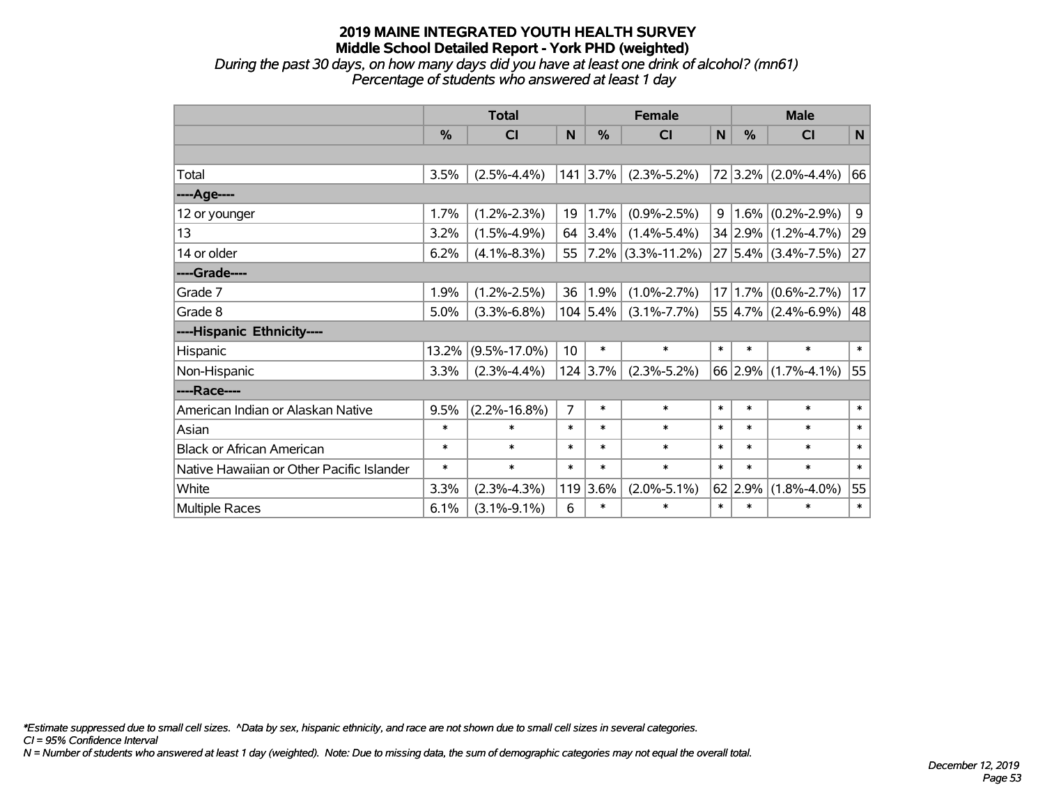# 2019 MAINE INTEGRATED YOUTH HEALTH SURVEY
## Middle School Detailed Report - York PHD (weighted)

*During the past 30 days, on how many days did you have at least one drink of alcohol? (mn61)*
*Percentage of students who answered at least 1 day*

| | Total | | | Female | | | Male | | |
|---|---|---|---|---|---|---|---|---|---|
| | % | CI | N | % | CI | N | % | CI | N |
| | | | | | | | | | |
| Total | 3.5% | (2.5%-4.4%) | 141 | 3.7% | (2.3%-5.2%) | 72 | 3.2% | (2.0%-4.4%) | 66 |
| ----Age---- | | | | | | | | | |
| 12 or younger | 1.7% | (1.2%-2.3%) | 19 | 1.7% | (0.9%-2.5%) | 9 | 1.6% | (0.2%-2.9%) | 9 |
| 13 | 3.2% | (1.5%-4.9%) | 64 | 3.4% | (1.4%-5.4%) | 34 | 2.9% | (1.2%-4.7%) | 29 |
| 14 or older | 6.2% | (4.1%-8.3%) | 55 | 7.2% | (3.3%-11.2%) | 27 | 5.4% | (3.4%-7.5%) | 27 |
| ----Grade---- | | | | | | | | | |
| Grade 7 | 1.9% | (1.2%-2.5%) | 36 | 1.9% | (1.0%-2.7%) | 17 | 1.7% | (0.6%-2.7%) | 17 |
| Grade 8 | 5.0% | (3.3%-6.8%) | 104 | 5.4% | (3.1%-7.7%) | 55 | 4.7% | (2.4%-6.9%) | 48 |
| ----Hispanic Ethnicity---- | | | | | | | | | |
| Hispanic | 13.2% | (9.5%-17.0%) | 10 | * | * | * | * | * | * |
| Non-Hispanic | 3.3% | (2.3%-4.4%) | 124 | 3.7% | (2.3%-5.2%) | 66 | 2.9% | (1.7%-4.1%) | 55 |
| ----Race---- | | | | | | | | | |
| American Indian or Alaskan Native | 9.5% | (2.2%-16.8%) | 7 | * | * | * | * | * | * |
| Asian | * | * | * | * | * | * | * | * | * |
| Black or African American | * | * | * | * | * | * | * | * | * |
| Native Hawaiian or Other Pacific Islander | * | * | * | * | * | * | * | * | * |
| White | 3.3% | (2.3%-4.3%) | 119 | 3.6% | (2.0%-5.1%) | 62 | 2.9% | (1.8%-4.0%) | 55 |
| Multiple Races | 6.1% | (3.1%-9.1%) | 6 | * | * | * | * | * | * |

*\*Estimate suppressed due to small cell sizes. ^Data by sex, hispanic ethnicity, and race are not shown due to small cell sizes in several categories.*
*CI = 95% Confidence Interval*
*N = Number of students who answered at least 1 day (weighted). Note: Due to missing data, the sum of demographic categories may not equal the overall total.*

*December 12, 2019*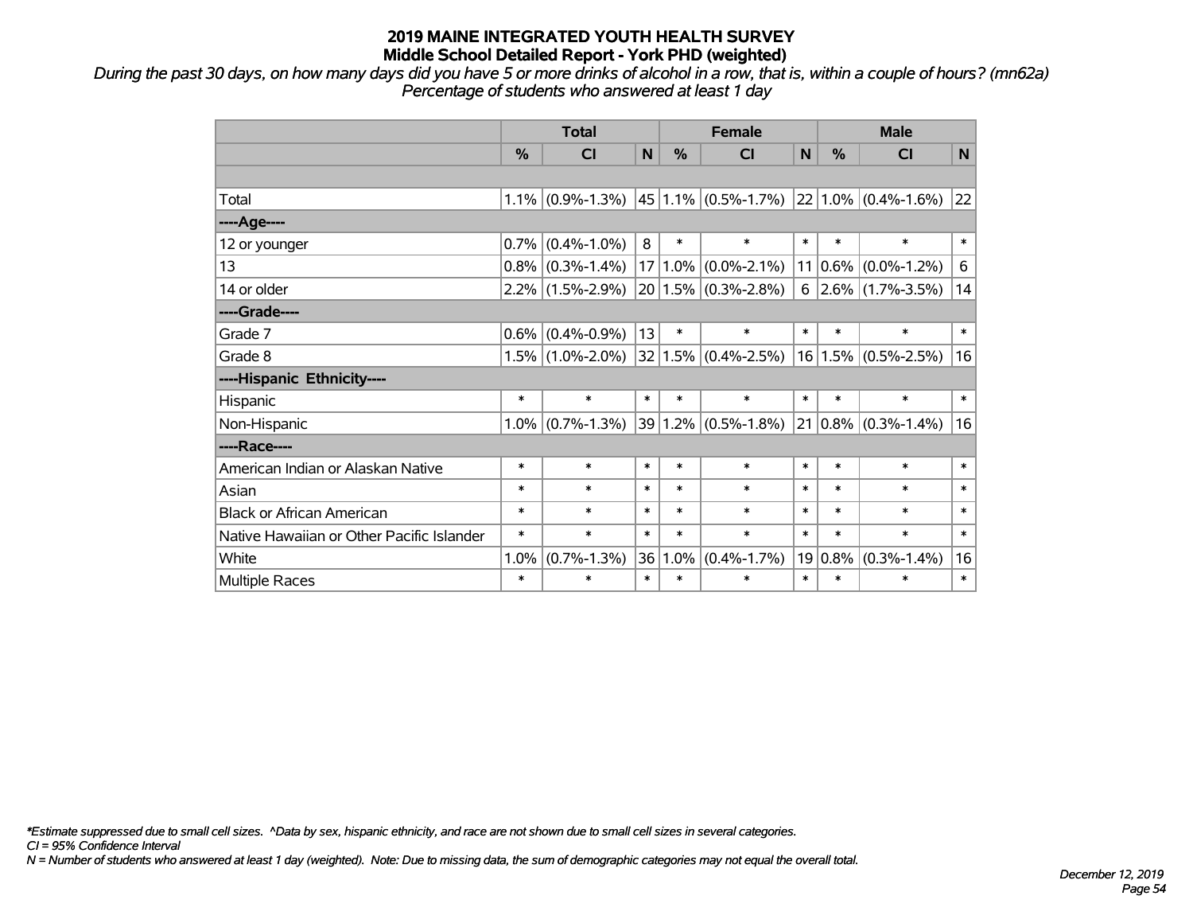# 2019 MAINE INTEGRATED YOUTH HEALTH SURVEY
## Middle School Detailed Report - York PHD (weighted)

*During the past 30 days, on how many days did you have 5 or more drinks of alcohol in a row, that is, within a couple of hours? (mn62a)*
*Percentage of students who answered at least 1 day*

| | Total | | | Female | | | Male | | |
|---|---|---|---|---|---|---|---|---|---|
| | % | CI | N | % | CI | N | % | CI | N |
| | | | | | | | | | |
| Total | 1.1% | (0.9%-1.3%) | 45 | 1.1% | (0.5%-1.7%) | 22 | 1.0% | (0.4%-1.6%) | 22 |
| ----Age---- | | | | | | | | | |
| 12 or younger | 0.7% | (0.4%-1.0%) | 8 | * | * | * | * | * | * |
| 13 | 0.8% | (0.3%-1.4%) | 17 | 1.0% | (0.0%-2.1%) | 11 | 0.6% | (0.0%-1.2%) | 6 |
| 14 or older | 2.2% | (1.5%-2.9%) | 20 | 1.5% | (0.3%-2.8%) | 6 | 2.6% | (1.7%-3.5%) | 14 |
| ----Grade---- | | | | | | | | | |
| Grade 7 | 0.6% | (0.4%-0.9%) | 13 | * | * | * | * | * | * |
| Grade 8 | 1.5% | (1.0%-2.0%) | 32 | 1.5% | (0.4%-2.5%) | 16 | 1.5% | (0.5%-2.5%) | 16 |
| ----Hispanic Ethnicity---- | | | | | | | | | |
| Hispanic | * | * | * | * | * | * | * | * | * |
| Non-Hispanic | 1.0% | (0.7%-1.3%) | 39 | 1.2% | (0.5%-1.8%) | 21 | 0.8% | (0.3%-1.4%) | 16 |
| ----Race---- | | | | | | | | | |
| American Indian or Alaskan Native | * | * | * | * | * | * | * | * | * |
| Asian | * | * | * | * | * | * | * | * | * |
| Black or African American | * | * | * | * | * | * | * | * | * |
| Native Hawaiian or Other Pacific Islander | * | * | * | * | * | * | * | * | * |
| White | 1.0% | (0.7%-1.3%) | 36 | 1.0% | (0.4%-1.7%) | 19 | 0.8% | (0.3%-1.4%) | 16 |
| Multiple Races | * | * | * | * | * | * | * | * | * |

*\*Estimate suppressed due to small cell sizes. ^Data by sex, hispanic ethnicity, and race are not shown due to small cell sizes in several categories.*
*CI = 95% Confidence Interval*
*N = Number of students who answered at least 1 day (weighted). Note: Due to missing data, the sum of demographic categories may not equal the overall total.*

*December 12, 2019*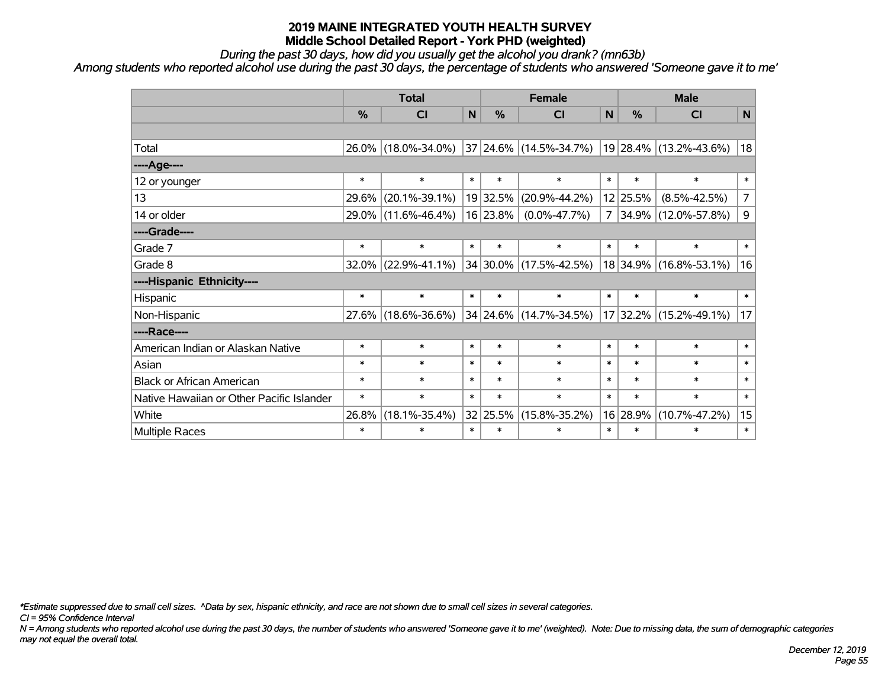# 2019 MAINE INTEGRATED YOUTH HEALTH SURVEY
## Middle School Detailed Report - York PHD (weighted)

*During the past 30 days, how did you usually get the alcohol you drank? (mn63b)*

*Among students who reported alcohol use during the past 30 days, the percentage of students who answered 'Someone gave it to me'*

| | Total | | | Female | | | Male | | |
|---|---|---|---|---|---|---|---|---|---|
| | % | CI | N | % | CI | N | % | CI | N |
| | | | | | | | | | |
| Total | 26.0% | (18.0%-34.0%) | 37 | 24.6% | (14.5%-34.7%) | 19 | 28.4% | (13.2%-43.6%) | 18 |
| ----Age---- | | | | | | | | | |
| 12 or younger | * | * | * | * | * | * | * | * | * |
| 13 | 29.6% | (20.1%-39.1%) | 19 | 32.5% | (20.9%-44.2%) | 12 | 25.5% | (8.5%-42.5%) | 7 |
| 14 or older | 29.0% | (11.6%-46.4%) | 16 | 23.8% | (0.0%-47.7%) | 7 | 34.9% | (12.0%-57.8%) | 9 |
| ----Grade---- | | | | | | | | | |
| Grade 7 | * | * | * | * | * | * | * | * | * |
| Grade 8 | 32.0% | (22.9%-41.1%) | 34 | 30.0% | (17.5%-42.5%) | 18 | 34.9% | (16.8%-53.1%) | 16 |
| ----Hispanic Ethnicity---- | | | | | | | | | |
| Hispanic | * | * | * | * | * | * | * | * | * |
| Non-Hispanic | 27.6% | (18.6%-36.6%) | 34 | 24.6% | (14.7%-34.5%) | 17 | 32.2% | (15.2%-49.1%) | 17 |
| ----Race---- | | | | | | | | | |
| American Indian or Alaskan Native | * | * | * | * | * | * | * | * | * |
| Asian | * | * | * | * | * | * | * | * | * |
| Black or African American | * | * | * | * | * | * | * | * | * |
| Native Hawaiian or Other Pacific Islander | * | * | * | * | * | * | * | * | * |
| White | 26.8% | (18.1%-35.4%) | 32 | 25.5% | (15.8%-35.2%) | 16 | 28.9% | (10.7%-47.2%) | 15 |
| Multiple Races | * | * | * | * | * | * | * | * | * |

*\*Estimate suppressed due to small cell sizes. ^Data by sex, hispanic ethnicity, and race are not shown due to small cell sizes in several categories.*

*CI = 95% Confidence Interval*

*N = Among students who reported alcohol use during the past 30 days, the number of students who answered 'Someone gave it to me' (weighted). Note: Due to missing data, the sum of demographic categories may not equal the overall total.*

*December 12, 2019*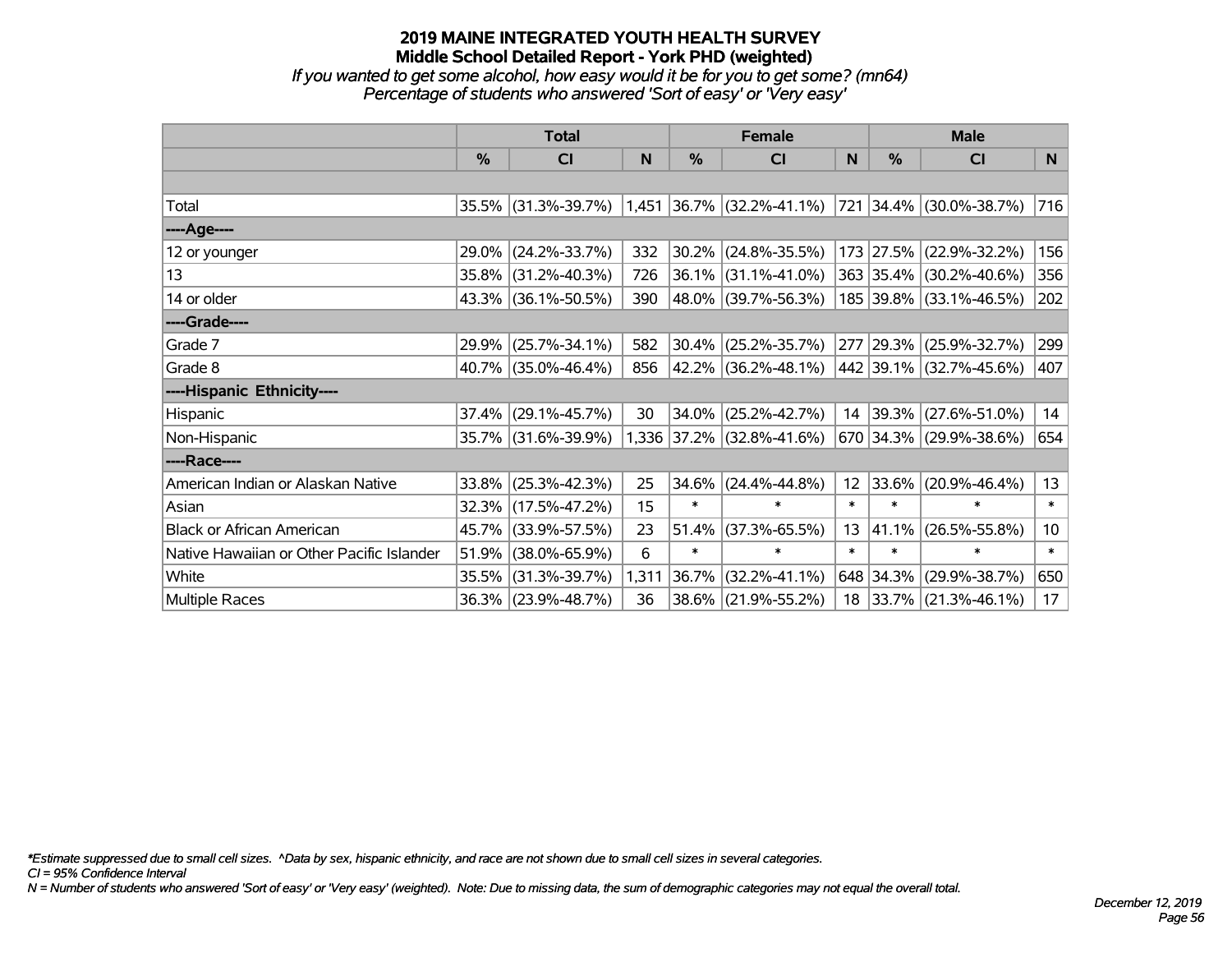# 2019 MAINE INTEGRATED YOUTH HEALTH SURVEY

## Middle School Detailed Report - York PHD (weighted)

*If you wanted to get some alcohol, how easy would it be for you to get some? (mn64)*
*Percentage of students who answered 'Sort of easy' or 'Very easy'*

| | Total | | | Female | | | Male | | |
|---|---|---|---|---|---|---|---|---|---|
| | % | CI | N | % | CI | N | % | CI | N |
| Total | 35.5% | (31.3%-39.7%) | 1,451 | 36.7% | (32.2%-41.1%) | 721 | 34.4% | (30.0%-38.7%) | 716 |
| ----Age---- | | | | | | | | | |
| 12 or younger | 29.0% | (24.2%-33.7%) | 332 | 30.2% | (24.8%-35.5%) | 173 | 27.5% | (22.9%-32.2%) | 156 |
| 13 | 35.8% | (31.2%-40.3%) | 726 | 36.1% | (31.1%-41.0%) | 363 | 35.4% | (30.2%-40.6%) | 356 |
| 14 or older | 43.3% | (36.1%-50.5%) | 390 | 48.0% | (39.7%-56.3%) | 185 | 39.8% | (33.1%-46.5%) | 202 |
| ----Grade---- | | | | | | | | | |
| Grade 7 | 29.9% | (25.7%-34.1%) | 582 | 30.4% | (25.2%-35.7%) | 277 | 29.3% | (25.9%-32.7%) | 299 |
| Grade 8 | 40.7% | (35.0%-46.4%) | 856 | 42.2% | (36.2%-48.1%) | 442 | 39.1% | (32.7%-45.6%) | 407 |
| ----Hispanic Ethnicity---- | | | | | | | | | |
| Hispanic | 37.4% | (29.1%-45.7%) | 30 | 34.0% | (25.2%-42.7%) | 14 | 39.3% | (27.6%-51.0%) | 14 |
| Non-Hispanic | 35.7% | (31.6%-39.9%) | 1,336 | 37.2% | (32.8%-41.6%) | 670 | 34.3% | (29.9%-38.6%) | 654 |
| ----Race---- | | | | | | | | | |
| American Indian or Alaskan Native | 33.8% | (25.3%-42.3%) | 25 | 34.6% | (24.4%-44.8%) | 12 | 33.6% | (20.9%-46.4%) | 13 |
| Asian | 32.3% | (17.5%-47.2%) | 15 | * | * | * | * | * | * |
| Black or African American | 45.7% | (33.9%-57.5%) | 23 | 51.4% | (37.3%-65.5%) | 13 | 41.1% | (26.5%-55.8%) | 10 |
| Native Hawaiian or Other Pacific Islander | 51.9% | (38.0%-65.9%) | 6 | * | * | * | * | * | * |
| White | 35.5% | (31.3%-39.7%) | 1,311 | 36.7% | (32.2%-41.1%) | 648 | 34.3% | (29.9%-38.7%) | 650 |
| Multiple Races | 36.3% | (23.9%-48.7%) | 36 | 38.6% | (21.9%-55.2%) | 18 | 33.7% | (21.3%-46.1%) | 17 |

*\*Estimate suppressed due to small cell sizes. ^Data by sex, hispanic ethnicity, and race are not shown due to small cell sizes in several categories.*
*CI = 95% Confidence Interval*
*N = Number of students who answered 'Sort of easy' or 'Very easy' (weighted). Note: Due to missing data, the sum of demographic categories may not equal the overall total.*

*December 12, 2019*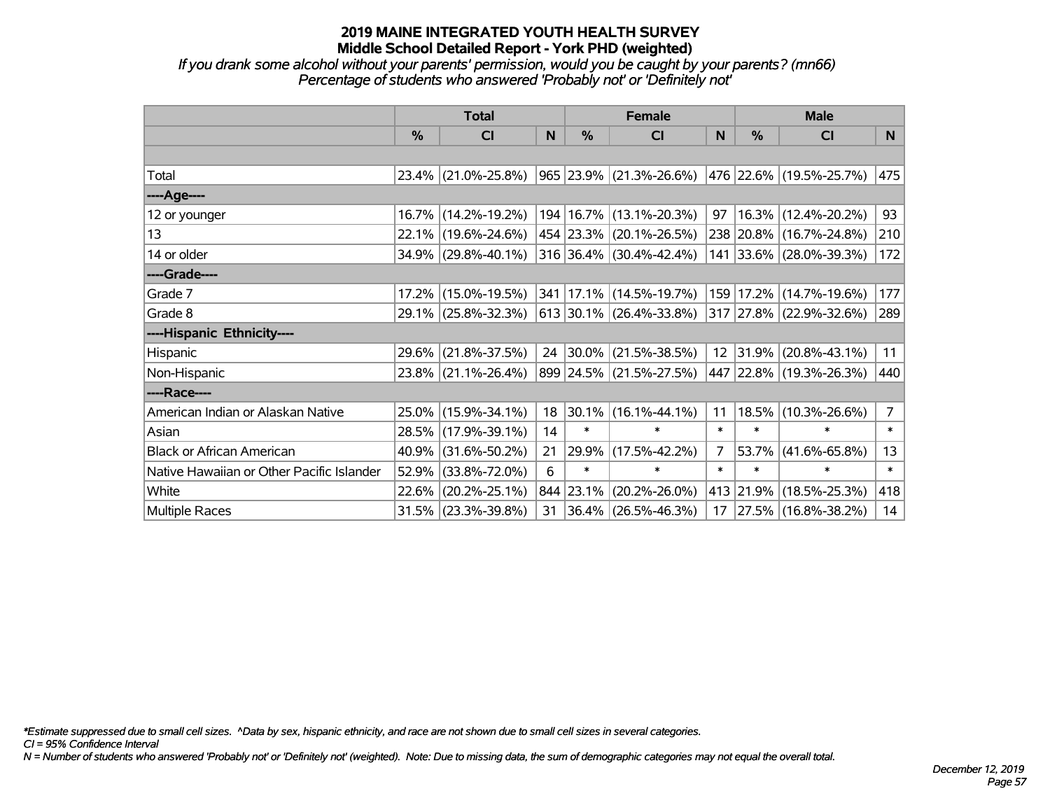# 2019 MAINE INTEGRATED YOUTH HEALTH SURVEY
## Middle School Detailed Report - York PHD (weighted)

*If you drank some alcohol without your parents' permission, would you be caught by your parents? (mn66)*
*Percentage of students who answered 'Probably not' or 'Definitely not'*

| | Total | | | Female | | | Male | | |
|---|---|---|---|---|---|---|---|---|---|
| | % | CI | N | % | CI | N | % | CI | N |
| Total | 23.4% | (21.0%-25.8%) | 965 | 23.9% | (21.3%-26.6%) | 476 | 22.6% | (19.5%-25.7%) | 475 |
| ----Age---- | | | | | | | | | |
| 12 or younger | 16.7% | (14.2%-19.2%) | 194 | 16.7% | (13.1%-20.3%) | 97 | 16.3% | (12.4%-20.2%) | 93 |
| 13 | 22.1% | (19.6%-24.6%) | 454 | 23.3% | (20.1%-26.5%) | 238 | 20.8% | (16.7%-24.8%) | 210 |
| 14 or older | 34.9% | (29.8%-40.1%) | 316 | 36.4% | (30.4%-42.4%) | 141 | 33.6% | (28.0%-39.3%) | 172 |
| ----Grade---- | | | | | | | | | |
| Grade 7 | 17.2% | (15.0%-19.5%) | 341 | 17.1% | (14.5%-19.7%) | 159 | 17.2% | (14.7%-19.6%) | 177 |
| Grade 8 | 29.1% | (25.8%-32.3%) | 613 | 30.1% | (26.4%-33.8%) | 317 | 27.8% | (22.9%-32.6%) | 289 |
| ----Hispanic Ethnicity---- | | | | | | | | | |
| Hispanic | 29.6% | (21.8%-37.5%) | 24 | 30.0% | (21.5%-38.5%) | 12 | 31.9% | (20.8%-43.1%) | 11 |
| Non-Hispanic | 23.8% | (21.1%-26.4%) | 899 | 24.5% | (21.5%-27.5%) | 447 | 22.8% | (19.3%-26.3%) | 440 |
| ----Race---- | | | | | | | | | |
| American Indian or Alaskan Native | 25.0% | (15.9%-34.1%) | 18 | 30.1% | (16.1%-44.1%) | 11 | 18.5% | (10.3%-26.6%) | 7 |
| Asian | 28.5% | (17.9%-39.1%) | 14 | * | * | * | * | * | * |
| Black or African American | 40.9% | (31.6%-50.2%) | 21 | 29.9% | (17.5%-42.2%) | 7 | 53.7% | (41.6%-65.8%) | 13 |
| Native Hawaiian or Other Pacific Islander | 52.9% | (33.8%-72.0%) | 6 | * | * | * | * | * | * |
| White | 22.6% | (20.2%-25.1%) | 844 | 23.1% | (20.2%-26.0%) | 413 | 21.9% | (18.5%-25.3%) | 418 |
| Multiple Races | 31.5% | (23.3%-39.8%) | 31 | 36.4% | (26.5%-46.3%) | 17 | 27.5% | (16.8%-38.2%) | 14 |

*\*Estimate suppressed due to small cell sizes. ^Data by sex, hispanic ethnicity, and race are not shown due to small cell sizes in several categories.*
*CI = 95% Confidence Interval*
*N = Number of students who answered 'Probably not' or 'Definitely not' (weighted). Note: Due to missing data, the sum of demographic categories may not equal the overall total.*

*December 12, 2019*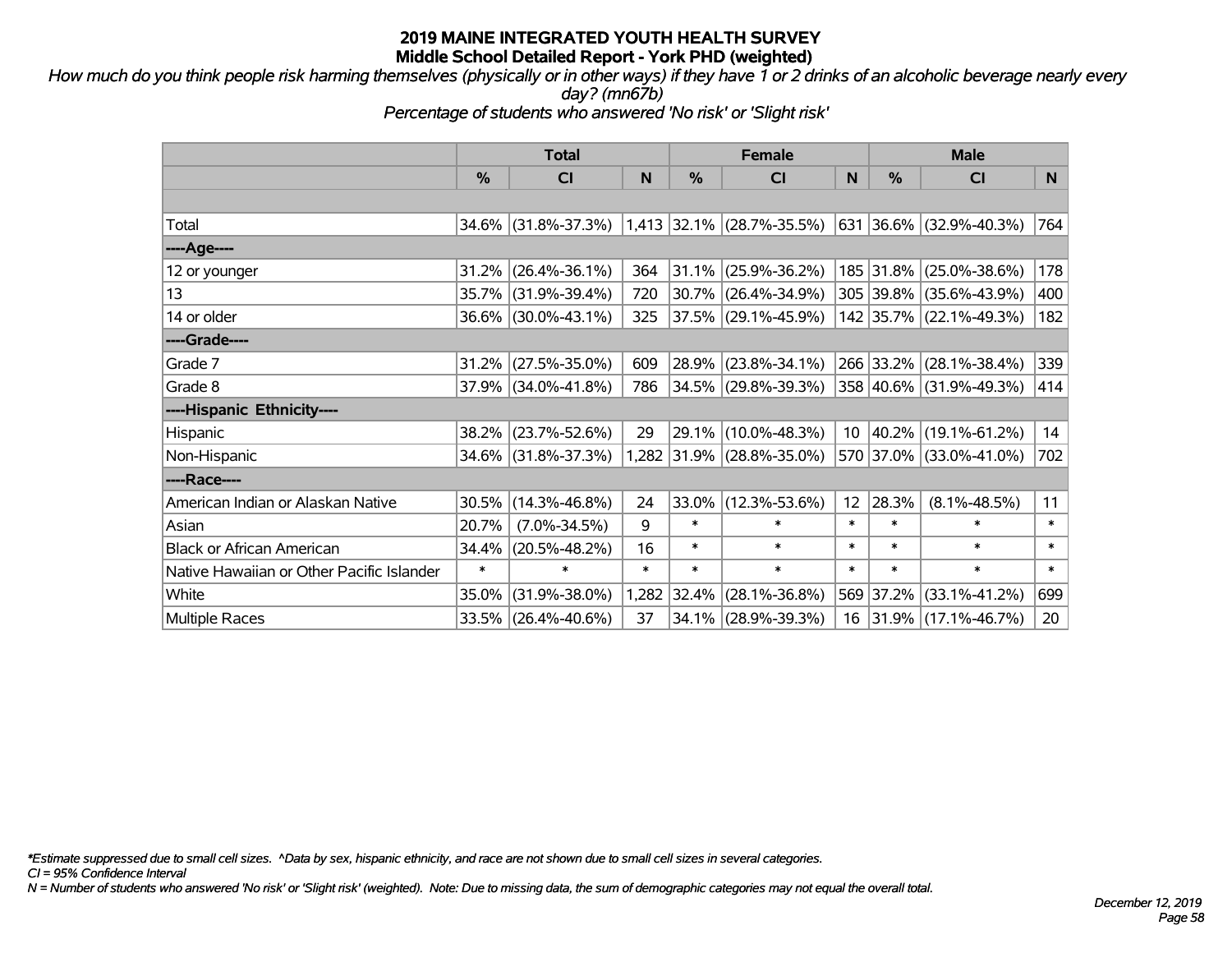# 2019 MAINE INTEGRATED YOUTH HEALTH SURVEY
## Middle School Detailed Report - York PHD (weighted)

*How much do you think people risk harming themselves (physically or in other ways) if they have 1 or 2 drinks of an alcoholic beverage nearly every day? (mn67b)*

*Percentage of students who answered 'No risk' or 'Slight risk'*

| | Total | | | Female | | | Male | | |
|---|---|---|---|---|---|---|---|---|---|
| | % | CI | N | % | CI | N | % | CI | N |
| Total | 34.6% | (31.8%-37.3%) | 1,413 | 32.1% | (28.7%-35.5%) | 631 | 36.6% | (32.9%-40.3%) | 764 |
| ----Age---- | | | | | | | | | |
| 12 or younger | 31.2% | (26.4%-36.1%) | 364 | 31.1% | (25.9%-36.2%) | 185 | 31.8% | (25.0%-38.6%) | 178 |
| 13 | 35.7% | (31.9%-39.4%) | 720 | 30.7% | (26.4%-34.9%) | 305 | 39.8% | (35.6%-43.9%) | 400 |
| 14 or older | 36.6% | (30.0%-43.1%) | 325 | 37.5% | (29.1%-45.9%) | 142 | 35.7% | (22.1%-49.3%) | 182 |
| ----Grade---- | | | | | | | | | |
| Grade 7 | 31.2% | (27.5%-35.0%) | 609 | 28.9% | (23.8%-34.1%) | 266 | 33.2% | (28.1%-38.4%) | 339 |
| Grade 8 | 37.9% | (34.0%-41.8%) | 786 | 34.5% | (29.8%-39.3%) | 358 | 40.6% | (31.9%-49.3%) | 414 |
| ----Hispanic Ethnicity---- | | | | | | | | | |
| Hispanic | 38.2% | (23.7%-52.6%) | 29 | 29.1% | (10.0%-48.3%) | 10 | 40.2% | (19.1%-61.2%) | 14 |
| Non-Hispanic | 34.6% | (31.8%-37.3%) | 1,282 | 31.9% | (28.8%-35.0%) | 570 | 37.0% | (33.0%-41.0%) | 702 |
| ----Race---- | | | | | | | | | |
| American Indian or Alaskan Native | 30.5% | (14.3%-46.8%) | 24 | 33.0% | (12.3%-53.6%) | 12 | 28.3% | (8.1%-48.5%) | 11 |
| Asian | 20.7% | (7.0%-34.5%) | 9 | * | * | * | * | * | * |
| Black or African American | 34.4% | (20.5%-48.2%) | 16 | * | * | * | * | * | * |
| Native Hawaiian or Other Pacific Islander | * | * | * | * | * | * | * | * | * |
| White | 35.0% | (31.9%-38.0%) | 1,282 | 32.4% | (28.1%-36.8%) | 569 | 37.2% | (33.1%-41.2%) | 699 |
| Multiple Races | 33.5% | (26.4%-40.6%) | 37 | 34.1% | (28.9%-39.3%) | 16 | 31.9% | (17.1%-46.7%) | 20 |

*\*Estimate suppressed due to small cell sizes. ^Data by sex, hispanic ethnicity, and race are not shown due to small cell sizes in several categories.*

*CI = 95% Confidence Interval*

*N = Number of students who answered 'No risk' or 'Slight risk' (weighted). Note: Due to missing data, the sum of demographic categories may not equal the overall total.*

*December 12, 2019*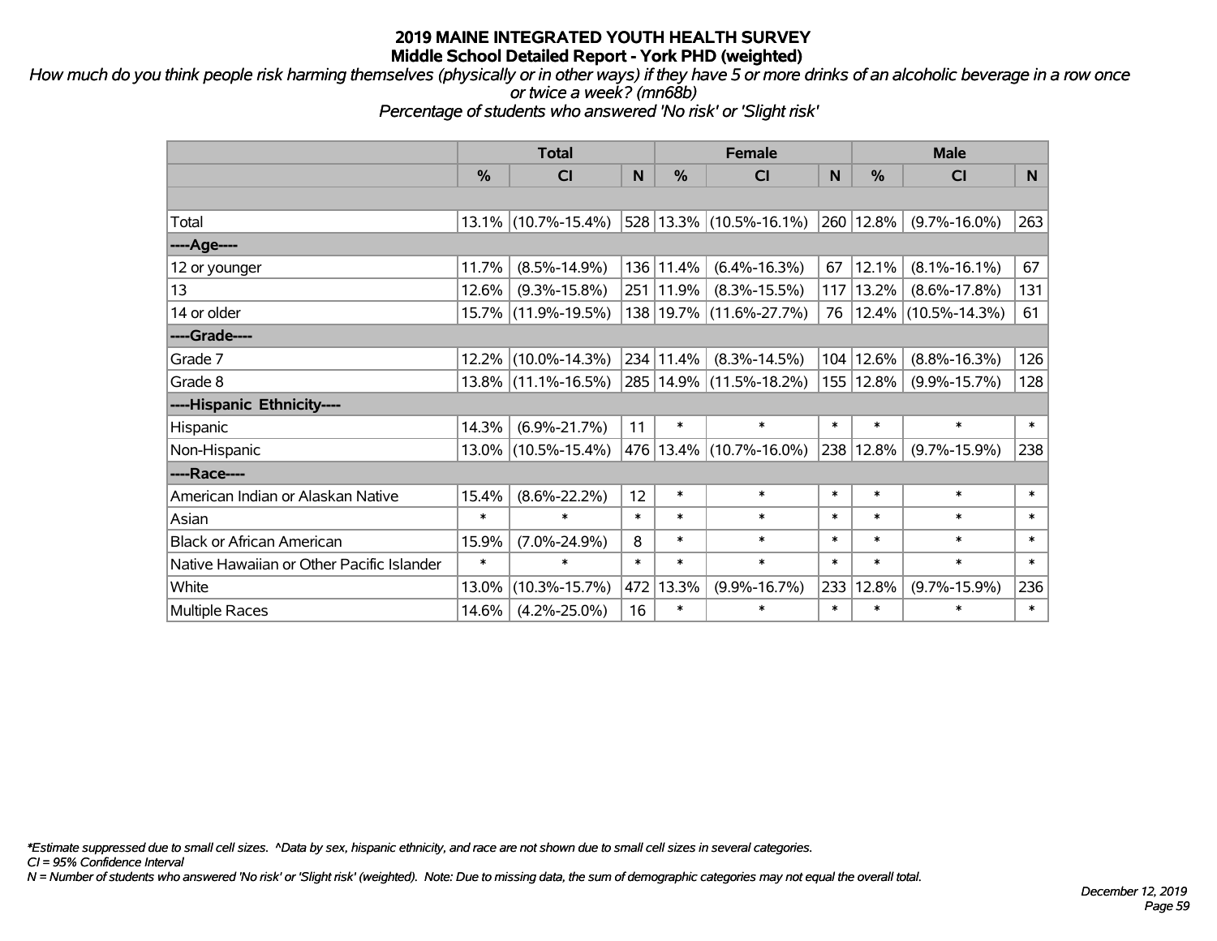# 2019 MAINE INTEGRATED YOUTH HEALTH SURVEY
## Middle School Detailed Report - York PHD (weighted)

*How much do you think people risk harming themselves (physically or in other ways) if they have 5 or more drinks of an alcoholic beverage in a row once or twice a week? (mn68b)*
*Percentage of students who answered 'No risk' or 'Slight risk'*

| | Total | | | Female | | | Male | | |
|---|---|---|---|---|---|---|---|---|---|
| | % | CI | N | % | CI | N | % | CI | N |
| Total | 13.1% | (10.7%-15.4%) | 528 | 13.3% | (10.5%-16.1%) | 260 | 12.8% | (9.7%-16.0%) | 263 |
| ----Age---- | | | | | | | | | |
| 12 or younger | 11.7% | (8.5%-14.9%) | 136 | 11.4% | (6.4%-16.3%) | 67 | 12.1% | (8.1%-16.1%) | 67 |
| 13 | 12.6% | (9.3%-15.8%) | 251 | 11.9% | (8.3%-15.5%) | 117 | 13.2% | (8.6%-17.8%) | 131 |
| 14 or older | 15.7% | (11.9%-19.5%) | 138 | 19.7% | (11.6%-27.7%) | 76 | 12.4% | (10.5%-14.3%) | 61 |
| ----Grade---- | | | | | | | | | |
| Grade 7 | 12.2% | (10.0%-14.3%) | 234 | 11.4% | (8.3%-14.5%) | 104 | 12.6% | (8.8%-16.3%) | 126 |
| Grade 8 | 13.8% | (11.1%-16.5%) | 285 | 14.9% | (11.5%-18.2%) | 155 | 12.8% | (9.9%-15.7%) | 128 |
| ----Hispanic Ethnicity---- | | | | | | | | | |
| Hispanic | 14.3% | (6.9%-21.7%) | 11 | * | * | * | * | * | * |
| Non-Hispanic | 13.0% | (10.5%-15.4%) | 476 | 13.4% | (10.7%-16.0%) | 238 | 12.8% | (9.7%-15.9%) | 238 |
| ----Race---- | | | | | | | | | |
| American Indian or Alaskan Native | 15.4% | (8.6%-22.2%) | 12 | * | * | * | * | * | * |
| Asian | * | * | * | * | * | * | * | * | * |
| Black or African American | 15.9% | (7.0%-24.9%) | 8 | * | * | * | * | * | * |
| Native Hawaiian or Other Pacific Islander | * | * | * | * | * | * | * | * | * |
| White | 13.0% | (10.3%-15.7%) | 472 | 13.3% | (9.9%-16.7%) | 233 | 12.8% | (9.7%-15.9%) | 236 |
| Multiple Races | 14.6% | (4.2%-25.0%) | 16 | * | * | * | * | * | * |

*\*Estimate suppressed due to small cell sizes. ^Data by sex, hispanic ethnicity, and race are not shown due to small cell sizes in several categories.*
*CI = 95% Confidence Interval*
*N = Number of students who answered 'No risk' or 'Slight risk' (weighted). Note: Due to missing data, the sum of demographic categories may not equal the overall total.*

*December 12, 2019*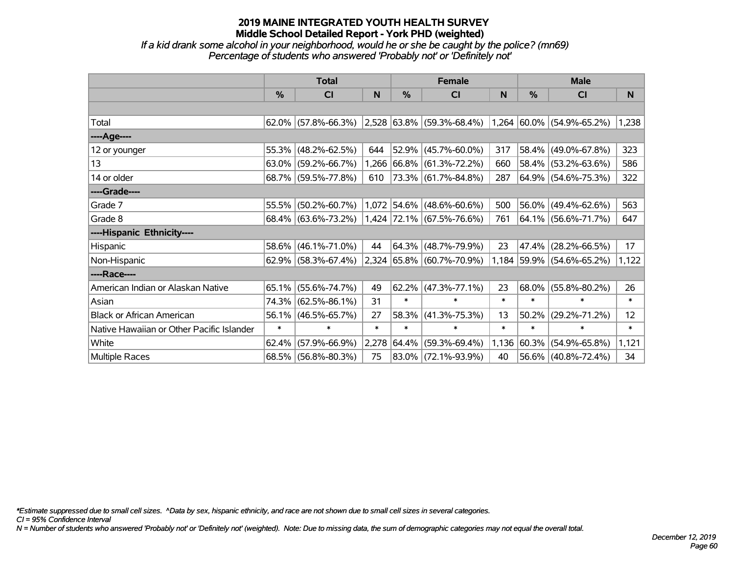# 2019 MAINE INTEGRATED YOUTH HEALTH SURVEY

## Middle School Detailed Report - York PHD (weighted)

*If a kid drank some alcohol in your neighborhood, would he or she be caught by the police? (mn69)*

*Percentage of students who answered 'Probably not' or 'Definitely not'*

| | Total | | | Female | | | Male | | |
|---|---|---|---|---|---|---|---|---|---|
| | % | CI | N | % | CI | N | % | CI | N |
| | | | | | | | | | |
| Total | 62.0% | (57.8%-66.3%) | 2,528 | 63.8% | (59.3%-68.4%) | 1,264 | 60.0% | (54.9%-65.2%) | 1,238 |
| ----Age---- | | | | | | | | | |
| 12 or younger | 55.3% | (48.2%-62.5%) | 644 | 52.9% | (45.7%-60.0%) | 317 | 58.4% | (49.0%-67.8%) | 323 |
| 13 | 63.0% | (59.2%-66.7%) | 1,266 | 66.8% | (61.3%-72.2%) | 660 | 58.4% | (53.2%-63.6%) | 586 |
| 14 or older | 68.7% | (59.5%-77.8%) | 610 | 73.3% | (61.7%-84.8%) | 287 | 64.9% | (54.6%-75.3%) | 322 |
| ----Grade---- | | | | | | | | | |
| Grade 7 | 55.5% | (50.2%-60.7%) | 1,072 | 54.6% | (48.6%-60.6%) | 500 | 56.0% | (49.4%-62.6%) | 563 |
| Grade 8 | 68.4% | (63.6%-73.2%) | 1,424 | 72.1% | (67.5%-76.6%) | 761 | 64.1% | (56.6%-71.7%) | 647 |
| ----Hispanic Ethnicity---- | | | | | | | | | |
| Hispanic | 58.6% | (46.1%-71.0%) | 44 | 64.3% | (48.7%-79.9%) | 23 | 47.4% | (28.2%-66.5%) | 17 |
| Non-Hispanic | 62.9% | (58.3%-67.4%) | 2,324 | 65.8% | (60.7%-70.9%) | 1,184 | 59.9% | (54.6%-65.2%) | 1,122 |
| ----Race---- | | | | | | | | | |
| American Indian or Alaskan Native | 65.1% | (55.6%-74.7%) | 49 | 62.2% | (47.3%-77.1%) | 23 | 68.0% | (55.8%-80.2%) | 26 |
| Asian | 74.3% | (62.5%-86.1%) | 31 | * | * | * | * | * | * |
| Black or African American | 56.1% | (46.5%-65.7%) | 27 | 58.3% | (41.3%-75.3%) | 13 | 50.2% | (29.2%-71.2%) | 12 |
| Native Hawaiian or Other Pacific Islander | * | * | * | * | * | * | * | * | * |
| White | 62.4% | (57.9%-66.9%) | 2,278 | 64.4% | (59.3%-69.4%) | 1,136 | 60.3% | (54.9%-65.8%) | 1,121 |
| Multiple Races | 68.5% | (56.8%-80.3%) | 75 | 83.0% | (72.1%-93.9%) | 40 | 56.6% | (40.8%-72.4%) | 34 |

*\*Estimate suppressed due to small cell sizes. ^Data by sex, hispanic ethnicity, and race are not shown due to small cell sizes in several categories.*

*CI = 95% Confidence Interval*

*N = Number of students who answered 'Probably not' or 'Definitely not' (weighted). Note: Due to missing data, the sum of demographic categories may not equal the overall total.*

*December 12, 2019*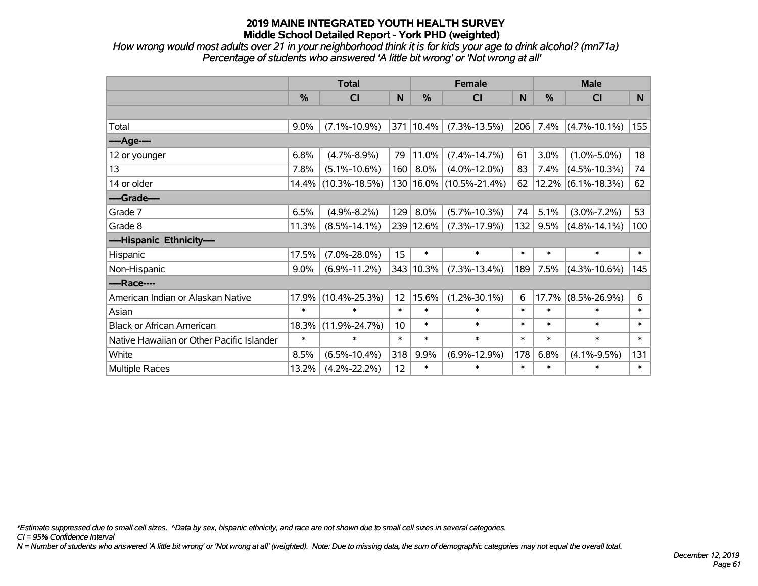# 2019 MAINE INTEGRATED YOUTH HEALTH SURVEY
## Middle School Detailed Report - York PHD (weighted)

*How wrong would most adults over 21 in your neighborhood think it is for kids your age to drink alcohol? (mn71a)*
*Percentage of students who answered 'A little bit wrong' or 'Not wrong at all'*

| | Total | | | Female | | | Male | | |
|---|---|---|---|---|---|---|---|---|---|
| | % | CI | N | % | CI | N | % | CI | N |
| | | | | | | | | | |
| Total | 9.0% | (7.1%-10.9%) | 371 | 10.4% | (7.3%-13.5%) | 206 | 7.4% | (4.7%-10.1%) | 155 |
| ----Age---- | | | | | | | | | |
| 12 or younger | 6.8% | (4.7%-8.9%) | 79 | 11.0% | (7.4%-14.7%) | 61 | 3.0% | (1.0%-5.0%) | 18 |
| 13 | 7.8% | (5.1%-10.6%) | 160 | 8.0% | (4.0%-12.0%) | 83 | 7.4% | (4.5%-10.3%) | 74 |
| 14 or older | 14.4% | (10.3%-18.5%) | 130 | 16.0% | (10.5%-21.4%) | 62 | 12.2% | (6.1%-18.3%) | 62 |
| ----Grade---- | | | | | | | | | |
| Grade 7 | 6.5% | (4.9%-8.2%) | 129 | 8.0% | (5.7%-10.3%) | 74 | 5.1% | (3.0%-7.2%) | 53 |
| Grade 8 | 11.3% | (8.5%-14.1%) | 239 | 12.6% | (7.3%-17.9%) | 132 | 9.5% | (4.8%-14.1%) | 100 |
| ----Hispanic Ethnicity---- | | | | | | | | | |
| Hispanic | 17.5% | (7.0%-28.0%) | 15 | * | * | * | * | * | * |
| Non-Hispanic | 9.0% | (6.9%-11.2%) | 343 | 10.3% | (7.3%-13.4%) | 189 | 7.5% | (4.3%-10.6%) | 145 |
| ----Race---- | | | | | | | | | |
| American Indian or Alaskan Native | 17.9% | (10.4%-25.3%) | 12 | 15.6% | (1.2%-30.1%) | 6 | 17.7% | (8.5%-26.9%) | 6 |
| Asian | * | * | * | * | * | * | * | * | * |
| Black or African American | 18.3% | (11.9%-24.7%) | 10 | * | * | * | * | * | * |
| Native Hawaiian or Other Pacific Islander | * | * | * | * | * | * | * | * | * |
| White | 8.5% | (6.5%-10.4%) | 318 | 9.9% | (6.9%-12.9%) | 178 | 6.8% | (4.1%-9.5%) | 131 |
| Multiple Races | 13.2% | (4.2%-22.2%) | 12 | * | * | * | * | * | * |

*Estimate suppressed due to small cell sizes. ^Data by sex, hispanic ethnicity, and race are not shown due to small cell sizes in several categories.*
*CI = 95% Confidence Interval*
*N = Number of students who answered 'A little bit wrong' or 'Not wrong at all' (weighted). Note: Due to missing data, the sum of demographic categories may not equal the overall total.*

*December 12, 2019*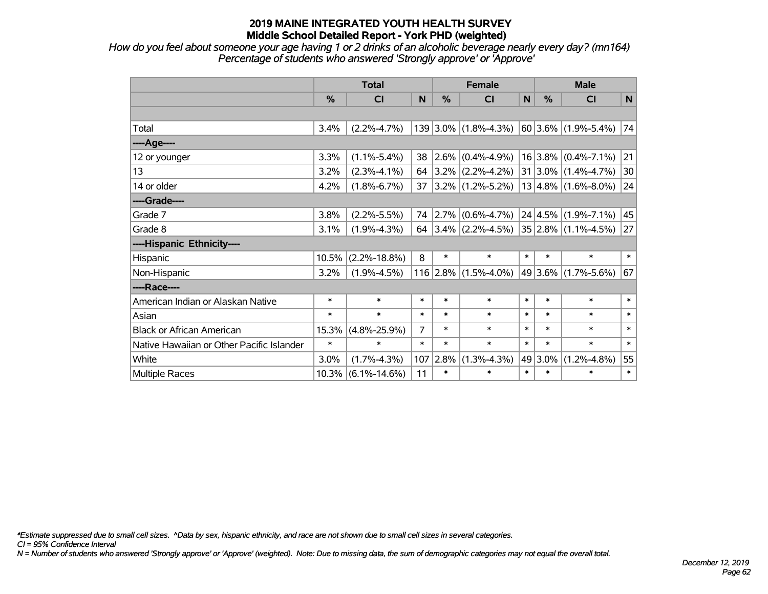# 2019 MAINE INTEGRATED YOUTH HEALTH SURVEY
## Middle School Detailed Report - York PHD (weighted)

*How do you feel about someone your age having 1 or 2 drinks of an alcoholic beverage nearly every day? (mn164)*
*Percentage of students who answered 'Strongly approve' or 'Approve'*

| | Total | | | Female | | | Male | | |
|---|---|---|---|---|---|---|---|---|---|
| | % | CI | N | % | CI | N | % | CI | N |
| | | | | | | | | | |
| Total | 3.4% | (2.2%-4.7%) | 139 | 3.0% | (1.8%-4.3%) | 60 | 3.6% | (1.9%-5.4%) | 74 |
| ----Age---- | | | | | | | | | |
| 12 or younger | 3.3% | (1.1%-5.4%) | 38 | 2.6% | (0.4%-4.9%) | 16 | 3.8% | (0.4%-7.1%) | 21 |
| 13 | 3.2% | (2.3%-4.1%) | 64 | 3.2% | (2.2%-4.2%) | 31 | 3.0% | (1.4%-4.7%) | 30 |
| 14 or older | 4.2% | (1.8%-6.7%) | 37 | 3.2% | (1.2%-5.2%) | 13 | 4.8% | (1.6%-8.0%) | 24 |
| ----Grade---- | | | | | | | | | |
| Grade 7 | 3.8% | (2.2%-5.5%) | 74 | 2.7% | (0.6%-4.7%) | 24 | 4.5% | (1.9%-7.1%) | 45 |
| Grade 8 | 3.1% | (1.9%-4.3%) | 64 | 3.4% | (2.2%-4.5%) | 35 | 2.8% | (1.1%-4.5%) | 27 |
| ----Hispanic Ethnicity---- | | | | | | | | | |
| Hispanic | 10.5% | (2.2%-18.8%) | 8 | * | * | * | * | * | * |
| Non-Hispanic | 3.2% | (1.9%-4.5%) | 116 | 2.8% | (1.5%-4.0%) | 49 | 3.6% | (1.7%-5.6%) | 67 |
| ----Race---- | | | | | | | | | |
| American Indian or Alaskan Native | * | * | * | * | * | * | * | * | * |
| Asian | * | * | * | * | * | * | * | * | * |
| Black or African American | 15.3% | (4.8%-25.9%) | 7 | * | * | * | * | * | * |
| Native Hawaiian or Other Pacific Islander | * | * | * | * | * | * | * | * | * |
| White | 3.0% | (1.7%-4.3%) | 107 | 2.8% | (1.3%-4.3%) | 49 | 3.0% | (1.2%-4.8%) | 55 |
| Multiple Races | 10.3% | (6.1%-14.6%) | 11 | * | * | * | * | * | * |

*\*Estimate suppressed due to small cell sizes. ^Data by sex, hispanic ethnicity, and race are not shown due to small cell sizes in several categories.*
*CI = 95% Confidence Interval*
*N = Number of students who answered 'Strongly approve' or 'Approve' (weighted). Note: Due to missing data, the sum of demographic categories may not equal the overall total.*

*December 12, 2019*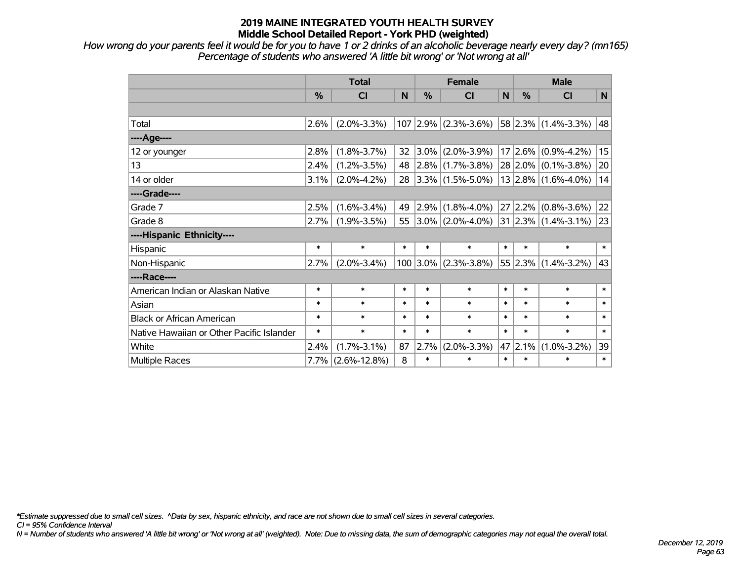# 2019 MAINE INTEGRATED YOUTH HEALTH SURVEY
## Middle School Detailed Report - York PHD (weighted)

*How wrong do your parents feel it would be for you to have 1 or 2 drinks of an alcoholic beverage nearly every day? (mn165)*
*Percentage of students who answered 'A little bit wrong' or 'Not wrong at all'*

| | Total | | | Female | | | Male | | |
|---|---|---|---|---|---|---|---|---|---|
| | % | CI | N | % | CI | N | % | CI | N |
| | | | | | | | | | |
| Total | 2.6% | (2.0%-3.3%) | 107 | 2.9% | (2.3%-3.6%) | 58 | 2.3% | (1.4%-3.3%) | 48 |
| ----Age---- | | | | | | | | | |
| 12 or younger | 2.8% | (1.8%-3.7%) | 32 | 3.0% | (2.0%-3.9%) | 17 | 2.6% | (0.9%-4.2%) | 15 |
| 13 | 2.4% | (1.2%-3.5%) | 48 | 2.8% | (1.7%-3.8%) | 28 | 2.0% | (0.1%-3.8%) | 20 |
| 14 or older | 3.1% | (2.0%-4.2%) | 28 | 3.3% | (1.5%-5.0%) | 13 | 2.8% | (1.6%-4.0%) | 14 |
| ----Grade---- | | | | | | | | | |
| Grade 7 | 2.5% | (1.6%-3.4%) | 49 | 2.9% | (1.8%-4.0%) | 27 | 2.2% | (0.8%-3.6%) | 22 |
| Grade 8 | 2.7% | (1.9%-3.5%) | 55 | 3.0% | (2.0%-4.0%) | 31 | 2.3% | (1.4%-3.1%) | 23 |
| ----Hispanic Ethnicity---- | | | | | | | | | |
| Hispanic | * | * | * | * | * | * | * | * | * |
| Non-Hispanic | 2.7% | (2.0%-3.4%) | 100 | 3.0% | (2.3%-3.8%) | 55 | 2.3% | (1.4%-3.2%) | 43 |
| ----Race---- | | | | | | | | | |
| American Indian or Alaskan Native | * | * | * | * | * | * | * | * | * |
| Asian | * | * | * | * | * | * | * | * | * |
| Black or African American | * | * | * | * | * | * | * | * | * |
| Native Hawaiian or Other Pacific Islander | * | * | * | * | * | * | * | * | * |
| White | 2.4% | (1.7%-3.1%) | 87 | 2.7% | (2.0%-3.3%) | 47 | 2.1% | (1.0%-3.2%) | 39 |
| Multiple Races | 7.7% | (2.6%-12.8%) | 8 | * | * | * | * | * | * |

*\*Estimate suppressed due to small cell sizes. ^Data by sex, hispanic ethnicity, and race are not shown due to small cell sizes in several categories.*
*CI = 95% Confidence Interval*
*N = Number of students who answered 'A little bit wrong' or 'Not wrong at all' (weighted). Note: Due to missing data, the sum of demographic categories may not equal the overall total.*

*December 12, 2019*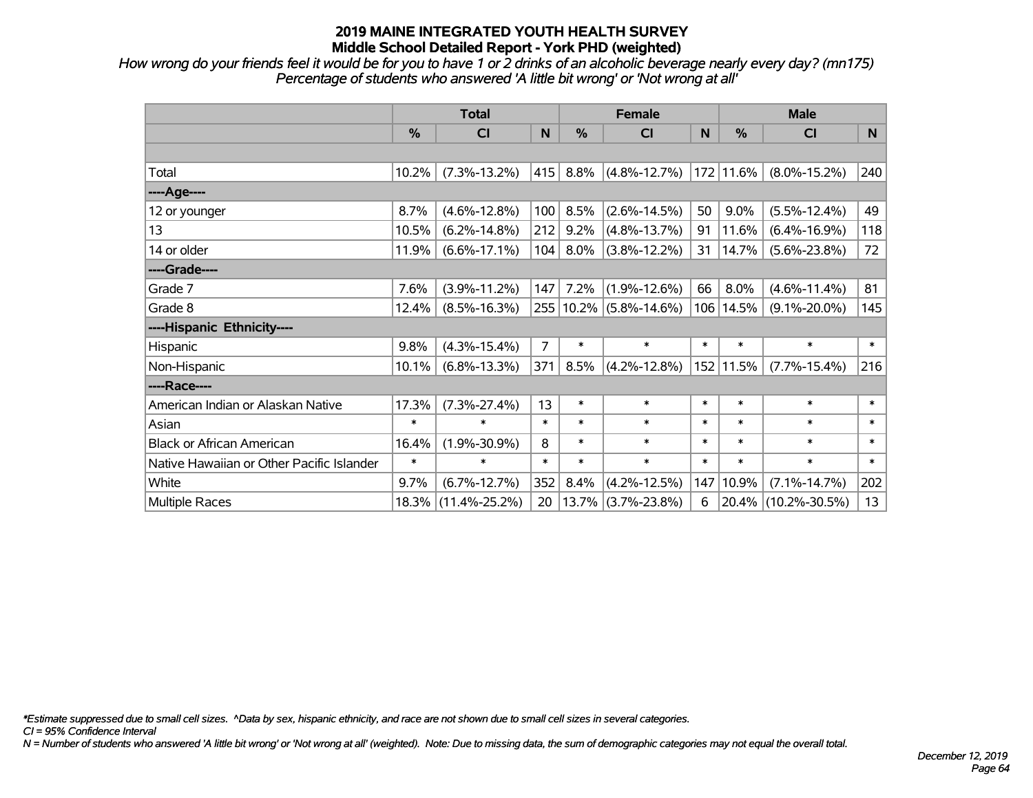# 2019 MAINE INTEGRATED YOUTH HEALTH SURVEY
## Middle School Detailed Report - York PHD (weighted)

*How wrong do your friends feel it would be for you to have 1 or 2 drinks of an alcoholic beverage nearly every day? (mn175)*
*Percentage of students who answered 'A little bit wrong' or 'Not wrong at all'*

| | Total | | | Female | | | Male | | |
|---|---|---|---|---|---|---|---|---|---|
| | % | CI | N | % | CI | N | % | CI | N |
| | | | | | | | | | |
| Total | 10.2% | (7.3%-13.2%) | 415 | 8.8% | (4.8%-12.7%) | 172 | 11.6% | (8.0%-15.2%) | 240 |
| ----Age---- | | | | | | | | | |
| 12 or younger | 8.7% | (4.6%-12.8%) | 100 | 8.5% | (2.6%-14.5%) | 50 | 9.0% | (5.5%-12.4%) | 49 |
| 13 | 10.5% | (6.2%-14.8%) | 212 | 9.2% | (4.8%-13.7%) | 91 | 11.6% | (6.4%-16.9%) | 118 |
| 14 or older | 11.9% | (6.6%-17.1%) | 104 | 8.0% | (3.8%-12.2%) | 31 | 14.7% | (5.6%-23.8%) | 72 |
| ----Grade---- | | | | | | | | | |
| Grade 7 | 7.6% | (3.9%-11.2%) | 147 | 7.2% | (1.9%-12.6%) | 66 | 8.0% | (4.6%-11.4%) | 81 |
| Grade 8 | 12.4% | (8.5%-16.3%) | 255 | 10.2% | (5.8%-14.6%) | 106 | 14.5% | (9.1%-20.0%) | 145 |
| ----Hispanic Ethnicity---- | | | | | | | | | |
| Hispanic | 9.8% | (4.3%-15.4%) | 7 | * | * | * | * | * | * |
| Non-Hispanic | 10.1% | (6.8%-13.3%) | 371 | 8.5% | (4.2%-12.8%) | 152 | 11.5% | (7.7%-15.4%) | 216 |
| ----Race---- | | | | | | | | | |
| American Indian or Alaskan Native | 17.3% | (7.3%-27.4%) | 13 | * | * | * | * | * | * |
| Asian | * | * | * | * | * | * | * | * | * |
| Black or African American | 16.4% | (1.9%-30.9%) | 8 | * | * | * | * | * | * |
| Native Hawaiian or Other Pacific Islander | * | * | * | * | * | * | * | * | * |
| White | 9.7% | (6.7%-12.7%) | 352 | 8.4% | (4.2%-12.5%) | 147 | 10.9% | (7.1%-14.7%) | 202 |
| Multiple Races | 18.3% | (11.4%-25.2%) | 20 | 13.7% | (3.7%-23.8%) | 6 | 20.4% | (10.2%-30.5%) | 13 |

*\*Estimate suppressed due to small cell sizes. ^Data by sex, hispanic ethnicity, and race are not shown due to small cell sizes in several categories.*
*CI = 95% Confidence Interval*
*N = Number of students who answered 'A little bit wrong' or 'Not wrong at all' (weighted). Note: Due to missing data, the sum of demographic categories may not equal the overall total.*

*December 12, 2019*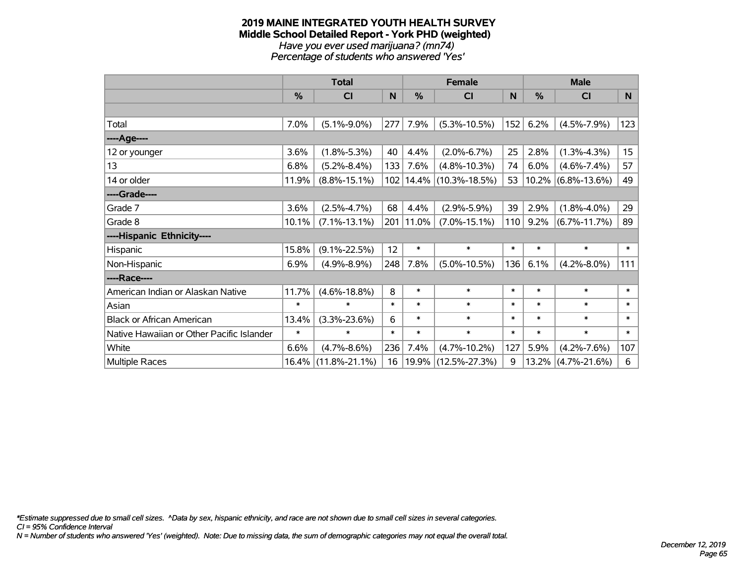# 2019 MAINE INTEGRATED YOUTH HEALTH SURVEY
## Middle School Detailed Report - York PHD (weighted)
*Have you ever used marijuana? (mn74)*
*Percentage of students who answered 'Yes'*

| | Total | | | Female | | | Male | | |
|---|---|---|---|---|---|---|---|---|---|
| | % | CI | N | % | CI | N | % | CI | N |
| | | | | | | | | | |
| Total | 7.0% | (5.1%-9.0%) | 277 | 7.9% | (5.3%-10.5%) | 152 | 6.2% | (4.5%-7.9%) | 123 |
| ----Age---- | | | | | | | | | |
| 12 or younger | 3.6% | (1.8%-5.3%) | 40 | 4.4% | (2.0%-6.7%) | 25 | 2.8% | (1.3%-4.3%) | 15 |
| 13 | 6.8% | (5.2%-8.4%) | 133 | 7.6% | (4.8%-10.3%) | 74 | 6.0% | (4.6%-7.4%) | 57 |
| 14 or older | 11.9% | (8.8%-15.1%) | 102 | 14.4% | (10.3%-18.5%) | 53 | 10.2% | (6.8%-13.6%) | 49 |
| ----Grade---- | | | | | | | | | |
| Grade 7 | 3.6% | (2.5%-4.7%) | 68 | 4.4% | (2.9%-5.9%) | 39 | 2.9% | (1.8%-4.0%) | 29 |
| Grade 8 | 10.1% | (7.1%-13.1%) | 201 | 11.0% | (7.0%-15.1%) | 110 | 9.2% | (6.7%-11.7%) | 89 |
| ----Hispanic Ethnicity---- | | | | | | | | | |
| Hispanic | 15.8% | (9.1%-22.5%) | 12 | * | * | * | * | * | * |
| Non-Hispanic | 6.9% | (4.9%-8.9%) | 248 | 7.8% | (5.0%-10.5%) | 136 | 6.1% | (4.2%-8.0%) | 111 |
| ----Race---- | | | | | | | | | |
| American Indian or Alaskan Native | 11.7% | (4.6%-18.8%) | 8 | * | * | * | * | * | * |
| Asian | * | * | * | * | * | * | * | * | * |
| Black or African American | 13.4% | (3.3%-23.6%) | 6 | * | * | * | * | * | * |
| Native Hawaiian or Other Pacific Islander | * | * | * | * | * | * | * | * | * |
| White | 6.6% | (4.7%-8.6%) | 236 | 7.4% | (4.7%-10.2%) | 127 | 5.9% | (4.2%-7.6%) | 107 |
| Multiple Races | 16.4% | (11.8%-21.1%) | 16 | 19.9% | (12.5%-27.3%) | 9 | 13.2% | (4.7%-21.6%) | 6 |

*\*Estimate suppressed due to small cell sizes. ^Data by sex, hispanic ethnicity, and race are not shown due to small cell sizes in several categories.*
*CI = 95% Confidence Interval*
*N = Number of students who answered 'Yes' (weighted). Note: Due to missing data, the sum of demographic categories may not equal the overall total.*

*December 12, 2019*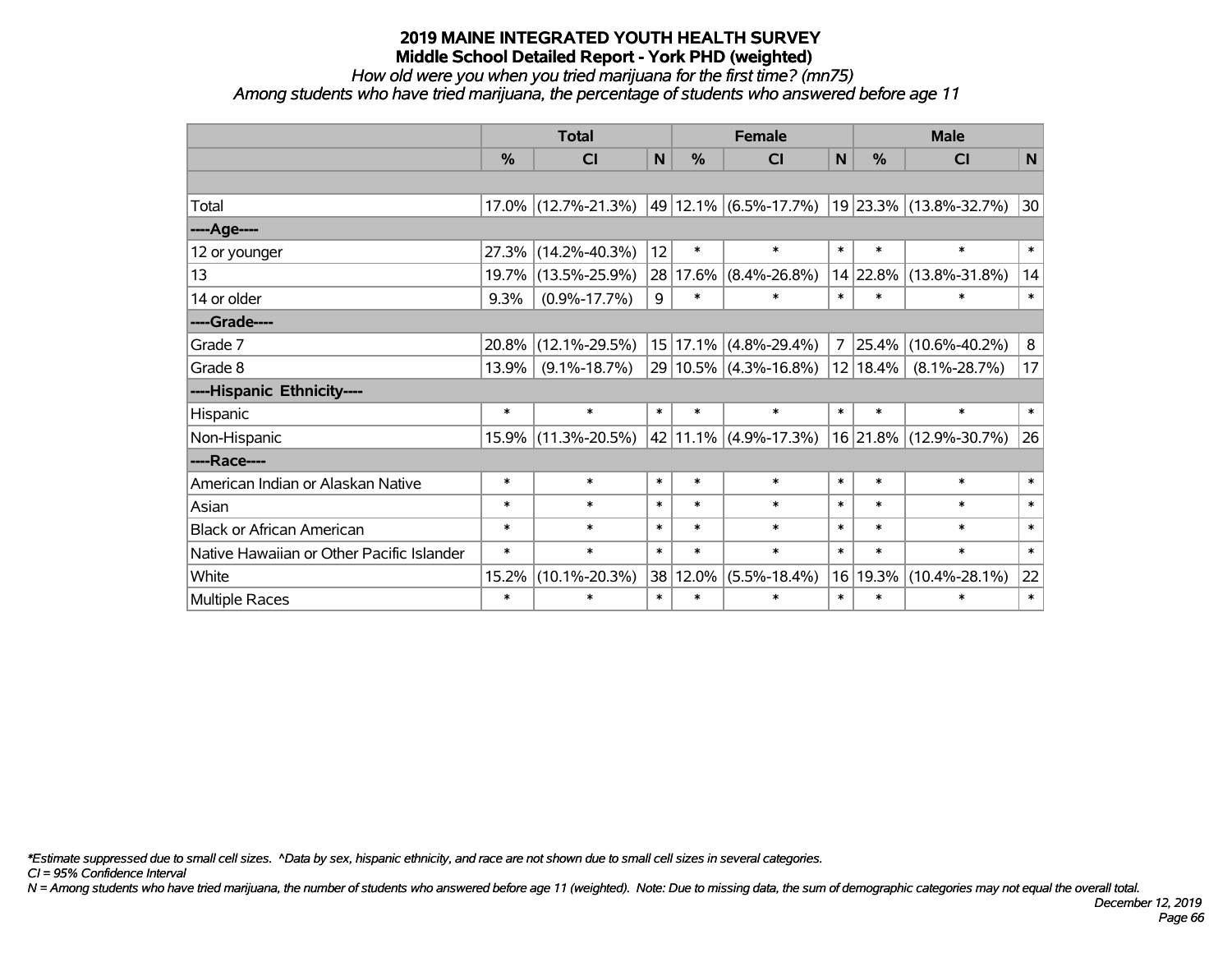# 2019 MAINE INTEGRATED YOUTH HEALTH SURVEY

## Middle School Detailed Report - York PHD (weighted)

*How old were you when you tried marijuana for the first time? (mn75)*

*Among students who have tried marijuana, the percentage of students who answered before age 11*

| | Total | | | Female | | | Male | | |
|---|---|---|---|---|---|---|---|---|---|
| | % | CI | N | % | CI | N | % | CI | N |
| Total | 17.0% | (12.7%-21.3%) | 49 | 12.1% | (6.5%-17.7%) | 19 | 23.3% | (13.8%-32.7%) | 30 |
| ----Age---- | | | | | | | | | |
| 12 or younger | 27.3% | (14.2%-40.3%) | 12 | * | * | * | * | * | * |
| 13 | 19.7% | (13.5%-25.9%) | 28 | 17.6% | (8.4%-26.8%) | 14 | 22.8% | (13.8%-31.8%) | 14 |
| 14 or older | 9.3% | (0.9%-17.7%) | 9 | * | * | * | * | * | * |
| ----Grade---- | | | | | | | | | |
| Grade 7 | 20.8% | (12.1%-29.5%) | 15 | 17.1% | (4.8%-29.4%) | 7 | 25.4% | (10.6%-40.2%) | 8 |
| Grade 8 | 13.9% | (9.1%-18.7%) | 29 | 10.5% | (4.3%-16.8%) | 12 | 18.4% | (8.1%-28.7%) | 17 |
| ----Hispanic Ethnicity---- | | | | | | | | | |
| Hispanic | * | * | * | * | * | * | * | * | * |
| Non-Hispanic | 15.9% | (11.3%-20.5%) | 42 | 11.1% | (4.9%-17.3%) | 16 | 21.8% | (12.9%-30.7%) | 26 |
| ----Race---- | | | | | | | | | |
| American Indian or Alaskan Native | * | * | * | * | * | * | * | * | * |
| Asian | * | * | * | * | * | * | * | * | * |
| Black or African American | * | * | * | * | * | * | * | * | * |
| Native Hawaiian or Other Pacific Islander | * | * | * | * | * | * | * | * | * |
| White | 15.2% | (10.1%-20.3%) | 38 | 12.0% | (5.5%-18.4%) | 16 | 19.3% | (10.4%-28.1%) | 22 |
| Multiple Races | * | * | * | * | * | * | * | * | * |

*\*Estimate suppressed due to small cell sizes. ^Data by sex, hispanic ethnicity, and race are not shown due to small cell sizes in several categories.*

*CI = 95% Confidence Interval*

*N = Among students who have tried marijuana, the number of students who answered before age 11 (weighted). Note: Due to missing data, the sum of demographic categories may not equal the overall total.*

*December 12, 2019*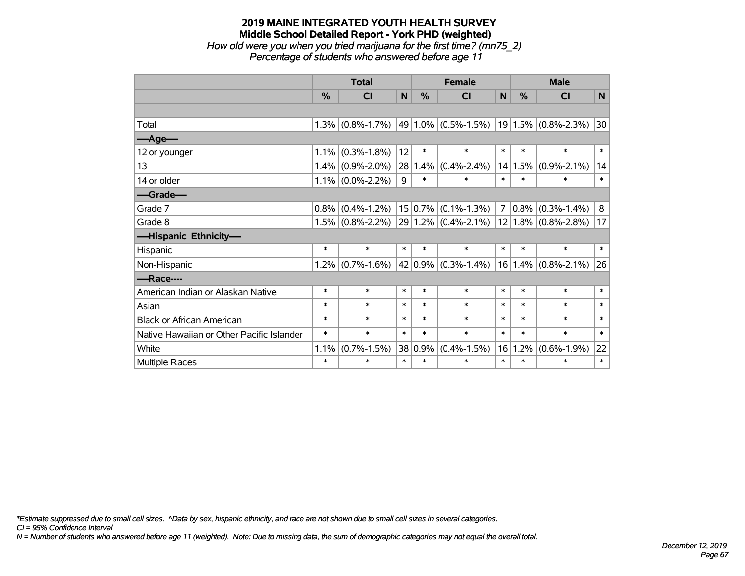# 2019 MAINE INTEGRATED YOUTH HEALTH SURVEY
## Middle School Detailed Report - York PHD (weighted)
*How old were you when you tried marijuana for the first time? (mn75_2)*
*Percentage of students who answered before age 11*

| | Total | | | Female | | | Male | | |
|---|---|---|---|---|---|---|---|---|---|
| | % | CI | N | % | CI | N | % | CI | N |
| | | | | | | | | | |
| Total | 1.3% | (0.8%-1.7%) | 49 | 1.0% | (0.5%-1.5%) | 19 | 1.5% | (0.8%-2.3%) | 30 |
| ----Age---- | | | | | | | | | |
| 12 or younger | 1.1% | (0.3%-1.8%) | 12 | * | * | * | * | * | * |
| 13 | 1.4% | (0.9%-2.0%) | 28 | 1.4% | (0.4%-2.4%) | 14 | 1.5% | (0.9%-2.1%) | 14 |
| 14 or older | 1.1% | (0.0%-2.2%) | 9 | * | * | * | * | * | * |
| ----Grade---- | | | | | | | | | |
| Grade 7 | 0.8% | (0.4%-1.2%) | 15 | 0.7% | (0.1%-1.3%) | 7 | 0.8% | (0.3%-1.4%) | 8 |
| Grade 8 | 1.5% | (0.8%-2.2%) | 29 | 1.2% | (0.4%-2.1%) | 12 | 1.8% | (0.8%-2.8%) | 17 |
| ----Hispanic Ethnicity---- | | | | | | | | | |
| Hispanic | * | * | * | * | * | * | * | * | * |
| Non-Hispanic | 1.2% | (0.7%-1.6%) | 42 | 0.9% | (0.3%-1.4%) | 16 | 1.4% | (0.8%-2.1%) | 26 |
| ----Race---- | | | | | | | | | |
| American Indian or Alaskan Native | * | * | * | * | * | * | * | * | * |
| Asian | * | * | * | * | * | * | * | * | * |
| Black or African American | * | * | * | * | * | * | * | * | * |
| Native Hawaiian or Other Pacific Islander | * | * | * | * | * | * | * | * | * |
| White | 1.1% | (0.7%-1.5%) | 38 | 0.9% | (0.4%-1.5%) | 16 | 1.2% | (0.6%-1.9%) | 22 |
| Multiple Races | * | * | * | * | * | * | * | * | * |

*\*Estimate suppressed due to small cell sizes. ^Data by sex, hispanic ethnicity, and race are not shown due to small cell sizes in several categories.*
*CI = 95% Confidence Interval*
*N = Number of students who answered before age 11 (weighted). Note: Due to missing data, the sum of demographic categories may not equal the overall total.*

*December 12, 2019*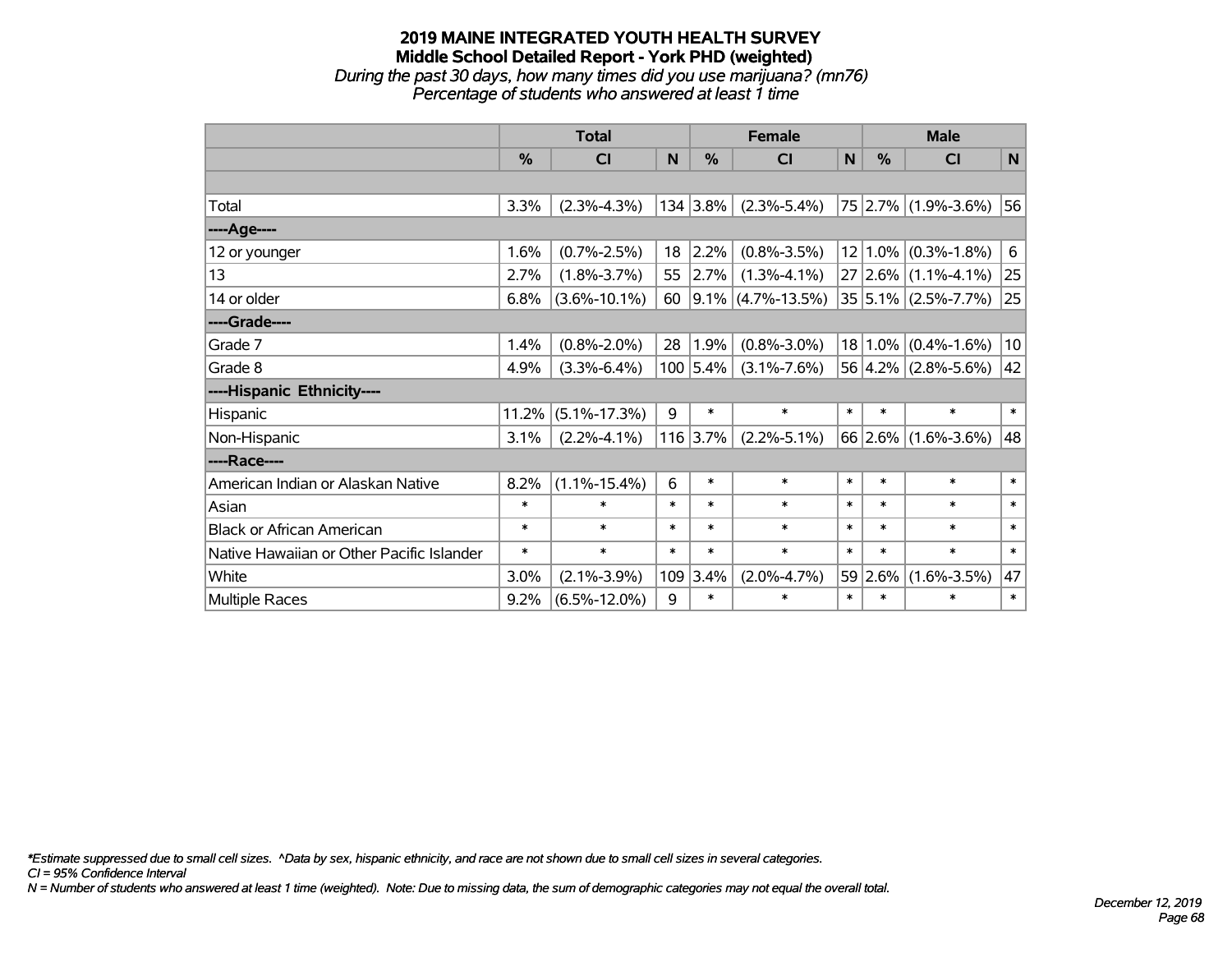# 2019 MAINE INTEGRATED YOUTH HEALTH SURVEY

## Middle School Detailed Report - York PHD (weighted)

*During the past 30 days, how many times did you use marijuana? (mn76)*
*Percentage of students who answered at least 1 time*

| | Total | | | Female | | | Male | | |
|---|---|---|---|---|---|---|---|---|---|
| | % | CI | N | % | CI | N | % | CI | N |
| | | | | | | | | | |
| Total | 3.3% | (2.3%-4.3%) | 134 | 3.8% | (2.3%-5.4%) | 75 | 2.7% | (1.9%-3.6%) | 56 |
| ----Age---- | | | | | | | | | |
| 12 or younger | 1.6% | (0.7%-2.5%) | 18 | 2.2% | (0.8%-3.5%) | 12 | 1.0% | (0.3%-1.8%) | 6 |
| 13 | 2.7% | (1.8%-3.7%) | 55 | 2.7% | (1.3%-4.1%) | 27 | 2.6% | (1.1%-4.1%) | 25 |
| 14 or older | 6.8% | (3.6%-10.1%) | 60 | 9.1% | (4.7%-13.5%) | 35 | 5.1% | (2.5%-7.7%) | 25 |
| ----Grade---- | | | | | | | | | |
| Grade 7 | 1.4% | (0.8%-2.0%) | 28 | 1.9% | (0.8%-3.0%) | 18 | 1.0% | (0.4%-1.6%) | 10 |
| Grade 8 | 4.9% | (3.3%-6.4%) | 100 | 5.4% | (3.1%-7.6%) | 56 | 4.2% | (2.8%-5.6%) | 42 |
| ----Hispanic Ethnicity---- | | | | | | | | | |
| Hispanic | 11.2% | (5.1%-17.3%) | 9 | * | * | * | * | * | * |
| Non-Hispanic | 3.1% | (2.2%-4.1%) | 116 | 3.7% | (2.2%-5.1%) | 66 | 2.6% | (1.6%-3.6%) | 48 |
| ----Race---- | | | | | | | | | |
| American Indian or Alaskan Native | 8.2% | (1.1%-15.4%) | 6 | * | * | * | * | * | * |
| Asian | * | * | * | * | * | * | * | * | * |
| Black or African American | * | * | * | * | * | * | * | * | * |
| Native Hawaiian or Other Pacific Islander | * | * | * | * | * | * | * | * | * |
| White | 3.0% | (2.1%-3.9%) | 109 | 3.4% | (2.0%-4.7%) | 59 | 2.6% | (1.6%-3.5%) | 47 |
| Multiple Races | 9.2% | (6.5%-12.0%) | 9 | * | * | * | * | * | * |

*\*Estimate suppressed due to small cell sizes. ^Data by sex, hispanic ethnicity, and race are not shown due to small cell sizes in several categories.*
*CI = 95% Confidence Interval*
*N = Number of students who answered at least 1 time (weighted). Note: Due to missing data, the sum of demographic categories may not equal the overall total.*

*December 12, 2019*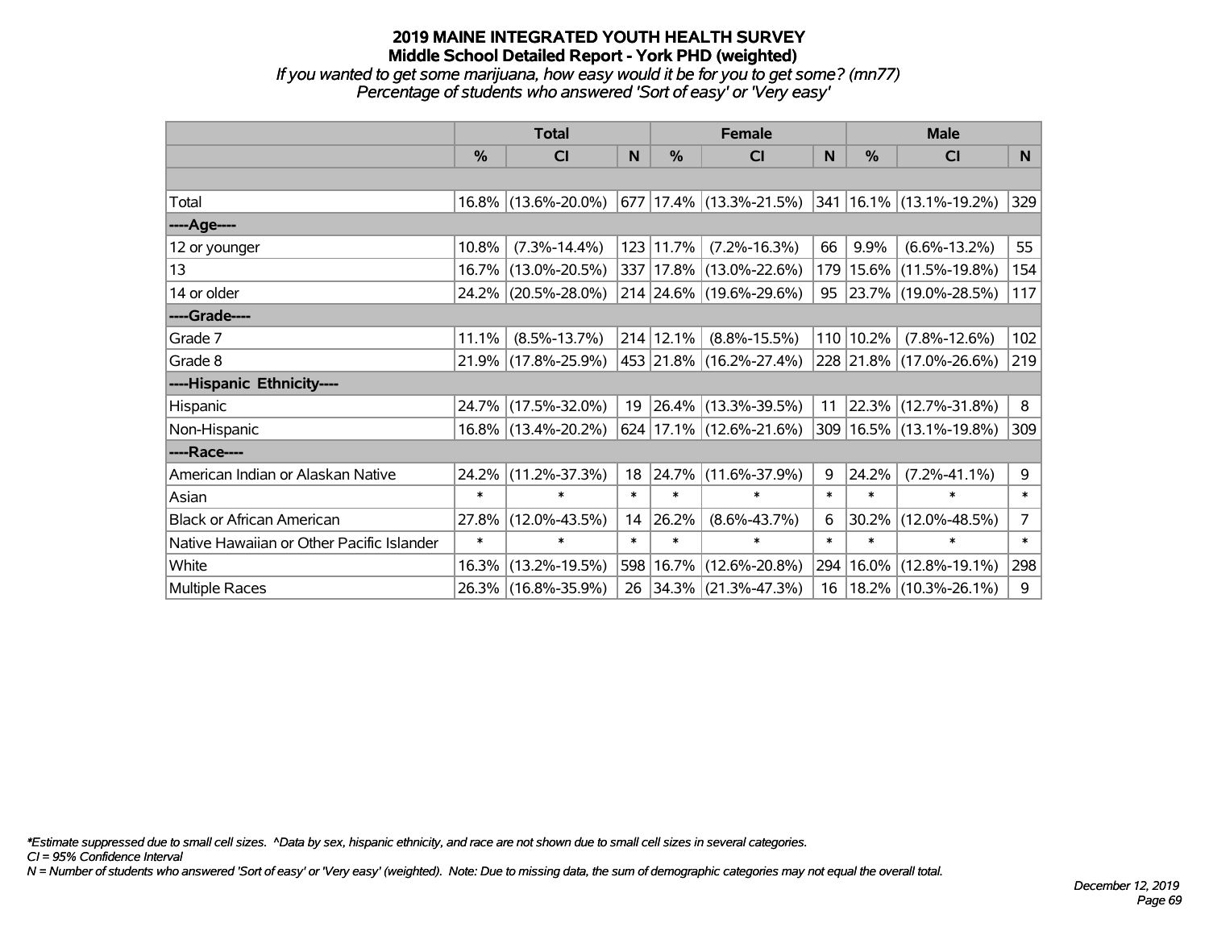# 2019 MAINE INTEGRATED YOUTH HEALTH SURVEY

## Middle School Detailed Report - York PHD (weighted)

*If you wanted to get some marijuana, how easy would it be for you to get some? (mn77)*

*Percentage of students who answered 'Sort of easy' or 'Very easy'*

| | Total | | | Female | | | Male | | |
|---|---|---|---|---|---|---|---|---|---|
| | % | CI | N | % | CI | N | % | CI | N |
| Total | 16.8% | (13.6%-20.0%) | 677 | 17.4% | (13.3%-21.5%) | 341 | 16.1% | (13.1%-19.2%) | 329 |
| ----Age---- | | | | | | | | | |
| 12 or younger | 10.8% | (7.3%-14.4%) | 123 | 11.7% | (7.2%-16.3%) | 66 | 9.9% | (6.6%-13.2%) | 55 |
| 13 | 16.7% | (13.0%-20.5%) | 337 | 17.8% | (13.0%-22.6%) | 179 | 15.6% | (11.5%-19.8%) | 154 |
| 14 or older | 24.2% | (20.5%-28.0%) | 214 | 24.6% | (19.6%-29.6%) | 95 | 23.7% | (19.0%-28.5%) | 117 |
| ----Grade---- | | | | | | | | | |
| Grade 7 | 11.1% | (8.5%-13.7%) | 214 | 12.1% | (8.8%-15.5%) | 110 | 10.2% | (7.8%-12.6%) | 102 |
| Grade 8 | 21.9% | (17.8%-25.9%) | 453 | 21.8% | (16.2%-27.4%) | 228 | 21.8% | (17.0%-26.6%) | 219 |
| ----Hispanic Ethnicity---- | | | | | | | | | |
| Hispanic | 24.7% | (17.5%-32.0%) | 19 | 26.4% | (13.3%-39.5%) | 11 | 22.3% | (12.7%-31.8%) | 8 |
| Non-Hispanic | 16.8% | (13.4%-20.2%) | 624 | 17.1% | (12.6%-21.6%) | 309 | 16.5% | (13.1%-19.8%) | 309 |
| ----Race---- | | | | | | | | | |
| American Indian or Alaskan Native | 24.2% | (11.2%-37.3%) | 18 | 24.7% | (11.6%-37.9%) | 9 | 24.2% | (7.2%-41.1%) | 9 |
| Asian | * | * | * | * | * | * | * | * | * |
| Black or African American | 27.8% | (12.0%-43.5%) | 14 | 26.2% | (8.6%-43.7%) | 6 | 30.2% | (12.0%-48.5%) | 7 |
| Native Hawaiian or Other Pacific Islander | * | * | * | * | * | * | * | * | * |
| White | 16.3% | (13.2%-19.5%) | 598 | 16.7% | (12.6%-20.8%) | 294 | 16.0% | (12.8%-19.1%) | 298 |
| Multiple Races | 26.3% | (16.8%-35.9%) | 26 | 34.3% | (21.3%-47.3%) | 16 | 18.2% | (10.3%-26.1%) | 9 |

*Estimate suppressed due to small cell sizes. ^Data by sex, hispanic ethnicity, and race are not shown due to small cell sizes in several categories.

CI = 95% Confidence Interval

N = Number of students who answered 'Sort of easy' or 'Very easy' (weighted). Note: Due to missing data, the sum of demographic categories may not equal the overall total.

December 12, 2019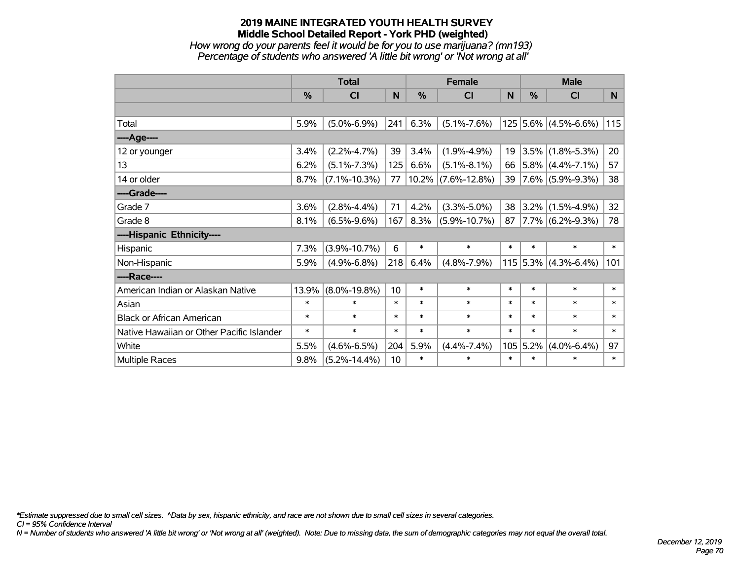# 2019 MAINE INTEGRATED YOUTH HEALTH SURVEY
## Middle School Detailed Report - York PHD (weighted)
*How wrong do your parents feel it would be for you to use marijuana? (mn193)*
*Percentage of students who answered 'A little bit wrong' or 'Not wrong at all'*

| | Total | | | Female | | | Male | | |
|---|---|---|---|---|---|---|---|---|---|
| | % | CI | N | % | CI | N | % | CI | N |
| Total | 5.9% | (5.0%-6.9%) | 241 | 6.3% | (5.1%-7.6%) | 125 | 5.6% | (4.5%-6.6%) | 115 |
| ----Age---- | | | | | | | | | |
| 12 or younger | 3.4% | (2.2%-4.7%) | 39 | 3.4% | (1.9%-4.9%) | 19 | 3.5% | (1.8%-5.3%) | 20 |
| 13 | 6.2% | (5.1%-7.3%) | 125 | 6.6% | (5.1%-8.1%) | 66 | 5.8% | (4.4%-7.1%) | 57 |
| 14 or older | 8.7% | (7.1%-10.3%) | 77 | 10.2% | (7.6%-12.8%) | 39 | 7.6% | (5.9%-9.3%) | 38 |
| ----Grade---- | | | | | | | | | |
| Grade 7 | 3.6% | (2.8%-4.4%) | 71 | 4.2% | (3.3%-5.0%) | 38 | 3.2% | (1.5%-4.9%) | 32 |
| Grade 8 | 8.1% | (6.5%-9.6%) | 167 | 8.3% | (5.9%-10.7%) | 87 | 7.7% | (6.2%-9.3%) | 78 |
| ----Hispanic Ethnicity---- | | | | | | | | | |
| Hispanic | 7.3% | (3.9%-10.7%) | 6 | * | * | * | * | * | * |
| Non-Hispanic | 5.9% | (4.9%-6.8%) | 218 | 6.4% | (4.8%-7.9%) | 115 | 5.3% | (4.3%-6.4%) | 101 |
| ----Race---- | | | | | | | | | |
| American Indian or Alaskan Native | 13.9% | (8.0%-19.8%) | 10 | * | * | * | * | * | * |
| Asian | * | * | * | * | * | * | * | * | * |
| Black or African American | * | * | * | * | * | * | * | * | * |
| Native Hawaiian or Other Pacific Islander | * | * | * | * | * | * | * | * | * |
| White | 5.5% | (4.6%-6.5%) | 204 | 5.9% | (4.4%-7.4%) | 105 | 5.2% | (4.0%-6.4%) | 97 |
| Multiple Races | 9.8% | (5.2%-14.4%) | 10 | * | * | * | * | * | * |

*\*Estimate suppressed due to small cell sizes. ^Data by sex, hispanic ethnicity, and race are not shown due to small cell sizes in several categories.*
*CI = 95% Confidence Interval*
*N = Number of students who answered 'A little bit wrong' or 'Not wrong at all' (weighted). Note: Due to missing data, the sum of demographic categories may not equal the overall total.*

*December 12, 2019*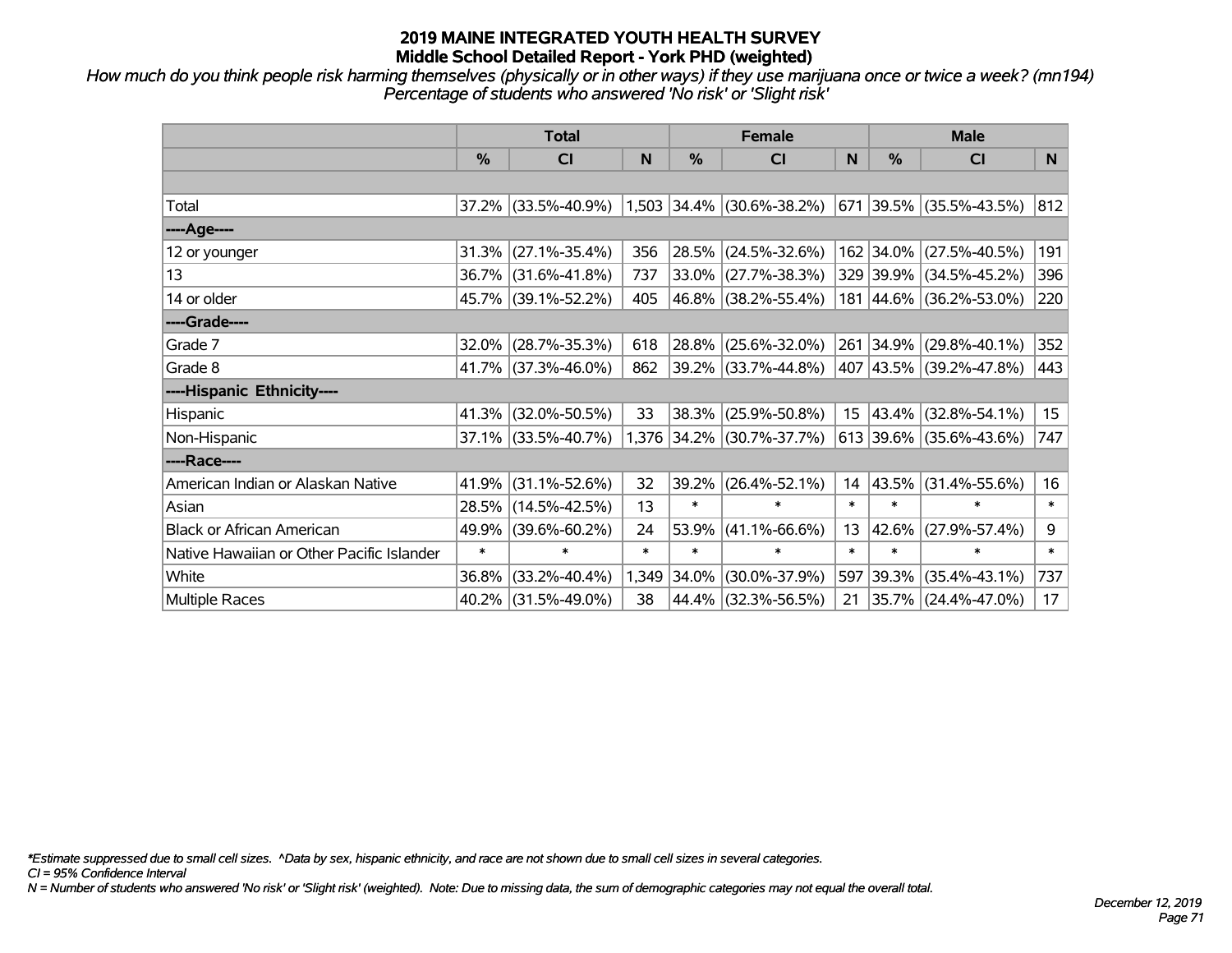# 2019 MAINE INTEGRATED YOUTH HEALTH SURVEY
## Middle School Detailed Report - York PHD (weighted)

*How much do you think people risk harming themselves (physically or in other ways) if they use marijuana once or twice a week? (mn194)*
*Percentage of students who answered 'No risk' or 'Slight risk'*

| | Total | | | Female | | | Male | | |
|---|---|---|---|---|---|---|---|---|---|
| | % | CI | N | % | CI | N | % | CI | N |
| Total | 37.2% | (33.5%-40.9%) | 1,503 | 34.4% | (30.6%-38.2%) | 671 | 39.5% | (35.5%-43.5%) | 812 |
| ----Age---- | | | | | | | | | |
| 12 or younger | 31.3% | (27.1%-35.4%) | 356 | 28.5% | (24.5%-32.6%) | 162 | 34.0% | (27.5%-40.5%) | 191 |
| 13 | 36.7% | (31.6%-41.8%) | 737 | 33.0% | (27.7%-38.3%) | 329 | 39.9% | (34.5%-45.2%) | 396 |
| 14 or older | 45.7% | (39.1%-52.2%) | 405 | 46.8% | (38.2%-55.4%) | 181 | 44.6% | (36.2%-53.0%) | 220 |
| ----Grade---- | | | | | | | | | |
| Grade 7 | 32.0% | (28.7%-35.3%) | 618 | 28.8% | (25.6%-32.0%) | 261 | 34.9% | (29.8%-40.1%) | 352 |
| Grade 8 | 41.7% | (37.3%-46.0%) | 862 | 39.2% | (33.7%-44.8%) | 407 | 43.5% | (39.2%-47.8%) | 443 |
| ----Hispanic Ethnicity---- | | | | | | | | | |
| Hispanic | 41.3% | (32.0%-50.5%) | 33 | 38.3% | (25.9%-50.8%) | 15 | 43.4% | (32.8%-54.1%) | 15 |
| Non-Hispanic | 37.1% | (33.5%-40.7%) | 1,376 | 34.2% | (30.7%-37.7%) | 613 | 39.6% | (35.6%-43.6%) | 747 |
| ----Race---- | | | | | | | | | |
| American Indian or Alaskan Native | 41.9% | (31.1%-52.6%) | 32 | 39.2% | (26.4%-52.1%) | 14 | 43.5% | (31.4%-55.6%) | 16 |
| Asian | 28.5% | (14.5%-42.5%) | 13 | * | * | * | * | * | * |
| Black or African American | 49.9% | (39.6%-60.2%) | 24 | 53.9% | (41.1%-66.6%) | 13 | 42.6% | (27.9%-57.4%) | 9 |
| Native Hawaiian or Other Pacific Islander | * | * | * | * | * | * | * | * | * |
| White | 36.8% | (33.2%-40.4%) | 1,349 | 34.0% | (30.0%-37.9%) | 597 | 39.3% | (35.4%-43.1%) | 737 |
| Multiple Races | 40.2% | (31.5%-49.0%) | 38 | 44.4% | (32.3%-56.5%) | 21 | 35.7% | (24.4%-47.0%) | 17 |

*\*Estimate suppressed due to small cell sizes. ^Data by sex, hispanic ethnicity, and race are not shown due to small cell sizes in several categories.*
*CI = 95% Confidence Interval*
*N = Number of students who answered 'No risk' or 'Slight risk' (weighted). Note: Due to missing data, the sum of demographic categories may not equal the overall total.*

*December 12, 2019*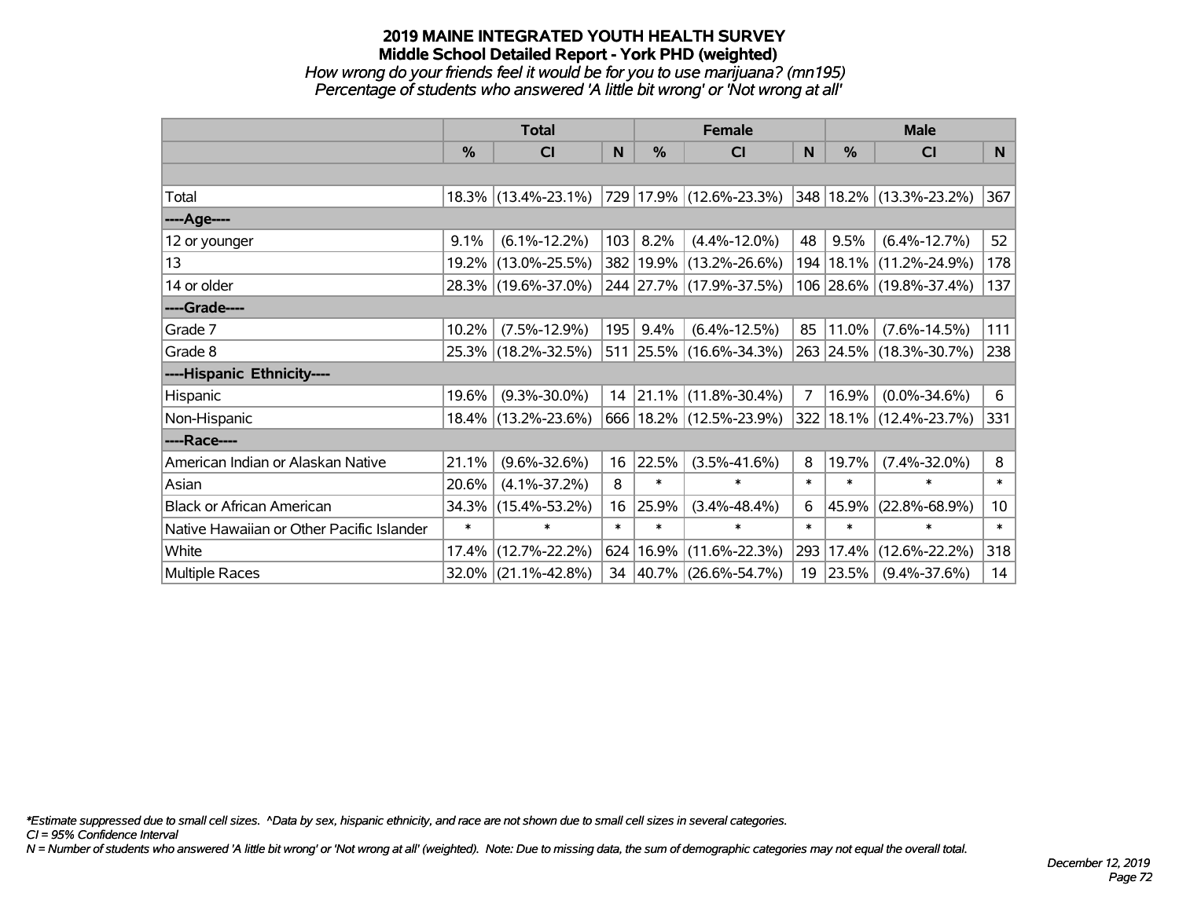# 2019 MAINE INTEGRATED YOUTH HEALTH SURVEY
## Middle School Detailed Report - York PHD (weighted)
*How wrong do your friends feel it would be for you to use marijuana? (mn195)*
*Percentage of students who answered 'A little bit wrong' or 'Not wrong at all'*

| | Total | | | Female | | | Male | | |
|---|---|---|---|---|---|---|---|---|---|
| | % | CI | N | % | CI | N | % | CI | N |
| Total | 18.3% | (13.4%-23.1%) | 729 | 17.9% | (12.6%-23.3%) | 348 | 18.2% | (13.3%-23.2%) | 367 |
| ----Age---- | | | | | | | | | |
| 12 or younger | 9.1% | (6.1%-12.2%) | 103 | 8.2% | (4.4%-12.0%) | 48 | 9.5% | (6.4%-12.7%) | 52 |
| 13 | 19.2% | (13.0%-25.5%) | 382 | 19.9% | (13.2%-26.6%) | 194 | 18.1% | (11.2%-24.9%) | 178 |
| 14 or older | 28.3% | (19.6%-37.0%) | 244 | 27.7% | (17.9%-37.5%) | 106 | 28.6% | (19.8%-37.4%) | 137 |
| ----Grade---- | | | | | | | | | |
| Grade 7 | 10.2% | (7.5%-12.9%) | 195 | 9.4% | (6.4%-12.5%) | 85 | 11.0% | (7.6%-14.5%) | 111 |
| Grade 8 | 25.3% | (18.2%-32.5%) | 511 | 25.5% | (16.6%-34.3%) | 263 | 24.5% | (18.3%-30.7%) | 238 |
| ----Hispanic Ethnicity---- | | | | | | | | | |
| Hispanic | 19.6% | (9.3%-30.0%) | 14 | 21.1% | (11.8%-30.4%) | 7 | 16.9% | (0.0%-34.6%) | 6 |
| Non-Hispanic | 18.4% | (13.2%-23.6%) | 666 | 18.2% | (12.5%-23.9%) | 322 | 18.1% | (12.4%-23.7%) | 331 |
| ----Race---- | | | | | | | | | |
| American Indian or Alaskan Native | 21.1% | (9.6%-32.6%) | 16 | 22.5% | (3.5%-41.6%) | 8 | 19.7% | (7.4%-32.0%) | 8 |
| Asian | 20.6% | (4.1%-37.2%) | 8 | * | * | * | * | * | * |
| Black or African American | 34.3% | (15.4%-53.2%) | 16 | 25.9% | (3.4%-48.4%) | 6 | 45.9% | (22.8%-68.9%) | 10 |
| Native Hawaiian or Other Pacific Islander | * | * | * | * | * | * | * | * | * |
| White | 17.4% | (12.7%-22.2%) | 624 | 16.9% | (11.6%-22.3%) | 293 | 17.4% | (12.6%-22.2%) | 318 |
| Multiple Races | 32.0% | (21.1%-42.8%) | 34 | 40.7% | (26.6%-54.7%) | 19 | 23.5% | (9.4%-37.6%) | 14 |

*\*Estimate suppressed due to small cell sizes. ^Data by sex, hispanic ethnicity, and race are not shown due to small cell sizes in several categories.*
*CI = 95% Confidence Interval*
*N = Number of students who answered 'A little bit wrong' or 'Not wrong at all' (weighted). Note: Due to missing data, the sum of demographic categories may not equal the overall total.*

*December 12, 2019*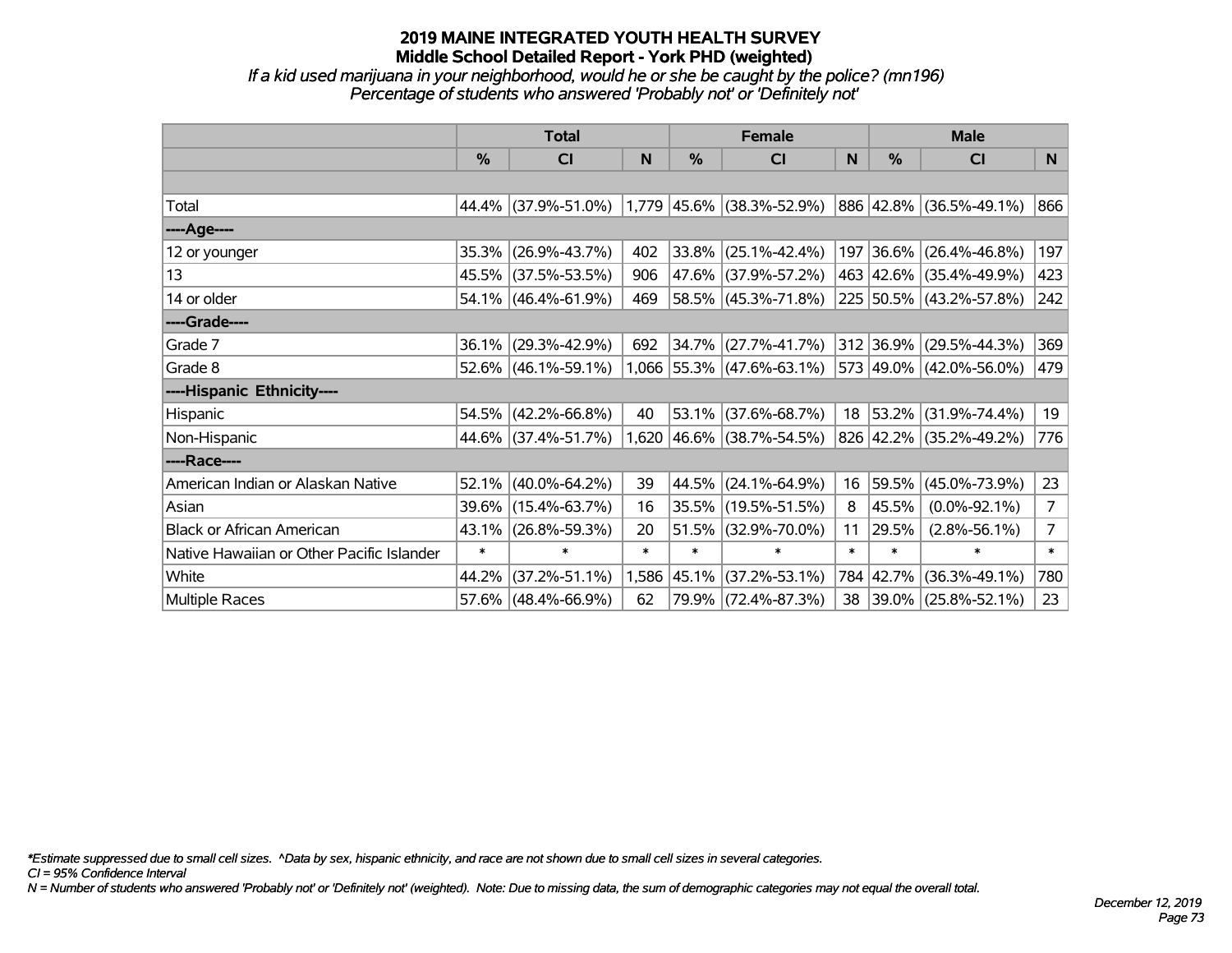# 2019 MAINE INTEGRATED YOUTH HEALTH SURVEY
## Middle School Detailed Report - York PHD (weighted)
*If a kid used marijuana in your neighborhood, would he or she be caught by the police? (mn196)*
*Percentage of students who answered 'Probably not' or 'Definitely not'*

| | Total | | | Female | | | Male | | |
|---|---|---|---|---|---|---|---|---|---|
| | % | CI | N | % | CI | N | % | CI | N |
| Total | 44.4% | (37.9%-51.0%) | 1,779 | 45.6% | (38.3%-52.9%) | 886 | 42.8% | (36.5%-49.1%) | 866 |
| ----Age---- | | | | | | | | | |
| 12 or younger | 35.3% | (26.9%-43.7%) | 402 | 33.8% | (25.1%-42.4%) | 197 | 36.6% | (26.4%-46.8%) | 197 |
| 13 | 45.5% | (37.5%-53.5%) | 906 | 47.6% | (37.9%-57.2%) | 463 | 42.6% | (35.4%-49.9%) | 423 |
| 14 or older | 54.1% | (46.4%-61.9%) | 469 | 58.5% | (45.3%-71.8%) | 225 | 50.5% | (43.2%-57.8%) | 242 |
| ----Grade---- | | | | | | | | | |
| Grade 7 | 36.1% | (29.3%-42.9%) | 692 | 34.7% | (27.7%-41.7%) | 312 | 36.9% | (29.5%-44.3%) | 369 |
| Grade 8 | 52.6% | (46.1%-59.1%) | 1,066 | 55.3% | (47.6%-63.1%) | 573 | 49.0% | (42.0%-56.0%) | 479 |
| ----Hispanic Ethnicity---- | | | | | | | | | |
| Hispanic | 54.5% | (42.2%-66.8%) | 40 | 53.1% | (37.6%-68.7%) | 18 | 53.2% | (31.9%-74.4%) | 19 |
| Non-Hispanic | 44.6% | (37.4%-51.7%) | 1,620 | 46.6% | (38.7%-54.5%) | 826 | 42.2% | (35.2%-49.2%) | 776 |
| ----Race---- | | | | | | | | | |
| American Indian or Alaskan Native | 52.1% | (40.0%-64.2%) | 39 | 44.5% | (24.1%-64.9%) | 16 | 59.5% | (45.0%-73.9%) | 23 |
| Asian | 39.6% | (15.4%-63.7%) | 16 | 35.5% | (19.5%-51.5%) | 8 | 45.5% | (0.0%-92.1%) | 7 |
| Black or African American | 43.1% | (26.8%-59.3%) | 20 | 51.5% | (32.9%-70.0%) | 11 | 29.5% | (2.8%-56.1%) | 7 |
| Native Hawaiian or Other Pacific Islander | * | * | * | * | * | * | * | * | * |
| White | 44.2% | (37.2%-51.1%) | 1,586 | 45.1% | (37.2%-53.1%) | 784 | 42.7% | (36.3%-49.1%) | 780 |
| Multiple Races | 57.6% | (48.4%-66.9%) | 62 | 79.9% | (72.4%-87.3%) | 38 | 39.0% | (25.8%-52.1%) | 23 |

*\*Estimate suppressed due to small cell sizes. ^Data by sex, hispanic ethnicity, and race are not shown due to small cell sizes in several categories.*
*CI = 95% Confidence Interval*
*N = Number of students who answered 'Probably not' or 'Definitely not' (weighted). Note: Due to missing data, the sum of demographic categories may not equal the overall total.*

*December 12, 2019*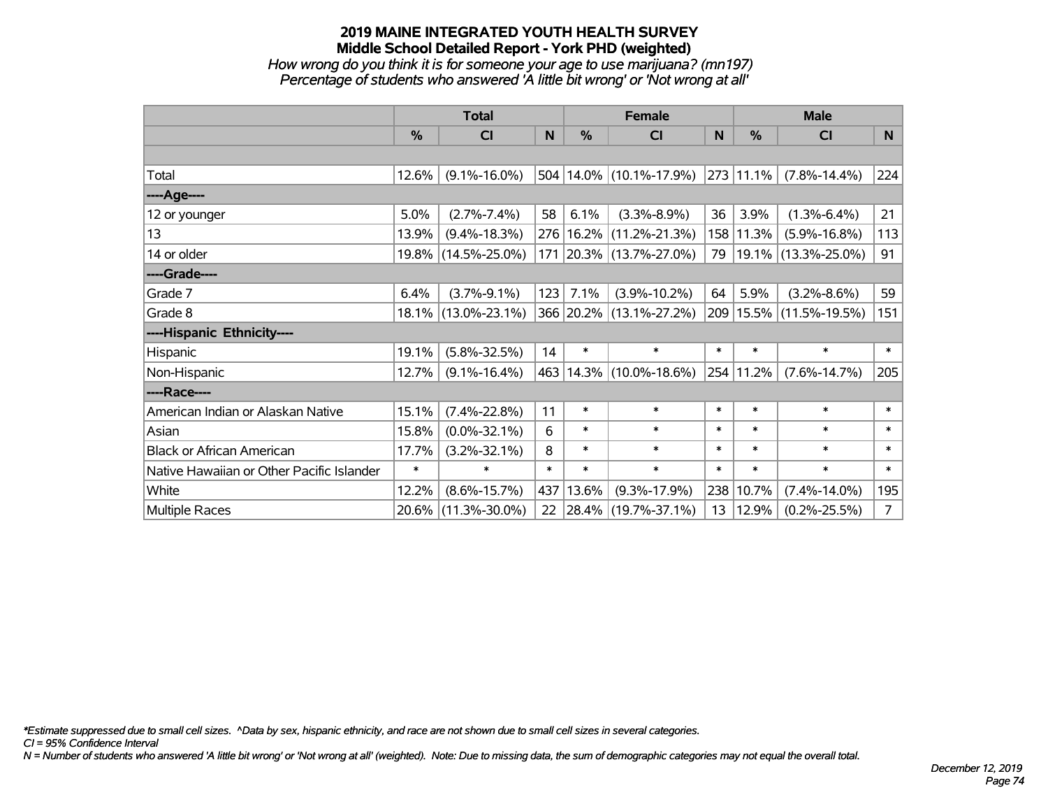# 2019 MAINE INTEGRATED YOUTH HEALTH SURVEY
## Middle School Detailed Report - York PHD (weighted)
*How wrong do you think it is for someone your age to use marijuana? (mn197)*
*Percentage of students who answered 'A little bit wrong' or 'Not wrong at all'*

| | Total | | | Female | | | Male | | |
|---|---|---|---|---|---|---|---|---|---|
| | % | CI | N | % | CI | N | % | CI | N |
| Total | 12.6% | (9.1%-16.0%) | 504 | 14.0% | (10.1%-17.9%) | 273 | 11.1% | (7.8%-14.4%) | 224 |
| ----Age---- | | | | | | | | | |
| 12 or younger | 5.0% | (2.7%-7.4%) | 58 | 6.1% | (3.3%-8.9%) | 36 | 3.9% | (1.3%-6.4%) | 21 |
| 13 | 13.9% | (9.4%-18.3%) | 276 | 16.2% | (11.2%-21.3%) | 158 | 11.3% | (5.9%-16.8%) | 113 |
| 14 or older | 19.8% | (14.5%-25.0%) | 171 | 20.3% | (13.7%-27.0%) | 79 | 19.1% | (13.3%-25.0%) | 91 |
| ----Grade---- | | | | | | | | | |
| Grade 7 | 6.4% | (3.7%-9.1%) | 123 | 7.1% | (3.9%-10.2%) | 64 | 5.9% | (3.2%-8.6%) | 59 |
| Grade 8 | 18.1% | (13.0%-23.1%) | 366 | 20.2% | (13.1%-27.2%) | 209 | 15.5% | (11.5%-19.5%) | 151 |
| ----Hispanic Ethnicity---- | | | | | | | | | |
| Hispanic | 19.1% | (5.8%-32.5%) | 14 | * | * | * | * | * | * |
| Non-Hispanic | 12.7% | (9.1%-16.4%) | 463 | 14.3% | (10.0%-18.6%) | 254 | 11.2% | (7.6%-14.7%) | 205 |
| ----Race---- | | | | | | | | | |
| American Indian or Alaskan Native | 15.1% | (7.4%-22.8%) | 11 | * | * | * | * | * | * |
| Asian | 15.8% | (0.0%-32.1%) | 6 | * | * | * | * | * | * |
| Black or African American | 17.7% | (3.2%-32.1%) | 8 | * | * | * | * | * | * |
| Native Hawaiian or Other Pacific Islander | * | * | * | * | * | * | * | * | * |
| White | 12.2% | (8.6%-15.7%) | 437 | 13.6% | (9.3%-17.9%) | 238 | 10.7% | (7.4%-14.0%) | 195 |
| Multiple Races | 20.6% | (11.3%-30.0%) | 22 | 28.4% | (19.7%-37.1%) | 13 | 12.9% | (0.2%-25.5%) | 7 |

*\*Estimate suppressed due to small cell sizes. ^Data by sex, hispanic ethnicity, and race are not shown due to small cell sizes in several categories.*
*CI = 95% Confidence Interval*
*N = Number of students who answered 'A little bit wrong' or 'Not wrong at all' (weighted). Note: Due to missing data, the sum of demographic categories may not equal the overall total.*

*December 12, 2019*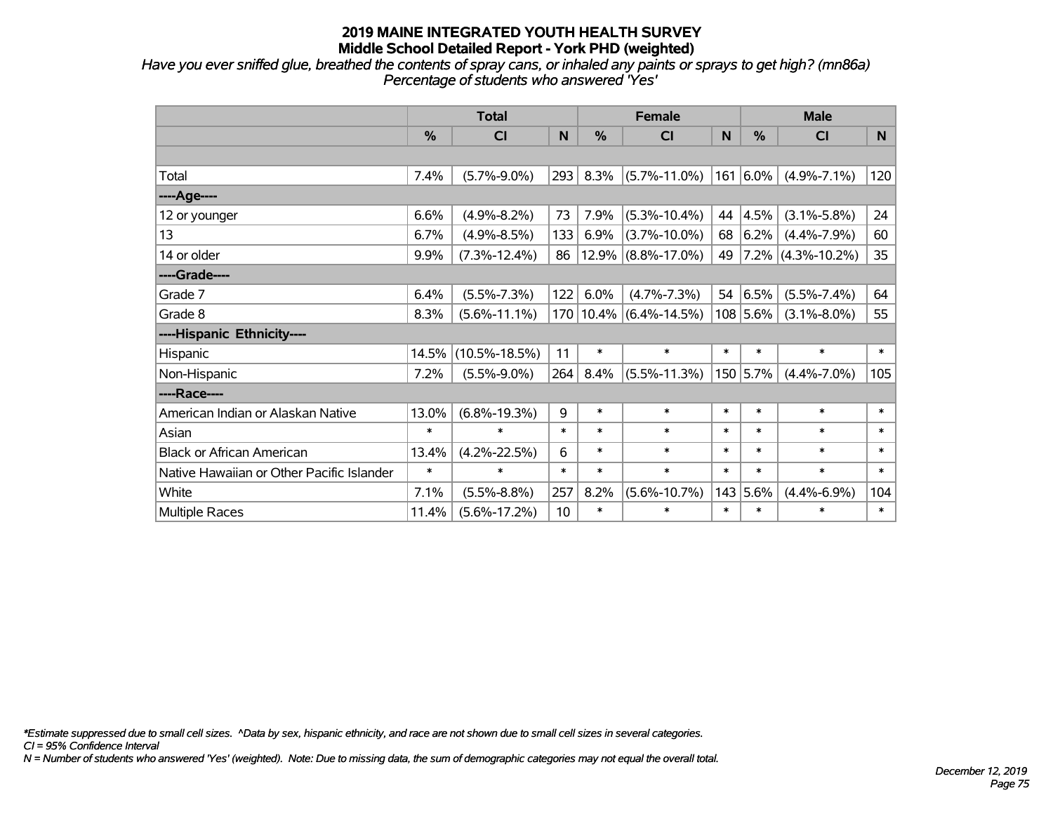# 2019 MAINE INTEGRATED YOUTH HEALTH SURVEY
## Middle School Detailed Report - York PHD (weighted)

*Have you ever sniffed glue, breathed the contents of spray cans, or inhaled any paints or sprays to get high? (mn86a)*
*Percentage of students who answered 'Yes'*

| | Total | | | Female | | | Male | | |
|---|---|---|---|---|---|---|---|---|---|
| | % | CI | N | % | CI | N | % | CI | N |
| | | | | | | | | | |
| Total | 7.4% | (5.7%-9.0%) | 293 | 8.3% | (5.7%-11.0%) | 161 | 6.0% | (4.9%-7.1%) | 120 |
| ----Age---- | | | | | | | | | |
| 12 or younger | 6.6% | (4.9%-8.2%) | 73 | 7.9% | (5.3%-10.4%) | 44 | 4.5% | (3.1%-5.8%) | 24 |
| 13 | 6.7% | (4.9%-8.5%) | 133 | 6.9% | (3.7%-10.0%) | 68 | 6.2% | (4.4%-7.9%) | 60 |
| 14 or older | 9.9% | (7.3%-12.4%) | 86 | 12.9% | (8.8%-17.0%) | 49 | 7.2% | (4.3%-10.2%) | 35 |
| ----Grade---- | | | | | | | | | |
| Grade 7 | 6.4% | (5.5%-7.3%) | 122 | 6.0% | (4.7%-7.3%) | 54 | 6.5% | (5.5%-7.4%) | 64 |
| Grade 8 | 8.3% | (5.6%-11.1%) | 170 | 10.4% | (6.4%-14.5%) | 108 | 5.6% | (3.1%-8.0%) | 55 |
| ----Hispanic Ethnicity---- | | | | | | | | | |
| Hispanic | 14.5% | (10.5%-18.5%) | 11 | * | * | * | * | * | * |
| Non-Hispanic | 7.2% | (5.5%-9.0%) | 264 | 8.4% | (5.5%-11.3%) | 150 | 5.7% | (4.4%-7.0%) | 105 |
| ----Race---- | | | | | | | | | |
| American Indian or Alaskan Native | 13.0% | (6.8%-19.3%) | 9 | * | * | * | * | * | * |
| Asian | * | * | * | * | * | * | * | * | * |
| Black or African American | 13.4% | (4.2%-22.5%) | 6 | * | * | * | * | * | * |
| Native Hawaiian or Other Pacific Islander | * | * | * | * | * | * | * | * | * |
| White | 7.1% | (5.5%-8.8%) | 257 | 8.2% | (5.6%-10.7%) | 143 | 5.6% | (4.4%-6.9%) | 104 |
| Multiple Races | 11.4% | (5.6%-17.2%) | 10 | * | * | * | * | * | * |

*Estimate suppressed due to small cell sizes. ^Data by sex, hispanic ethnicity, and race are not shown due to small cell sizes in several categories.
*CI = 95% Confidence Interval*
*N = Number of students who answered 'Yes' (weighted). Note: Due to missing data, the sum of demographic categories may not equal the overall total.*

*December 12, 2019*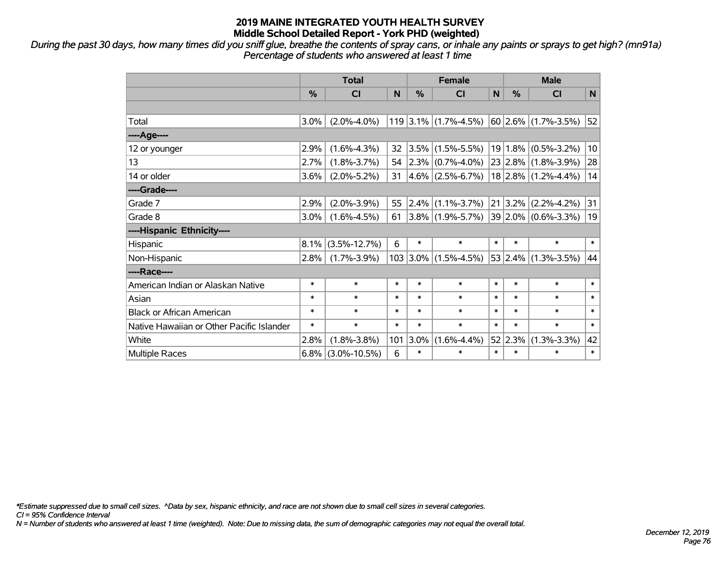# 2019 MAINE INTEGRATED YOUTH HEALTH SURVEY
## Middle School Detailed Report - York PHD (weighted)

*During the past 30 days, how many times did you sniff glue, breathe the contents of spray cans, or inhale any paints or sprays to get high? (mn91a)*
*Percentage of students who answered at least 1 time*

| | Total | | | Female | | | Male | | |
|---|---|---|---|---|---|---|---|---|---|
| | % | CI | N | % | CI | N | % | CI | N |
| | | | | | | | | | |
| Total | 3.0% | (2.0%-4.0%) | 119 | 3.1% | (1.7%-4.5%) | 60 | 2.6% | (1.7%-3.5%) | 52 |
| ----Age---- | | | | | | | | | |
| 12 or younger | 2.9% | (1.6%-4.3%) | 32 | 3.5% | (1.5%-5.5%) | 19 | 1.8% | (0.5%-3.2%) | 10 |
| 13 | 2.7% | (1.8%-3.7%) | 54 | 2.3% | (0.7%-4.0%) | 23 | 2.8% | (1.8%-3.9%) | 28 |
| 14 or older | 3.6% | (2.0%-5.2%) | 31 | 4.6% | (2.5%-6.7%) | 18 | 2.8% | (1.2%-4.4%) | 14 |
| ----Grade---- | | | | | | | | | |
| Grade 7 | 2.9% | (2.0%-3.9%) | 55 | 2.4% | (1.1%-3.7%) | 21 | 3.2% | (2.2%-4.2%) | 31 |
| Grade 8 | 3.0% | (1.6%-4.5%) | 61 | 3.8% | (1.9%-5.7%) | 39 | 2.0% | (0.6%-3.3%) | 19 |
| ----Hispanic Ethnicity---- | | | | | | | | | |
| Hispanic | 8.1% | (3.5%-12.7%) | 6 | * | * | * | * | * | * |
| Non-Hispanic | 2.8% | (1.7%-3.9%) | 103 | 3.0% | (1.5%-4.5%) | 53 | 2.4% | (1.3%-3.5%) | 44 |
| ----Race---- | | | | | | | | | |
| American Indian or Alaskan Native | * | * | * | * | * | * | * | * | * |
| Asian | * | * | * | * | * | * | * | * | * |
| Black or African American | * | * | * | * | * | * | * | * | * |
| Native Hawaiian or Other Pacific Islander | * | * | * | * | * | * | * | * | * |
| White | 2.8% | (1.8%-3.8%) | 101 | 3.0% | (1.6%-4.4%) | 52 | 2.3% | (1.3%-3.3%) | 42 |
| Multiple Races | 6.8% | (3.0%-10.5%) | 6 | * | * | * | * | * | * |

*\*Estimate suppressed due to small cell sizes. ^Data by sex, hispanic ethnicity, and race are not shown due to small cell sizes in several categories.*
*CI = 95% Confidence Interval*
*N = Number of students who answered at least 1 time (weighted). Note: Due to missing data, the sum of demographic categories may not equal the overall total.*

*December 12, 2019*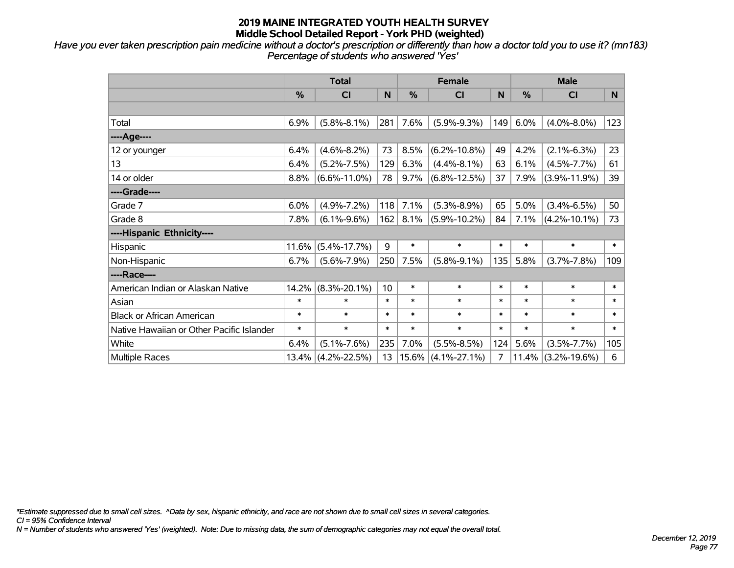# 2019 MAINE INTEGRATED YOUTH HEALTH SURVEY
## Middle School Detailed Report - York PHD (weighted)

*Have you ever taken prescription pain medicine without a doctor's prescription or differently than how a doctor told you to use it? (mn183)*
*Percentage of students who answered 'Yes'*

| | Total | | | Female | | | Male | | |
|---|---|---|---|---|---|---|---|---|---|
| | % | CI | N | % | CI | N | % | CI | N |
| | | | | | | | | | |
| Total | 6.9% | (5.8%-8.1%) | 281 | 7.6% | (5.9%-9.3%) | 149 | 6.0% | (4.0%-8.0%) | 123 |
| ----Age---- | | | | | | | | | |
| 12 or younger | 6.4% | (4.6%-8.2%) | 73 | 8.5% | (6.2%-10.8%) | 49 | 4.2% | (2.1%-6.3%) | 23 |
| 13 | 6.4% | (5.2%-7.5%) | 129 | 6.3% | (4.4%-8.1%) | 63 | 6.1% | (4.5%-7.7%) | 61 |
| 14 or older | 8.8% | (6.6%-11.0%) | 78 | 9.7% | (6.8%-12.5%) | 37 | 7.9% | (3.9%-11.9%) | 39 |
| ----Grade---- | | | | | | | | | |
| Grade 7 | 6.0% | (4.9%-7.2%) | 118 | 7.1% | (5.3%-8.9%) | 65 | 5.0% | (3.4%-6.5%) | 50 |
| Grade 8 | 7.8% | (6.1%-9.6%) | 162 | 8.1% | (5.9%-10.2%) | 84 | 7.1% | (4.2%-10.1%) | 73 |
| ----Hispanic Ethnicity---- | | | | | | | | | |
| Hispanic | 11.6% | (5.4%-17.7%) | 9 | * | * | * | * | * | * |
| Non-Hispanic | 6.7% | (5.6%-7.9%) | 250 | 7.5% | (5.8%-9.1%) | 135 | 5.8% | (3.7%-7.8%) | 109 |
| ----Race---- | | | | | | | | | |
| American Indian or Alaskan Native | 14.2% | (8.3%-20.1%) | 10 | * | * | * | * | * | * |
| Asian | * | * | * | * | * | * | * | * | * |
| Black or African American | * | * | * | * | * | * | * | * | * |
| Native Hawaiian or Other Pacific Islander | * | * | * | * | * | * | * | * | * |
| White | 6.4% | (5.1%-7.6%) | 235 | 7.0% | (5.5%-8.5%) | 124 | 5.6% | (3.5%-7.7%) | 105 |
| Multiple Races | 13.4% | (4.2%-22.5%) | 13 | 15.6% | (4.1%-27.1%) | 7 | 11.4% | (3.2%-19.6%) | 6 |

*Estimate suppressed due to small cell sizes. ^Data by sex, hispanic ethnicity, and race are not shown due to small cell sizes in several categories.
CI = 95% Confidence Interval
N = Number of students who answered 'Yes' (weighted). Note: Due to missing data, the sum of demographic categories may not equal the overall total.

December 12, 2019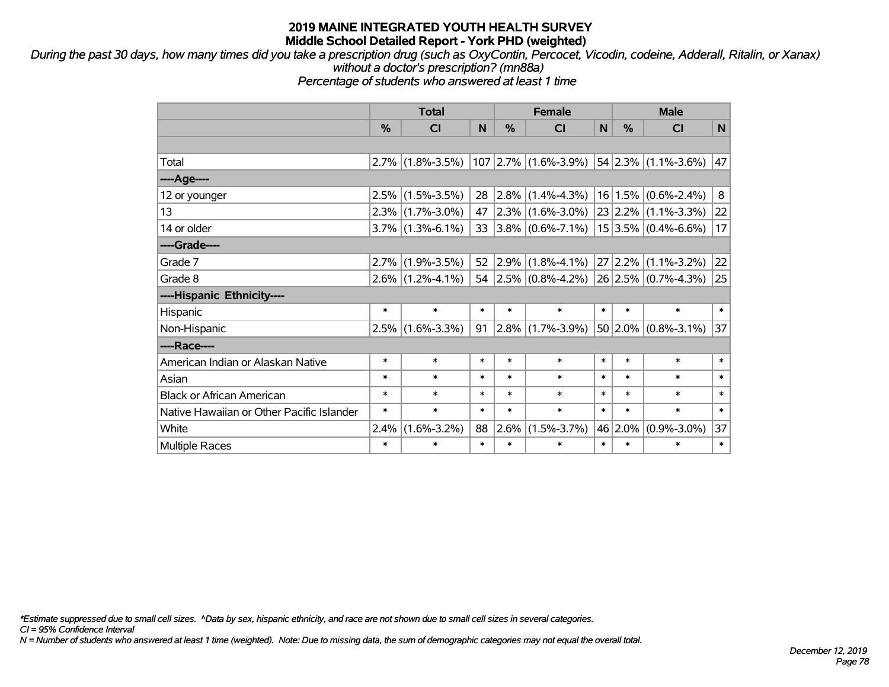# 2019 MAINE INTEGRATED YOUTH HEALTH SURVEY
## Middle School Detailed Report - York PHD (weighted)

*During the past 30 days, how many times did you take a prescription drug (such as OxyContin, Percocet, Vicodin, codeine, Adderall, Ritalin, or Xanax) without a doctor's prescription? (mn88a)*
*Percentage of students who answered at least 1 time*

| | Total | | | Female | | | Male | | |
|---|---|---|---|---|---|---|---|---|---|
| | % | CI | N | % | CI | N | % | CI | N |
| | | | | | | | | | |
| Total | 2.7% | (1.8%-3.5%) | 107 | 2.7% | (1.6%-3.9%) | 54 | 2.3% | (1.1%-3.6%) | 47 |
| ----Age---- | | | | | | | | | |
| 12 or younger | 2.5% | (1.5%-3.5%) | 28 | 2.8% | (1.4%-4.3%) | 16 | 1.5% | (0.6%-2.4%) | 8 |
| 13 | 2.3% | (1.7%-3.0%) | 47 | 2.3% | (1.6%-3.0%) | 23 | 2.2% | (1.1%-3.3%) | 22 |
| 14 or older | 3.7% | (1.3%-6.1%) | 33 | 3.8% | (0.6%-7.1%) | 15 | 3.5% | (0.4%-6.6%) | 17 |
| ----Grade---- | | | | | | | | | |
| Grade 7 | 2.7% | (1.9%-3.5%) | 52 | 2.9% | (1.8%-4.1%) | 27 | 2.2% | (1.1%-3.2%) | 22 |
| Grade 8 | 2.6% | (1.2%-4.1%) | 54 | 2.5% | (0.8%-4.2%) | 26 | 2.5% | (0.7%-4.3%) | 25 |
| ----Hispanic Ethnicity---- | | | | | | | | | |
| Hispanic | * | * | * | * | * | * | * | * | * |
| Non-Hispanic | 2.5% | (1.6%-3.3%) | 91 | 2.8% | (1.7%-3.9%) | 50 | 2.0% | (0.8%-3.1%) | 37 |
| ----Race---- | | | | | | | | | |
| American Indian or Alaskan Native | * | * | * | * | * | * | * | * | * |
| Asian | * | * | * | * | * | * | * | * | * |
| Black or African American | * | * | * | * | * | * | * | * | * |
| Native Hawaiian or Other Pacific Islander | * | * | * | * | * | * | * | * | * |
| White | 2.4% | (1.6%-3.2%) | 88 | 2.6% | (1.5%-3.7%) | 46 | 2.0% | (0.9%-3.0%) | 37 |
| Multiple Races | * | * | * | * | * | * | * | * | * |

*\*Estimate suppressed due to small cell sizes. ^Data by sex, hispanic ethnicity, and race are not shown due to small cell sizes in several categories.*
*CI = 95% Confidence Interval*
*N = Number of students who answered at least 1 time (weighted). Note: Due to missing data, the sum of demographic categories may not equal the overall total.*

*December 12, 2019*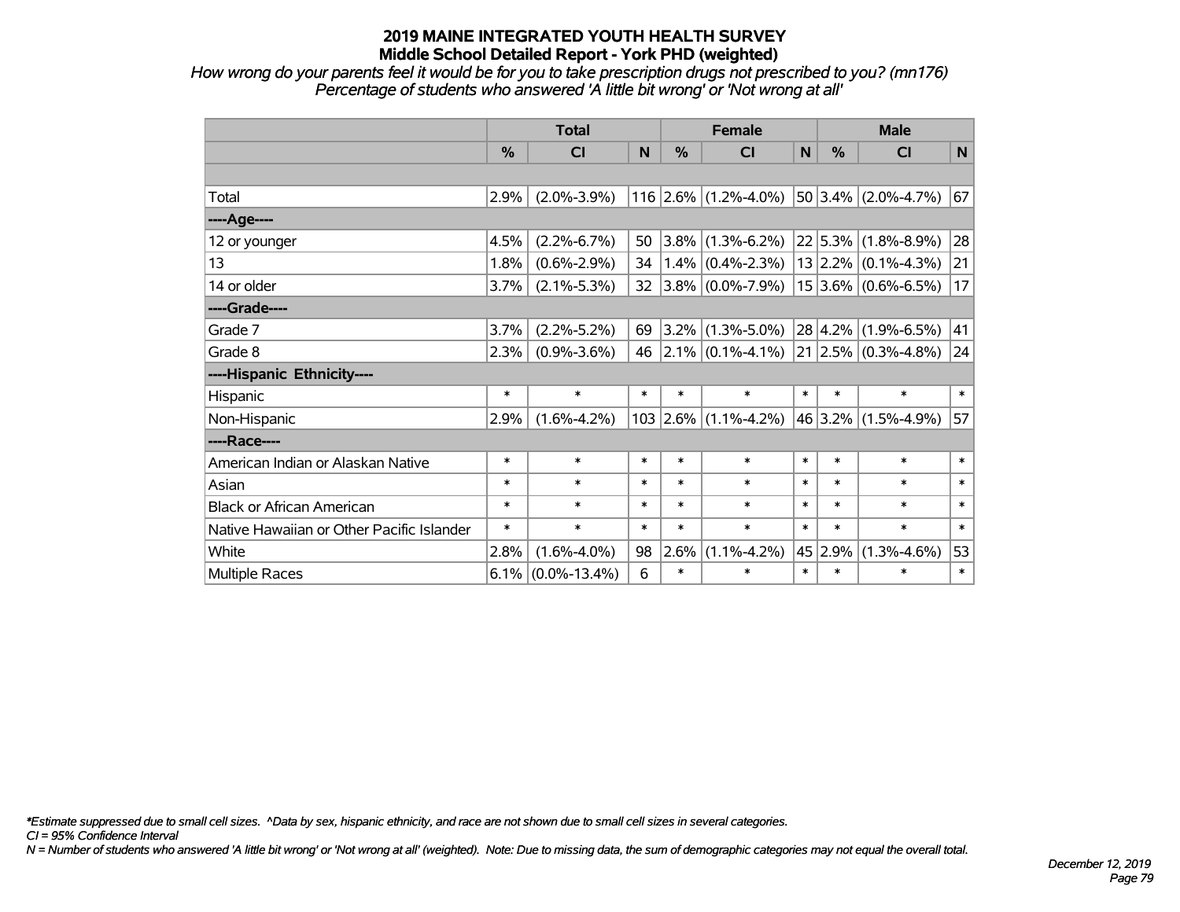# 2019 MAINE INTEGRATED YOUTH HEALTH SURVEY
## Middle School Detailed Report - York PHD (weighted)

*How wrong do your parents feel it would be for you to take prescription drugs not prescribed to you? (mn176)*
*Percentage of students who answered 'A little bit wrong' or 'Not wrong at all'*

| | Total | | | Female | | | Male | | |
|---|---|---|---|---|---|---|---|---|---|
| | % | CI | N | % | CI | N | % | CI | N |
| Total | 2.9% | (2.0%-3.9%) | 116 | 2.6% | (1.2%-4.0%) | 50 | 3.4% | (2.0%-4.7%) | 67 |
| ----Age---- | | | | | | | | | |
| 12 or younger | 4.5% | (2.2%-6.7%) | 50 | 3.8% | (1.3%-6.2%) | 22 | 5.3% | (1.8%-8.9%) | 28 |
| 13 | 1.8% | (0.6%-2.9%) | 34 | 1.4% | (0.4%-2.3%) | 13 | 2.2% | (0.1%-4.3%) | 21 |
| 14 or older | 3.7% | (2.1%-5.3%) | 32 | 3.8% | (0.0%-7.9%) | 15 | 3.6% | (0.6%-6.5%) | 17 |
| ----Grade---- | | | | | | | | | |
| Grade 7 | 3.7% | (2.2%-5.2%) | 69 | 3.2% | (1.3%-5.0%) | 28 | 4.2% | (1.9%-6.5%) | 41 |
| Grade 8 | 2.3% | (0.9%-3.6%) | 46 | 2.1% | (0.1%-4.1%) | 21 | 2.5% | (0.3%-4.8%) | 24 |
| ----Hispanic Ethnicity---- | | | | | | | | | |
| Hispanic | * | * | * | * | * | * | * | * | * |
| Non-Hispanic | 2.9% | (1.6%-4.2%) | 103 | 2.6% | (1.1%-4.2%) | 46 | 3.2% | (1.5%-4.9%) | 57 |
| ----Race---- | | | | | | | | | |
| American Indian or Alaskan Native | * | * | * | * | * | * | * | * | * |
| Asian | * | * | * | * | * | * | * | * | * |
| Black or African American | * | * | * | * | * | * | * | * | * |
| Native Hawaiian or Other Pacific Islander | * | * | * | * | * | * | * | * | * |
| White | 2.8% | (1.6%-4.0%) | 98 | 2.6% | (1.1%-4.2%) | 45 | 2.9% | (1.3%-4.6%) | 53 |
| Multiple Races | 6.1% | (0.0%-13.4%) | 6 | * | * | * | * | * | * |

*\*Estimate suppressed due to small cell sizes. ^Data by sex, hispanic ethnicity, and race are not shown due to small cell sizes in several categories.*
*CI = 95% Confidence Interval*
*N = Number of students who answered 'A little bit wrong' or 'Not wrong at all' (weighted). Note: Due to missing data, the sum of demographic categories may not equal the overall total.*

*December 12, 2019*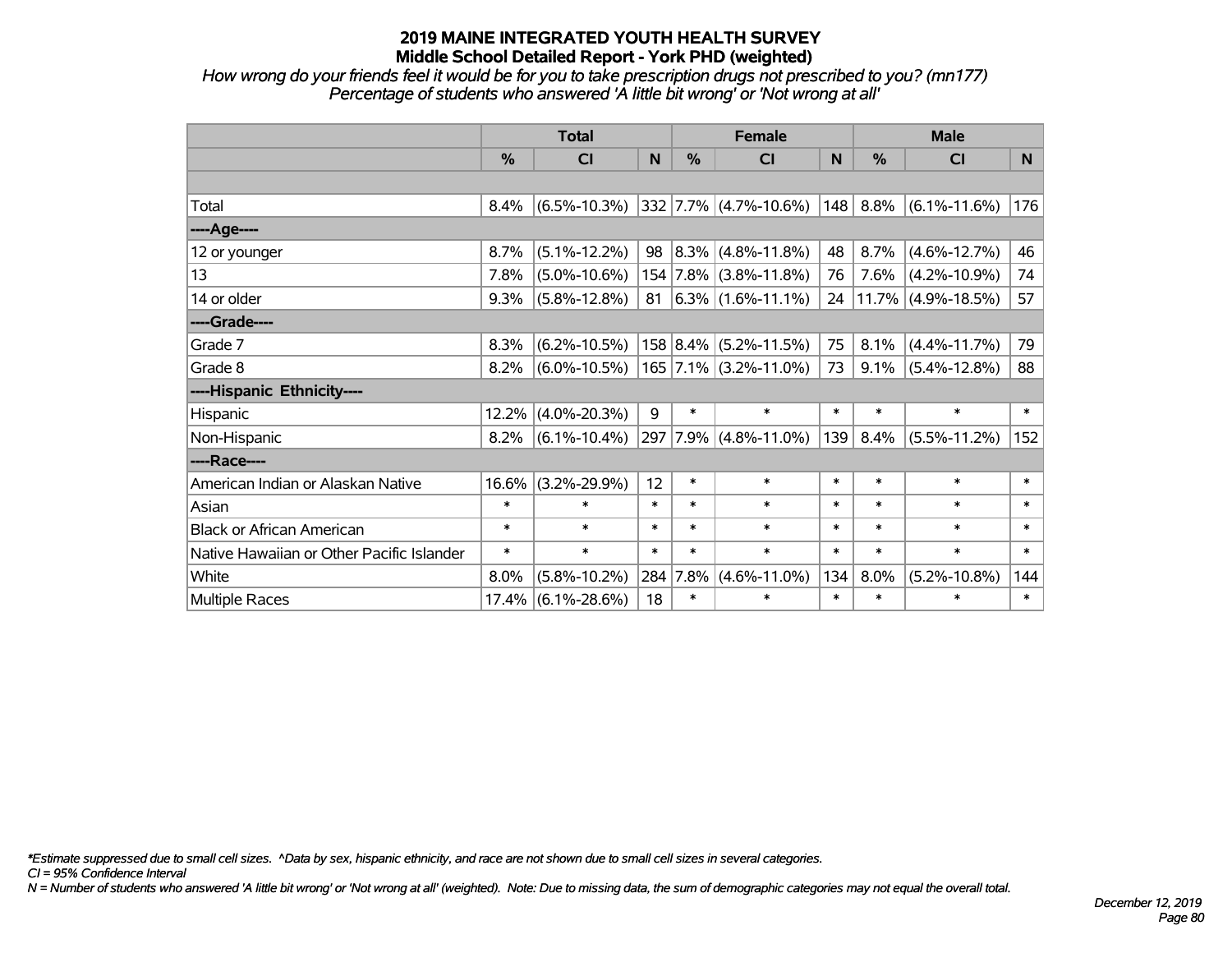# 2019 MAINE INTEGRATED YOUTH HEALTH SURVEY
## Middle School Detailed Report - York PHD (weighted)

*How wrong do your friends feel it would be for you to take prescription drugs not prescribed to you? (mn177)*
*Percentage of students who answered 'A little bit wrong' or 'Not wrong at all'*

| | Total | | | Female | | | Male | | |
|---|---|---|---|---|---|---|---|---|---|
| | % | CI | N | % | CI | N | % | CI | N |
| | | | | | | | | | |
| Total | 8.4% | (6.5%-10.3%) | 332 | 7.7% | (4.7%-10.6%) | 148 | 8.8% | (6.1%-11.6%) | 176 |
| ----Age---- | | | | | | | | | |
| 12 or younger | 8.7% | (5.1%-12.2%) | 98 | 8.3% | (4.8%-11.8%) | 48 | 8.7% | (4.6%-12.7%) | 46 |
| 13 | 7.8% | (5.0%-10.6%) | 154 | 7.8% | (3.8%-11.8%) | 76 | 7.6% | (4.2%-10.9%) | 74 |
| 14 or older | 9.3% | (5.8%-12.8%) | 81 | 6.3% | (1.6%-11.1%) | 24 | 11.7% | (4.9%-18.5%) | 57 |
| ----Grade---- | | | | | | | | | |
| Grade 7 | 8.3% | (6.2%-10.5%) | 158 | 8.4% | (5.2%-11.5%) | 75 | 8.1% | (4.4%-11.7%) | 79 |
| Grade 8 | 8.2% | (6.0%-10.5%) | 165 | 7.1% | (3.2%-11.0%) | 73 | 9.1% | (5.4%-12.8%) | 88 |
| ----Hispanic Ethnicity---- | | | | | | | | | |
| Hispanic | 12.2% | (4.0%-20.3%) | 9 | * | * | * | * | * | * |
| Non-Hispanic | 8.2% | (6.1%-10.4%) | 297 | 7.9% | (4.8%-11.0%) | 139 | 8.4% | (5.5%-11.2%) | 152 |
| ----Race---- | | | | | | | | | |
| American Indian or Alaskan Native | 16.6% | (3.2%-29.9%) | 12 | * | * | * | * | * | * |
| Asian | * | * | * | * | * | * | * | * | * |
| Black or African American | * | * | * | * | * | * | * | * | * |
| Native Hawaiian or Other Pacific Islander | * | * | * | * | * | * | * | * | * |
| White | 8.0% | (5.8%-10.2%) | 284 | 7.8% | (4.6%-11.0%) | 134 | 8.0% | (5.2%-10.8%) | 144 |
| Multiple Races | 17.4% | (6.1%-28.6%) | 18 | * | * | * | * | * | * |

*\*Estimate suppressed due to small cell sizes. ^Data by sex, hispanic ethnicity, and race are not shown due to small cell sizes in several categories.*
*CI = 95% Confidence Interval*
*N = Number of students who answered 'A little bit wrong' or 'Not wrong at all' (weighted). Note: Due to missing data, the sum of demographic categories may not equal the overall total.*

*December 12, 2019*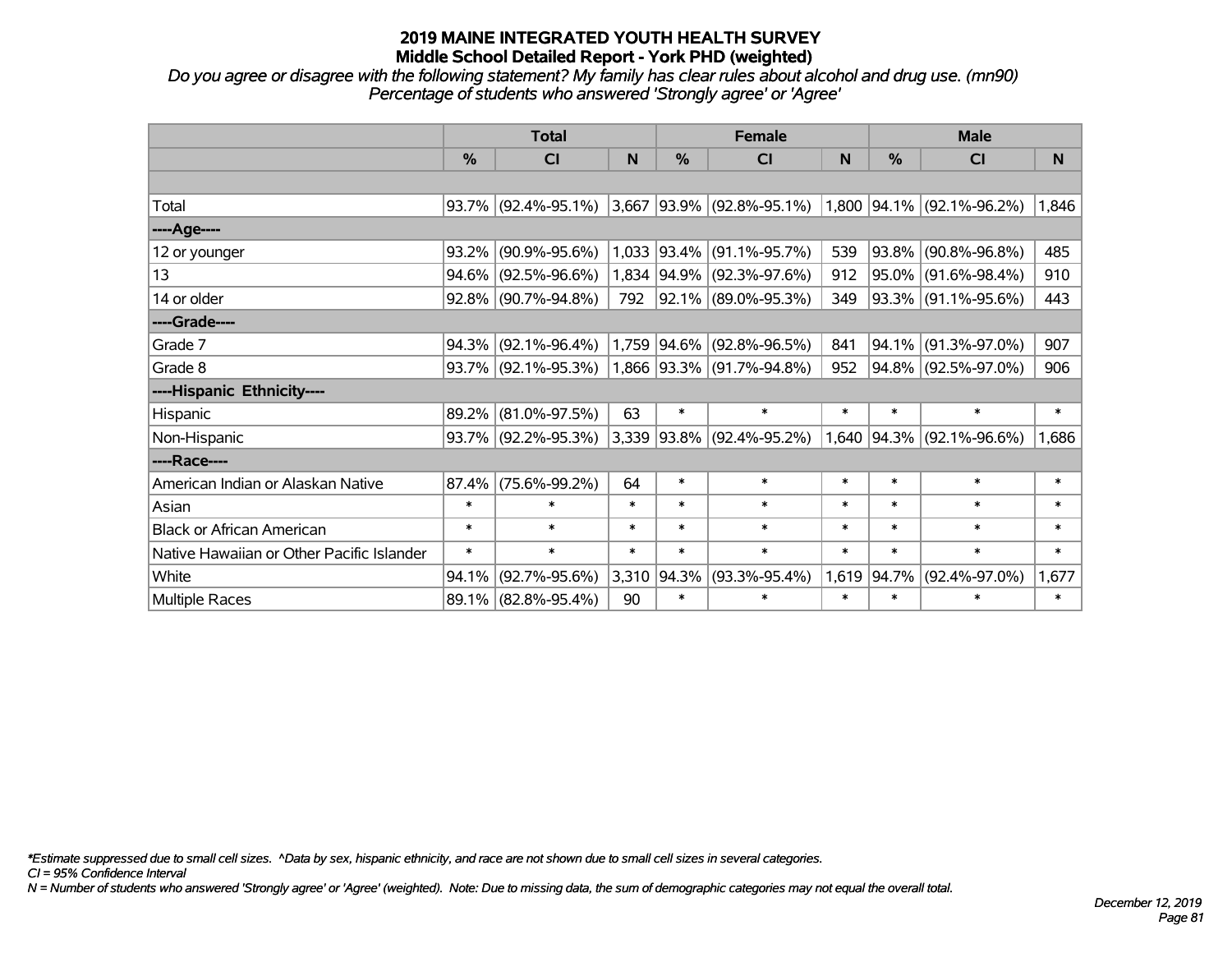# 2019 MAINE INTEGRATED YOUTH HEALTH SURVEY
## Middle School Detailed Report - York PHD (weighted)

*Do you agree or disagree with the following statement? My family has clear rules about alcohol and drug use. (mn90)*
*Percentage of students who answered 'Strongly agree' or 'Agree'*

| | Total | | | Female | | | Male | | |
|---|---|---|---|---|---|---|---|---|---|
| | % | CI | N | % | CI | N | % | CI | N |
| Total | 93.7% | (92.4%-95.1%) | 3,667 | 93.9% | (92.8%-95.1%) | 1,800 | 94.1% | (92.1%-96.2%) | 1,846 |
| ----Age---- | | | | | | | | | |
| 12 or younger | 93.2% | (90.9%-95.6%) | 1,033 | 93.4% | (91.1%-95.7%) | 539 | 93.8% | (90.8%-96.8%) | 485 |
| 13 | 94.6% | (92.5%-96.6%) | 1,834 | 94.9% | (92.3%-97.6%) | 912 | 95.0% | (91.6%-98.4%) | 910 |
| 14 or older | 92.8% | (90.7%-94.8%) | 792 | 92.1% | (89.0%-95.3%) | 349 | 93.3% | (91.1%-95.6%) | 443 |
| ----Grade---- | | | | | | | | | |
| Grade 7 | 94.3% | (92.1%-96.4%) | 1,759 | 94.6% | (92.8%-96.5%) | 841 | 94.1% | (91.3%-97.0%) | 907 |
| Grade 8 | 93.7% | (92.1%-95.3%) | 1,866 | 93.3% | (91.7%-94.8%) | 952 | 94.8% | (92.5%-97.0%) | 906 |
| ----Hispanic Ethnicity---- | | | | | | | | | |
| Hispanic | 89.2% | (81.0%-97.5%) | 63 | * | * | * | * | * | * |
| Non-Hispanic | 93.7% | (92.2%-95.3%) | 3,339 | 93.8% | (92.4%-95.2%) | 1,640 | 94.3% | (92.1%-96.6%) | 1,686 |
| ----Race---- | | | | | | | | | |
| American Indian or Alaskan Native | 87.4% | (75.6%-99.2%) | 64 | * | * | * | * | * | * |
| Asian | * | * | * | * | * | * | * | * | * |
| Black or African American | * | * | * | * | * | * | * | * | * |
| Native Hawaiian or Other Pacific Islander | * | * | * | * | * | * | * | * | * |
| White | 94.1% | (92.7%-95.6%) | 3,310 | 94.3% | (93.3%-95.4%) | 1,619 | 94.7% | (92.4%-97.0%) | 1,677 |
| Multiple Races | 89.1% | (82.8%-95.4%) | 90 | * | * | * | * | * | * |

*\*Estimate suppressed due to small cell sizes. ^Data by sex, hispanic ethnicity, and race are not shown due to small cell sizes in several categories.*
*CI = 95% Confidence Interval*
*N = Number of students who answered 'Strongly agree' or 'Agree' (weighted). Note: Due to missing data, the sum of demographic categories may not equal the overall total.*

*December 12, 2019*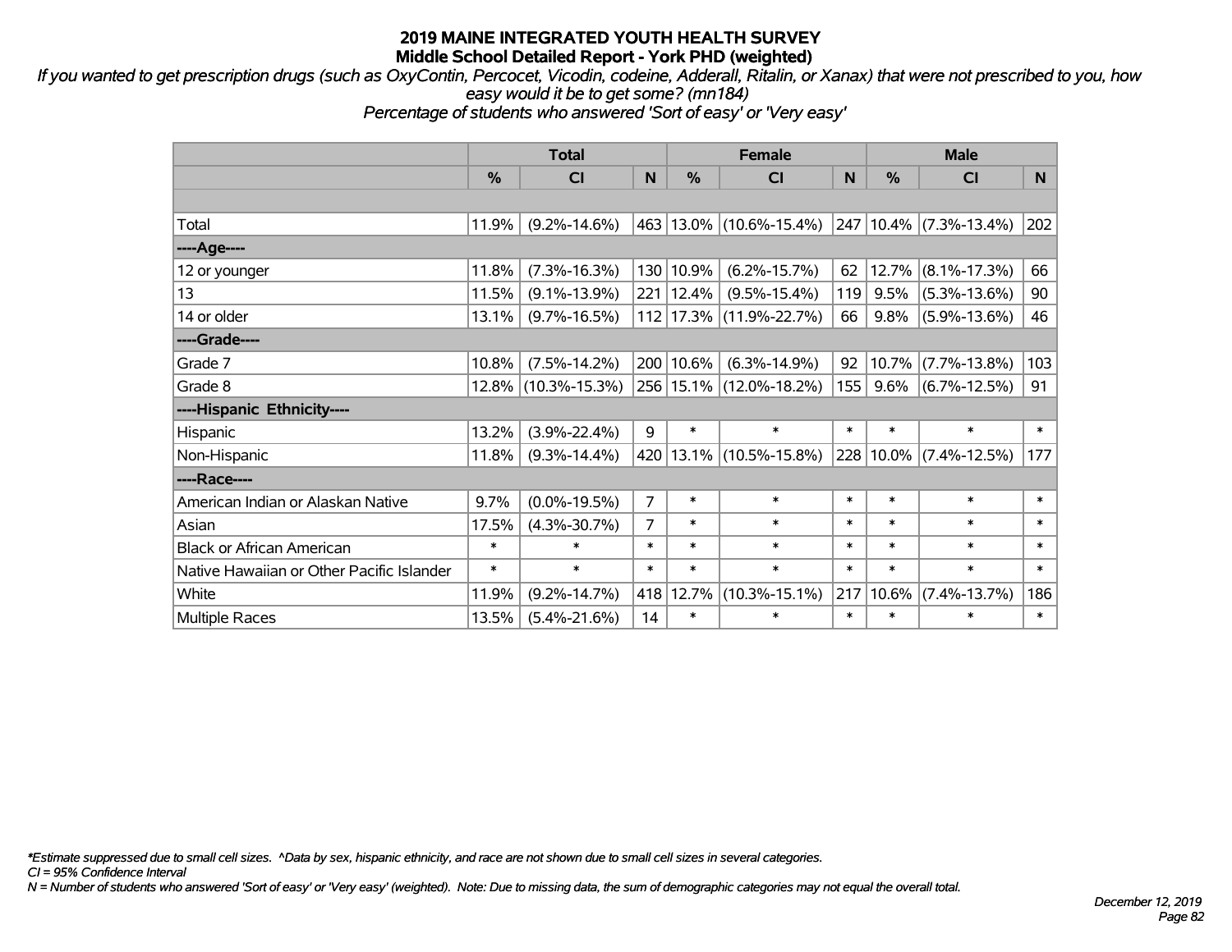# 2019 MAINE INTEGRATED YOUTH HEALTH SURVEY
## Middle School Detailed Report - York PHD (weighted)

*If you wanted to get prescription drugs (such as OxyContin, Percocet, Vicodin, codeine, Adderall, Ritalin, or Xanax) that were not prescribed to you, how easy would it be to get some? (mn184)*
*Percentage of students who answered 'Sort of easy' or 'Very easy'*

| | Total | | | Female | | | Male | | |
|---|---|---|---|---|---|---|---|---|---|
| | % | CI | N | % | CI | N | % | CI | N |
| Total | 11.9% | (9.2%-14.6%) | 463 | 13.0% | (10.6%-15.4%) | 247 | 10.4% | (7.3%-13.4%) | 202 |
| ----Age---- | | | | | | | | | |
| 12 or younger | 11.8% | (7.3%-16.3%) | 130 | 10.9% | (6.2%-15.7%) | 62 | 12.7% | (8.1%-17.3%) | 66 |
| 13 | 11.5% | (9.1%-13.9%) | 221 | 12.4% | (9.5%-15.4%) | 119 | 9.5% | (5.3%-13.6%) | 90 |
| 14 or older | 13.1% | (9.7%-16.5%) | 112 | 17.3% | (11.9%-22.7%) | 66 | 9.8% | (5.9%-13.6%) | 46 |
| ----Grade---- | | | | | | | | | |
| Grade 7 | 10.8% | (7.5%-14.2%) | 200 | 10.6% | (6.3%-14.9%) | 92 | 10.7% | (7.7%-13.8%) | 103 |
| Grade 8 | 12.8% | (10.3%-15.3%) | 256 | 15.1% | (12.0%-18.2%) | 155 | 9.6% | (6.7%-12.5%) | 91 |
| ----Hispanic Ethnicity---- | | | | | | | | | |
| Hispanic | 13.2% | (3.9%-22.4%) | 9 | * | * | * | * | * | * |
| Non-Hispanic | 11.8% | (9.3%-14.4%) | 420 | 13.1% | (10.5%-15.8%) | 228 | 10.0% | (7.4%-12.5%) | 177 |
| ----Race---- | | | | | | | | | |
| American Indian or Alaskan Native | 9.7% | (0.0%-19.5%) | 7 | * | * | * | * | * | * |
| Asian | 17.5% | (4.3%-30.7%) | 7 | * | * | * | * | * | * |
| Black or African American | * | * | * | * | * | * | * | * | * |
| Native Hawaiian or Other Pacific Islander | * | * | * | * | * | * | * | * | * |
| White | 11.9% | (9.2%-14.7%) | 418 | 12.7% | (10.3%-15.1%) | 217 | 10.6% | (7.4%-13.7%) | 186 |
| Multiple Races | 13.5% | (5.4%-21.6%) | 14 | * | * | * | * | * | * |

*Estimate suppressed due to small cell sizes. ^Data by sex, hispanic ethnicity, and race are not shown due to small cell sizes in several categories.
CI = 95% Confidence Interval
N = Number of students who answered 'Sort of easy' or 'Very easy' (weighted). Note: Due to missing data, the sum of demographic categories may not equal the overall total.

December 12, 2019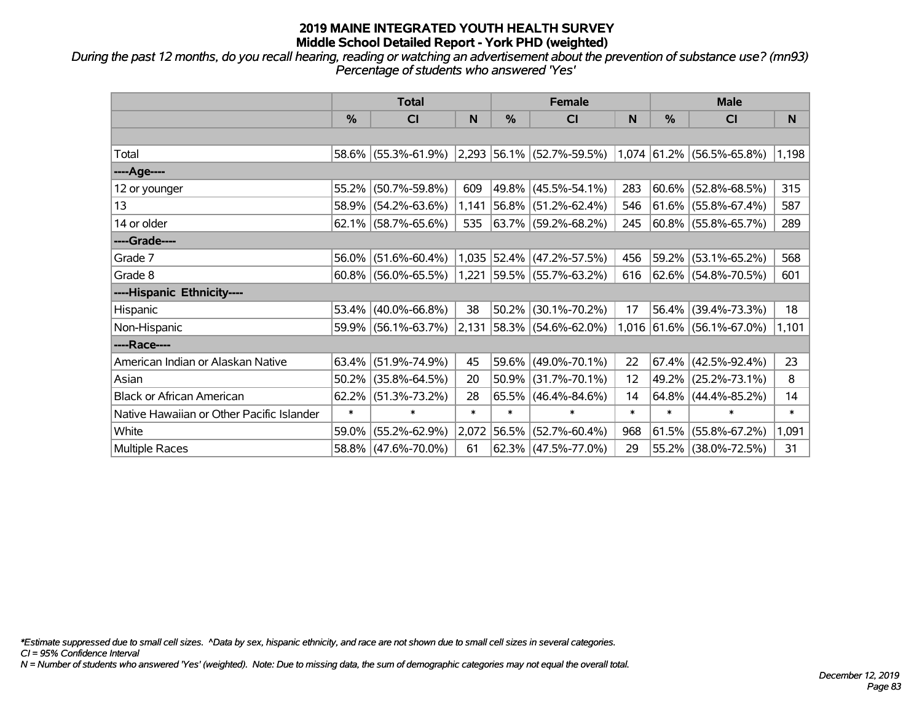# 2019 MAINE INTEGRATED YOUTH HEALTH SURVEY
## Middle School Detailed Report - York PHD (weighted)

*During the past 12 months, do you recall hearing, reading or watching an advertisement about the prevention of substance use? (mn93)*
*Percentage of students who answered 'Yes'*

| | Total | | | Female | | | Male | | |
|---|---|---|---|---|---|---|---|---|---|
| | % | CI | N | % | CI | N | % | CI | N |
| | | | | | | | | | |
| Total | 58.6% | (55.3%-61.9%) | 2,293 | 56.1% | (52.7%-59.5%) | 1,074 | 61.2% | (56.5%-65.8%) | 1,198 |
| ----Age---- | | | | | | | | | |
| 12 or younger | 55.2% | (50.7%-59.8%) | 609 | 49.8% | (45.5%-54.1%) | 283 | 60.6% | (52.8%-68.5%) | 315 |
| 13 | 58.9% | (54.2%-63.6%) | 1,141 | 56.8% | (51.2%-62.4%) | 546 | 61.6% | (55.8%-67.4%) | 587 |
| 14 or older | 62.1% | (58.7%-65.6%) | 535 | 63.7% | (59.2%-68.2%) | 245 | 60.8% | (55.8%-65.7%) | 289 |
| ----Grade---- | | | | | | | | | |
| Grade 7 | 56.0% | (51.6%-60.4%) | 1,035 | 52.4% | (47.2%-57.5%) | 456 | 59.2% | (53.1%-65.2%) | 568 |
| Grade 8 | 60.8% | (56.0%-65.5%) | 1,221 | 59.5% | (55.7%-63.2%) | 616 | 62.6% | (54.8%-70.5%) | 601 |
| ----Hispanic Ethnicity---- | | | | | | | | | |
| Hispanic | 53.4% | (40.0%-66.8%) | 38 | 50.2% | (30.1%-70.2%) | 17 | 56.4% | (39.4%-73.3%) | 18 |
| Non-Hispanic | 59.9% | (56.1%-63.7%) | 2,131 | 58.3% | (54.6%-62.0%) | 1,016 | 61.6% | (56.1%-67.0%) | 1,101 |
| ----Race---- | | | | | | | | | |
| American Indian or Alaskan Native | 63.4% | (51.9%-74.9%) | 45 | 59.6% | (49.0%-70.1%) | 22 | 67.4% | (42.5%-92.4%) | 23 |
| Asian | 50.2% | (35.8%-64.5%) | 20 | 50.9% | (31.7%-70.1%) | 12 | 49.2% | (25.2%-73.1%) | 8 |
| Black or African American | 62.2% | (51.3%-73.2%) | 28 | 65.5% | (46.4%-84.6%) | 14 | 64.8% | (44.4%-85.2%) | 14 |
| Native Hawaiian or Other Pacific Islander | * | * | * | * | * | * | * | * | * |
| White | 59.0% | (55.2%-62.9%) | 2,072 | 56.5% | (52.7%-60.4%) | 968 | 61.5% | (55.8%-67.2%) | 1,091 |
| Multiple Races | 58.8% | (47.6%-70.0%) | 61 | 62.3% | (47.5%-77.0%) | 29 | 55.2% | (38.0%-72.5%) | 31 |

*Estimate suppressed due to small cell sizes. ^Data by sex, hispanic ethnicity, and race are not shown due to small cell sizes in several categories.
*CI = 95% Confidence Interval*
*N = Number of students who answered 'Yes' (weighted). Note: Due to missing data, the sum of demographic categories may not equal the overall total.*

*December 12, 2019*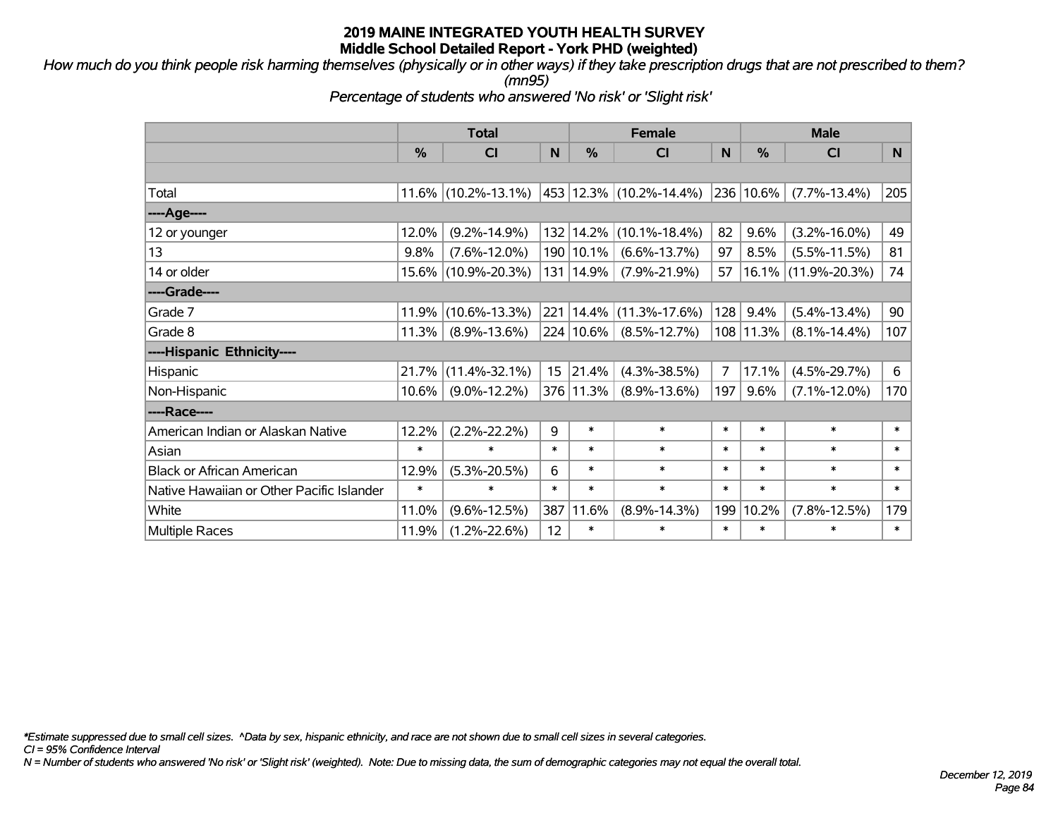# 2019 MAINE INTEGRATED YOUTH HEALTH SURVEY
## Middle School Detailed Report - York PHD (weighted)

*How much do you think people risk harming themselves (physically or in other ways) if they take prescription drugs that are not prescribed to them? (mn95)*

*Percentage of students who answered 'No risk' or 'Slight risk'*

| | Total | | | Female | | | Male | | |
|---|---|---|---|---|---|---|---|---|---|
| | % | CI | N | % | CI | N | % | CI | N |
| Total | 11.6% | (10.2%-13.1%) | 453 | 12.3% | (10.2%-14.4%) | 236 | 10.6% | (7.7%-13.4%) | 205 |
| ----Age---- | | | | | | | | | |
| 12 or younger | 12.0% | (9.2%-14.9%) | 132 | 14.2% | (10.1%-18.4%) | 82 | 9.6% | (3.2%-16.0%) | 49 |
| 13 | 9.8% | (7.6%-12.0%) | 190 | 10.1% | (6.6%-13.7%) | 97 | 8.5% | (5.5%-11.5%) | 81 |
| 14 or older | 15.6% | (10.9%-20.3%) | 131 | 14.9% | (7.9%-21.9%) | 57 | 16.1% | (11.9%-20.3%) | 74 |
| ----Grade---- | | | | | | | | | |
| Grade 7 | 11.9% | (10.6%-13.3%) | 221 | 14.4% | (11.3%-17.6%) | 128 | 9.4% | (5.4%-13.4%) | 90 |
| Grade 8 | 11.3% | (8.9%-13.6%) | 224 | 10.6% | (8.5%-12.7%) | 108 | 11.3% | (8.1%-14.4%) | 107 |
| ----Hispanic Ethnicity---- | | | | | | | | | |
| Hispanic | 21.7% | (11.4%-32.1%) | 15 | 21.4% | (4.3%-38.5%) | 7 | 17.1% | (4.5%-29.7%) | 6 |
| Non-Hispanic | 10.6% | (9.0%-12.2%) | 376 | 11.3% | (8.9%-13.6%) | 197 | 9.6% | (7.1%-12.0%) | 170 |
| ----Race---- | | | | | | | | | |
| American Indian or Alaskan Native | 12.2% | (2.2%-22.2%) | 9 | * | * | * | * | * | * |
| Asian | * | * | * | * | * | * | * | * | * |
| Black or African American | 12.9% | (5.3%-20.5%) | 6 | * | * | * | * | * | * |
| Native Hawaiian or Other Pacific Islander | * | * | * | * | * | * | * | * | * |
| White | 11.0% | (9.6%-12.5%) | 387 | 11.6% | (8.9%-14.3%) | 199 | 10.2% | (7.8%-12.5%) | 179 |
| Multiple Races | 11.9% | (1.2%-22.6%) | 12 | * | * | * | * | * | * |

*\*Estimate suppressed due to small cell sizes. ^Data by sex, hispanic ethnicity, and race are not shown due to small cell sizes in several categories.*

*CI = 95% Confidence Interval*

*N = Number of students who answered 'No risk' or 'Slight risk' (weighted). Note: Due to missing data, the sum of demographic categories may not equal the overall total.*

*December 12, 2019*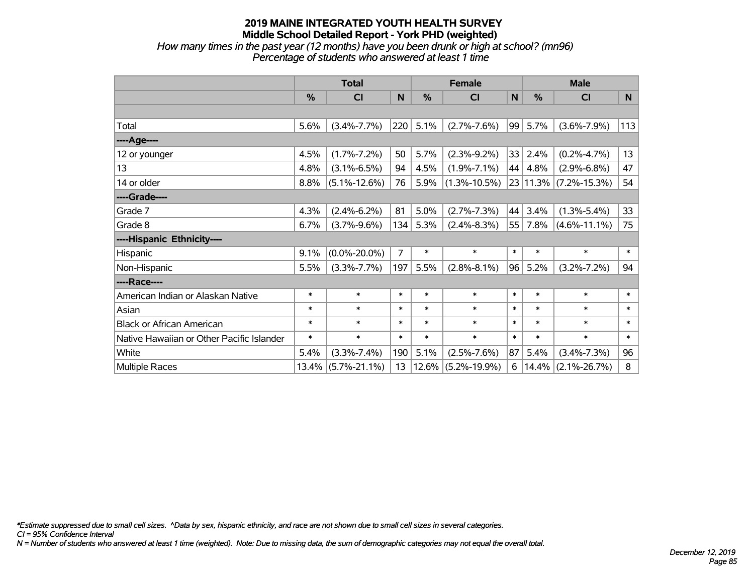# 2019 MAINE INTEGRATED YOUTH HEALTH SURVEY
## Middle School Detailed Report - York PHD (weighted)
*How many times in the past year (12 months) have you been drunk or high at school? (mn96)*
*Percentage of students who answered at least 1 time*

| | Total | | | Female | | | Male | | |
|---|---|---|---|---|---|---|---|---|---|
| | % | CI | N | % | CI | N | % | CI | N |
| Total | 5.6% | (3.4%-7.7%) | 220 | 5.1% | (2.7%-7.6%) | 99 | 5.7% | (3.6%-7.9%) | 113 |
| ----Age---- | | | | | | | | | |
| 12 or younger | 4.5% | (1.7%-7.2%) | 50 | 5.7% | (2.3%-9.2%) | 33 | 2.4% | (0.2%-4.7%) | 13 |
| 13 | 4.8% | (3.1%-6.5%) | 94 | 4.5% | (1.9%-7.1%) | 44 | 4.8% | (2.9%-6.8%) | 47 |
| 14 or older | 8.8% | (5.1%-12.6%) | 76 | 5.9% | (1.3%-10.5%) | 23 | 11.3% | (7.2%-15.3%) | 54 |
| ----Grade---- | | | | | | | | | |
| Grade 7 | 4.3% | (2.4%-6.2%) | 81 | 5.0% | (2.7%-7.3%) | 44 | 3.4% | (1.3%-5.4%) | 33 |
| Grade 8 | 6.7% | (3.7%-9.6%) | 134 | 5.3% | (2.4%-8.3%) | 55 | 7.8% | (4.6%-11.1%) | 75 |
| ----Hispanic Ethnicity---- | | | | | | | | | |
| Hispanic | 9.1% | (0.0%-20.0%) | 7 | * | * | * | * | * | * |
| Non-Hispanic | 5.5% | (3.3%-7.7%) | 197 | 5.5% | (2.8%-8.1%) | 96 | 5.2% | (3.2%-7.2%) | 94 |
| ----Race---- | | | | | | | | | |
| American Indian or Alaskan Native | * | * | * | * | * | * | * | * | * |
| Asian | * | * | * | * | * | * | * | * | * |
| Black or African American | * | * | * | * | * | * | * | * | * |
| Native Hawaiian or Other Pacific Islander | * | * | * | * | * | * | * | * | * |
| White | 5.4% | (3.3%-7.4%) | 190 | 5.1% | (2.5%-7.6%) | 87 | 5.4% | (3.4%-7.3%) | 96 |
| Multiple Races | 13.4% | (5.7%-21.1%) | 13 | 12.6% | (5.2%-19.9%) | 6 | 14.4% | (2.1%-26.7%) | 8 |

*\*Estimate suppressed due to small cell sizes. ^Data by sex, hispanic ethnicity, and race are not shown due to small cell sizes in several categories.*
*CI = 95% Confidence Interval*
*N = Number of students who answered at least 1 time (weighted). Note: Due to missing data, the sum of demographic categories may not equal the overall total.*

*December 12, 2019*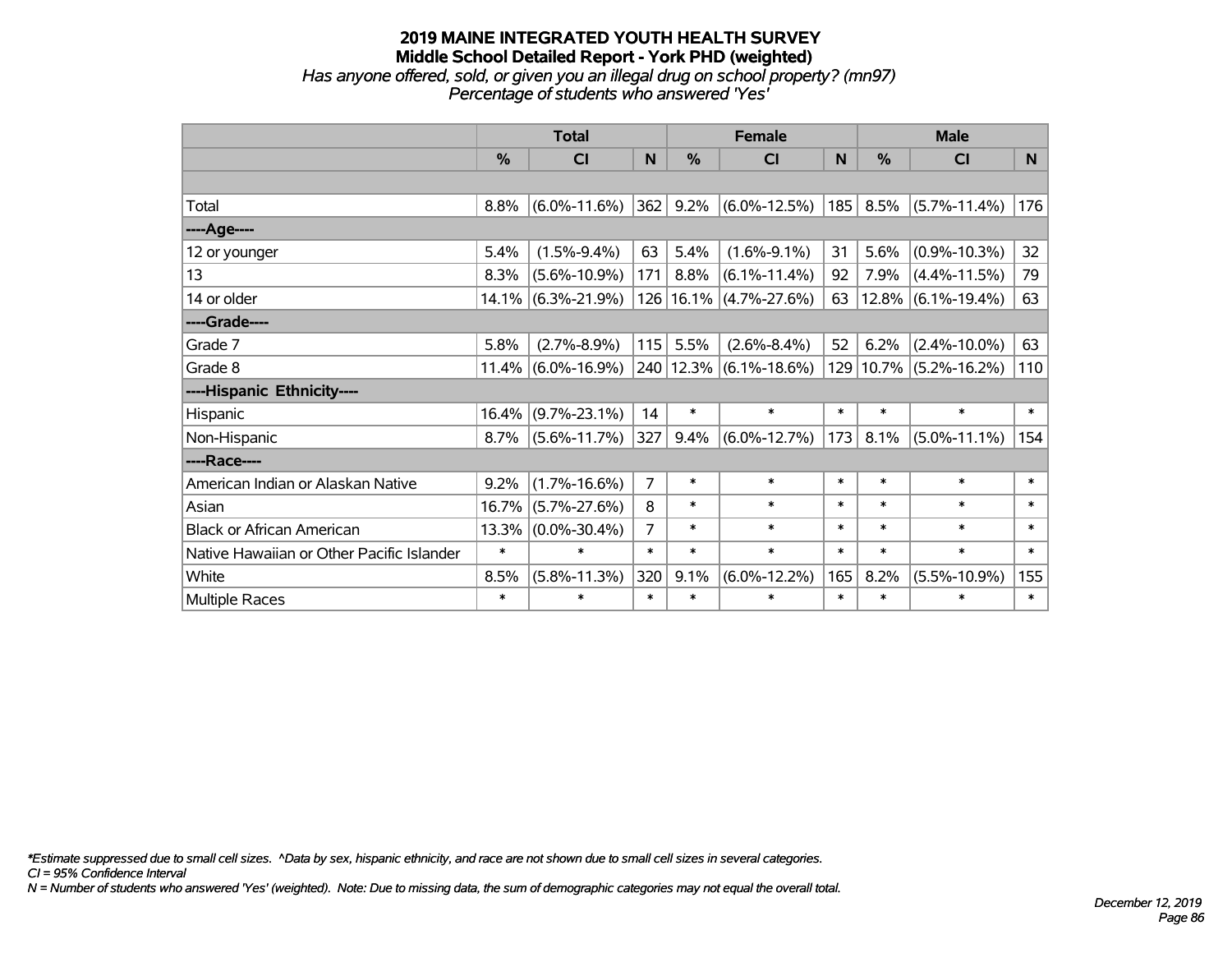# 2019 MAINE INTEGRATED YOUTH HEALTH SURVEY
## Middle School Detailed Report - York PHD (weighted)
*Has anyone offered, sold, or given you an illegal drug on school property? (mn97)*
*Percentage of students who answered 'Yes'*

| | Total | | | Female | | | Male | | |
|---|---|---|---|---|---|---|---|---|---|
| | % | CI | N | % | CI | N | % | CI | N |
| | | | | | | | | | |
| Total | 8.8% | (6.0%-11.6%) | 362 | 9.2% | (6.0%-12.5%) | 185 | 8.5% | (5.7%-11.4%) | 176 |
| ----Age---- | | | | | | | | | |
| 12 or younger | 5.4% | (1.5%-9.4%) | 63 | 5.4% | (1.6%-9.1%) | 31 | 5.6% | (0.9%-10.3%) | 32 |
| 13 | 8.3% | (5.6%-10.9%) | 171 | 8.8% | (6.1%-11.4%) | 92 | 7.9% | (4.4%-11.5%) | 79 |
| 14 or older | 14.1% | (6.3%-21.9%) | 126 | 16.1% | (4.7%-27.6%) | 63 | 12.8% | (6.1%-19.4%) | 63 |
| ----Grade---- | | | | | | | | | |
| Grade 7 | 5.8% | (2.7%-8.9%) | 115 | 5.5% | (2.6%-8.4%) | 52 | 6.2% | (2.4%-10.0%) | 63 |
| Grade 8 | 11.4% | (6.0%-16.9%) | 240 | 12.3% | (6.1%-18.6%) | 129 | 10.7% | (5.2%-16.2%) | 110 |
| ----Hispanic Ethnicity---- | | | | | | | | | |
| Hispanic | 16.4% | (9.7%-23.1%) | 14 | * | * | * | * | * | * |
| Non-Hispanic | 8.7% | (5.6%-11.7%) | 327 | 9.4% | (6.0%-12.7%) | 173 | 8.1% | (5.0%-11.1%) | 154 |
| ----Race---- | | | | | | | | | |
| American Indian or Alaskan Native | 9.2% | (1.7%-16.6%) | 7 | * | * | * | * | * | * |
| Asian | 16.7% | (5.7%-27.6%) | 8 | * | * | * | * | * | * |
| Black or African American | 13.3% | (0.0%-30.4%) | 7 | * | * | * | * | * | * |
| Native Hawaiian or Other Pacific Islander | * | * | * | * | * | * | * | * | * |
| White | 8.5% | (5.8%-11.3%) | 320 | 9.1% | (6.0%-12.2%) | 165 | 8.2% | (5.5%-10.9%) | 155 |
| Multiple Races | * | * | * | * | * | * | * | * | * |

*\*Estimate suppressed due to small cell sizes. ^Data by sex, hispanic ethnicity, and race are not shown due to small cell sizes in several categories.*
*CI = 95% Confidence Interval*
*N = Number of students who answered 'Yes' (weighted). Note: Due to missing data, the sum of demographic categories may not equal the overall total.*

*December 12, 2019*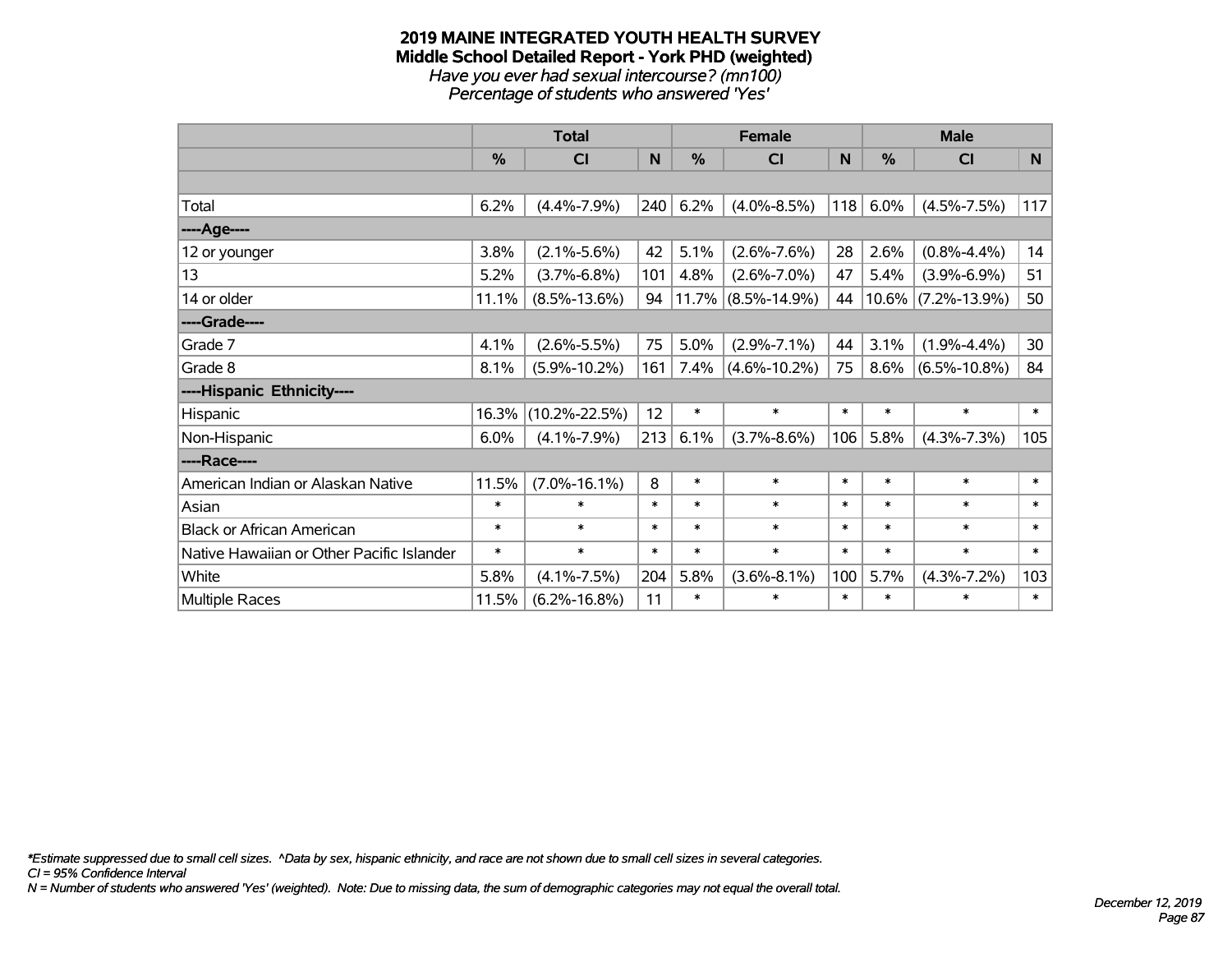# 2019 MAINE INTEGRATED YOUTH HEALTH SURVEY
## Middle School Detailed Report - York PHD (weighted)
*Have you ever had sexual intercourse? (mn100)*
*Percentage of students who answered 'Yes'*

| | Total | | | Female | | | Male | | |
|---|---|---|---|---|---|---|---|---|---|
| | % | CI | N | % | CI | N | % | CI | N |
| | | | | | | | | | |
| Total | 6.2% | (4.4%-7.9%) | 240 | 6.2% | (4.0%-8.5%) | 118 | 6.0% | (4.5%-7.5%) | 117 |
| ----Age---- | | | | | | | | | |
| 12 or younger | 3.8% | (2.1%-5.6%) | 42 | 5.1% | (2.6%-7.6%) | 28 | 2.6% | (0.8%-4.4%) | 14 |
| 13 | 5.2% | (3.7%-6.8%) | 101 | 4.8% | (2.6%-7.0%) | 47 | 5.4% | (3.9%-6.9%) | 51 |
| 14 or older | 11.1% | (8.5%-13.6%) | 94 | 11.7% | (8.5%-14.9%) | 44 | 10.6% | (7.2%-13.9%) | 50 |
| ----Grade---- | | | | | | | | | |
| Grade 7 | 4.1% | (2.6%-5.5%) | 75 | 5.0% | (2.9%-7.1%) | 44 | 3.1% | (1.9%-4.4%) | 30 |
| Grade 8 | 8.1% | (5.9%-10.2%) | 161 | 7.4% | (4.6%-10.2%) | 75 | 8.6% | (6.5%-10.8%) | 84 |
| ----Hispanic Ethnicity---- | | | | | | | | | |
| Hispanic | 16.3% | (10.2%-22.5%) | 12 | * | * | * | * | * | * |
| Non-Hispanic | 6.0% | (4.1%-7.9%) | 213 | 6.1% | (3.7%-8.6%) | 106 | 5.8% | (4.3%-7.3%) | 105 |
| ----Race---- | | | | | | | | | |
| American Indian or Alaskan Native | 11.5% | (7.0%-16.1%) | 8 | * | * | * | * | * | * |
| Asian | * | * | * | * | * | * | * | * | * |
| Black or African American | * | * | * | * | * | * | * | * | * |
| Native Hawaiian or Other Pacific Islander | * | * | * | * | * | * | * | * | * |
| White | 5.8% | (4.1%-7.5%) | 204 | 5.8% | (3.6%-8.1%) | 100 | 5.7% | (4.3%-7.2%) | 103 |
| Multiple Races | 11.5% | (6.2%-16.8%) | 11 | * | * | * | * | * | * |

*\*Estimate suppressed due to small cell sizes. ^Data by sex, hispanic ethnicity, and race are not shown due to small cell sizes in several categories.*
*CI = 95% Confidence Interval*
*N = Number of students who answered 'Yes' (weighted). Note: Due to missing data, the sum of demographic categories may not equal the overall total.*

*December 12, 2019*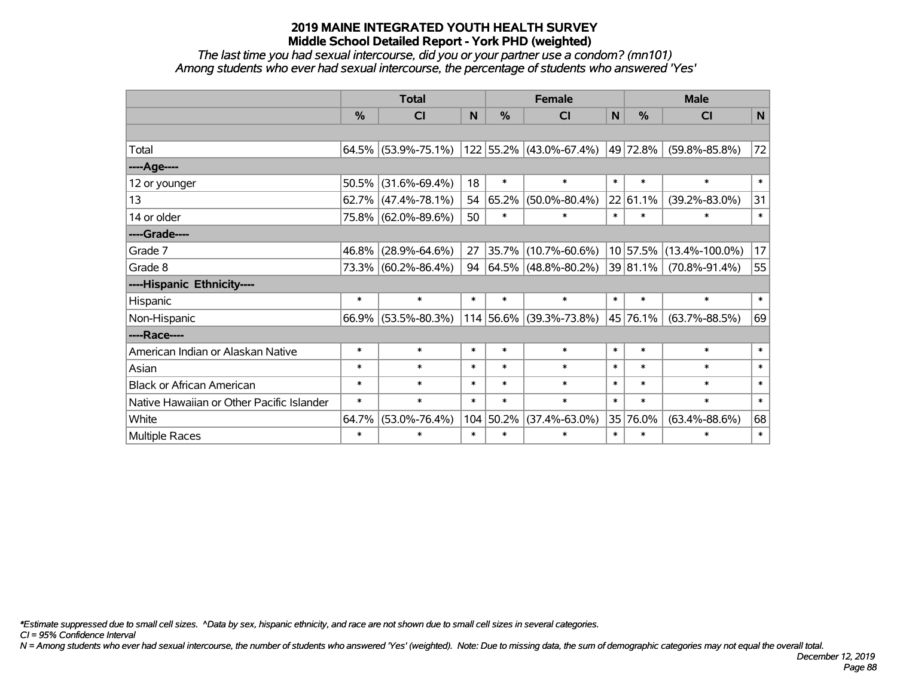# 2019 MAINE INTEGRATED YOUTH HEALTH SURVEY
## Middle School Detailed Report - York PHD (weighted)

*The last time you had sexual intercourse, did you or your partner use a condom? (mn101)*
*Among students who ever had sexual intercourse, the percentage of students who answered 'Yes'*

| | Total | | | Female | | | Male | | |
|---|---|---|---|---|---|---|---|---|---|
| | % | CI | N | % | CI | N | % | CI | N |
| Total | 64.5% | (53.9%-75.1%) | 122 | 55.2% | (43.0%-67.4%) | 49 | 72.8% | (59.8%-85.8%) | 72 |
| ----Age---- | | | | | | | | | |
| 12 or younger | 50.5% | (31.6%-69.4%) | 18 | * | * | * | * | * | * |
| 13 | 62.7% | (47.4%-78.1%) | 54 | 65.2% | (50.0%-80.4%) | 22 | 61.1% | (39.2%-83.0%) | 31 |
| 14 or older | 75.8% | (62.0%-89.6%) | 50 | * | * | * | * | * | * |
| ----Grade---- | | | | | | | | | |
| Grade 7 | 46.8% | (28.9%-64.6%) | 27 | 35.7% | (10.7%-60.6%) | 10 | 57.5% | (13.4%-100.0%) | 17 |
| Grade 8 | 73.3% | (60.2%-86.4%) | 94 | 64.5% | (48.8%-80.2%) | 39 | 81.1% | (70.8%-91.4%) | 55 |
| ----Hispanic Ethnicity---- | | | | | | | | | |
| Hispanic | * | * | * | * | * | * | * | * | * |
| Non-Hispanic | 66.9% | (53.5%-80.3%) | 114 | 56.6% | (39.3%-73.8%) | 45 | 76.1% | (63.7%-88.5%) | 69 |
| ----Race---- | | | | | | | | | |
| American Indian or Alaskan Native | * | * | * | * | * | * | * | * | * |
| Asian | * | * | * | * | * | * | * | * | * |
| Black or African American | * | * | * | * | * | * | * | * | * |
| Native Hawaiian or Other Pacific Islander | * | * | * | * | * | * | * | * | * |
| White | 64.7% | (53.0%-76.4%) | 104 | 50.2% | (37.4%-63.0%) | 35 | 76.0% | (63.4%-88.6%) | 68 |
| Multiple Races | * | * | * | * | * | * | * | * | * |

*\*Estimate suppressed due to small cell sizes. ^Data by sex, hispanic ethnicity, and race are not shown due to small cell sizes in several categories.*
*CI = 95% Confidence Interval*
*N = Among students who ever had sexual intercourse, the number of students who answered 'Yes' (weighted). Note: Due to missing data, the sum of demographic categories may not equal the overall total.*

*December 12, 2019*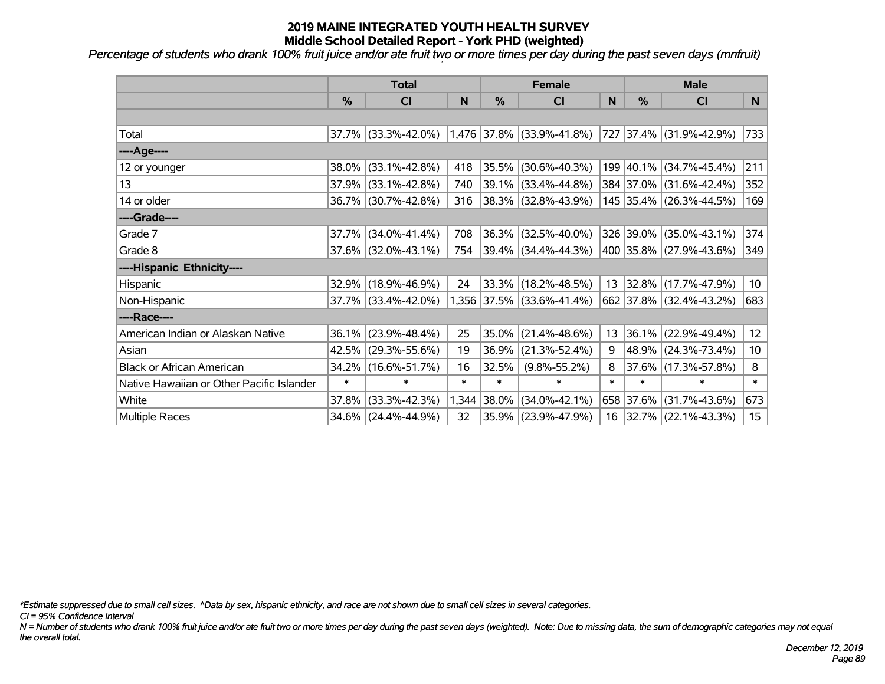# 2019 MAINE INTEGRATED YOUTH HEALTH SURVEY
## Middle School Detailed Report - York PHD (weighted)

*Percentage of students who drank 100% fruit juice and/or ate fruit two or more times per day during the past seven days (mnfruit)*

| | Total | | | Female | | | Male | | |
|---|---|---|---|---|---|---|---|---|---|
| | % | CI | N | % | CI | N | % | CI | N |
| | | | | | | | | | |
| Total | 37.7% | (33.3%-42.0%) | 1,476 | 37.8% | (33.9%-41.8%) | 727 | 37.4% | (31.9%-42.9%) | 733 |
| ----Age---- | | | | | | | | | |
| 12 or younger | 38.0% | (33.1%-42.8%) | 418 | 35.5% | (30.6%-40.3%) | 199 | 40.1% | (34.7%-45.4%) | 211 |
| 13 | 37.9% | (33.1%-42.8%) | 740 | 39.1% | (33.4%-44.8%) | 384 | 37.0% | (31.6%-42.4%) | 352 |
| 14 or older | 36.7% | (30.7%-42.8%) | 316 | 38.3% | (32.8%-43.9%) | 145 | 35.4% | (26.3%-44.5%) | 169 |
| ----Grade---- | | | | | | | | | |
| Grade 7 | 37.7% | (34.0%-41.4%) | 708 | 36.3% | (32.5%-40.0%) | 326 | 39.0% | (35.0%-43.1%) | 374 |
| Grade 8 | 37.6% | (32.0%-43.1%) | 754 | 39.4% | (34.4%-44.3%) | 400 | 35.8% | (27.9%-43.6%) | 349 |
| ----Hispanic Ethnicity---- | | | | | | | | | |
| Hispanic | 32.9% | (18.9%-46.9%) | 24 | 33.3% | (18.2%-48.5%) | 13 | 32.8% | (17.7%-47.9%) | 10 |
| Non-Hispanic | 37.7% | (33.4%-42.0%) | 1,356 | 37.5% | (33.6%-41.4%) | 662 | 37.8% | (32.4%-43.2%) | 683 |
| ----Race---- | | | | | | | | | |
| American Indian or Alaskan Native | 36.1% | (23.9%-48.4%) | 25 | 35.0% | (21.4%-48.6%) | 13 | 36.1% | (22.9%-49.4%) | 12 |
| Asian | 42.5% | (29.3%-55.6%) | 19 | 36.9% | (21.3%-52.4%) | 9 | 48.9% | (24.3%-73.4%) | 10 |
| Black or African American | 34.2% | (16.6%-51.7%) | 16 | 32.5% | (9.8%-55.2%) | 8 | 37.6% | (17.3%-57.8%) | 8 |
| Native Hawaiian or Other Pacific Islander | * | * | * | * | * | * | * | * | * |
| White | 37.8% | (33.3%-42.3%) | 1,344 | 38.0% | (34.0%-42.1%) | 658 | 37.6% | (31.7%-43.6%) | 673 |
| Multiple Races | 34.6% | (24.4%-44.9%) | 32 | 35.9% | (23.9%-47.9%) | 16 | 32.7% | (22.1%-43.3%) | 15 |

*Estimate suppressed due to small cell sizes. ^Data by sex, hispanic ethnicity, and race are not shown due to small cell sizes in several categories.

CI = 95% Confidence Interval

N = Number of students who drank 100% fruit juice and/or ate fruit two or more times per day during the past seven days (weighted). Note: Due to missing data, the sum of demographic categories may not equal the overall total.

December 12, 2019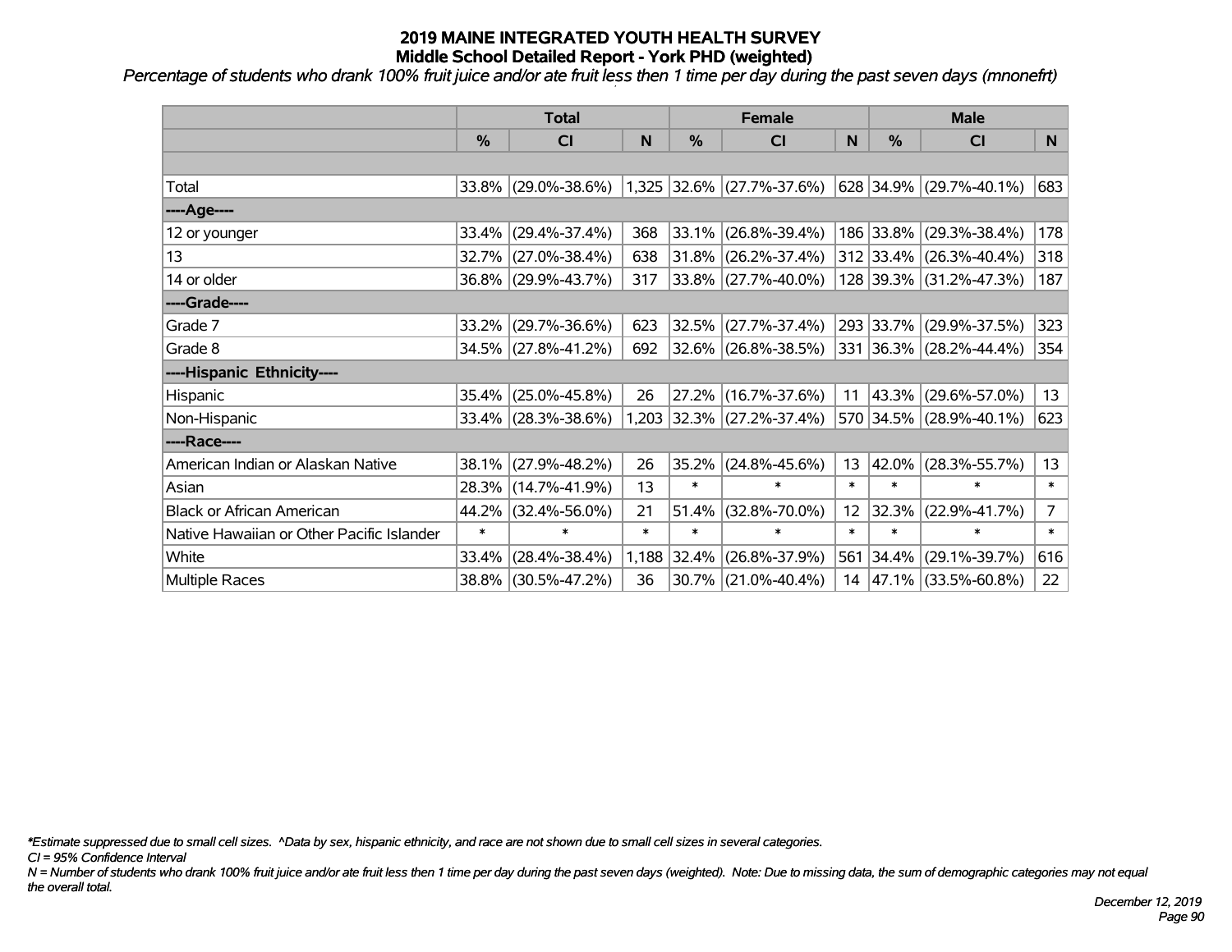# 2019 MAINE INTEGRATED YOUTH HEALTH SURVEY
## Middle School Detailed Report - York PHD (weighted)

*Percentage of students who drank 100% fruit juice and/or ate fruit less then 1 time per day during the past seven days (mnonefrt)*

| | Total | | | Female | | | Male | | |
|---|---|---|---|---|---|---|---|---|---|
| | % | CI | N | % | CI | N | % | CI | N |
| | | | | | | | | | |
| Total | 33.8% | (29.0%-38.6%) | 1,325 | 32.6% | (27.7%-37.6%) | 628 | 34.9% | (29.7%-40.1%) | 683 |
| ----Age---- | | | | | | | | | |
| 12 or younger | 33.4% | (29.4%-37.4%) | 368 | 33.1% | (26.8%-39.4%) | 186 | 33.8% | (29.3%-38.4%) | 178 |
| 13 | 32.7% | (27.0%-38.4%) | 638 | 31.8% | (26.2%-37.4%) | 312 | 33.4% | (26.3%-40.4%) | 318 |
| 14 or older | 36.8% | (29.9%-43.7%) | 317 | 33.8% | (27.7%-40.0%) | 128 | 39.3% | (31.2%-47.3%) | 187 |
| ----Grade---- | | | | | | | | | |
| Grade 7 | 33.2% | (29.7%-36.6%) | 623 | 32.5% | (27.7%-37.4%) | 293 | 33.7% | (29.9%-37.5%) | 323 |
| Grade 8 | 34.5% | (27.8%-41.2%) | 692 | 32.6% | (26.8%-38.5%) | 331 | 36.3% | (28.2%-44.4%) | 354 |
| ----Hispanic Ethnicity---- | | | | | | | | | |
| Hispanic | 35.4% | (25.0%-45.8%) | 26 | 27.2% | (16.7%-37.6%) | 11 | 43.3% | (29.6%-57.0%) | 13 |
| Non-Hispanic | 33.4% | (28.3%-38.6%) | 1,203 | 32.3% | (27.2%-37.4%) | 570 | 34.5% | (28.9%-40.1%) | 623 |
| ----Race---- | | | | | | | | | |
| American Indian or Alaskan Native | 38.1% | (27.9%-48.2%) | 26 | 35.2% | (24.8%-45.6%) | 13 | 42.0% | (28.3%-55.7%) | 13 |
| Asian | 28.3% | (14.7%-41.9%) | 13 | * | * | * | * | * | * |
| Black or African American | 44.2% | (32.4%-56.0%) | 21 | 51.4% | (32.8%-70.0%) | 12 | 32.3% | (22.9%-41.7%) | 7 |
| Native Hawaiian or Other Pacific Islander | * | * | * | * | * | * | * | * | * |
| White | 33.4% | (28.4%-38.4%) | 1,188 | 32.4% | (26.8%-37.9%) | 561 | 34.4% | (29.1%-39.7%) | 616 |
| Multiple Races | 38.8% | (30.5%-47.2%) | 36 | 30.7% | (21.0%-40.4%) | 14 | 47.1% | (33.5%-60.8%) | 22 |

*\*Estimate suppressed due to small cell sizes. ^Data by sex, hispanic ethnicity, and race are not shown due to small cell sizes in several categories.*

*CI = 95% Confidence Interval*

*N = Number of students who drank 100% fruit juice and/or ate fruit less then 1 time per day during the past seven days (weighted). Note: Due to missing data, the sum of demographic categories may not equal the overall total.*

*December 12, 2019*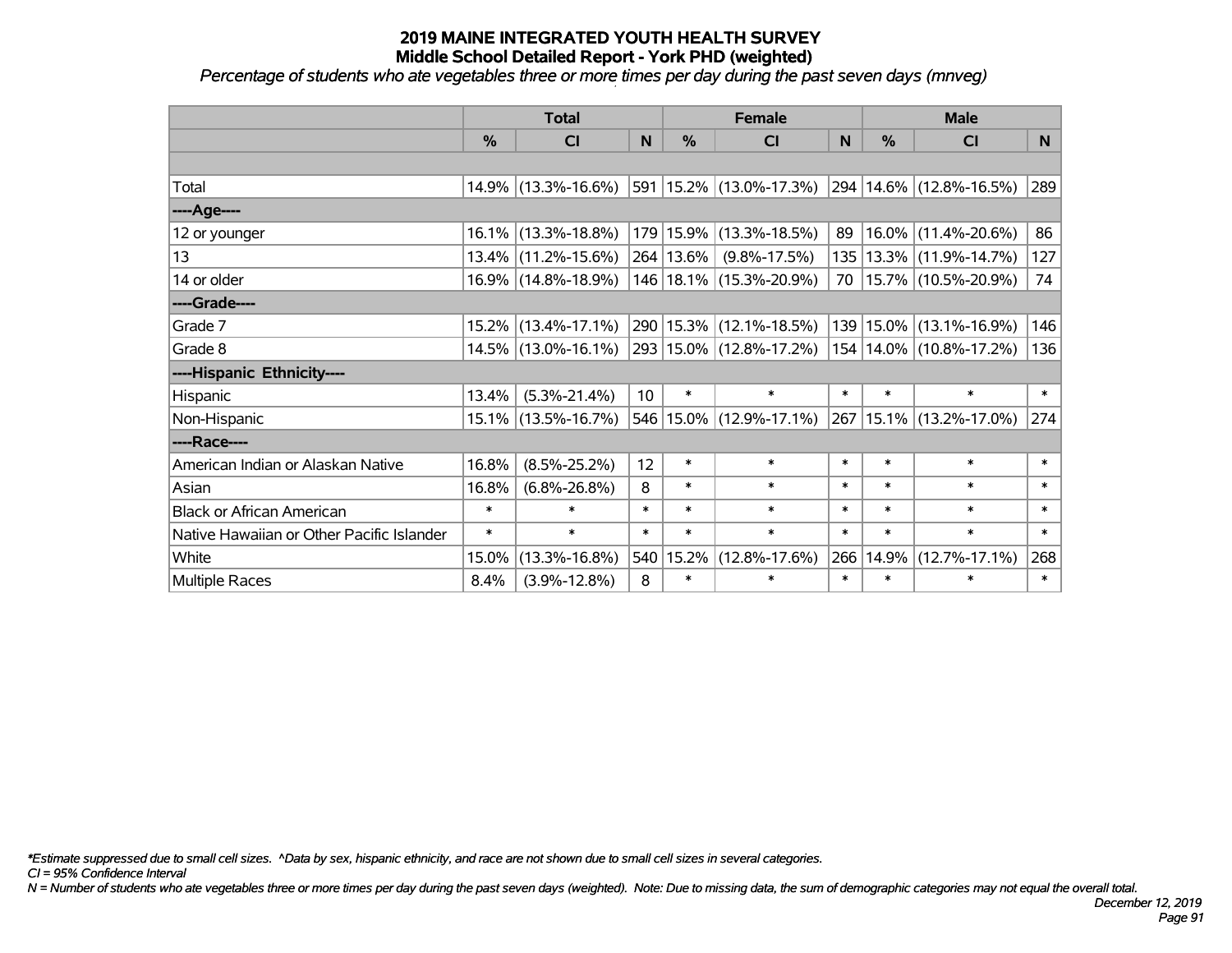# 2019 MAINE INTEGRATED YOUTH HEALTH SURVEY
## Middle School Detailed Report - York PHD (weighted)

*Percentage of students who ate vegetables three or more times per day during the past seven days (mnveg)*

| | Total | | | Female | | | Male | | |
|---|---|---|---|---|---|---|---|---|---|
| | % | CI | N | % | CI | N | % | CI | N |
| | | | | | | | | | |
| Total | 14.9% | (13.3%-16.6%) | 591 | 15.2% | (13.0%-17.3%) | 294 | 14.6% | (12.8%-16.5%) | 289 |
| ----Age---- | | | | | | | | | |
| 12 or younger | 16.1% | (13.3%-18.8%) | 179 | 15.9% | (13.3%-18.5%) | 89 | 16.0% | (11.4%-20.6%) | 86 |
| 13 | 13.4% | (11.2%-15.6%) | 264 | 13.6% | (9.8%-17.5%) | 135 | 13.3% | (11.9%-14.7%) | 127 |
| 14 or older | 16.9% | (14.8%-18.9%) | 146 | 18.1% | (15.3%-20.9%) | 70 | 15.7% | (10.5%-20.9%) | 74 |
| ----Grade---- | | | | | | | | | |
| Grade 7 | 15.2% | (13.4%-17.1%) | 290 | 15.3% | (12.1%-18.5%) | 139 | 15.0% | (13.1%-16.9%) | 146 |
| Grade 8 | 14.5% | (13.0%-16.1%) | 293 | 15.0% | (12.8%-17.2%) | 154 | 14.0% | (10.8%-17.2%) | 136 |
| ----Hispanic Ethnicity---- | | | | | | | | | |
| Hispanic | 13.4% | (5.3%-21.4%) | 10 | * | * | * | * | * | * |
| Non-Hispanic | 15.1% | (13.5%-16.7%) | 546 | 15.0% | (12.9%-17.1%) | 267 | 15.1% | (13.2%-17.0%) | 274 |
| ----Race---- | | | | | | | | | |
| American Indian or Alaskan Native | 16.8% | (8.5%-25.2%) | 12 | * | * | * | * | * | * |
| Asian | 16.8% | (6.8%-26.8%) | 8 | * | * | * | * | * | * |
| Black or African American | * | * | * | * | * | * | * | * | * |
| Native Hawaiian or Other Pacific Islander | * | * | * | * | * | * | * | * | * |
| White | 15.0% | (13.3%-16.8%) | 540 | 15.2% | (12.8%-17.6%) | 266 | 14.9% | (12.7%-17.1%) | 268 |
| Multiple Races | 8.4% | (3.9%-12.8%) | 8 | * | * | * | * | * | * |

*\*Estimate suppressed due to small cell sizes. ^Data by sex, hispanic ethnicity, and race are not shown due to small cell sizes in several categories.*

*CI = 95% Confidence Interval*

*N = Number of students who ate vegetables three or more times per day during the past seven days (weighted). Note: Due to missing data, the sum of demographic categories may not equal the overall total.*

*December 12, 2019*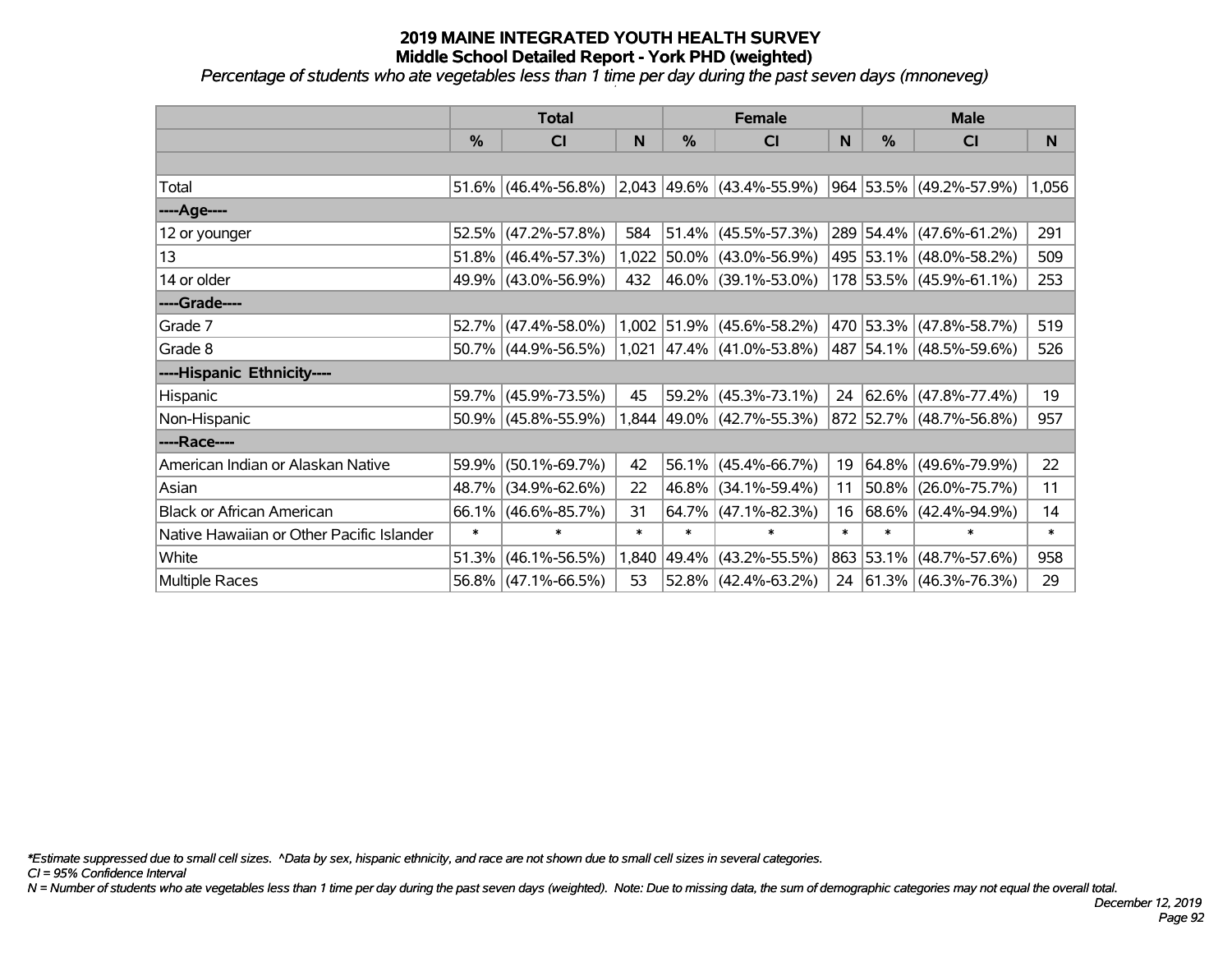# 2019 MAINE INTEGRATED YOUTH HEALTH SURVEY
## Middle School Detailed Report - York PHD (weighted)

*Percentage of students who ate vegetables less than 1 time per day during the past seven days (mnoneveg)*

| | Total | | | Female | | | Male | | |
|---|---|---|---|---|---|---|---|---|---|
| | % | CI | N | % | CI | N | % | CI | N |
| | | | | | | | | | |
| Total | 51.6% | (46.4%-56.8%) | 2,043 | 49.6% | (43.4%-55.9%) | 964 | 53.5% | (49.2%-57.9%) | 1,056 |
| ----Age---- | | | | | | | | | |
| 12 or younger | 52.5% | (47.2%-57.8%) | 584 | 51.4% | (45.5%-57.3%) | 289 | 54.4% | (47.6%-61.2%) | 291 |
| 13 | 51.8% | (46.4%-57.3%) | 1,022 | 50.0% | (43.0%-56.9%) | 495 | 53.1% | (48.0%-58.2%) | 509 |
| 14 or older | 49.9% | (43.0%-56.9%) | 432 | 46.0% | (39.1%-53.0%) | 178 | 53.5% | (45.9%-61.1%) | 253 |
| ----Grade---- | | | | | | | | | |
| Grade 7 | 52.7% | (47.4%-58.0%) | 1,002 | 51.9% | (45.6%-58.2%) | 470 | 53.3% | (47.8%-58.7%) | 519 |
| Grade 8 | 50.7% | (44.9%-56.5%) | 1,021 | 47.4% | (41.0%-53.8%) | 487 | 54.1% | (48.5%-59.6%) | 526 |
| ----Hispanic Ethnicity---- | | | | | | | | | |
| Hispanic | 59.7% | (45.9%-73.5%) | 45 | 59.2% | (45.3%-73.1%) | 24 | 62.6% | (47.8%-77.4%) | 19 |
| Non-Hispanic | 50.9% | (45.8%-55.9%) | 1,844 | 49.0% | (42.7%-55.3%) | 872 | 52.7% | (48.7%-56.8%) | 957 |
| ----Race---- | | | | | | | | | |
| American Indian or Alaskan Native | 59.9% | (50.1%-69.7%) | 42 | 56.1% | (45.4%-66.7%) | 19 | 64.8% | (49.6%-79.9%) | 22 |
| Asian | 48.7% | (34.9%-62.6%) | 22 | 46.8% | (34.1%-59.4%) | 11 | 50.8% | (26.0%-75.7%) | 11 |
| Black or African American | 66.1% | (46.6%-85.7%) | 31 | 64.7% | (47.1%-82.3%) | 16 | 68.6% | (42.4%-94.9%) | 14 |
| Native Hawaiian or Other Pacific Islander | * | * | * | * | * | * | * | * | * |
| White | 51.3% | (46.1%-56.5%) | 1,840 | 49.4% | (43.2%-55.5%) | 863 | 53.1% | (48.7%-57.6%) | 958 |
| Multiple Races | 56.8% | (47.1%-66.5%) | 53 | 52.8% | (42.4%-63.2%) | 24 | 61.3% | (46.3%-76.3%) | 29 |

*\*Estimate suppressed due to small cell sizes. ^Data by sex, hispanic ethnicity, and race are not shown due to small cell sizes in several categories.*

*CI = 95% Confidence Interval*

*N = Number of students who ate vegetables less than 1 time per day during the past seven days (weighted). Note: Due to missing data, the sum of demographic categories may not equal the overall total.*

*December 12, 2019*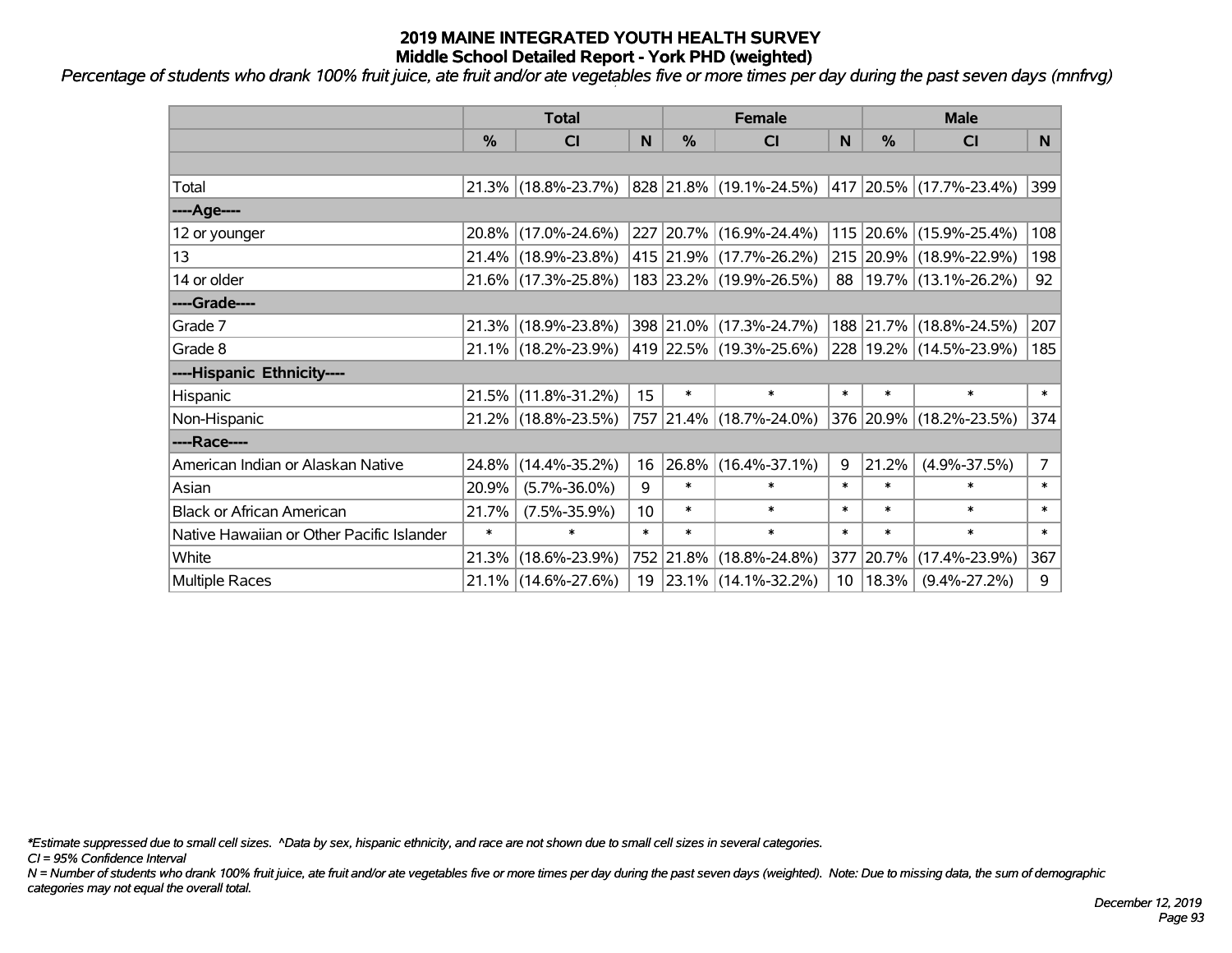# 2019 MAINE INTEGRATED YOUTH HEALTH SURVEY
## Middle School Detailed Report - York PHD (weighted)

*Percentage of students who drank 100% fruit juice, ate fruit and/or ate vegetables five or more times per day during the past seven days (mnfrvg)*

| | Total | | | Female | | | Male | | |
|---|---|---|---|---|---|---|---|---|---|
| | % | CI | N | % | CI | N | % | CI | N |
| | | | | | | | | | |
| Total | 21.3% | (18.8%-23.7%) | 828 | 21.8% | (19.1%-24.5%) | 417 | 20.5% | (17.7%-23.4%) | 399 |
| ----Age---- | | | | | | | | | |
| 12 or younger | 20.8% | (17.0%-24.6%) | 227 | 20.7% | (16.9%-24.4%) | 115 | 20.6% | (15.9%-25.4%) | 108 |
| 13 | 21.4% | (18.9%-23.8%) | 415 | 21.9% | (17.7%-26.2%) | 215 | 20.9% | (18.9%-22.9%) | 198 |
| 14 or older | 21.6% | (17.3%-25.8%) | 183 | 23.2% | (19.9%-26.5%) | 88 | 19.7% | (13.1%-26.2%) | 92 |
| ----Grade---- | | | | | | | | | |
| Grade 7 | 21.3% | (18.9%-23.8%) | 398 | 21.0% | (17.3%-24.7%) | 188 | 21.7% | (18.8%-24.5%) | 207 |
| Grade 8 | 21.1% | (18.2%-23.9%) | 419 | 22.5% | (19.3%-25.6%) | 228 | 19.2% | (14.5%-23.9%) | 185 |
| ----Hispanic Ethnicity---- | | | | | | | | | |
| Hispanic | 21.5% | (11.8%-31.2%) | 15 | * | * | * | * | * | * |
| Non-Hispanic | 21.2% | (18.8%-23.5%) | 757 | 21.4% | (18.7%-24.0%) | 376 | 20.9% | (18.2%-23.5%) | 374 |
| ----Race---- | | | | | | | | | |
| American Indian or Alaskan Native | 24.8% | (14.4%-35.2%) | 16 | 26.8% | (16.4%-37.1%) | 9 | 21.2% | (4.9%-37.5%) | 7 |
| Asian | 20.9% | (5.7%-36.0%) | 9 | * | * | * | * | * | * |
| Black or African American | 21.7% | (7.5%-35.9%) | 10 | * | * | * | * | * | * |
| Native Hawaiian or Other Pacific Islander | * | * | * | * | * | * | * | * | * |
| White | 21.3% | (18.6%-23.9%) | 752 | 21.8% | (18.8%-24.8%) | 377 | 20.7% | (17.4%-23.9%) | 367 |
| Multiple Races | 21.1% | (14.6%-27.6%) | 19 | 23.1% | (14.1%-32.2%) | 10 | 18.3% | (9.4%-27.2%) | 9 |

*\*Estimate suppressed due to small cell sizes. ^Data by sex, hispanic ethnicity, and race are not shown due to small cell sizes in several categories.*

*CI = 95% Confidence Interval*

*N = Number of students who drank 100% fruit juice, ate fruit and/or ate vegetables five or more times per day during the past seven days (weighted). Note: Due to missing data, the sum of demographic categories may not equal the overall total.*

*December 12, 2019*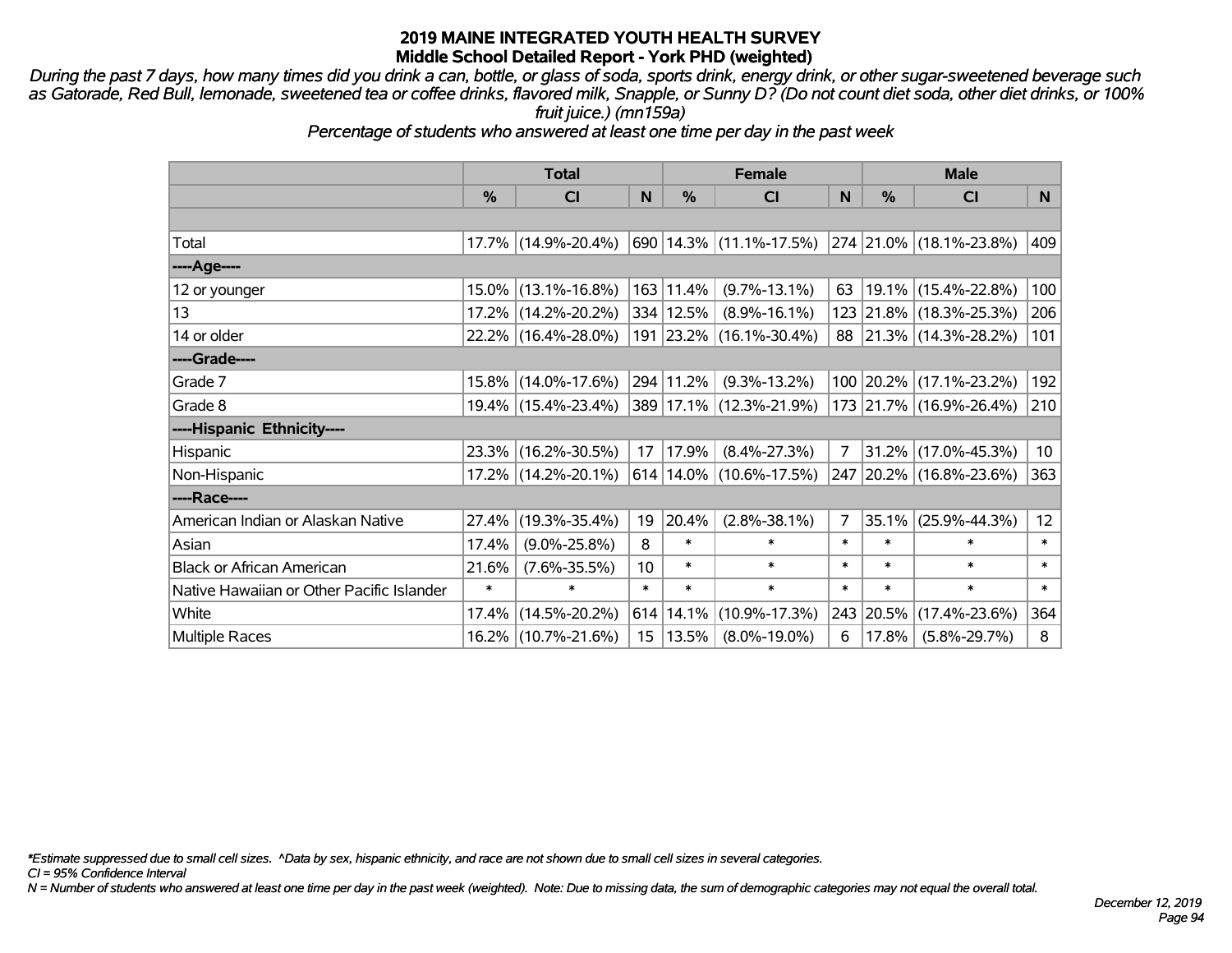# 2019 MAINE INTEGRATED YOUTH HEALTH SURVEY
## Middle School Detailed Report - York PHD (weighted)

*During the past 7 days, how many times did you drink a can, bottle, or glass of soda, sports drink, energy drink, or other sugar-sweetened beverage such as Gatorade, Red Bull, lemonade, sweetened tea or coffee drinks, flavored milk, Snapple, or Sunny D? (Do not count diet soda, other diet drinks, or 100% fruit juice.) (mn159a)*

*Percentage of students who answered at least one time per day in the past week*

| | Total | | | Female | | | Male | | |
|---|---|---|---|---|---|---|---|---|---|
| | % | CI | N | % | CI | N | % | CI | N |
| Total | 17.7% | (14.9%-20.4%) | 690 | 14.3% | (11.1%-17.5%) | 274 | 21.0% | (18.1%-23.8%) | 409 |
| ----Age---- | | | | | | | | | |
| 12 or younger | 15.0% | (13.1%-16.8%) | 163 | 11.4% | (9.7%-13.1%) | 63 | 19.1% | (15.4%-22.8%) | 100 |
| 13 | 17.2% | (14.2%-20.2%) | 334 | 12.5% | (8.9%-16.1%) | 123 | 21.8% | (18.3%-25.3%) | 206 |
| 14 or older | 22.2% | (16.4%-28.0%) | 191 | 23.2% | (16.1%-30.4%) | 88 | 21.3% | (14.3%-28.2%) | 101 |
| ----Grade---- | | | | | | | | | |
| Grade 7 | 15.8% | (14.0%-17.6%) | 294 | 11.2% | (9.3%-13.2%) | 100 | 20.2% | (17.1%-23.2%) | 192 |
| Grade 8 | 19.4% | (15.4%-23.4%) | 389 | 17.1% | (12.3%-21.9%) | 173 | 21.7% | (16.9%-26.4%) | 210 |
| ----Hispanic Ethnicity---- | | | | | | | | | |
| Hispanic | 23.3% | (16.2%-30.5%) | 17 | 17.9% | (8.4%-27.3%) | 7 | 31.2% | (17.0%-45.3%) | 10 |
| Non-Hispanic | 17.2% | (14.2%-20.1%) | 614 | 14.0% | (10.6%-17.5%) | 247 | 20.2% | (16.8%-23.6%) | 363 |
| ----Race---- | | | | | | | | | |
| American Indian or Alaskan Native | 27.4% | (19.3%-35.4%) | 19 | 20.4% | (2.8%-38.1%) | 7 | 35.1% | (25.9%-44.3%) | 12 |
| Asian | 17.4% | (9.0%-25.8%) | 8 | * | * | * | * | * | * |
| Black or African American | 21.6% | (7.6%-35.5%) | 10 | * | * | * | * | * | * |
| Native Hawaiian or Other Pacific Islander | * | * | * | * | * | * | * | * | * |
| White | 17.4% | (14.5%-20.2%) | 614 | 14.1% | (10.9%-17.3%) | 243 | 20.5% | (17.4%-23.6%) | 364 |
| Multiple Races | 16.2% | (10.7%-21.6%) | 15 | 13.5% | (8.0%-19.0%) | 6 | 17.8% | (5.8%-29.7%) | 8 |

*\*Estimate suppressed due to small cell sizes. ^Data by sex, hispanic ethnicity, and race are not shown due to small cell sizes in several categories.*

*CI = 95% Confidence Interval*

*N = Number of students who answered at least one time per day in the past week (weighted). Note: Due to missing data, the sum of demographic categories may not equal the overall total.*

*December 12, 2019*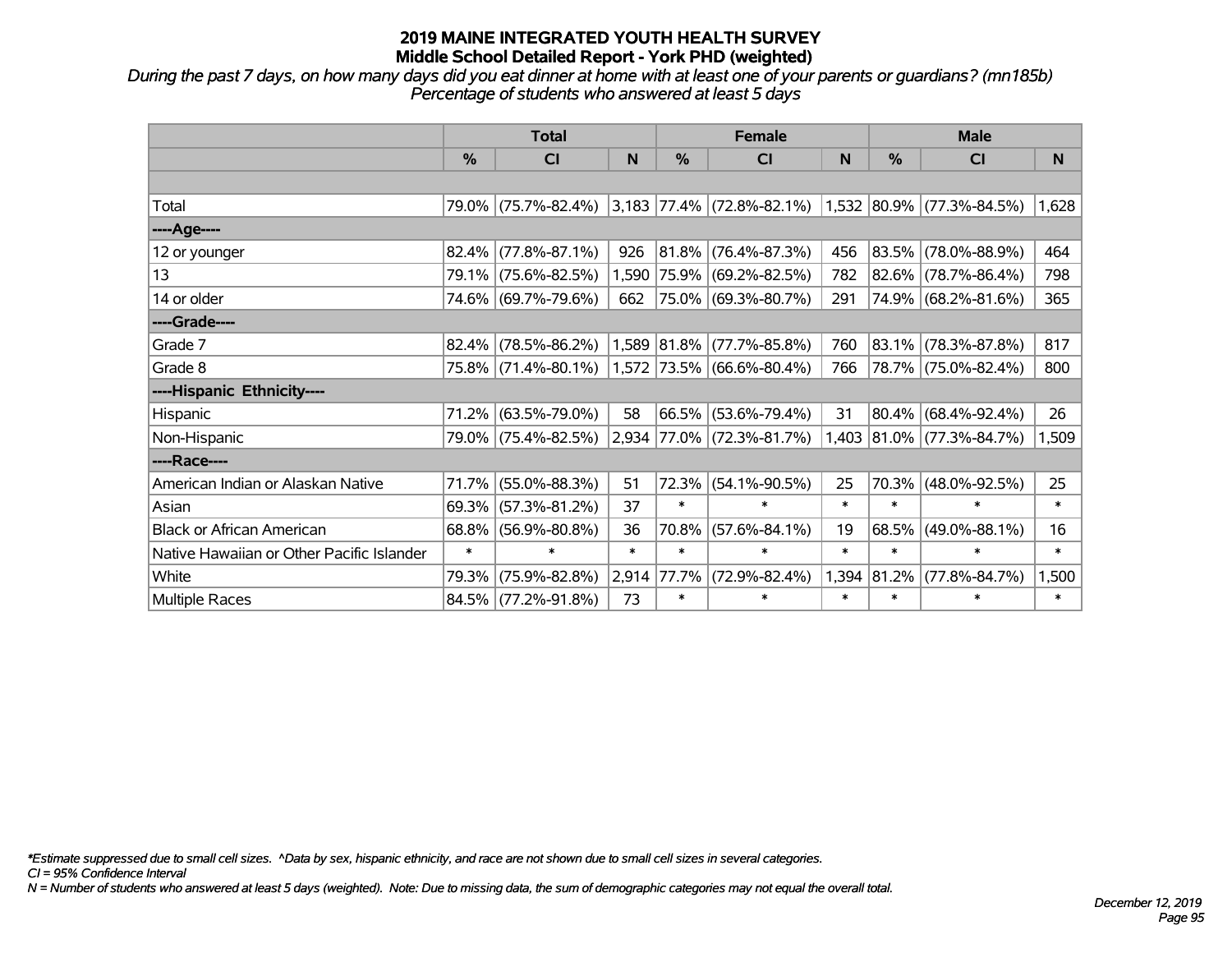# 2019 MAINE INTEGRATED YOUTH HEALTH SURVEY
## Middle School Detailed Report - York PHD (weighted)

*During the past 7 days, on how many days did you eat dinner at home with at least one of your parents or guardians? (mn185b)*
*Percentage of students who answered at least 5 days*

| | Total | | | Female | | | Male | | |
|---|---|---|---|---|---|---|---|---|---|
| | % | CI | N | % | CI | N | % | CI | N |
| | | | | | | | | | |
| Total | 79.0% | (75.7%-82.4%) | 3,183 | 77.4% | (72.8%-82.1%) | 1,532 | 80.9% | (77.3%-84.5%) | 1,628 |
| ----Age---- | | | | | | | | | |
| 12 or younger | 82.4% | (77.8%-87.1%) | 926 | 81.8% | (76.4%-87.3%) | 456 | 83.5% | (78.0%-88.9%) | 464 |
| 13 | 79.1% | (75.6%-82.5%) | 1,590 | 75.9% | (69.2%-82.5%) | 782 | 82.6% | (78.7%-86.4%) | 798 |
| 14 or older | 74.6% | (69.7%-79.6%) | 662 | 75.0% | (69.3%-80.7%) | 291 | 74.9% | (68.2%-81.6%) | 365 |
| ----Grade---- | | | | | | | | | |
| Grade 7 | 82.4% | (78.5%-86.2%) | 1,589 | 81.8% | (77.7%-85.8%) | 760 | 83.1% | (78.3%-87.8%) | 817 |
| Grade 8 | 75.8% | (71.4%-80.1%) | 1,572 | 73.5% | (66.6%-80.4%) | 766 | 78.7% | (75.0%-82.4%) | 800 |
| ----Hispanic Ethnicity---- | | | | | | | | | |
| Hispanic | 71.2% | (63.5%-79.0%) | 58 | 66.5% | (53.6%-79.4%) | 31 | 80.4% | (68.4%-92.4%) | 26 |
| Non-Hispanic | 79.0% | (75.4%-82.5%) | 2,934 | 77.0% | (72.3%-81.7%) | 1,403 | 81.0% | (77.3%-84.7%) | 1,509 |
| ----Race---- | | | | | | | | | |
| American Indian or Alaskan Native | 71.7% | (55.0%-88.3%) | 51 | 72.3% | (54.1%-90.5%) | 25 | 70.3% | (48.0%-92.5%) | 25 |
| Asian | 69.3% | (57.3%-81.2%) | 37 | * | * | * | * | * | * |
| Black or African American | 68.8% | (56.9%-80.8%) | 36 | 70.8% | (57.6%-84.1%) | 19 | 68.5% | (49.0%-88.1%) | 16 |
| Native Hawaiian or Other Pacific Islander | * | * | * | * | * | * | * | * | * |
| White | 79.3% | (75.9%-82.8%) | 2,914 | 77.7% | (72.9%-82.4%) | 1,394 | 81.2% | (77.8%-84.7%) | 1,500 |
| Multiple Races | 84.5% | (77.2%-91.8%) | 73 | * | * | * | * | * | * |

*\*Estimate suppressed due to small cell sizes. ^Data by sex, hispanic ethnicity, and race are not shown due to small cell sizes in several categories.*
*CI = 95% Confidence Interval*
*N = Number of students who answered at least 5 days (weighted). Note: Due to missing data, the sum of demographic categories may not equal the overall total.*

*December 12, 2019*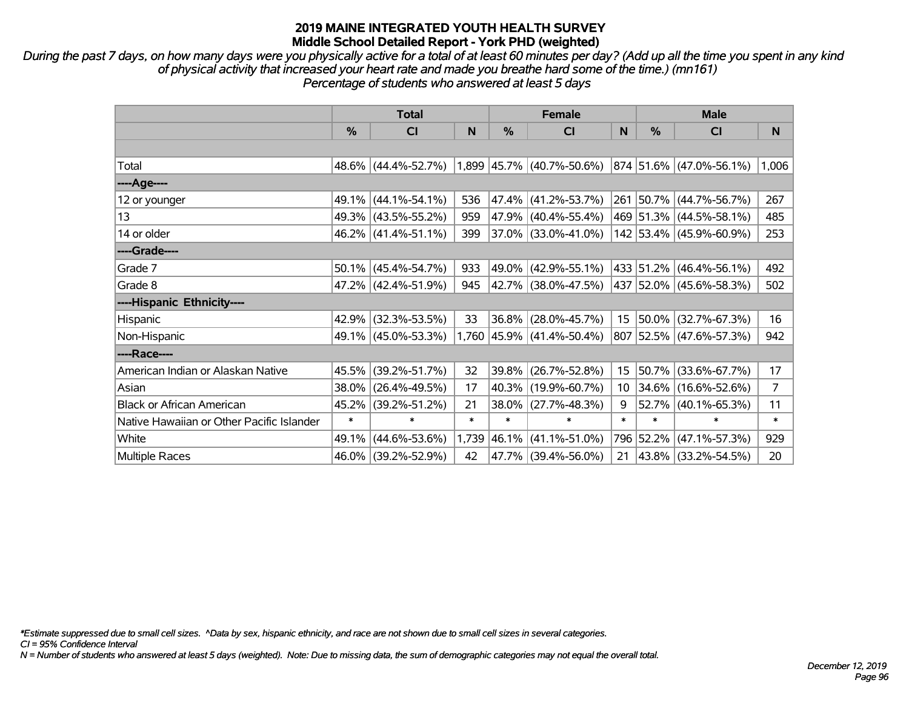# 2019 MAINE INTEGRATED YOUTH HEALTH SURVEY

## Middle School Detailed Report - York PHD (weighted)

*During the past 7 days, on how many days were you physically active for a total of at least 60 minutes per day? (Add up all the time you spent in any kind of physical activity that increased your heart rate and made you breathe hard some of the time.) (mn161)*
*Percentage of students who answered at least 5 days*

| | Total | | | Female | | | Male | | |
|---|---|---|---|---|---|---|---|---|---|
| | % | CI | N | % | CI | N | % | CI | N |
| | | | | | | | | | |
| Total | 48.6% | (44.4%-52.7%) | 1,899 | 45.7% | (40.7%-50.6%) | 874 | 51.6% | (47.0%-56.1%) | 1,006 |
| ----Age---- | | | | | | | | | |
| 12 or younger | 49.1% | (44.1%-54.1%) | 536 | 47.4% | (41.2%-53.7%) | 261 | 50.7% | (44.7%-56.7%) | 267 |
| 13 | 49.3% | (43.5%-55.2%) | 959 | 47.9% | (40.4%-55.4%) | 469 | 51.3% | (44.5%-58.1%) | 485 |
| 14 or older | 46.2% | (41.4%-51.1%) | 399 | 37.0% | (33.0%-41.0%) | 142 | 53.4% | (45.9%-60.9%) | 253 |
| ----Grade---- | | | | | | | | | |
| Grade 7 | 50.1% | (45.4%-54.7%) | 933 | 49.0% | (42.9%-55.1%) | 433 | 51.2% | (46.4%-56.1%) | 492 |
| Grade 8 | 47.2% | (42.4%-51.9%) | 945 | 42.7% | (38.0%-47.5%) | 437 | 52.0% | (45.6%-58.3%) | 502 |
| ----Hispanic Ethnicity---- | | | | | | | | | |
| Hispanic | 42.9% | (32.3%-53.5%) | 33 | 36.8% | (28.0%-45.7%) | 15 | 50.0% | (32.7%-67.3%) | 16 |
| Non-Hispanic | 49.1% | (45.0%-53.3%) | 1,760 | 45.9% | (41.4%-50.4%) | 807 | 52.5% | (47.6%-57.3%) | 942 |
| ----Race---- | | | | | | | | | |
| American Indian or Alaskan Native | 45.5% | (39.2%-51.7%) | 32 | 39.8% | (26.7%-52.8%) | 15 | 50.7% | (33.6%-67.7%) | 17 |
| Asian | 38.0% | (26.4%-49.5%) | 17 | 40.3% | (19.9%-60.7%) | 10 | 34.6% | (16.6%-52.6%) | 7 |
| Black or African American | 45.2% | (39.2%-51.2%) | 21 | 38.0% | (27.7%-48.3%) | 9 | 52.7% | (40.1%-65.3%) | 11 |
| Native Hawaiian or Other Pacific Islander | * | * | * | * | * | * | * | * | * |
| White | 49.1% | (44.6%-53.6%) | 1,739 | 46.1% | (41.1%-51.0%) | 796 | 52.2% | (47.1%-57.3%) | 929 |
| Multiple Races | 46.0% | (39.2%-52.9%) | 42 | 47.7% | (39.4%-56.0%) | 21 | 43.8% | (33.2%-54.5%) | 20 |

*Estimate suppressed due to small cell sizes. ^Data by sex, hispanic ethnicity, and race are not shown due to small cell sizes in several categories.
CI = 95% Confidence Interval
N = Number of students who answered at least 5 days (weighted). Note: Due to missing data, the sum of demographic categories may not equal the overall total.

December 12, 2019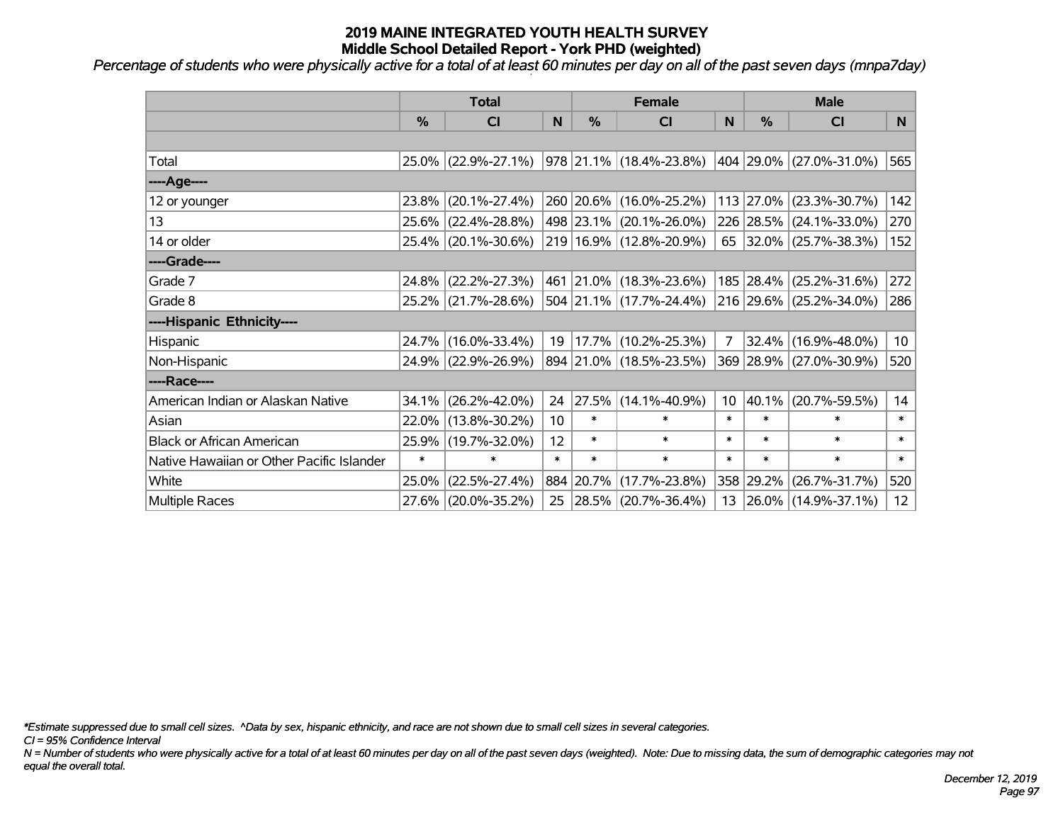# 2019 MAINE INTEGRATED YOUTH HEALTH SURVEY
## Middle School Detailed Report - York PHD (weighted)

*Percentage of students who were physically active for a total of at least 60 minutes per day on all of the past seven days (mnpa7day)*

| | Total | | | Female | | | Male | | |
|---|---|---|---|---|---|---|---|---|---|
| | % | CI | N | % | CI | N | % | CI | N |
| | | | | | | | | | |
| Total | 25.0% | (22.9%-27.1%) | 978 | 21.1% | (18.4%-23.8%) | 404 | 29.0% | (27.0%-31.0%) | 565 |
| ----Age---- | | | | | | | | | |
| 12 or younger | 23.8% | (20.1%-27.4%) | 260 | 20.6% | (16.0%-25.2%) | 113 | 27.0% | (23.3%-30.7%) | 142 |
| 13 | 25.6% | (22.4%-28.8%) | 498 | 23.1% | (20.1%-26.0%) | 226 | 28.5% | (24.1%-33.0%) | 270 |
| 14 or older | 25.4% | (20.1%-30.6%) | 219 | 16.9% | (12.8%-20.9%) | 65 | 32.0% | (25.7%-38.3%) | 152 |
| ----Grade---- | | | | | | | | | |
| Grade 7 | 24.8% | (22.2%-27.3%) | 461 | 21.0% | (18.3%-23.6%) | 185 | 28.4% | (25.2%-31.6%) | 272 |
| Grade 8 | 25.2% | (21.7%-28.6%) | 504 | 21.1% | (17.7%-24.4%) | 216 | 29.6% | (25.2%-34.0%) | 286 |
| ----Hispanic Ethnicity---- | | | | | | | | | |
| Hispanic | 24.7% | (16.0%-33.4%) | 19 | 17.7% | (10.2%-25.3%) | 7 | 32.4% | (16.9%-48.0%) | 10 |
| Non-Hispanic | 24.9% | (22.9%-26.9%) | 894 | 21.0% | (18.5%-23.5%) | 369 | 28.9% | (27.0%-30.9%) | 520 |
| ----Race---- | | | | | | | | | |
| American Indian or Alaskan Native | 34.1% | (26.2%-42.0%) | 24 | 27.5% | (14.1%-40.9%) | 10 | 40.1% | (20.7%-59.5%) | 14 |
| Asian | 22.0% | (13.8%-30.2%) | 10 | * | * | * | * | * | * |
| Black or African American | 25.9% | (19.7%-32.0%) | 12 | * | * | * | * | * | * |
| Native Hawaiian or Other Pacific Islander | * | * | * | * | * | * | * | * | * |
| White | 25.0% | (22.5%-27.4%) | 884 | 20.7% | (17.7%-23.8%) | 358 | 29.2% | (26.7%-31.7%) | 520 |
| Multiple Races | 27.6% | (20.0%-35.2%) | 25 | 28.5% | (20.7%-36.4%) | 13 | 26.0% | (14.9%-37.1%) | 12 |

*\*Estimate suppressed due to small cell sizes. ^Data by sex, hispanic ethnicity, and race are not shown due to small cell sizes in several categories.*

*CI = 95% Confidence Interval*

*N = Number of students who were physically active for a total of at least 60 minutes per day on all of the past seven days (weighted). Note: Due to missing data, the sum of demographic categories may not equal the overall total.*

*December 12, 2019*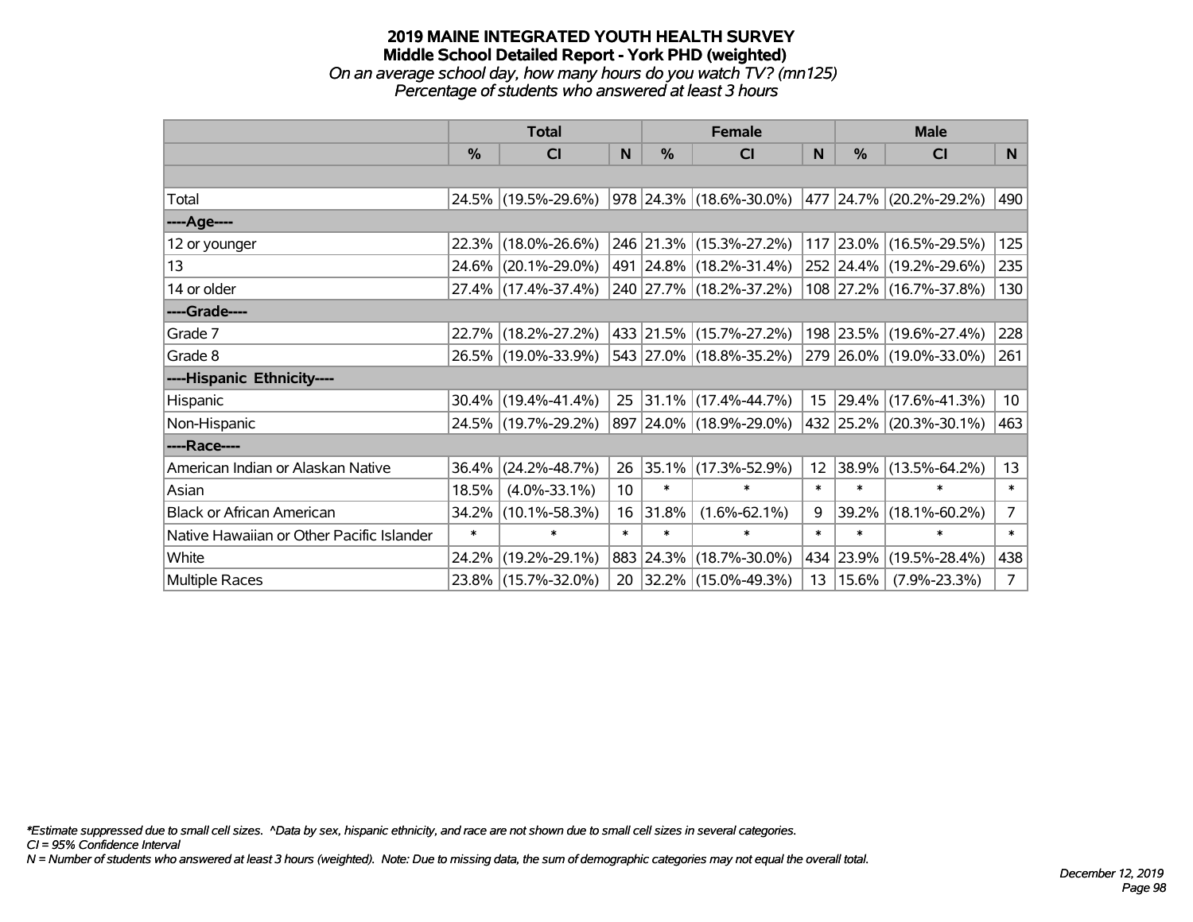# 2019 MAINE INTEGRATED YOUTH HEALTH SURVEY
## Middle School Detailed Report - York PHD (weighted)
*On an average school day, how many hours do you watch TV? (mn125)*
*Percentage of students who answered at least 3 hours*

| | Total | | | Female | | | Male | | |
|---|---|---|---|---|---|---|---|---|---|
| | % | CI | N | % | CI | N | % | CI | N |
| | | | | | | | | | |
| Total | 24.5% | (19.5%-29.6%) | 978 | 24.3% | (18.6%-30.0%) | 477 | 24.7% | (20.2%-29.2%) | 490 |
| ----Age---- | | | | | | | | | |
| 12 or younger | 22.3% | (18.0%-26.6%) | 246 | 21.3% | (15.3%-27.2%) | 117 | 23.0% | (16.5%-29.5%) | 125 |
| 13 | 24.6% | (20.1%-29.0%) | 491 | 24.8% | (18.2%-31.4%) | 252 | 24.4% | (19.2%-29.6%) | 235 |
| 14 or older | 27.4% | (17.4%-37.4%) | 240 | 27.7% | (18.2%-37.2%) | 108 | 27.2% | (16.7%-37.8%) | 130 |
| ----Grade---- | | | | | | | | | |
| Grade 7 | 22.7% | (18.2%-27.2%) | 433 | 21.5% | (15.7%-27.2%) | 198 | 23.5% | (19.6%-27.4%) | 228 |
| Grade 8 | 26.5% | (19.0%-33.9%) | 543 | 27.0% | (18.8%-35.2%) | 279 | 26.0% | (19.0%-33.0%) | 261 |
| ----Hispanic Ethnicity---- | | | | | | | | | |
| Hispanic | 30.4% | (19.4%-41.4%) | 25 | 31.1% | (17.4%-44.7%) | 15 | 29.4% | (17.6%-41.3%) | 10 |
| Non-Hispanic | 24.5% | (19.7%-29.2%) | 897 | 24.0% | (18.9%-29.0%) | 432 | 25.2% | (20.3%-30.1%) | 463 |
| ----Race---- | | | | | | | | | |
| American Indian or Alaskan Native | 36.4% | (24.2%-48.7%) | 26 | 35.1% | (17.3%-52.9%) | 12 | 38.9% | (13.5%-64.2%) | 13 |
| Asian | 18.5% | (4.0%-33.1%) | 10 | * | * | * | * | * | * |
| Black or African American | 34.2% | (10.1%-58.3%) | 16 | 31.8% | (1.6%-62.1%) | 9 | 39.2% | (18.1%-60.2%) | 7 |
| Native Hawaiian or Other Pacific Islander | * | * | * | * | * | * | * | * | * |
| White | 24.2% | (19.2%-29.1%) | 883 | 24.3% | (18.7%-30.0%) | 434 | 23.9% | (19.5%-28.4%) | 438 |
| Multiple Races | 23.8% | (15.7%-32.0%) | 20 | 32.2% | (15.0%-49.3%) | 13 | 15.6% | (7.9%-23.3%) | 7 |

*Estimate suppressed due to small cell sizes. ^Data by sex, hispanic ethnicity, and race are not shown due to small cell sizes in several categories.
CI = 95% Confidence Interval
N = Number of students who answered at least 3 hours (weighted). Note: Due to missing data, the sum of demographic categories may not equal the overall total.

December 12, 2019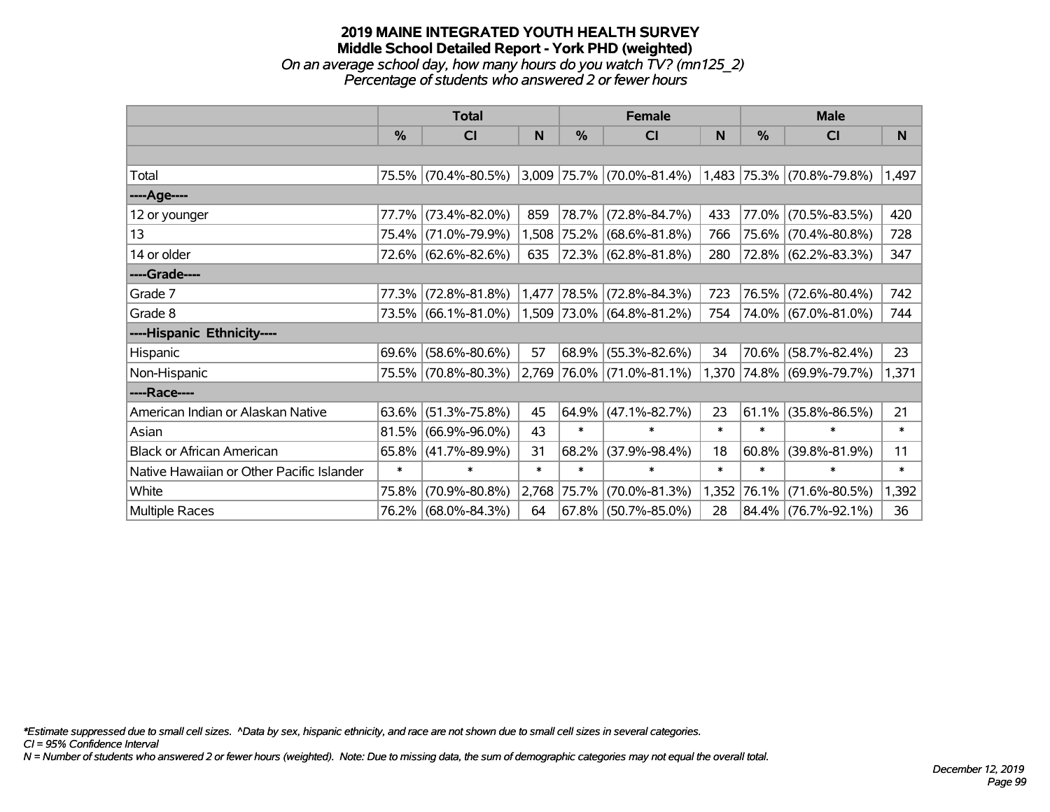# 2019 MAINE INTEGRATED YOUTH HEALTH SURVEY
## Middle School Detailed Report - York PHD (weighted)
*On an average school day, how many hours do you watch TV? (mn125_2)*
*Percentage of students who answered 2 or fewer hours*

| | Total | | | Female | | | Male | | |
|---|---|---|---|---|---|---|---|---|---|
| | % | CI | N | % | CI | N | % | CI | N |
| | | | | | | | | | |
| Total | 75.5% | (70.4%-80.5%) | 3,009 | 75.7% | (70.0%-81.4%) | 1,483 | 75.3% | (70.8%-79.8%) | 1,497 |
| ----Age---- | | | | | | | | | |
| 12 or younger | 77.7% | (73.4%-82.0%) | 859 | 78.7% | (72.8%-84.7%) | 433 | 77.0% | (70.5%-83.5%) | 420 |
| 13 | 75.4% | (71.0%-79.9%) | 1,508 | 75.2% | (68.6%-81.8%) | 766 | 75.6% | (70.4%-80.8%) | 728 |
| 14 or older | 72.6% | (62.6%-82.6%) | 635 | 72.3% | (62.8%-81.8%) | 280 | 72.8% | (62.2%-83.3%) | 347 |
| ----Grade---- | | | | | | | | | |
| Grade 7 | 77.3% | (72.8%-81.8%) | 1,477 | 78.5% | (72.8%-84.3%) | 723 | 76.5% | (72.6%-80.4%) | 742 |
| Grade 8 | 73.5% | (66.1%-81.0%) | 1,509 | 73.0% | (64.8%-81.2%) | 754 | 74.0% | (67.0%-81.0%) | 744 |
| ----Hispanic Ethnicity---- | | | | | | | | | |
| Hispanic | 69.6% | (58.6%-80.6%) | 57 | 68.9% | (55.3%-82.6%) | 34 | 70.6% | (58.7%-82.4%) | 23 |
| Non-Hispanic | 75.5% | (70.8%-80.3%) | 2,769 | 76.0% | (71.0%-81.1%) | 1,370 | 74.8% | (69.9%-79.7%) | 1,371 |
| ----Race---- | | | | | | | | | |
| American Indian or Alaskan Native | 63.6% | (51.3%-75.8%) | 45 | 64.9% | (47.1%-82.7%) | 23 | 61.1% | (35.8%-86.5%) | 21 |
| Asian | 81.5% | (66.9%-96.0%) | 43 | * | * | * | * | * | * |
| Black or African American | 65.8% | (41.7%-89.9%) | 31 | 68.2% | (37.9%-98.4%) | 18 | 60.8% | (39.8%-81.9%) | 11 |
| Native Hawaiian or Other Pacific Islander | * | * | * | * | * | * | * | * | * |
| White | 75.8% | (70.9%-80.8%) | 2,768 | 75.7% | (70.0%-81.3%) | 1,352 | 76.1% | (71.6%-80.5%) | 1,392 |
| Multiple Races | 76.2% | (68.0%-84.3%) | 64 | 67.8% | (50.7%-85.0%) | 28 | 84.4% | (76.7%-92.1%) | 36 |

*\*Estimate suppressed due to small cell sizes. ^Data by sex, hispanic ethnicity, and race are not shown due to small cell sizes in several categories.*
*CI = 95% Confidence Interval*
*N = Number of students who answered 2 or fewer hours (weighted). Note: Due to missing data, the sum of demographic categories may not equal the overall total.*

*December 12, 2019*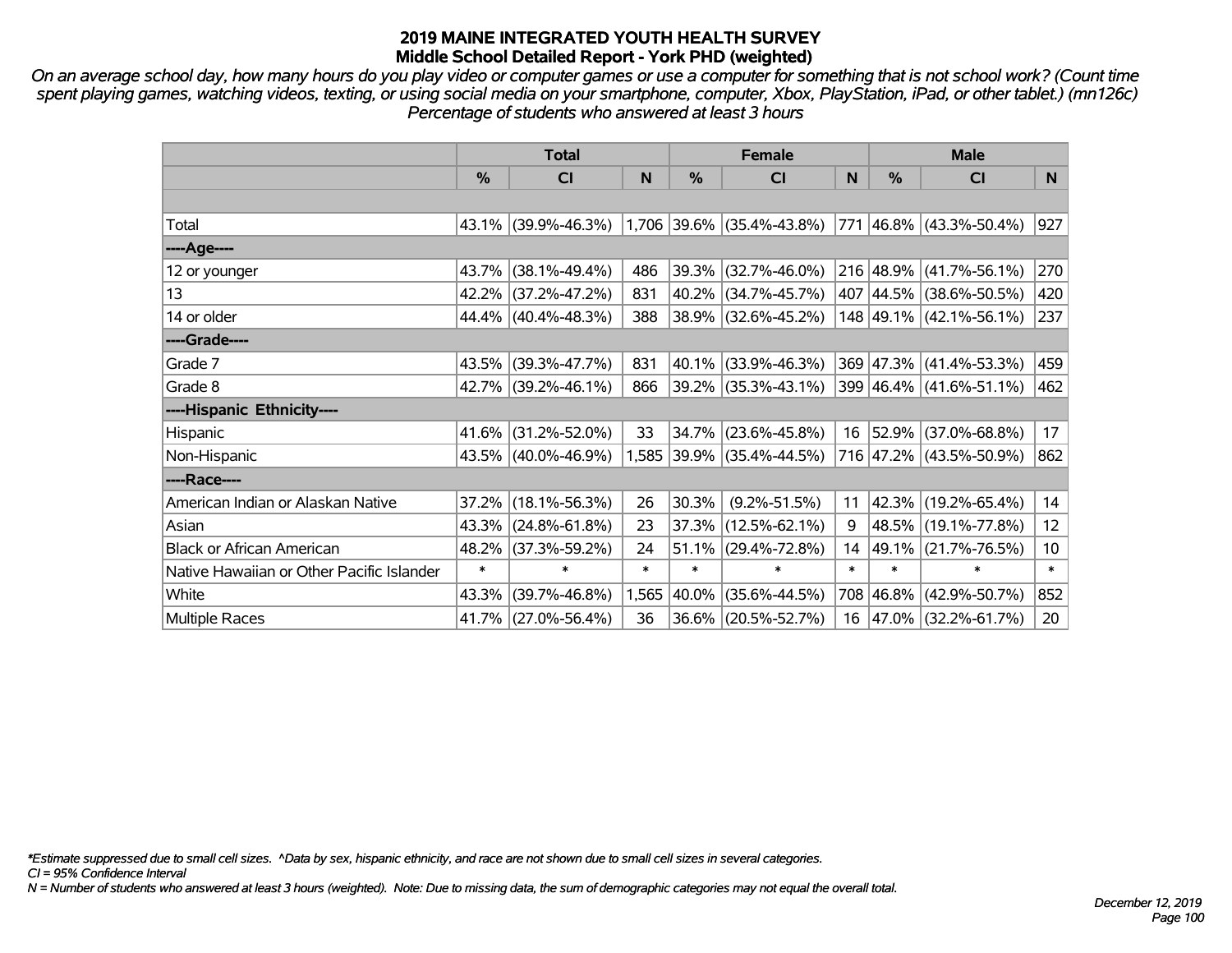# 2019 MAINE INTEGRATED YOUTH HEALTH SURVEY
## Middle School Detailed Report - York PHD (weighted)

*On an average school day, how many hours do you play video or computer games or use a computer for something that is not school work? (Count time spent playing games, watching videos, texting, or using social media on your smartphone, computer, Xbox, PlayStation, iPad, or other tablet.) (mn126c) Percentage of students who answered at least 3 hours*

| | Total | | | Female | | | Male | | |
|---|---|---|---|---|---|---|---|---|---|
| | % | CI | N | % | CI | N | % | CI | N |
| | | | | | | | | | |
| Total | 43.1% | (39.9%-46.3%) | 1,706 | 39.6% | (35.4%-43.8%) | 771 | 46.8% | (43.3%-50.4%) | 927 |
| ----Age---- | | | | | | | | | |
| 12 or younger | 43.7% | (38.1%-49.4%) | 486 | 39.3% | (32.7%-46.0%) | 216 | 48.9% | (41.7%-56.1%) | 270 |
| 13 | 42.2% | (37.2%-47.2%) | 831 | 40.2% | (34.7%-45.7%) | 407 | 44.5% | (38.6%-50.5%) | 420 |
| 14 or older | 44.4% | (40.4%-48.3%) | 388 | 38.9% | (32.6%-45.2%) | 148 | 49.1% | (42.1%-56.1%) | 237 |
| ----Grade---- | | | | | | | | | |
| Grade 7 | 43.5% | (39.3%-47.7%) | 831 | 40.1% | (33.9%-46.3%) | 369 | 47.3% | (41.4%-53.3%) | 459 |
| Grade 8 | 42.7% | (39.2%-46.1%) | 866 | 39.2% | (35.3%-43.1%) | 399 | 46.4% | (41.6%-51.1%) | 462 |
| ----Hispanic Ethnicity---- | | | | | | | | | |
| Hispanic | 41.6% | (31.2%-52.0%) | 33 | 34.7% | (23.6%-45.8%) | 16 | 52.9% | (37.0%-68.8%) | 17 |
| Non-Hispanic | 43.5% | (40.0%-46.9%) | 1,585 | 39.9% | (35.4%-44.5%) | 716 | 47.2% | (43.5%-50.9%) | 862 |
| ----Race---- | | | | | | | | | |
| American Indian or Alaskan Native | 37.2% | (18.1%-56.3%) | 26 | 30.3% | (9.2%-51.5%) | 11 | 42.3% | (19.2%-65.4%) | 14 |
| Asian | 43.3% | (24.8%-61.8%) | 23 | 37.3% | (12.5%-62.1%) | 9 | 48.5% | (19.1%-77.8%) | 12 |
| Black or African American | 48.2% | (37.3%-59.2%) | 24 | 51.1% | (29.4%-72.8%) | 14 | 49.1% | (21.7%-76.5%) | 10 |
| Native Hawaiian or Other Pacific Islander | * | * | * | * | * | * | * | * | * |
| White | 43.3% | (39.7%-46.8%) | 1,565 | 40.0% | (35.6%-44.5%) | 708 | 46.8% | (42.9%-50.7%) | 852 |
| Multiple Races | 41.7% | (27.0%-56.4%) | 36 | 36.6% | (20.5%-52.7%) | 16 | 47.0% | (32.2%-61.7%) | 20 |

*Estimate suppressed due to small cell sizes. ^Data by sex, hispanic ethnicity, and race are not shown due to small cell sizes in several categories.

CI = 95% Confidence Interval

N = Number of students who answered at least 3 hours (weighted). Note: Due to missing data, the sum of demographic categories may not equal the overall total.

December 12, 2019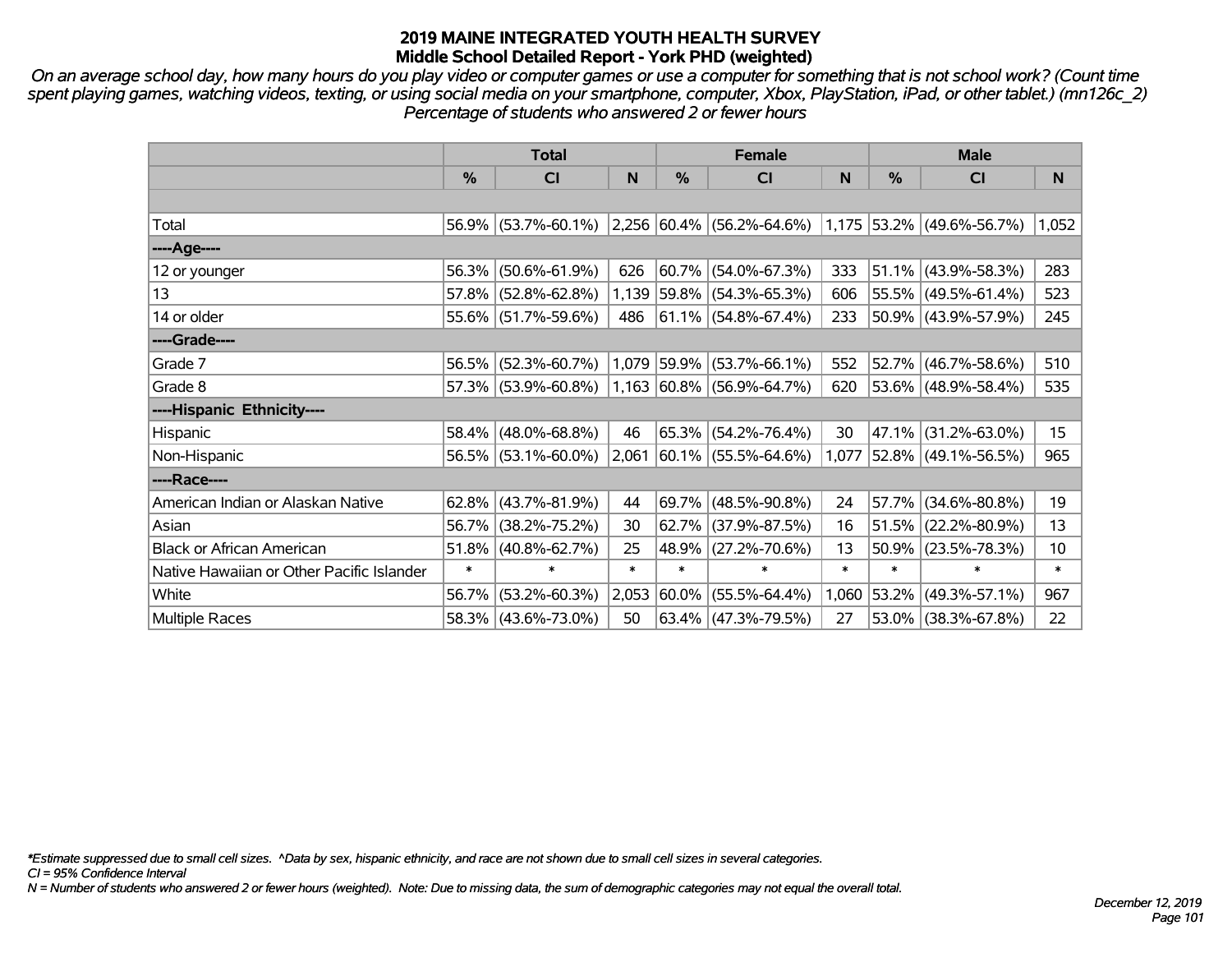# 2019 MAINE INTEGRATED YOUTH HEALTH SURVEY
## Middle School Detailed Report - York PHD (weighted)

*On an average school day, how many hours do you play video or computer games or use a computer for something that is not school work? (Count time spent playing games, watching videos, texting, or using social media on your smartphone, computer, Xbox, PlayStation, iPad, or other tablet.) (mn126c_2)*
*Percentage of students who answered 2 or fewer hours*

| | Total | | | Female | | | Male | | |
|---|---|---|---|---|---|---|---|---|---|
| | % | CI | N | % | CI | N | % | CI | N |
| | | | | | | | | | |
| Total | 56.9% | (53.7%-60.1%) | 2,256 | 60.4% | (56.2%-64.6%) | 1,175 | 53.2% | (49.6%-56.7%) | 1,052 |
| ----Age---- | | | | | | | | | |
| 12 or younger | 56.3% | (50.6%-61.9%) | 626 | 60.7% | (54.0%-67.3%) | 333 | 51.1% | (43.9%-58.3%) | 283 |
| 13 | 57.8% | (52.8%-62.8%) | 1,139 | 59.8% | (54.3%-65.3%) | 606 | 55.5% | (49.5%-61.4%) | 523 |
| 14 or older | 55.6% | (51.7%-59.6%) | 486 | 61.1% | (54.8%-67.4%) | 233 | 50.9% | (43.9%-57.9%) | 245 |
| ----Grade---- | | | | | | | | | |
| Grade 7 | 56.5% | (52.3%-60.7%) | 1,079 | 59.9% | (53.7%-66.1%) | 552 | 52.7% | (46.7%-58.6%) | 510 |
| Grade 8 | 57.3% | (53.9%-60.8%) | 1,163 | 60.8% | (56.9%-64.7%) | 620 | 53.6% | (48.9%-58.4%) | 535 |
| ----Hispanic Ethnicity---- | | | | | | | | | |
| Hispanic | 58.4% | (48.0%-68.8%) | 46 | 65.3% | (54.2%-76.4%) | 30 | 47.1% | (31.2%-63.0%) | 15 |
| Non-Hispanic | 56.5% | (53.1%-60.0%) | 2,061 | 60.1% | (55.5%-64.6%) | 1,077 | 52.8% | (49.1%-56.5%) | 965 |
| ----Race---- | | | | | | | | | |
| American Indian or Alaskan Native | 62.8% | (43.7%-81.9%) | 44 | 69.7% | (48.5%-90.8%) | 24 | 57.7% | (34.6%-80.8%) | 19 |
| Asian | 56.7% | (38.2%-75.2%) | 30 | 62.7% | (37.9%-87.5%) | 16 | 51.5% | (22.2%-80.9%) | 13 |
| Black or African American | 51.8% | (40.8%-62.7%) | 25 | 48.9% | (27.2%-70.6%) | 13 | 50.9% | (23.5%-78.3%) | 10 |
| Native Hawaiian or Other Pacific Islander | * | * | * | * | * | * | * | * | * |
| White | 56.7% | (53.2%-60.3%) | 2,053 | 60.0% | (55.5%-64.4%) | 1,060 | 53.2% | (49.3%-57.1%) | 967 |
| Multiple Races | 58.3% | (43.6%-73.0%) | 50 | 63.4% | (47.3%-79.5%) | 27 | 53.0% | (38.3%-67.8%) | 22 |

*Estimate suppressed due to small cell sizes. ^Data by sex, hispanic ethnicity, and race are not shown due to small cell sizes in several categories.
*CI = 95% Confidence Interval*
*N = Number of students who answered 2 or fewer hours (weighted). Note: Due to missing data, the sum of demographic categories may not equal the overall total.*

*December 12, 2019*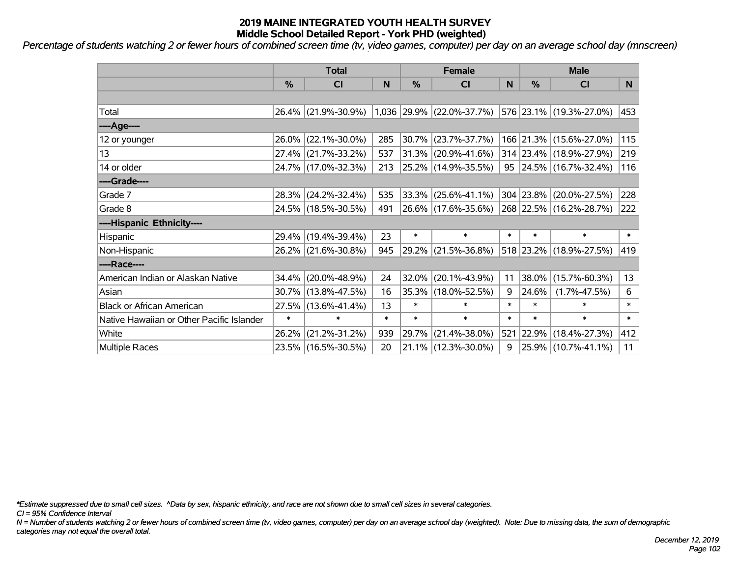# 2019 MAINE INTEGRATED YOUTH HEALTH SURVEY
## Middle School Detailed Report - York PHD (weighted)

*Percentage of students watching 2 or fewer hours of combined screen time (tv, video games, computer) per day on an average school day (mnscreen)*

| | Total | | | Female | | | Male | | |
|---|---|---|---|---|---|---|---|---|---|
| | % | CI | N | % | CI | N | % | CI | N |
| | | | | | | | | | |
| Total | 26.4% | (21.9%-30.9%) | 1,036 | 29.9% | (22.0%-37.7%) | 576 | 23.1% | (19.3%-27.0%) | 453 |
| ----Age---- | | | | | | | | | |
| 12 or younger | 26.0% | (22.1%-30.0%) | 285 | 30.7% | (23.7%-37.7%) | 166 | 21.3% | (15.6%-27.0%) | 115 |
| 13 | 27.4% | (21.7%-33.2%) | 537 | 31.3% | (20.9%-41.6%) | 314 | 23.4% | (18.9%-27.9%) | 219 |
| 14 or older | 24.7% | (17.0%-32.3%) | 213 | 25.2% | (14.9%-35.5%) | 95 | 24.5% | (16.7%-32.4%) | 116 |
| ----Grade---- | | | | | | | | | |
| Grade 7 | 28.3% | (24.2%-32.4%) | 535 | 33.3% | (25.6%-41.1%) | 304 | 23.8% | (20.0%-27.5%) | 228 |
| Grade 8 | 24.5% | (18.5%-30.5%) | 491 | 26.6% | (17.6%-35.6%) | 268 | 22.5% | (16.2%-28.7%) | 222 |
| ----Hispanic Ethnicity---- | | | | | | | | | |
| Hispanic | 29.4% | (19.4%-39.4%) | 23 | * | * | * | * | * | * |
| Non-Hispanic | 26.2% | (21.6%-30.8%) | 945 | 29.2% | (21.5%-36.8%) | 518 | 23.2% | (18.9%-27.5%) | 419 |
| ----Race---- | | | | | | | | | |
| American Indian or Alaskan Native | 34.4% | (20.0%-48.9%) | 24 | 32.0% | (20.1%-43.9%) | 11 | 38.0% | (15.7%-60.3%) | 13 |
| Asian | 30.7% | (13.8%-47.5%) | 16 | 35.3% | (18.0%-52.5%) | 9 | 24.6% | (1.7%-47.5%) | 6 |
| Black or African American | 27.5% | (13.6%-41.4%) | 13 | * | * | * | * | * | * |
| Native Hawaiian or Other Pacific Islander | * | * | * | * | * | * | * | * | * |
| White | 26.2% | (21.2%-31.2%) | 939 | 29.7% | (21.4%-38.0%) | 521 | 22.9% | (18.4%-27.3%) | 412 |
| Multiple Races | 23.5% | (16.5%-30.5%) | 20 | 21.1% | (12.3%-30.0%) | 9 | 25.9% | (10.7%-41.1%) | 11 |

*\*Estimate suppressed due to small cell sizes. ^Data by sex, hispanic ethnicity, and race are not shown due to small cell sizes in several categories.*

*CI = 95% Confidence Interval*

*N = Number of students watching 2 or fewer hours of combined screen time (tv, video games, computer) per day on an average school day (weighted). Note: Due to missing data, the sum of demographic categories may not equal the overall total.*

*December 12, 2019*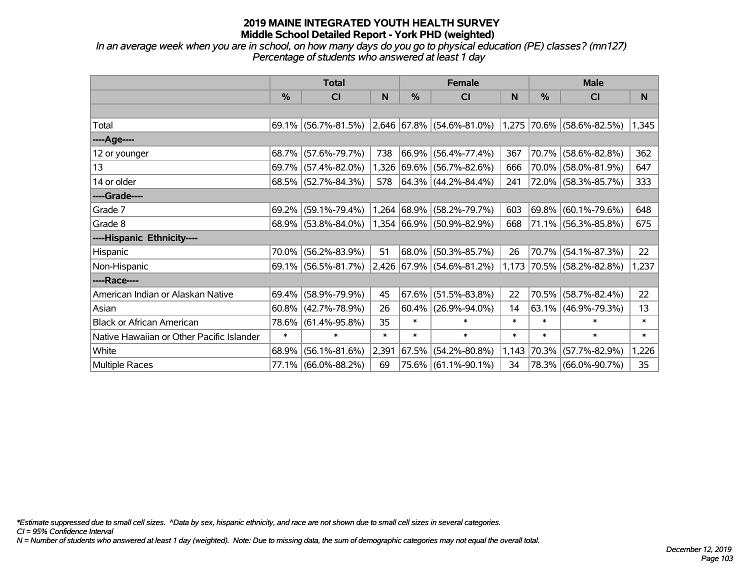# 2019 MAINE INTEGRATED YOUTH HEALTH SURVEY
## Middle School Detailed Report - York PHD (weighted)

*In an average week when you are in school, on how many days do you go to physical education (PE) classes? (mn127)*
*Percentage of students who answered at least 1 day*

| | Total | | | Female | | | Male | | |
|---|---|---|---|---|---|---|---|---|---|
| | % | CI | N | % | CI | N | % | CI | N |
| | | | | | | | | | |
| Total | 69.1% | (56.7%-81.5%) | 2,646 | 67.8% | (54.6%-81.0%) | 1,275 | 70.6% | (58.6%-82.5%) | 1,345 |
| ----Age---- | | | | | | | | | |
| 12 or younger | 68.7% | (57.6%-79.7%) | 738 | 66.9% | (56.4%-77.4%) | 367 | 70.7% | (58.6%-82.8%) | 362 |
| 13 | 69.7% | (57.4%-82.0%) | 1,326 | 69.6% | (56.7%-82.6%) | 666 | 70.0% | (58.0%-81.9%) | 647 |
| 14 or older | 68.5% | (52.7%-84.3%) | 578 | 64.3% | (44.2%-84.4%) | 241 | 72.0% | (58.3%-85.7%) | 333 |
| ----Grade---- | | | | | | | | | |
| Grade 7 | 69.2% | (59.1%-79.4%) | 1,264 | 68.9% | (58.2%-79.7%) | 603 | 69.8% | (60.1%-79.6%) | 648 |
| Grade 8 | 68.9% | (53.8%-84.0%) | 1,354 | 66.9% | (50.9%-82.9%) | 668 | 71.1% | (56.3%-85.8%) | 675 |
| ----Hispanic Ethnicity---- | | | | | | | | | |
| Hispanic | 70.0% | (56.2%-83.9%) | 51 | 68.0% | (50.3%-85.7%) | 26 | 70.7% | (54.1%-87.3%) | 22 |
| Non-Hispanic | 69.1% | (56.5%-81.7%) | 2,426 | 67.9% | (54.6%-81.2%) | 1,173 | 70.5% | (58.2%-82.8%) | 1,237 |
| ----Race---- | | | | | | | | | |
| American Indian or Alaskan Native | 69.4% | (58.9%-79.9%) | 45 | 67.6% | (51.5%-83.8%) | 22 | 70.5% | (58.7%-82.4%) | 22 |
| Asian | 60.8% | (42.7%-78.9%) | 26 | 60.4% | (26.9%-94.0%) | 14 | 63.1% | (46.9%-79.3%) | 13 |
| Black or African American | 78.6% | (61.4%-95.8%) | 35 | * | * | * | * | * | * |
| Native Hawaiian or Other Pacific Islander | * | * | * | * | * | * | * | * | * |
| White | 68.9% | (56.1%-81.6%) | 2,391 | 67.5% | (54.2%-80.8%) | 1,143 | 70.3% | (57.7%-82.9%) | 1,226 |
| Multiple Races | 77.1% | (66.0%-88.2%) | 69 | 75.6% | (61.1%-90.1%) | 34 | 78.3% | (66.0%-90.7%) | 35 |

*\*Estimate suppressed due to small cell sizes. ^Data by sex, hispanic ethnicity, and race are not shown due to small cell sizes in several categories.*
*CI = 95% Confidence Interval*
*N = Number of students who answered at least 1 day (weighted). Note: Due to missing data, the sum of demographic categories may not equal the overall total.*

*December 12, 2019*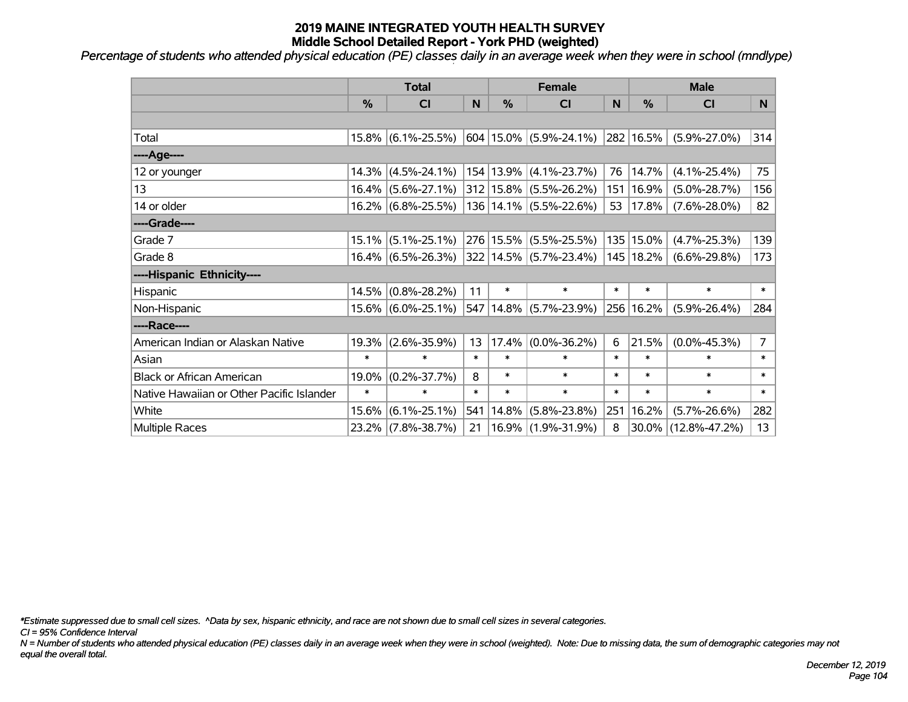# 2019 MAINE INTEGRATED YOUTH HEALTH SURVEY
## Middle School Detailed Report - York PHD (weighted)

*Percentage of students who attended physical education (PE) classes daily in an average week when they were in school (mndlype)*

| | Total | | | Female | | | Male | | |
|---|---|---|---|---|---|---|---|---|---|
| | % | CI | N | % | CI | N | % | CI | N |
| | | | | | | | | | |
| Total | 15.8% | (6.1%-25.5%) | 604 | 15.0% | (5.9%-24.1%) | 282 | 16.5% | (5.9%-27.0%) | 314 |
| ----Age---- | | | | | | | | | |
| 12 or younger | 14.3% | (4.5%-24.1%) | 154 | 13.9% | (4.1%-23.7%) | 76 | 14.7% | (4.1%-25.4%) | 75 |
| 13 | 16.4% | (5.6%-27.1%) | 312 | 15.8% | (5.5%-26.2%) | 151 | 16.9% | (5.0%-28.7%) | 156 |
| 14 or older | 16.2% | (6.8%-25.5%) | 136 | 14.1% | (5.5%-22.6%) | 53 | 17.8% | (7.6%-28.0%) | 82 |
| ----Grade---- | | | | | | | | | |
| Grade 7 | 15.1% | (5.1%-25.1%) | 276 | 15.5% | (5.5%-25.5%) | 135 | 15.0% | (4.7%-25.3%) | 139 |
| Grade 8 | 16.4% | (6.5%-26.3%) | 322 | 14.5% | (5.7%-23.4%) | 145 | 18.2% | (6.6%-29.8%) | 173 |
| ----Hispanic Ethnicity---- | | | | | | | | | |
| Hispanic | 14.5% | (0.8%-28.2%) | 11 | * | * | * | * | * | * |
| Non-Hispanic | 15.6% | (6.0%-25.1%) | 547 | 14.8% | (5.7%-23.9%) | 256 | 16.2% | (5.9%-26.4%) | 284 |
| ----Race---- | | | | | | | | | |
| American Indian or Alaskan Native | 19.3% | (2.6%-35.9%) | 13 | 17.4% | (0.0%-36.2%) | 6 | 21.5% | (0.0%-45.3%) | 7 |
| Asian | * | * | * | * | * | * | * | * | * |
| Black or African American | 19.0% | (0.2%-37.7%) | 8 | * | * | * | * | * | * |
| Native Hawaiian or Other Pacific Islander | * | * | * | * | * | * | * | * | * |
| White | 15.6% | (6.1%-25.1%) | 541 | 14.8% | (5.8%-23.8%) | 251 | 16.2% | (5.7%-26.6%) | 282 |
| Multiple Races | 23.2% | (7.8%-38.7%) | 21 | 16.9% | (1.9%-31.9%) | 8 | 30.0% | (12.8%-47.2%) | 13 |

*\*Estimate suppressed due to small cell sizes. ^Data by sex, hispanic ethnicity, and race are not shown due to small cell sizes in several categories.*

*CI = 95% Confidence Interval*

*N = Number of students who attended physical education (PE) classes daily in an average week when they were in school (weighted). Note: Due to missing data, the sum of demographic categories may not equal the overall total.*

*December 12, 2019*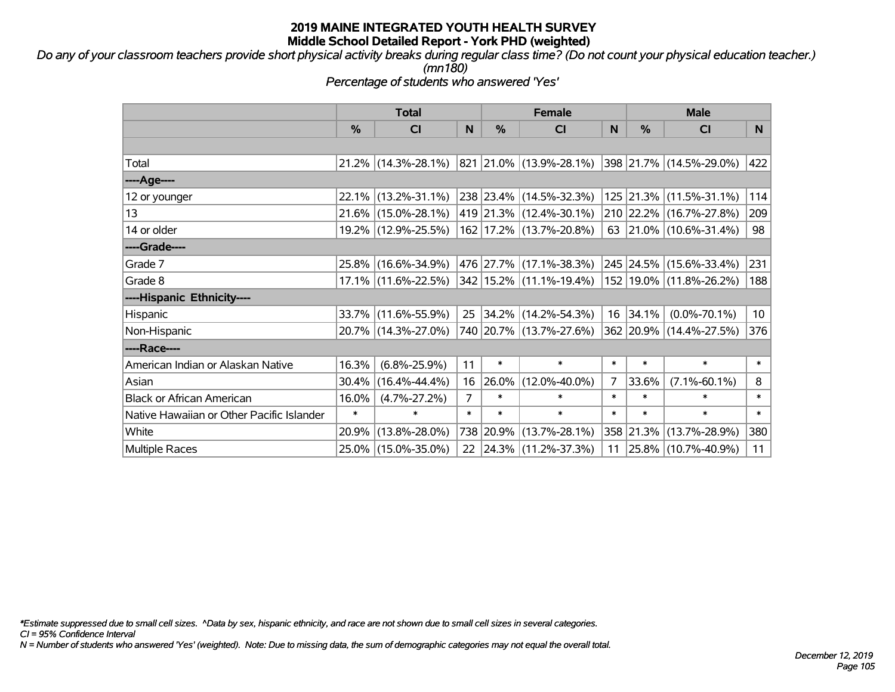# 2019 MAINE INTEGRATED YOUTH HEALTH SURVEY
## Middle School Detailed Report - York PHD (weighted)

*Do any of your classroom teachers provide short physical activity breaks during regular class time? (Do not count your physical education teacher.) (mn180)*

*Percentage of students who answered 'Yes'*

| | Total | | | Female | | | Male | | |
|---|---|---|---|---|---|---|---|---|---|
| | % | CI | N | % | CI | N | % | CI | N |
| Total | 21.2% | (14.3%-28.1%) | 821 | 21.0% | (13.9%-28.1%) | 398 | 21.7% | (14.5%-29.0%) | 422 |
| ----Age---- | | | | | | | | | |
| 12 or younger | 22.1% | (13.2%-31.1%) | 238 | 23.4% | (14.5%-32.3%) | 125 | 21.3% | (11.5%-31.1%) | 114 |
| 13 | 21.6% | (15.0%-28.1%) | 419 | 21.3% | (12.4%-30.1%) | 210 | 22.2% | (16.7%-27.8%) | 209 |
| 14 or older | 19.2% | (12.9%-25.5%) | 162 | 17.2% | (13.7%-20.8%) | 63 | 21.0% | (10.6%-31.4%) | 98 |
| ----Grade---- | | | | | | | | | |
| Grade 7 | 25.8% | (16.6%-34.9%) | 476 | 27.7% | (17.1%-38.3%) | 245 | 24.5% | (15.6%-33.4%) | 231 |
| Grade 8 | 17.1% | (11.6%-22.5%) | 342 | 15.2% | (11.1%-19.4%) | 152 | 19.0% | (11.8%-26.2%) | 188 |
| ----Hispanic Ethnicity---- | | | | | | | | | |
| Hispanic | 33.7% | (11.6%-55.9%) | 25 | 34.2% | (14.2%-54.3%) | 16 | 34.1% | (0.0%-70.1%) | 10 |
| Non-Hispanic | 20.7% | (14.3%-27.0%) | 740 | 20.7% | (13.7%-27.6%) | 362 | 20.9% | (14.4%-27.5%) | 376 |
| ----Race---- | | | | | | | | | |
| American Indian or Alaskan Native | 16.3% | (6.8%-25.9%) | 11 | * | * | * | * | * | * |
| Asian | 30.4% | (16.4%-44.4%) | 16 | 26.0% | (12.0%-40.0%) | 7 | 33.6% | (7.1%-60.1%) | 8 |
| Black or African American | 16.0% | (4.7%-27.2%) | 7 | * | * | * | * | * | * |
| Native Hawaiian or Other Pacific Islander | * | * | * | * | * | * | * | * | * |
| White | 20.9% | (13.8%-28.0%) | 738 | 20.9% | (13.7%-28.1%) | 358 | 21.3% | (13.7%-28.9%) | 380 |
| Multiple Races | 25.0% | (15.0%-35.0%) | 22 | 24.3% | (11.2%-37.3%) | 11 | 25.8% | (10.7%-40.9%) | 11 |

*\*Estimate suppressed due to small cell sizes. ^Data by sex, hispanic ethnicity, and race are not shown due to small cell sizes in several categories.*

*CI = 95% Confidence Interval*

*N = Number of students who answered 'Yes' (weighted). Note: Due to missing data, the sum of demographic categories may not equal the overall total.*

*December 12, 2019*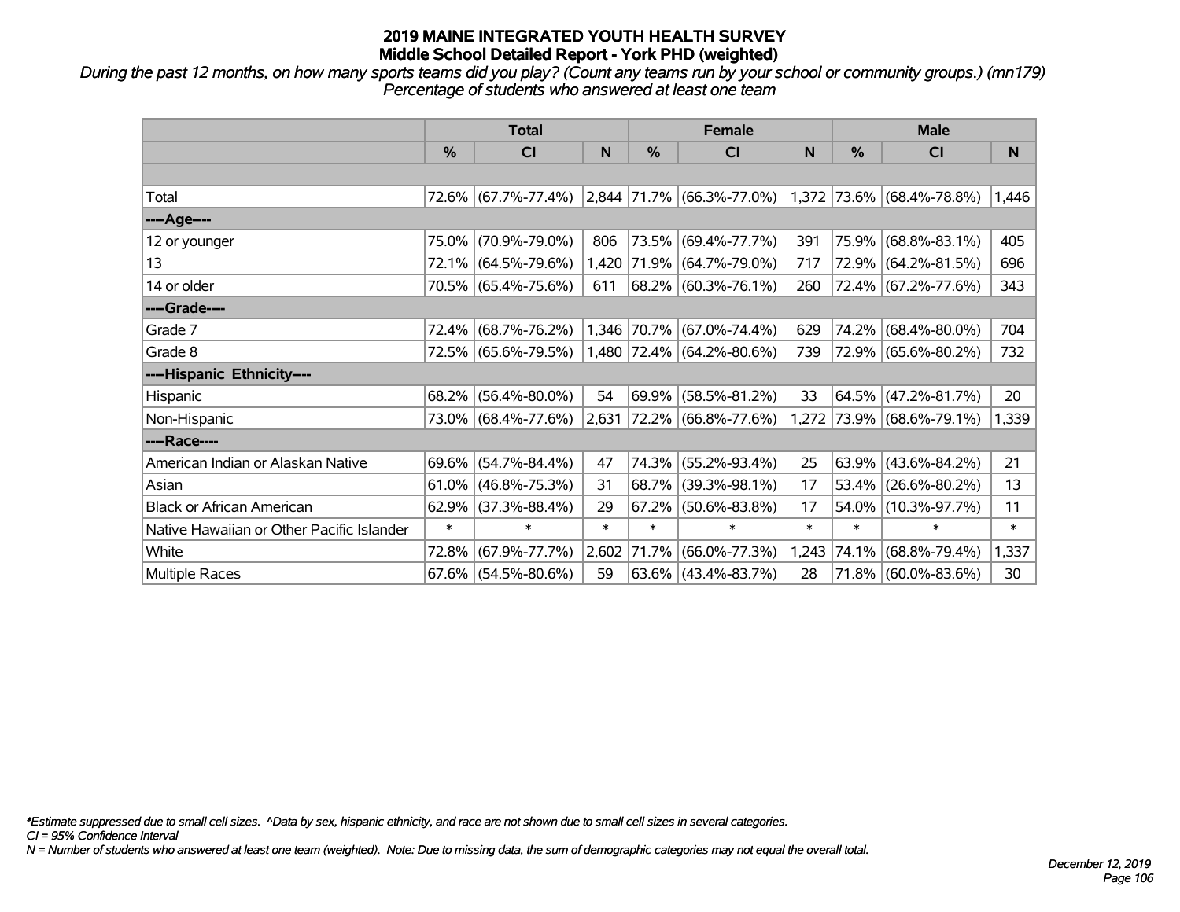# 2019 MAINE INTEGRATED YOUTH HEALTH SURVEY
## Middle School Detailed Report - York PHD (weighted)

*During the past 12 months, on how many sports teams did you play? (Count any teams run by your school or community groups.) (mn179)*
*Percentage of students who answered at least one team*

| | Total | | | Female | | | Male | | |
|---|---|---|---|---|---|---|---|---|---|
| | % | CI | N | % | CI | N | % | CI | N |
| Total | 72.6% | (67.7%-77.4%) | 2,844 | 71.7% | (66.3%-77.0%) | 1,372 | 73.6% | (68.4%-78.8%) | 1,446 |
| ----Age---- | | | | | | | | | |
| 12 or younger | 75.0% | (70.9%-79.0%) | 806 | 73.5% | (69.4%-77.7%) | 391 | 75.9% | (68.8%-83.1%) | 405 |
| 13 | 72.1% | (64.5%-79.6%) | 1,420 | 71.9% | (64.7%-79.0%) | 717 | 72.9% | (64.2%-81.5%) | 696 |
| 14 or older | 70.5% | (65.4%-75.6%) | 611 | 68.2% | (60.3%-76.1%) | 260 | 72.4% | (67.2%-77.6%) | 343 |
| ----Grade---- | | | | | | | | | |
| Grade 7 | 72.4% | (68.7%-76.2%) | 1,346 | 70.7% | (67.0%-74.4%) | 629 | 74.2% | (68.4%-80.0%) | 704 |
| Grade 8 | 72.5% | (65.6%-79.5%) | 1,480 | 72.4% | (64.2%-80.6%) | 739 | 72.9% | (65.6%-80.2%) | 732 |
| ----Hispanic Ethnicity---- | | | | | | | | | |
| Hispanic | 68.2% | (56.4%-80.0%) | 54 | 69.9% | (58.5%-81.2%) | 33 | 64.5% | (47.2%-81.7%) | 20 |
| Non-Hispanic | 73.0% | (68.4%-77.6%) | 2,631 | 72.2% | (66.8%-77.6%) | 1,272 | 73.9% | (68.6%-79.1%) | 1,339 |
| ----Race---- | | | | | | | | | |
| American Indian or Alaskan Native | 69.6% | (54.7%-84.4%) | 47 | 74.3% | (55.2%-93.4%) | 25 | 63.9% | (43.6%-84.2%) | 21 |
| Asian | 61.0% | (46.8%-75.3%) | 31 | 68.7% | (39.3%-98.1%) | 17 | 53.4% | (26.6%-80.2%) | 13 |
| Black or African American | 62.9% | (37.3%-88.4%) | 29 | 67.2% | (50.6%-83.8%) | 17 | 54.0% | (10.3%-97.7%) | 11 |
| Native Hawaiian or Other Pacific Islander | * | * | * | * | * | * | * | * | * |
| White | 72.8% | (67.9%-77.7%) | 2,602 | 71.7% | (66.0%-77.3%) | 1,243 | 74.1% | (68.8%-79.4%) | 1,337 |
| Multiple Races | 67.6% | (54.5%-80.6%) | 59 | 63.6% | (43.4%-83.7%) | 28 | 71.8% | (60.0%-83.6%) | 30 |

*\*Estimate suppressed due to small cell sizes. ^Data by sex, hispanic ethnicity, and race are not shown due to small cell sizes in several categories.*
*CI = 95% Confidence Interval*
*N = Number of students who answered at least one team (weighted). Note: Due to missing data, the sum of demographic categories may not equal the overall total.*

*December 12, 2019*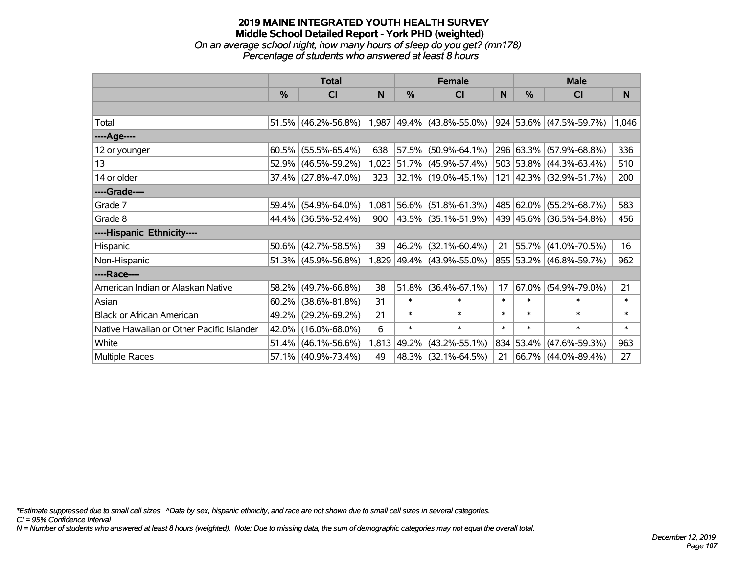# 2019 MAINE INTEGRATED YOUTH HEALTH SURVEY
## Middle School Detailed Report - York PHD (weighted)
*On an average school night, how many hours of sleep do you get? (mn178)*
*Percentage of students who answered at least 8 hours*

| | Total | | | Female | | | Male | | |
|---|---|---|---|---|---|---|---|---|---|
| | % | CI | N | % | CI | N | % | CI | N |
| | | | | | | | | | |
| Total | 51.5% | (46.2%-56.8%) | 1,987 | 49.4% | (43.8%-55.0%) | 924 | 53.6% | (47.5%-59.7%) | 1,046 |
| ----Age---- | | | | | | | | | |
| 12 or younger | 60.5% | (55.5%-65.4%) | 638 | 57.5% | (50.9%-64.1%) | 296 | 63.3% | (57.9%-68.8%) | 336 |
| 13 | 52.9% | (46.5%-59.2%) | 1,023 | 51.7% | (45.9%-57.4%) | 503 | 53.8% | (44.3%-63.4%) | 510 |
| 14 or older | 37.4% | (27.8%-47.0%) | 323 | 32.1% | (19.0%-45.1%) | 121 | 42.3% | (32.9%-51.7%) | 200 |
| ----Grade---- | | | | | | | | | |
| Grade 7 | 59.4% | (54.9%-64.0%) | 1,081 | 56.6% | (51.8%-61.3%) | 485 | 62.0% | (55.2%-68.7%) | 583 |
| Grade 8 | 44.4% | (36.5%-52.4%) | 900 | 43.5% | (35.1%-51.9%) | 439 | 45.6% | (36.5%-54.8%) | 456 |
| ----Hispanic Ethnicity---- | | | | | | | | | |
| Hispanic | 50.6% | (42.7%-58.5%) | 39 | 46.2% | (32.1%-60.4%) | 21 | 55.7% | (41.0%-70.5%) | 16 |
| Non-Hispanic | 51.3% | (45.9%-56.8%) | 1,829 | 49.4% | (43.9%-55.0%) | 855 | 53.2% | (46.8%-59.7%) | 962 |
| ----Race---- | | | | | | | | | |
| American Indian or Alaskan Native | 58.2% | (49.7%-66.8%) | 38 | 51.8% | (36.4%-67.1%) | 17 | 67.0% | (54.9%-79.0%) | 21 |
| Asian | 60.2% | (38.6%-81.8%) | 31 | * | * | * | * | * | * |
| Black or African American | 49.2% | (29.2%-69.2%) | 21 | * | * | * | * | * | * |
| Native Hawaiian or Other Pacific Islander | 42.0% | (16.0%-68.0%) | 6 | * | * | * | * | * | * |
| White | 51.4% | (46.1%-56.6%) | 1,813 | 49.2% | (43.2%-55.1%) | 834 | 53.4% | (47.6%-59.3%) | 963 |
| Multiple Races | 57.1% | (40.9%-73.4%) | 49 | 48.3% | (32.1%-64.5%) | 21 | 66.7% | (44.0%-89.4%) | 27 |

*\*Estimate suppressed due to small cell sizes. ^Data by sex, hispanic ethnicity, and race are not shown due to small cell sizes in several categories.*
*CI = 95% Confidence Interval*
*N = Number of students who answered at least 8 hours (weighted). Note: Due to missing data, the sum of demographic categories may not equal the overall total.*

*December 12, 2019*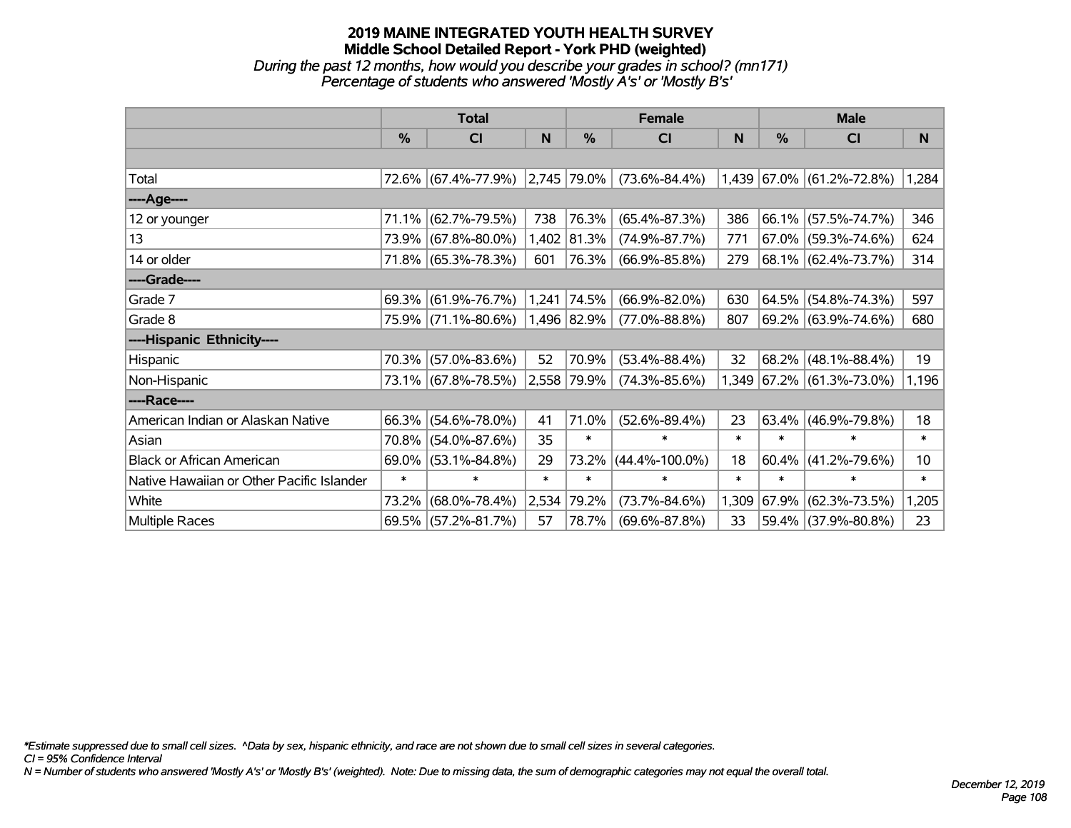# 2019 MAINE INTEGRATED YOUTH HEALTH SURVEY
## Middle School Detailed Report - York PHD (weighted)
*During the past 12 months, how would you describe your grades in school? (mn171)*
*Percentage of students who answered 'Mostly A's' or 'Mostly B's'*

| | Total | | | Female | | | Male | | |
|---|---|---|---|---|---|---|---|---|---|
| | % | CI | N | % | CI | N | % | CI | N |
| Total | 72.6% | (67.4%-77.9%) | 2,745 | 79.0% | (73.6%-84.4%) | 1,439 | 67.0% | (61.2%-72.8%) | 1,284 |
| ----Age---- | | | | | | | | | |
| 12 or younger | 71.1% | (62.7%-79.5%) | 738 | 76.3% | (65.4%-87.3%) | 386 | 66.1% | (57.5%-74.7%) | 346 |
| 13 | 73.9% | (67.8%-80.0%) | 1,402 | 81.3% | (74.9%-87.7%) | 771 | 67.0% | (59.3%-74.6%) | 624 |
| 14 or older | 71.8% | (65.3%-78.3%) | 601 | 76.3% | (66.9%-85.8%) | 279 | 68.1% | (62.4%-73.7%) | 314 |
| ----Grade---- | | | | | | | | | |
| Grade 7 | 69.3% | (61.9%-76.7%) | 1,241 | 74.5% | (66.9%-82.0%) | 630 | 64.5% | (54.8%-74.3%) | 597 |
| Grade 8 | 75.9% | (71.1%-80.6%) | 1,496 | 82.9% | (77.0%-88.8%) | 807 | 69.2% | (63.9%-74.6%) | 680 |
| ----Hispanic Ethnicity---- | | | | | | | | | |
| Hispanic | 70.3% | (57.0%-83.6%) | 52 | 70.9% | (53.4%-88.4%) | 32 | 68.2% | (48.1%-88.4%) | 19 |
| Non-Hispanic | 73.1% | (67.8%-78.5%) | 2,558 | 79.9% | (74.3%-85.6%) | 1,349 | 67.2% | (61.3%-73.0%) | 1,196 |
| ----Race---- | | | | | | | | | |
| American Indian or Alaskan Native | 66.3% | (54.6%-78.0%) | 41 | 71.0% | (52.6%-89.4%) | 23 | 63.4% | (46.9%-79.8%) | 18 |
| Asian | 70.8% | (54.0%-87.6%) | 35 | * | * | * | * | * | * |
| Black or African American | 69.0% | (53.1%-84.8%) | 29 | 73.2% | (44.4%-100.0%) | 18 | 60.4% | (41.2%-79.6%) | 10 |
| Native Hawaiian or Other Pacific Islander | * | * | * | * | * | * | * | * | * |
| White | 73.2% | (68.0%-78.4%) | 2,534 | 79.2% | (73.7%-84.6%) | 1,309 | 67.9% | (62.3%-73.5%) | 1,205 |
| Multiple Races | 69.5% | (57.2%-81.7%) | 57 | 78.7% | (69.6%-87.8%) | 33 | 59.4% | (37.9%-80.8%) | 23 |

*\*Estimate suppressed due to small cell sizes. ^Data by sex, hispanic ethnicity, and race are not shown due to small cell sizes in several categories.*
*CI = 95% Confidence Interval*
*N = Number of students who answered 'Mostly A's' or 'Mostly B's' (weighted). Note: Due to missing data, the sum of demographic categories may not equal the overall total.*

*December 12, 2019*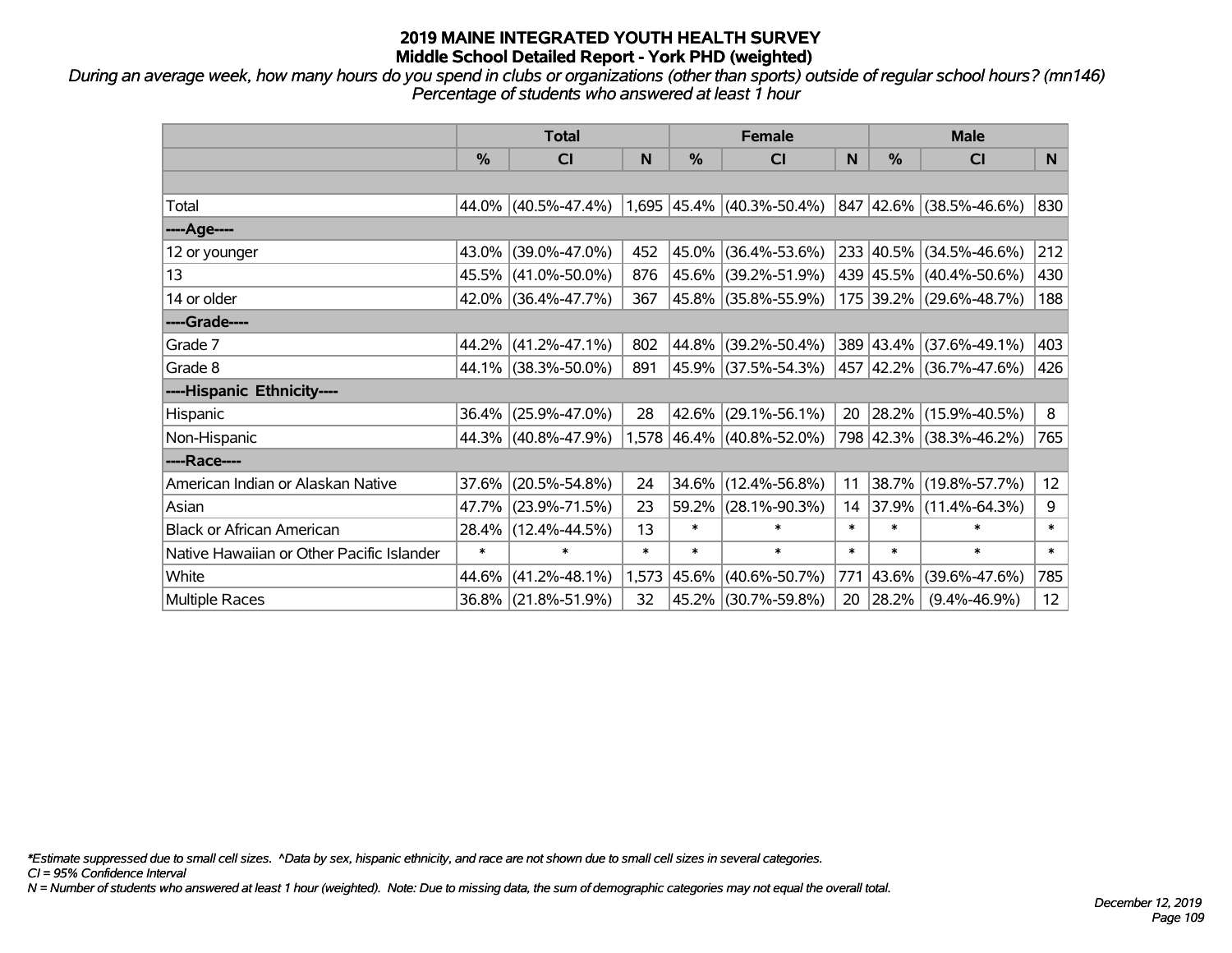# 2019 MAINE INTEGRATED YOUTH HEALTH SURVEY
## Middle School Detailed Report - York PHD (weighted)

*During an average week, how many hours do you spend in clubs or organizations (other than sports) outside of regular school hours? (mn146)*
*Percentage of students who answered at least 1 hour*

| | Total | | | Female | | | Male | | |
|---|---|---|---|---|---|---|---|---|---|
| | % | CI | N | % | CI | N | % | CI | N |
| | | | | | | | | | |
| Total | 44.0% | (40.5%-47.4%) | 1,695 | 45.4% | (40.3%-50.4%) | 847 | 42.6% | (38.5%-46.6%) | 830 |
| ----Age---- | | | | | | | | | |
| 12 or younger | 43.0% | (39.0%-47.0%) | 452 | 45.0% | (36.4%-53.6%) | 233 | 40.5% | (34.5%-46.6%) | 212 |
| 13 | 45.5% | (41.0%-50.0%) | 876 | 45.6% | (39.2%-51.9%) | 439 | 45.5% | (40.4%-50.6%) | 430 |
| 14 or older | 42.0% | (36.4%-47.7%) | 367 | 45.8% | (35.8%-55.9%) | 175 | 39.2% | (29.6%-48.7%) | 188 |
| ----Grade---- | | | | | | | | | |
| Grade 7 | 44.2% | (41.2%-47.1%) | 802 | 44.8% | (39.2%-50.4%) | 389 | 43.4% | (37.6%-49.1%) | 403 |
| Grade 8 | 44.1% | (38.3%-50.0%) | 891 | 45.9% | (37.5%-54.3%) | 457 | 42.2% | (36.7%-47.6%) | 426 |
| ----Hispanic Ethnicity---- | | | | | | | | | |
| Hispanic | 36.4% | (25.9%-47.0%) | 28 | 42.6% | (29.1%-56.1%) | 20 | 28.2% | (15.9%-40.5%) | 8 |
| Non-Hispanic | 44.3% | (40.8%-47.9%) | 1,578 | 46.4% | (40.8%-52.0%) | 798 | 42.3% | (38.3%-46.2%) | 765 |
| ----Race---- | | | | | | | | | |
| American Indian or Alaskan Native | 37.6% | (20.5%-54.8%) | 24 | 34.6% | (12.4%-56.8%) | 11 | 38.7% | (19.8%-57.7%) | 12 |
| Asian | 47.7% | (23.9%-71.5%) | 23 | 59.2% | (28.1%-90.3%) | 14 | 37.9% | (11.4%-64.3%) | 9 |
| Black or African American | 28.4% | (12.4%-44.5%) | 13 | * | * | * | * | * | * |
| Native Hawaiian or Other Pacific Islander | * | * | * | * | * | * | * | * | * |
| White | 44.6% | (41.2%-48.1%) | 1,573 | 45.6% | (40.6%-50.7%) | 771 | 43.6% | (39.6%-47.6%) | 785 |
| Multiple Races | 36.8% | (21.8%-51.9%) | 32 | 45.2% | (30.7%-59.8%) | 20 | 28.2% | (9.4%-46.9%) | 12 |

*Estimate suppressed due to small cell sizes. ^Data by sex, hispanic ethnicity, and race are not shown due to small cell sizes in several categories.
CI = 95% Confidence Interval
N = Number of students who answered at least 1 hour (weighted). Note: Due to missing data, the sum of demographic categories may not equal the overall total.

December 12, 2019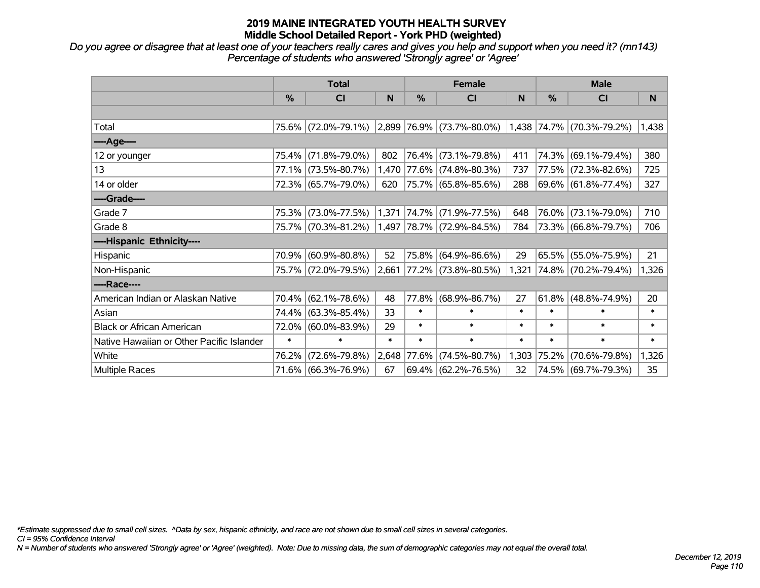# 2019 MAINE INTEGRATED YOUTH HEALTH SURVEY
## Middle School Detailed Report - York PHD (weighted)

*Do you agree or disagree that at least one of your teachers really cares and gives you help and support when you need it? (mn143)*
*Percentage of students who answered 'Strongly agree' or 'Agree'*

| | Total | | | Female | | | Male | | |
|---|---|---|---|---|---|---|---|---|---|
| | % | CI | N | % | CI | N | % | CI | N |
| Total | 75.6% | (72.0%-79.1%) | 2,899 | 76.9% | (73.7%-80.0%) | 1,438 | 74.7% | (70.3%-79.2%) | 1,438 |
| ----Age---- | | | | | | | | | |
| 12 or younger | 75.4% | (71.8%-79.0%) | 802 | 76.4% | (73.1%-79.8%) | 411 | 74.3% | (69.1%-79.4%) | 380 |
| 13 | 77.1% | (73.5%-80.7%) | 1,470 | 77.6% | (74.8%-80.3%) | 737 | 77.5% | (72.3%-82.6%) | 725 |
| 14 or older | 72.3% | (65.7%-79.0%) | 620 | 75.7% | (65.8%-85.6%) | 288 | 69.6% | (61.8%-77.4%) | 327 |
| ----Grade---- | | | | | | | | | |
| Grade 7 | 75.3% | (73.0%-77.5%) | 1,371 | 74.7% | (71.9%-77.5%) | 648 | 76.0% | (73.1%-79.0%) | 710 |
| Grade 8 | 75.7% | (70.3%-81.2%) | 1,497 | 78.7% | (72.9%-84.5%) | 784 | 73.3% | (66.8%-79.7%) | 706 |
| ----Hispanic Ethnicity---- | | | | | | | | | |
| Hispanic | 70.9% | (60.9%-80.8%) | 52 | 75.8% | (64.9%-86.6%) | 29 | 65.5% | (55.0%-75.9%) | 21 |
| Non-Hispanic | 75.7% | (72.0%-79.5%) | 2,661 | 77.2% | (73.8%-80.5%) | 1,321 | 74.8% | (70.2%-79.4%) | 1,326 |
| ----Race---- | | | | | | | | | |
| American Indian or Alaskan Native | 70.4% | (62.1%-78.6%) | 48 | 77.8% | (68.9%-86.7%) | 27 | 61.8% | (48.8%-74.9%) | 20 |
| Asian | 74.4% | (63.3%-85.4%) | 33 | * | * | * | * | * | * |
| Black or African American | 72.0% | (60.0%-83.9%) | 29 | * | * | * | * | * | * |
| Native Hawaiian or Other Pacific Islander | * | * | * | * | * | * | * | * | * |
| White | 76.2% | (72.6%-79.8%) | 2,648 | 77.6% | (74.5%-80.7%) | 1,303 | 75.2% | (70.6%-79.8%) | 1,326 |
| Multiple Races | 71.6% | (66.3%-76.9%) | 67 | 69.4% | (62.2%-76.5%) | 32 | 74.5% | (69.7%-79.3%) | 35 |

*\*Estimate suppressed due to small cell sizes. ^Data by sex, hispanic ethnicity, and race are not shown due to small cell sizes in several categories.*
*CI = 95% Confidence Interval*
*N = Number of students who answered 'Strongly agree' or 'Agree' (weighted). Note: Due to missing data, the sum of demographic categories may not equal the overall total.*

*December 12, 2019*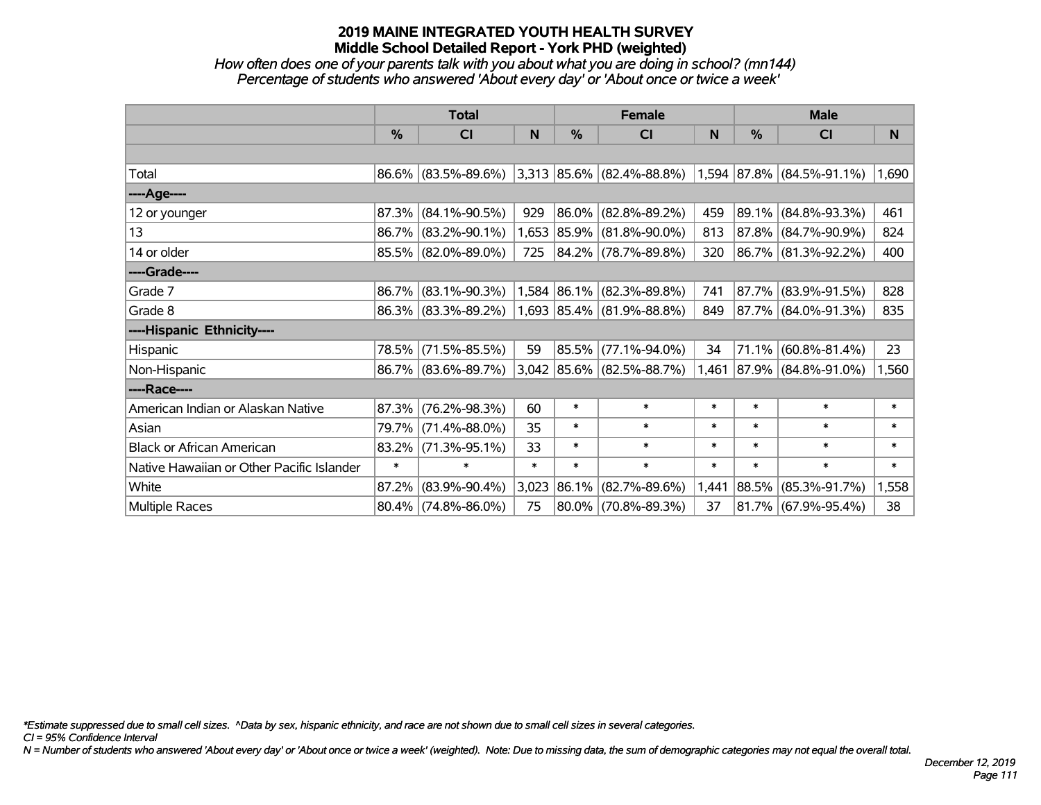# 2019 MAINE INTEGRATED YOUTH HEALTH SURVEY
## Middle School Detailed Report - York PHD (weighted)

*How often does one of your parents talk with you about what you are doing in school? (mn144)*
*Percentage of students who answered 'About every day' or 'About once or twice a week'*

| | Total | | | Female | | | Male | | |
|---|---|---|---|---|---|---|---|---|---|
| | % | CI | N | % | CI | N | % | CI | N |
| | | | | | | | | | |
| Total | 86.6% | (83.5%-89.6%) | 3,313 | 85.6% | (82.4%-88.8%) | 1,594 | 87.8% | (84.5%-91.1%) | 1,690 |
| ----Age---- | | | | | | | | | |
| 12 or younger | 87.3% | (84.1%-90.5%) | 929 | 86.0% | (82.8%-89.2%) | 459 | 89.1% | (84.8%-93.3%) | 461 |
| 13 | 86.7% | (83.2%-90.1%) | 1,653 | 85.9% | (81.8%-90.0%) | 813 | 87.8% | (84.7%-90.9%) | 824 |
| 14 or older | 85.5% | (82.0%-89.0%) | 725 | 84.2% | (78.7%-89.8%) | 320 | 86.7% | (81.3%-92.2%) | 400 |
| ----Grade---- | | | | | | | | | |
| Grade 7 | 86.7% | (83.1%-90.3%) | 1,584 | 86.1% | (82.3%-89.8%) | 741 | 87.7% | (83.9%-91.5%) | 828 |
| Grade 8 | 86.3% | (83.3%-89.2%) | 1,693 | 85.4% | (81.9%-88.8%) | 849 | 87.7% | (84.0%-91.3%) | 835 |
| ----Hispanic Ethnicity---- | | | | | | | | | |
| Hispanic | 78.5% | (71.5%-85.5%) | 59 | 85.5% | (77.1%-94.0%) | 34 | 71.1% | (60.8%-81.4%) | 23 |
| Non-Hispanic | 86.7% | (83.6%-89.7%) | 3,042 | 85.6% | (82.5%-88.7%) | 1,461 | 87.9% | (84.8%-91.0%) | 1,560 |
| ----Race---- | | | | | | | | | |
| American Indian or Alaskan Native | 87.3% | (76.2%-98.3%) | 60 | * | * | * | * | * | * |
| Asian | 79.7% | (71.4%-88.0%) | 35 | * | * | * | * | * | * |
| Black or African American | 83.2% | (71.3%-95.1%) | 33 | * | * | * | * | * | * |
| Native Hawaiian or Other Pacific Islander | * | * | * | * | * | * | * | * | * |
| White | 87.2% | (83.9%-90.4%) | 3,023 | 86.1% | (82.7%-89.6%) | 1,441 | 88.5% | (85.3%-91.7%) | 1,558 |
| Multiple Races | 80.4% | (74.8%-86.0%) | 75 | 80.0% | (70.8%-89.3%) | 37 | 81.7% | (67.9%-95.4%) | 38 |

*\*Estimate suppressed due to small cell sizes. ^Data by sex, hispanic ethnicity, and race are not shown due to small cell sizes in several categories.*
*CI = 95% Confidence Interval*
*N = Number of students who answered 'About every day' or 'About once or twice a week' (weighted). Note: Due to missing data, the sum of demographic categories may not equal the overall total.*

*December 12, 2019*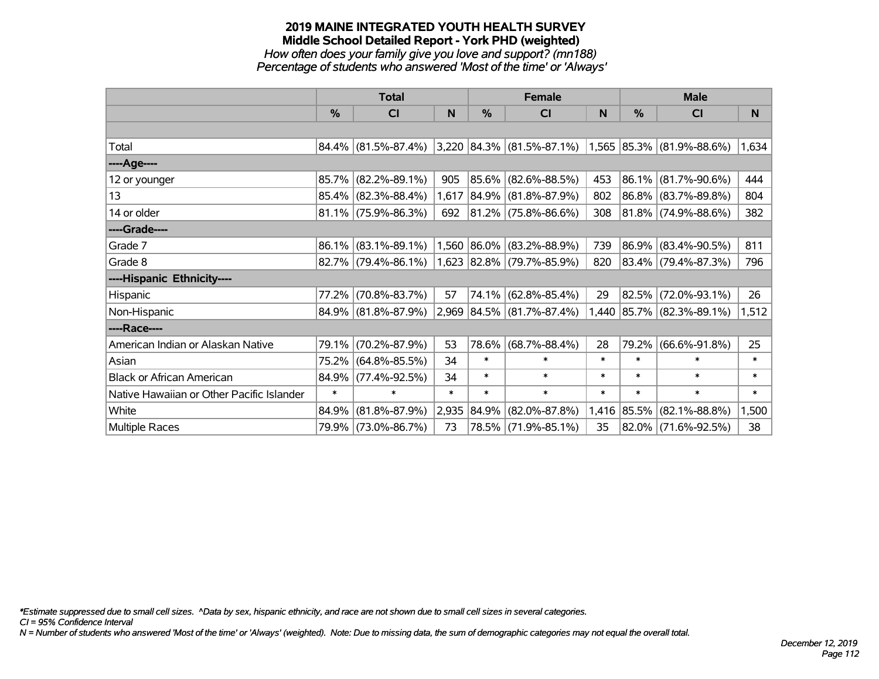# 2019 MAINE INTEGRATED YOUTH HEALTH SURVEY
## Middle School Detailed Report - York PHD (weighted)
*How often does your family give you love and support? (mn188)*
*Percentage of students who answered 'Most of the time' or 'Always'*

| | Total | | | Female | | | Male | | |
|---|---|---|---|---|---|---|---|---|---|
| | % | CI | N | % | CI | N | % | CI | N |
| | | | | | | | | | |
| Total | 84.4% | (81.5%-87.4%) | 3,220 | 84.3% | (81.5%-87.1%) | 1,565 | 85.3% | (81.9%-88.6%) | 1,634 |
| ----Age---- | | | | | | | | | |
| 12 or younger | 85.7% | (82.2%-89.1%) | 905 | 85.6% | (82.6%-88.5%) | 453 | 86.1% | (81.7%-90.6%) | 444 |
| 13 | 85.4% | (82.3%-88.4%) | 1,617 | 84.9% | (81.8%-87.9%) | 802 | 86.8% | (83.7%-89.8%) | 804 |
| 14 or older | 81.1% | (75.9%-86.3%) | 692 | 81.2% | (75.8%-86.6%) | 308 | 81.8% | (74.9%-88.6%) | 382 |
| ----Grade---- | | | | | | | | | |
| Grade 7 | 86.1% | (83.1%-89.1%) | 1,560 | 86.0% | (83.2%-88.9%) | 739 | 86.9% | (83.4%-90.5%) | 811 |
| Grade 8 | 82.7% | (79.4%-86.1%) | 1,623 | 82.8% | (79.7%-85.9%) | 820 | 83.4% | (79.4%-87.3%) | 796 |
| ----Hispanic Ethnicity---- | | | | | | | | | |
| Hispanic | 77.2% | (70.8%-83.7%) | 57 | 74.1% | (62.8%-85.4%) | 29 | 82.5% | (72.0%-93.1%) | 26 |
| Non-Hispanic | 84.9% | (81.8%-87.9%) | 2,969 | 84.5% | (81.7%-87.4%) | 1,440 | 85.7% | (82.3%-89.1%) | 1,512 |
| ----Race---- | | | | | | | | | |
| American Indian or Alaskan Native | 79.1% | (70.2%-87.9%) | 53 | 78.6% | (68.7%-88.4%) | 28 | 79.2% | (66.6%-91.8%) | 25 |
| Asian | 75.2% | (64.8%-85.5%) | 34 | * | * | * | * | * | * |
| Black or African American | 84.9% | (77.4%-92.5%) | 34 | * | * | * | * | * | * |
| Native Hawaiian or Other Pacific Islander | * | * | * | * | * | * | * | * | * |
| White | 84.9% | (81.8%-87.9%) | 2,935 | 84.9% | (82.0%-87.8%) | 1,416 | 85.5% | (82.1%-88.8%) | 1,500 |
| Multiple Races | 79.9% | (73.0%-86.7%) | 73 | 78.5% | (71.9%-85.1%) | 35 | 82.0% | (71.6%-92.5%) | 38 |

*Estimate suppressed due to small cell sizes. ^Data by sex, hispanic ethnicity, and race are not shown due to small cell sizes in several categories.
CI = 95% Confidence Interval
N = Number of students who answered 'Most of the time' or 'Always' (weighted). Note: Due to missing data, the sum of demographic categories may not equal the overall total.

December 12, 2019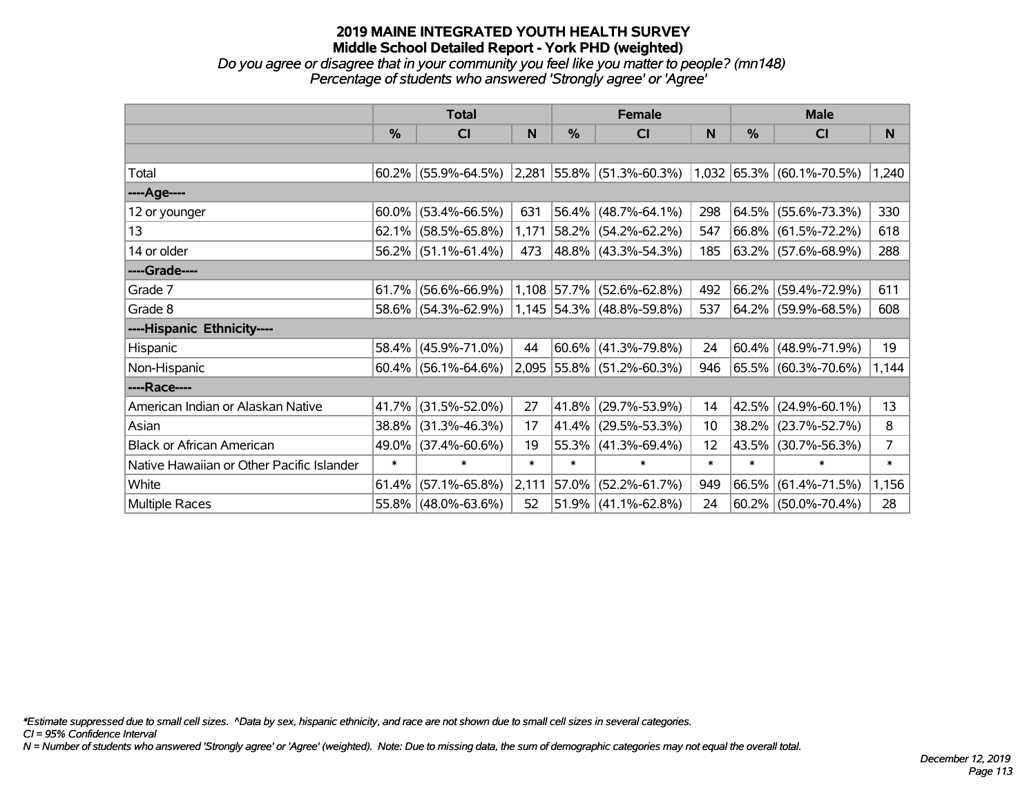# 2019 MAINE INTEGRATED YOUTH HEALTH SURVEY
## Middle School Detailed Report - York PHD (weighted)

*Do you agree or disagree that in your community you feel like you matter to people? (mn148)*
*Percentage of students who answered 'Strongly agree' or 'Agree'*

| | Total | | | Female | | | Male | | |
|---|---|---|---|---|---|---|---|---|---|
| | % | CI | N | % | CI | N | % | CI | N |
| | | | | | | | | | |
| Total | 60.2% | (55.9%-64.5%) | 2,281 | 55.8% | (51.3%-60.3%) | 1,032 | 65.3% | (60.1%-70.5%) | 1,240 |
| ----Age---- | | | | | | | | | |
| 12 or younger | 60.0% | (53.4%-66.5%) | 631 | 56.4% | (48.7%-64.1%) | 298 | 64.5% | (55.6%-73.3%) | 330 |
| 13 | 62.1% | (58.5%-65.8%) | 1,171 | 58.2% | (54.2%-62.2%) | 547 | 66.8% | (61.5%-72.2%) | 618 |
| 14 or older | 56.2% | (51.1%-61.4%) | 473 | 48.8% | (43.3%-54.3%) | 185 | 63.2% | (57.6%-68.9%) | 288 |
| ----Grade---- | | | | | | | | | |
| Grade 7 | 61.7% | (56.6%-66.9%) | 1,108 | 57.7% | (52.6%-62.8%) | 492 | 66.2% | (59.4%-72.9%) | 611 |
| Grade 8 | 58.6% | (54.3%-62.9%) | 1,145 | 54.3% | (48.8%-59.8%) | 537 | 64.2% | (59.9%-68.5%) | 608 |
| ----Hispanic Ethnicity---- | | | | | | | | | |
| Hispanic | 58.4% | (45.9%-71.0%) | 44 | 60.6% | (41.3%-79.8%) | 24 | 60.4% | (48.9%-71.9%) | 19 |
| Non-Hispanic | 60.4% | (56.1%-64.6%) | 2,095 | 55.8% | (51.2%-60.3%) | 946 | 65.5% | (60.3%-70.6%) | 1,144 |
| ----Race---- | | | | | | | | | |
| American Indian or Alaskan Native | 41.7% | (31.5%-52.0%) | 27 | 41.8% | (29.7%-53.9%) | 14 | 42.5% | (24.9%-60.1%) | 13 |
| Asian | 38.8% | (31.3%-46.3%) | 17 | 41.4% | (29.5%-53.3%) | 10 | 38.2% | (23.7%-52.7%) | 8 |
| Black or African American | 49.0% | (37.4%-60.6%) | 19 | 55.3% | (41.3%-69.4%) | 12 | 43.5% | (30.7%-56.3%) | 7 |
| Native Hawaiian or Other Pacific Islander | * | * | * | * | * | * | * | * | * |
| White | 61.4% | (57.1%-65.8%) | 2,111 | 57.0% | (52.2%-61.7%) | 949 | 66.5% | (61.4%-71.5%) | 1,156 |
| Multiple Races | 55.8% | (48.0%-63.6%) | 52 | 51.9% | (41.1%-62.8%) | 24 | 60.2% | (50.0%-70.4%) | 28 |

*Estimate suppressed due to small cell sizes. ^Data by sex, hispanic ethnicity, and race are not shown due to small cell sizes in several categories.
CI = 95% Confidence Interval
N = Number of students who answered 'Strongly agree' or 'Agree' (weighted). Note: Due to missing data, the sum of demographic categories may not equal the overall total.

December 12, 2019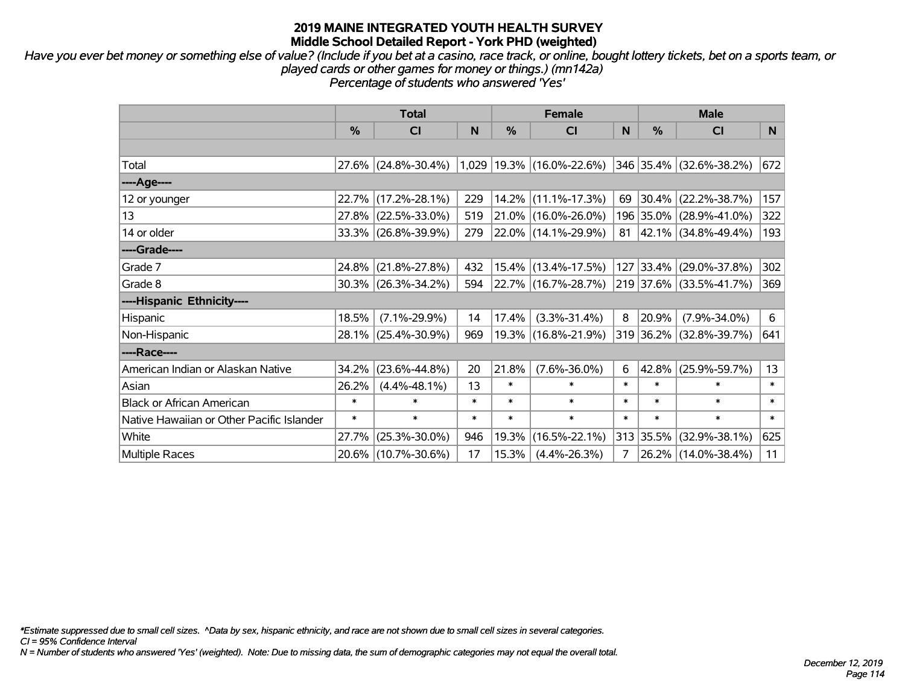# 2019 MAINE INTEGRATED YOUTH HEALTH SURVEY
## Middle School Detailed Report - York PHD (weighted)

*Have you ever bet money or something else of value? (Include if you bet at a casino, race track, or online, bought lottery tickets, bet on a sports team, or played cards or other games for money or things.) (mn142a)*
*Percentage of students who answered 'Yes'*

| | Total | | | Female | | | Male | | |
|---|---|---|---|---|---|---|---|---|---|
| | % | CI | N | % | CI | N | % | CI | N |
| Total | 27.6% | (24.8%-30.4%) | 1,029 | 19.3% | (16.0%-22.6%) | 346 | 35.4% | (32.6%-38.2%) | 672 |
| ----Age---- | | | | | | | | | |
| 12 or younger | 22.7% | (17.2%-28.1%) | 229 | 14.2% | (11.1%-17.3%) | 69 | 30.4% | (22.2%-38.7%) | 157 |
| 13 | 27.8% | (22.5%-33.0%) | 519 | 21.0% | (16.0%-26.0%) | 196 | 35.0% | (28.9%-41.0%) | 322 |
| 14 or older | 33.3% | (26.8%-39.9%) | 279 | 22.0% | (14.1%-29.9%) | 81 | 42.1% | (34.8%-49.4%) | 193 |
| ----Grade---- | | | | | | | | | |
| Grade 7 | 24.8% | (21.8%-27.8%) | 432 | 15.4% | (13.4%-17.5%) | 127 | 33.4% | (29.0%-37.8%) | 302 |
| Grade 8 | 30.3% | (26.3%-34.2%) | 594 | 22.7% | (16.7%-28.7%) | 219 | 37.6% | (33.5%-41.7%) | 369 |
| ----Hispanic Ethnicity---- | | | | | | | | | |
| Hispanic | 18.5% | (7.1%-29.9%) | 14 | 17.4% | (3.3%-31.4%) | 8 | 20.9% | (7.9%-34.0%) | 6 |
| Non-Hispanic | 28.1% | (25.4%-30.9%) | 969 | 19.3% | (16.8%-21.9%) | 319 | 36.2% | (32.8%-39.7%) | 641 |
| ----Race---- | | | | | | | | | |
| American Indian or Alaskan Native | 34.2% | (23.6%-44.8%) | 20 | 21.8% | (7.6%-36.0%) | 6 | 42.8% | (25.9%-59.7%) | 13 |
| Asian | 26.2% | (4.4%-48.1%) | 13 | * | * | * | * | * | * |
| Black or African American | * | * | * | * | * | * | * | * | * |
| Native Hawaiian or Other Pacific Islander | * | * | * | * | * | * | * | * | * |
| White | 27.7% | (25.3%-30.0%) | 946 | 19.3% | (16.5%-22.1%) | 313 | 35.5% | (32.9%-38.1%) | 625 |
| Multiple Races | 20.6% | (10.7%-30.6%) | 17 | 15.3% | (4.4%-26.3%) | 7 | 26.2% | (14.0%-38.4%) | 11 |

*\*Estimate suppressed due to small cell sizes. ^Data by sex, hispanic ethnicity, and race are not shown due to small cell sizes in several categories.*
*CI = 95% Confidence Interval*
*N = Number of students who answered 'Yes' (weighted). Note: Due to missing data, the sum of demographic categories may not equal the overall total.*

*December 12, 2019*